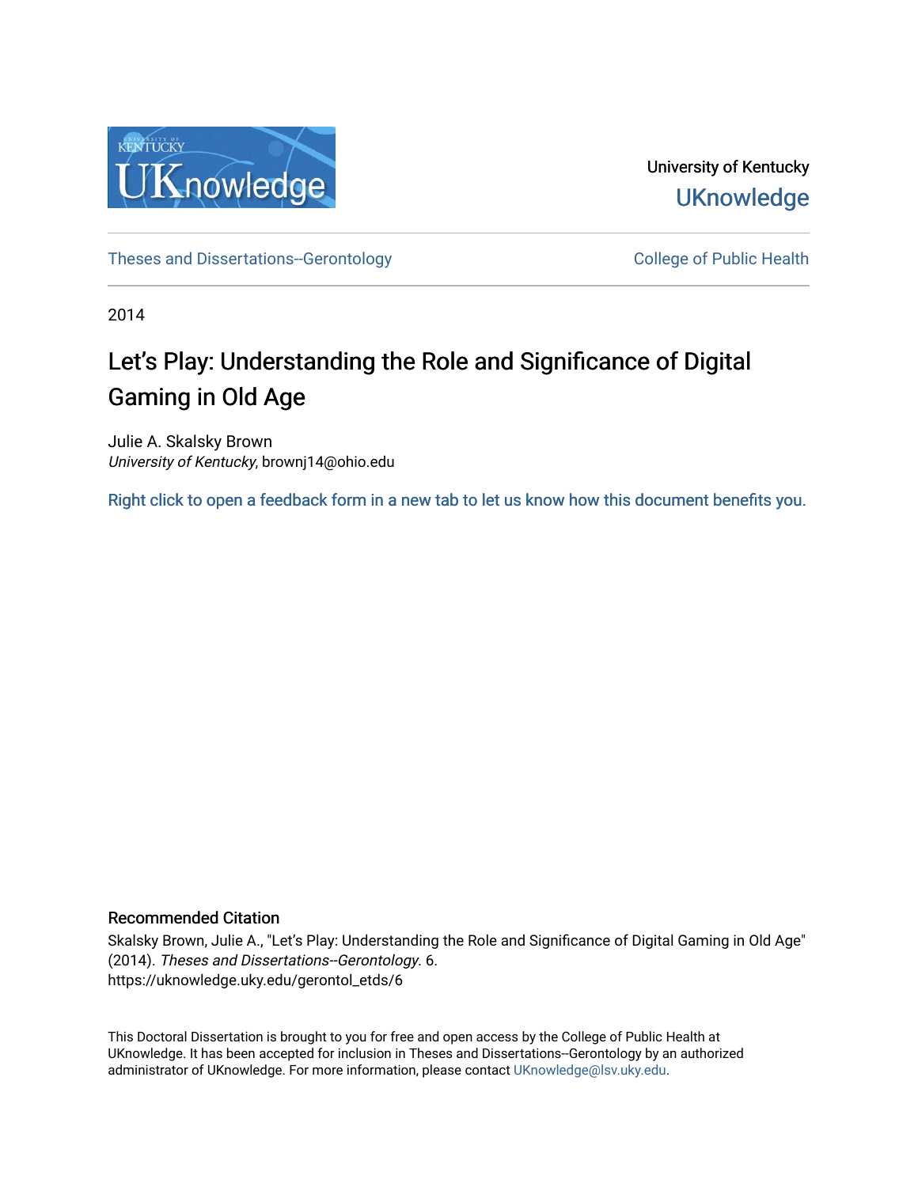University of Kentucky

UKnowledge

Theses and Dissertations--Gerontology

College of Public Health

2014

# Let's Play: Understanding the Role and Significance of Digital Gaming in Old Age

Julie A. Skalsky Brown

*University of Kentucky*, brownj14@ohio.edu

Right click to open a feedback form in a new tab to let us know how this document benefits you.

## Recommended Citation

Skalsky Brown, Julie A., "Let's Play: Understanding the Role and Significance of Digital Gaming in Old Age" (2014). *Theses and Dissertations--Gerontology*. 6.
https://uknowledge.uky.edu/gerontol_etds/6

This Doctoral Dissertation is brought to you for free and open access by the College of Public Health at UKnowledge. It has been accepted for inclusion in Theses and Dissertations--Gerontology by an authorized administrator of UKnowledge. For more information, please contact UKnowledge@lsv.uky.edu.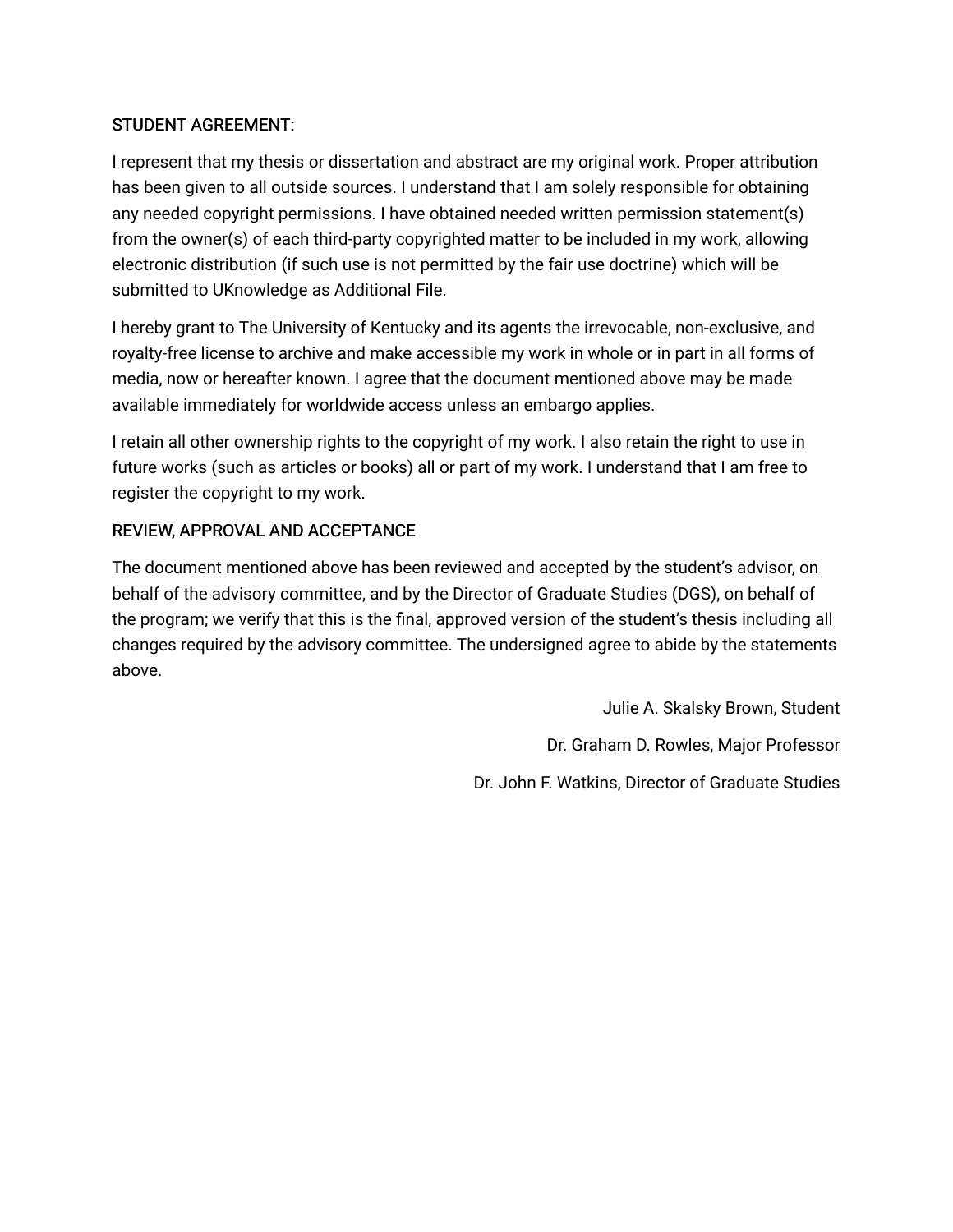STUDENT AGREEMENT:

I represent that my thesis or dissertation and abstract are my original work. Proper attribution has been given to all outside sources. I understand that I am solely responsible for obtaining any needed copyright permissions. I have obtained needed written permission statement(s) from the owner(s) of each third-party copyrighted matter to be included in my work, allowing electronic distribution (if such use is not permitted by the fair use doctrine) which will be submitted to UKnowledge as Additional File.

I hereby grant to The University of Kentucky and its agents the irrevocable, non-exclusive, and royalty-free license to archive and make accessible my work in whole or in part in all forms of media, now or hereafter known. I agree that the document mentioned above may be made available immediately for worldwide access unless an embargo applies.

I retain all other ownership rights to the copyright of my work. I also retain the right to use in future works (such as articles or books) all or part of my work. I understand that I am free to register the copyright to my work.

REVIEW, APPROVAL AND ACCEPTANCE

The document mentioned above has been reviewed and accepted by the student's advisor, on behalf of the advisory committee, and by the Director of Graduate Studies (DGS), on behalf of the program; we verify that this is the final, approved version of the student's thesis including all changes required by the advisory committee. The undersigned agree to abide by the statements above.

Julie A. Skalsky Brown, Student

Dr. Graham D. Rowles, Major Professor

Dr. John F. Watkins, Director of Graduate Studies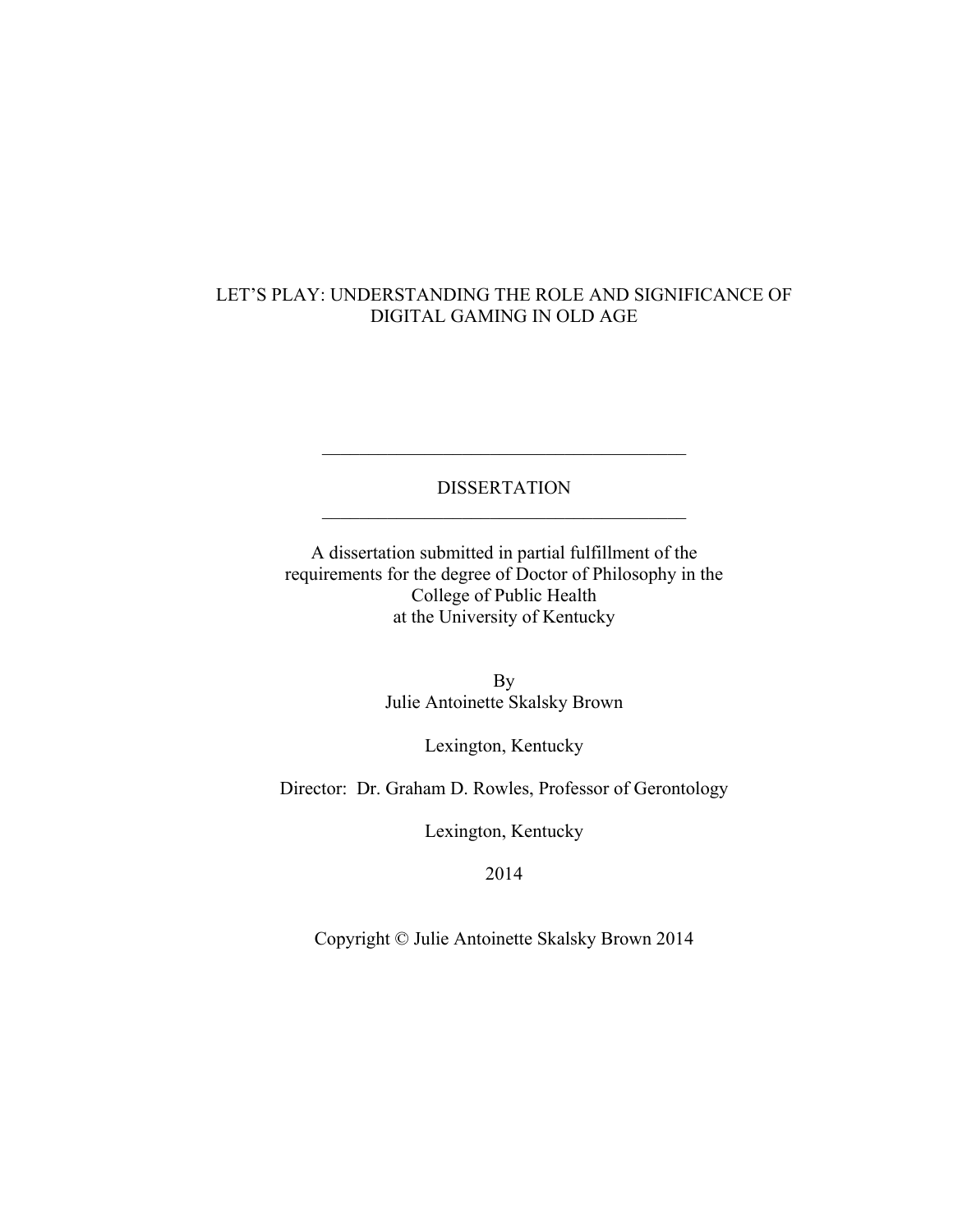# LET'S PLAY: UNDERSTANDING THE ROLE AND SIGNIFICANCE OF DIGITAL GAMING IN OLD AGE

---

DISSERTATION

---

A dissertation submitted in partial fulfillment of the requirements for the degree of Doctor of Philosophy in the College of Public Health at the University of Kentucky

By
Julie Antoinette Skalsky Brown

Lexington, Kentucky

Director: Dr. Graham D. Rowles, Professor of Gerontology

Lexington, Kentucky

2014

Copyright © Julie Antoinette Skalsky Brown 2014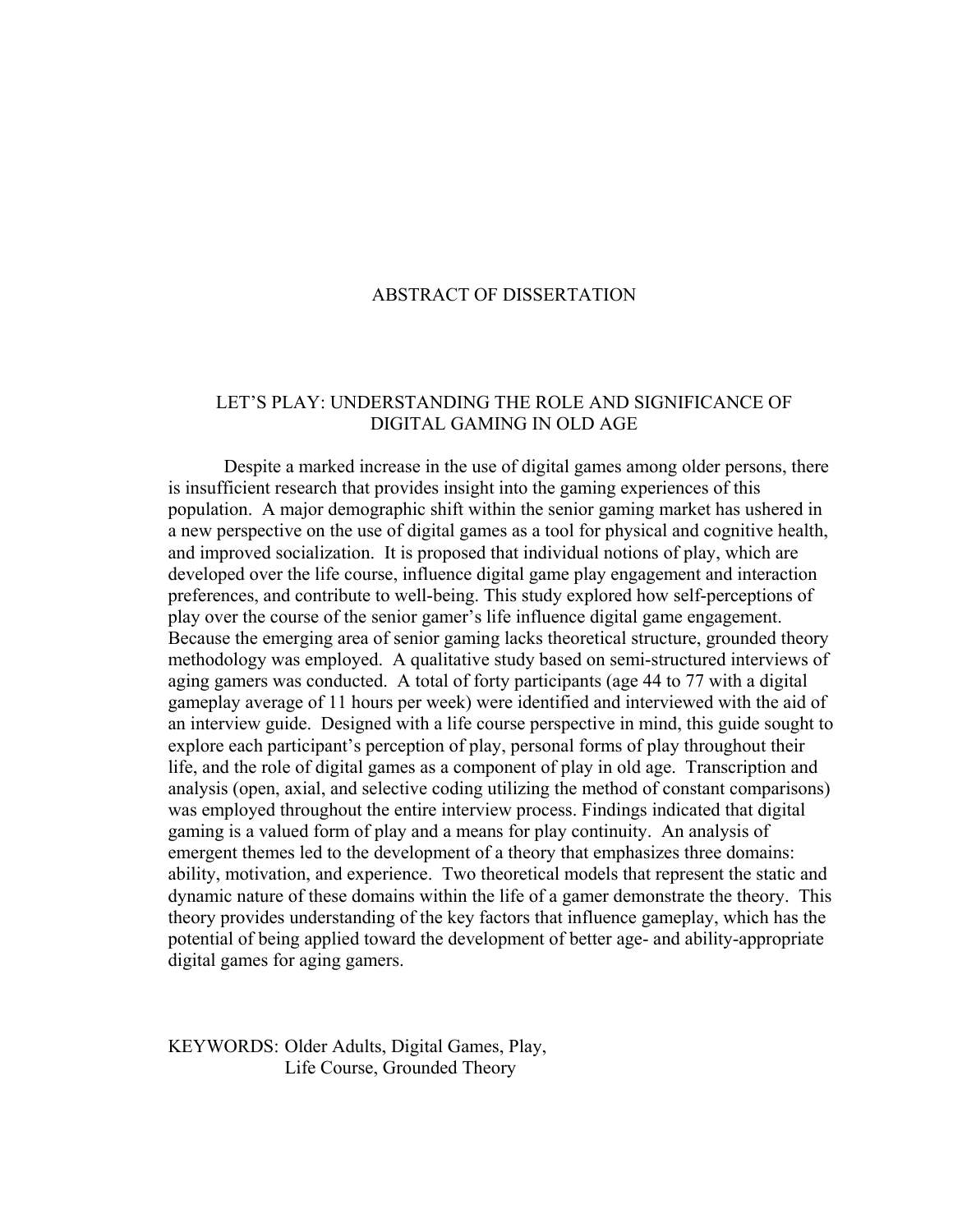# ABSTRACT OF DISSERTATION

## LET'S PLAY: UNDERSTANDING THE ROLE AND SIGNIFICANCE OF DIGITAL GAMING IN OLD AGE

Despite a marked increase in the use of digital games among older persons, there is insufficient research that provides insight into the gaming experiences of this population. A major demographic shift within the senior gaming market has ushered in a new perspective on the use of digital games as a tool for physical and cognitive health, and improved socialization. It is proposed that individual notions of play, which are developed over the life course, influence digital game play engagement and interaction preferences, and contribute to well-being. This study explored how self-perceptions of play over the course of the senior gamer's life influence digital game engagement. Because the emerging area of senior gaming lacks theoretical structure, grounded theory methodology was employed. A qualitative study based on semi-structured interviews of aging gamers was conducted. A total of forty participants (age 44 to 77 with a digital gameplay average of 11 hours per week) were identified and interviewed with the aid of an interview guide. Designed with a life course perspective in mind, this guide sought to explore each participant's perception of play, personal forms of play throughout their life, and the role of digital games as a component of play in old age. Transcription and analysis (open, axial, and selective coding utilizing the method of constant comparisons) was employed throughout the entire interview process. Findings indicated that digital gaming is a valued form of play and a means for play continuity. An analysis of emergent themes led to the development of a theory that emphasizes three domains: ability, motivation, and experience. Two theoretical models that represent the static and dynamic nature of these domains within the life of a gamer demonstrate the theory. This theory provides understanding of the key factors that influence gameplay, which has the potential of being applied toward the development of better age- and ability-appropriate digital games for aging gamers.

KEYWORDS: Older Adults, Digital Games, Play, Life Course, Grounded Theory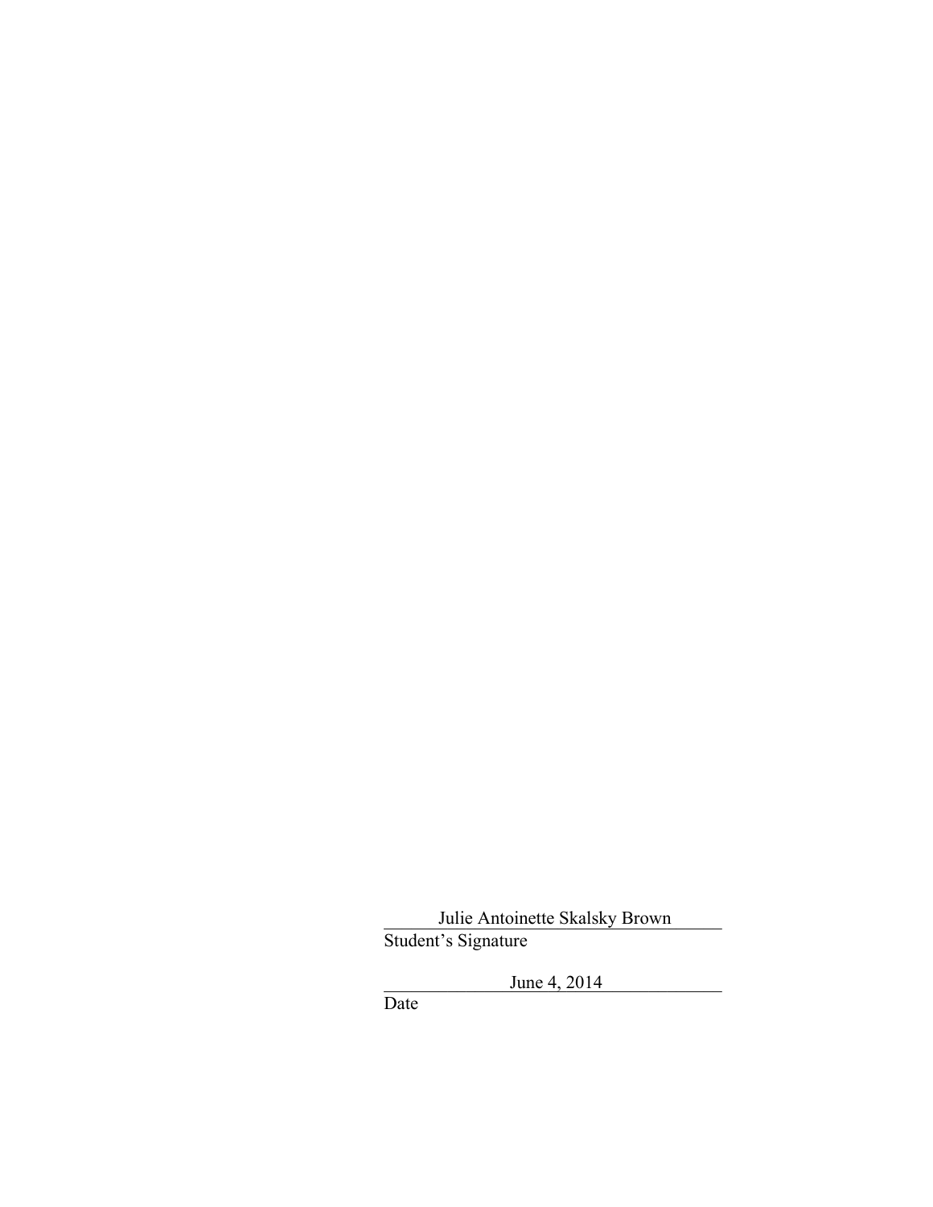Julie Antoinette Skalsky Brown
Student's Signature

June 4, 2014
Date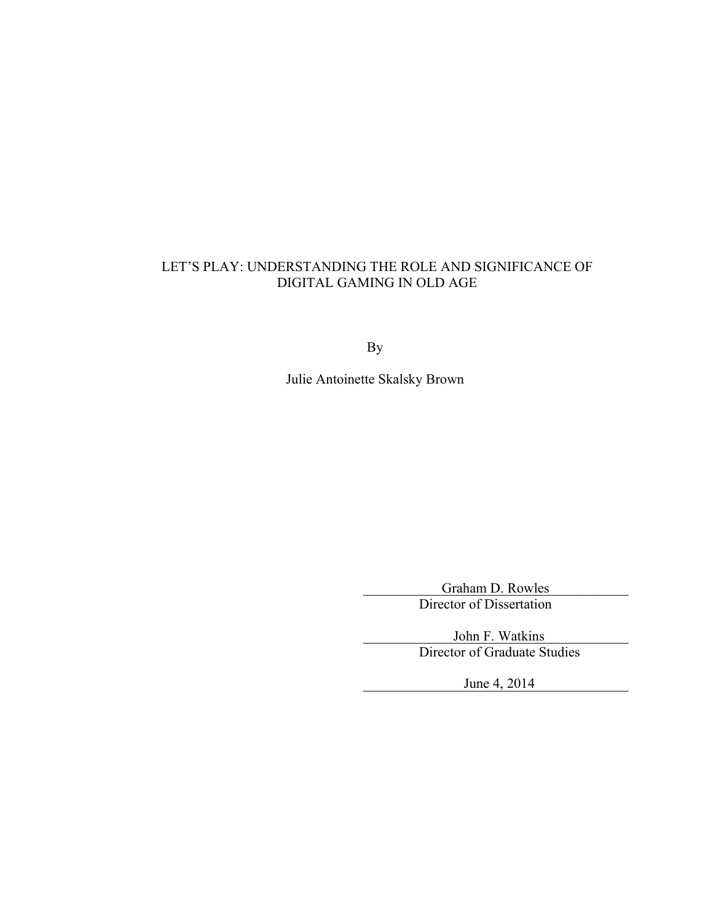LET'S PLAY: UNDERSTANDING THE ROLE AND SIGNIFICANCE OF DIGITAL GAMING IN OLD AGE

By

Julie Antoinette Skalsky Brown

Graham D. Rowles
Director of Dissertation

John F. Watkins
Director of Graduate Studies

June 4, 2014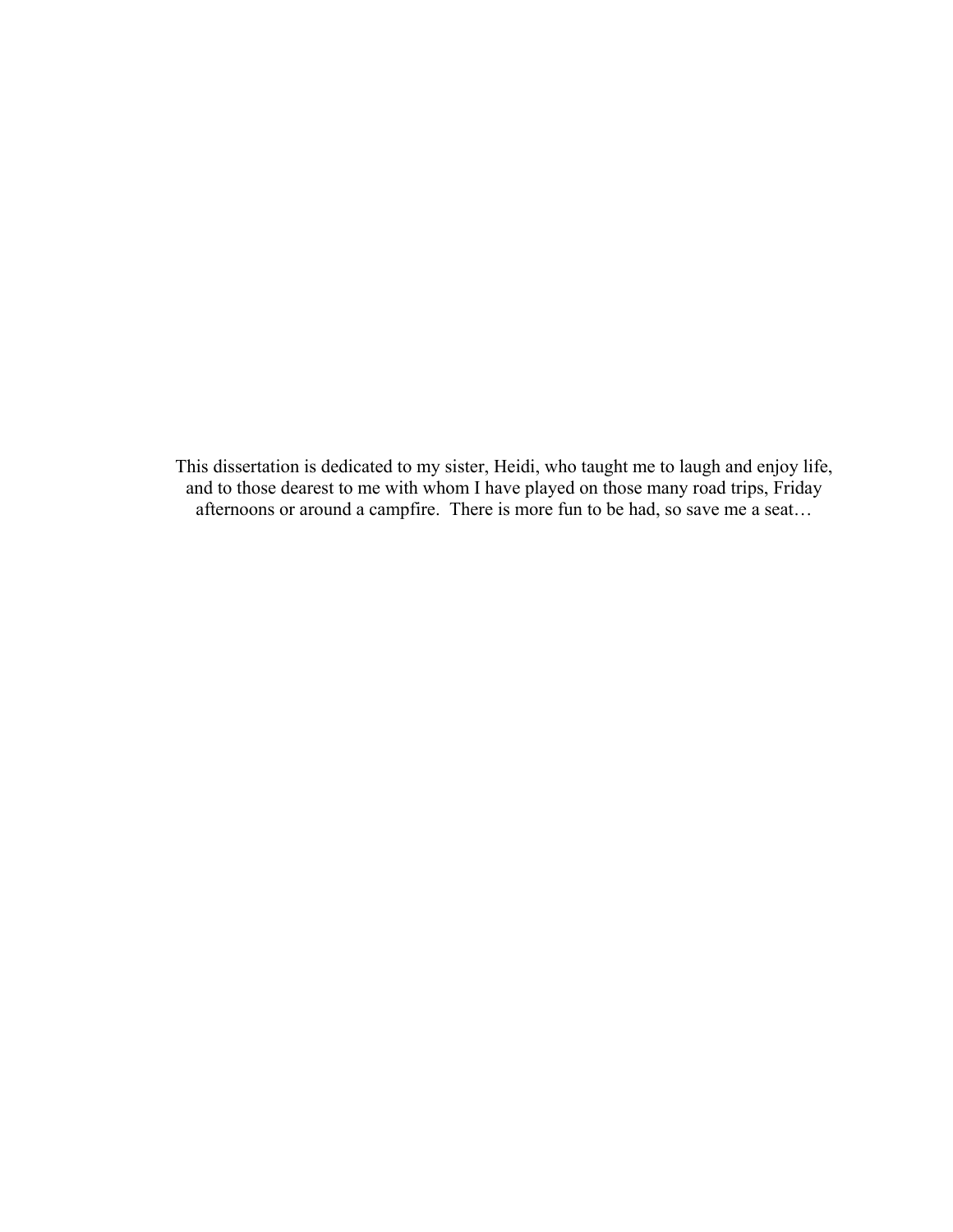This dissertation is dedicated to my sister, Heidi, who taught me to laugh and enjoy life, and to those dearest to me with whom I have played on those many road trips, Friday afternoons or around a campfire. There is more fun to be had, so save me a seat…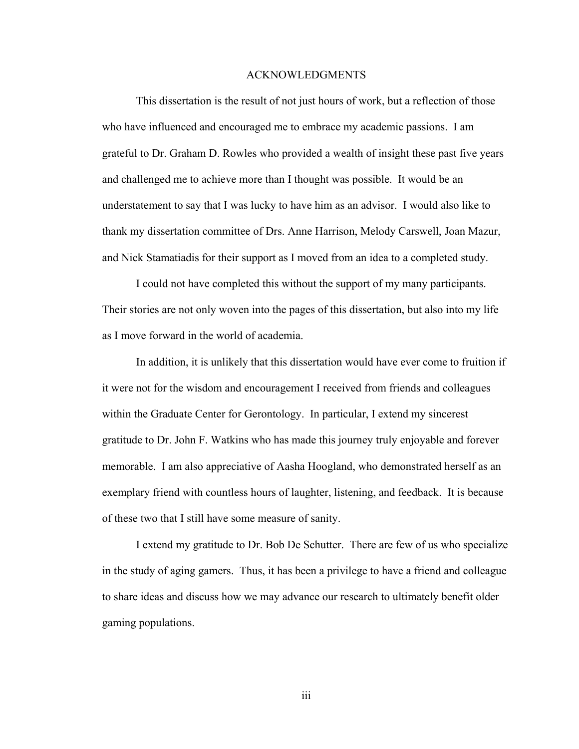# ACKNOWLEDGMENTS

This dissertation is the result of not just hours of work, but a reflection of those who have influenced and encouraged me to embrace my academic passions. I am grateful to Dr. Graham D. Rowles who provided a wealth of insight these past five years and challenged me to achieve more than I thought was possible. It would be an understatement to say that I was lucky to have him as an advisor. I would also like to thank my dissertation committee of Drs. Anne Harrison, Melody Carswell, Joan Mazur, and Nick Stamatiadis for their support as I moved from an idea to a completed study.

I could not have completed this without the support of my many participants. Their stories are not only woven into the pages of this dissertation, but also into my life as I move forward in the world of academia.

In addition, it is unlikely that this dissertation would have ever come to fruition if it were not for the wisdom and encouragement I received from friends and colleagues within the Graduate Center for Gerontology. In particular, I extend my sincerest gratitude to Dr. John F. Watkins who has made this journey truly enjoyable and forever memorable. I am also appreciative of Aasha Hoogland, who demonstrated herself as an exemplary friend with countless hours of laughter, listening, and feedback. It is because of these two that I still have some measure of sanity.

I extend my gratitude to Dr. Bob De Schutter. There are few of us who specialize in the study of aging gamers. Thus, it has been a privilege to have a friend and colleague to share ideas and discuss how we may advance our research to ultimately benefit older gaming populations.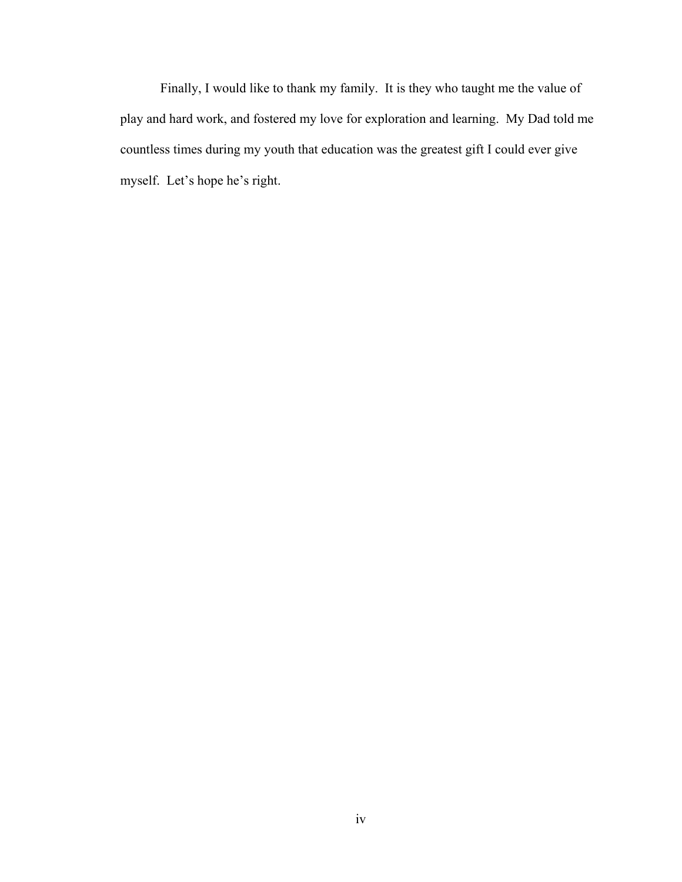Finally, I would like to thank my family. It is they who taught me the value of play and hard work, and fostered my love for exploration and learning. My Dad told me countless times during my youth that education was the greatest gift I could ever give myself. Let's hope he's right.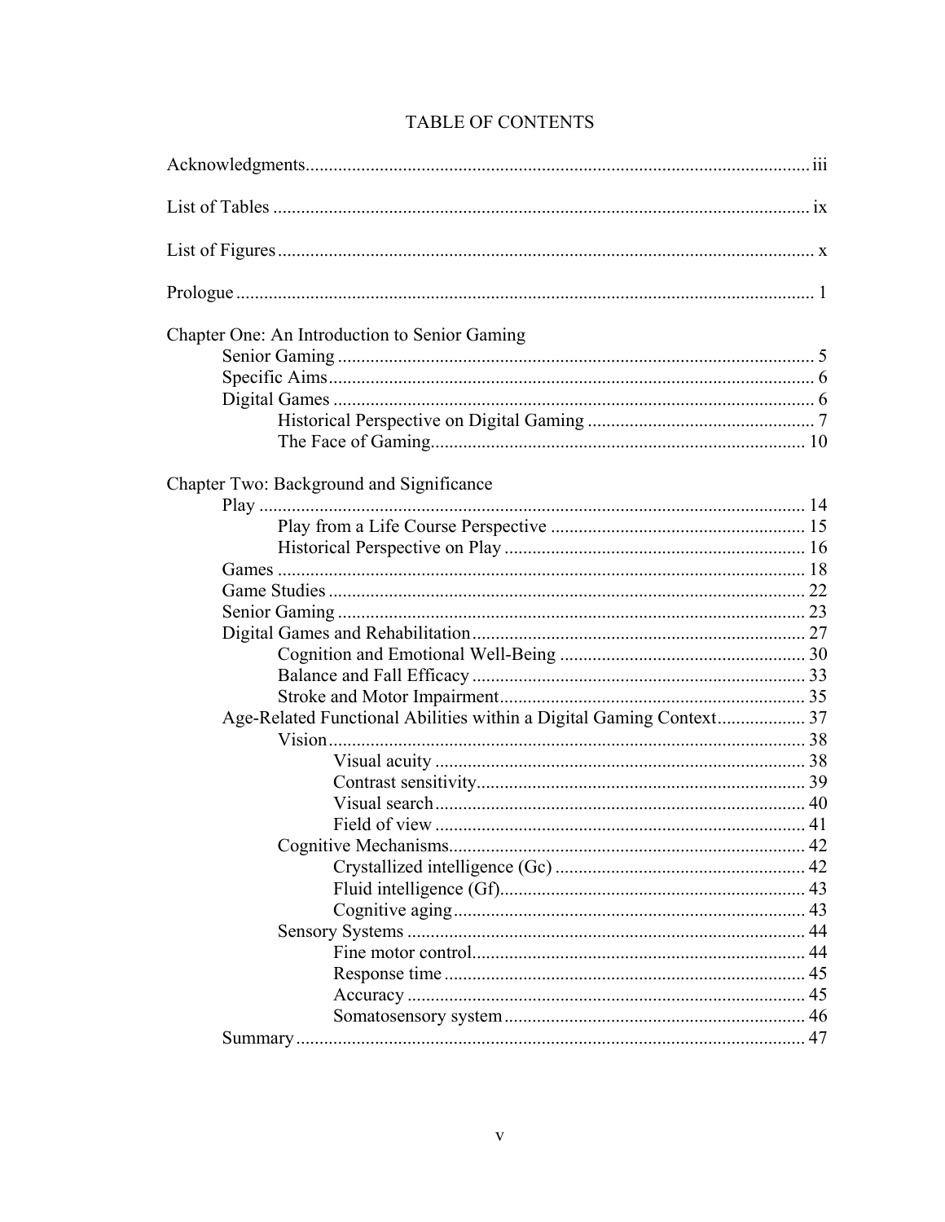# TABLE OF CONTENTS

Acknowledgments ........ iii

List of Tables ........ ix

List of Figures ........ x

Prologue ........ 1

Chapter One: An Introduction to Senior Gaming
- Senior Gaming ........ 5
- Specific Aims ........ 6
- Digital Games ........ 6
  - Historical Perspective on Digital Gaming ........ 7
  - The Face of Gaming ........ 10

Chapter Two: Background and Significance
- Play ........ 14
  - Play from a Life Course Perspective ........ 15
  - Historical Perspective on Play ........ 16
- Games ........ 18
- Game Studies ........ 22
- Senior Gaming ........ 23
- Digital Games and Rehabilitation ........ 27
  - Cognition and Emotional Well-Being ........ 30
  - Balance and Fall Efficacy ........ 33
  - Stroke and Motor Impairment ........ 35
- Age-Related Functional Abilities within a Digital Gaming Context ........ 37
  - Vision ........ 38
    - Visual acuity ........ 38
    - Contrast sensitivity ........ 39
    - Visual search ........ 40
    - Field of view ........ 41
  - Cognitive Mechanisms ........ 42
    - Crystallized intelligence (Gc) ........ 42
    - Fluid intelligence (Gf) ........ 43
    - Cognitive aging ........ 43
  - Sensory Systems ........ 44
    - Fine motor control ........ 44
    - Response time ........ 45
    - Accuracy ........ 45
    - Somatosensory system ........ 46
- Summary ........ 47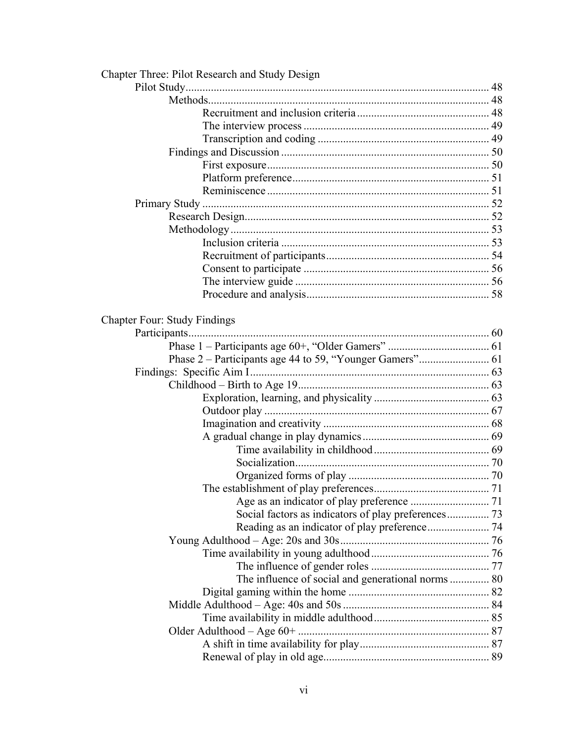Chapter Three: Pilot Research and Study Design

- Pilot Study ........ 48
  - Methods ........ 48
    - Recruitment and inclusion criteria ........ 48
    - The interview process ........ 49
    - Transcription and coding ........ 49
  - Findings and Discussion ........ 50
    - First exposure ........ 50
    - Platform preference ........ 51
    - Reminiscence ........ 51
- Primary Study ........ 52
  - Research Design ........ 52
  - Methodology ........ 53
    - Inclusion criteria ........ 53
    - Recruitment of participants ........ 54
    - Consent to participate ........ 56
    - The interview guide ........ 56
    - Procedure and analysis ........ 58

Chapter Four: Study Findings

- Participants ........ 60
  - Phase 1 – Participants age 60+, "Older Gamers" ........ 61
  - Phase 2 – Participants age 44 to 59, "Younger Gamers" ........ 61
- Findings: Specific Aim I ........ 63
  - Childhood – Birth to Age 19 ........ 63
    - Exploration, learning, and physicality ........ 63
    - Outdoor play ........ 67
    - Imagination and creativity ........ 68
    - A gradual change in play dynamics ........ 69
      - Time availability in childhood ........ 69
      - Socialization ........ 70
      - Organized forms of play ........ 70
    - The establishment of play preferences ........ 71
      - Age as an indicator of play preference ........ 71
      - Social factors as indicators of play preferences ........ 73
      - Reading as an indicator of play preference ........ 74
  - Young Adulthood – Age: 20s and 30s ........ 76
    - Time availability in young adulthood ........ 76
      - The influence of gender roles ........ 77
      - The influence of social and generational norms ........ 80
    - Digital gaming within the home ........ 82
  - Middle Adulthood – Age: 40s and 50s ........ 84
    - Time availability in middle adulthood ........ 85
  - Older Adulthood – Age 60+ ........ 87
    - A shift in time availability for play ........ 87
    - Renewal of play in old age ........ 89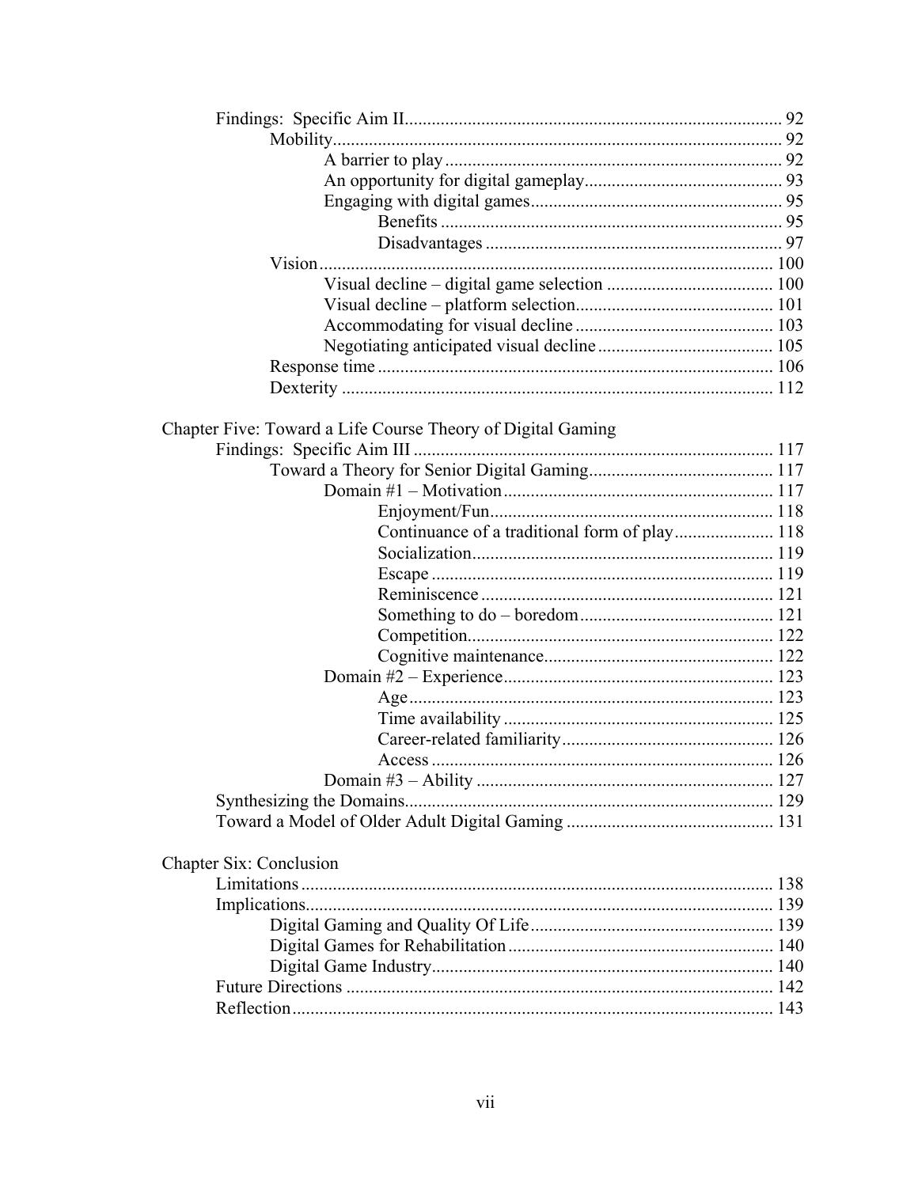Findings: Specific Aim II .......... 92
- Mobility .......... 92
  - A barrier to play .......... 92
  - An opportunity for digital gameplay .......... 93
  - Engaging with digital games .......... 95
    - Benefits .......... 95
    - Disadvantages .......... 97
- Vision .......... 100
  - Visual decline – digital game selection .......... 100
  - Visual decline – platform selection .......... 101
  - Accommodating for visual decline .......... 103
  - Negotiating anticipated visual decline .......... 105
- Response time .......... 106
- Dexterity .......... 112

Chapter Five: Toward a Life Course Theory of Digital Gaming

Findings: Specific Aim III .......... 117
- Toward a Theory for Senior Digital Gaming .......... 117
  - Domain #1 – Motivation .......... 117
    - Enjoyment/Fun .......... 118
    - Continuance of a traditional form of play .......... 118
    - Socialization .......... 119
    - Escape .......... 119
    - Reminiscence .......... 121
    - Something to do – boredom .......... 121
    - Competition .......... 122
    - Cognitive maintenance .......... 122
  - Domain #2 – Experience .......... 123
    - Age .......... 123
    - Time availability .......... 125
    - Career-related familiarity .......... 126
    - Access .......... 126
  - Domain #3 – Ability .......... 127

Synthesizing the Domains .......... 129

Toward a Model of Older Adult Digital Gaming .......... 131

Chapter Six: Conclusion

Limitations .......... 138

Implications .......... 139
- Digital Gaming and Quality Of Life .......... 139
- Digital Games for Rehabilitation .......... 140
- Digital Game Industry .......... 140

Future Directions .......... 142

Reflection .......... 143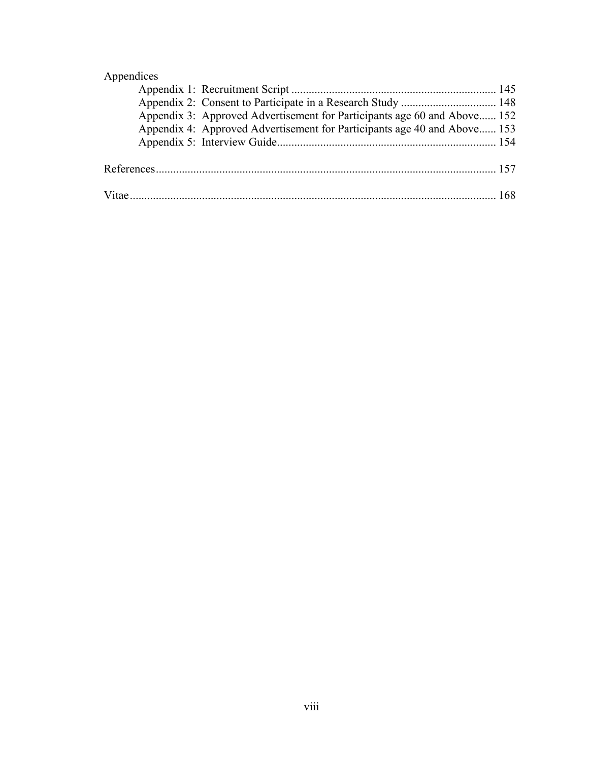Appendices

- Appendix 1: Recruitment Script ........................................................................ 145
- Appendix 2: Consent to Participate in a Research Study .................................. 148
- Appendix 3: Approved Advertisement for Participants age 60 and Above...... 152
- Appendix 4: Approved Advertisement for Participants age 40 and Above...... 153
- Appendix 5: Interview Guide............................................................................ 154

References........................................................................................................................ 157

Vitae................................................................................................................................. 168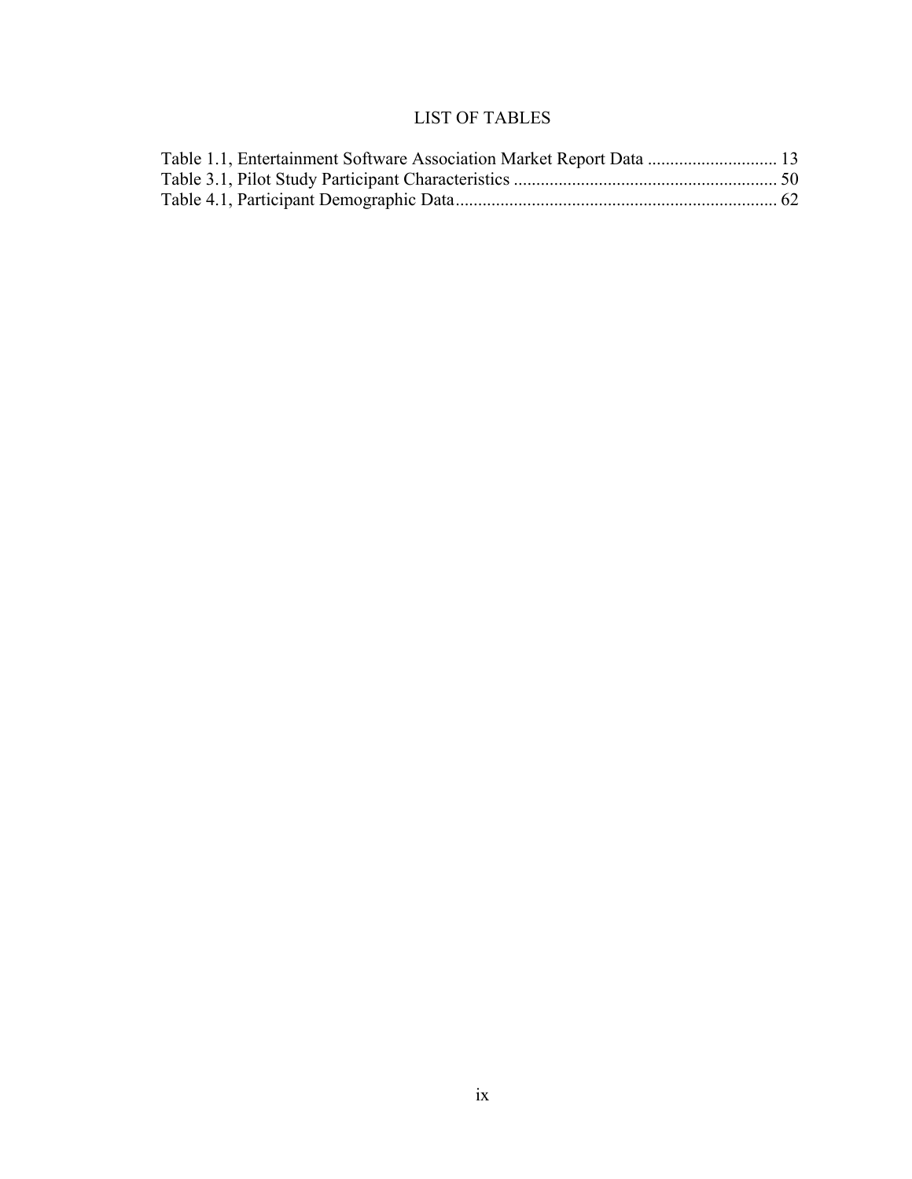# LIST OF TABLES

Table 1.1, Entertainment Software Association Market Report Data ............................ 13
Table 3.1, Pilot Study Participant Characteristics .......................................................... 50
Table 4.1, Participant Demographic Data....................................................................... 62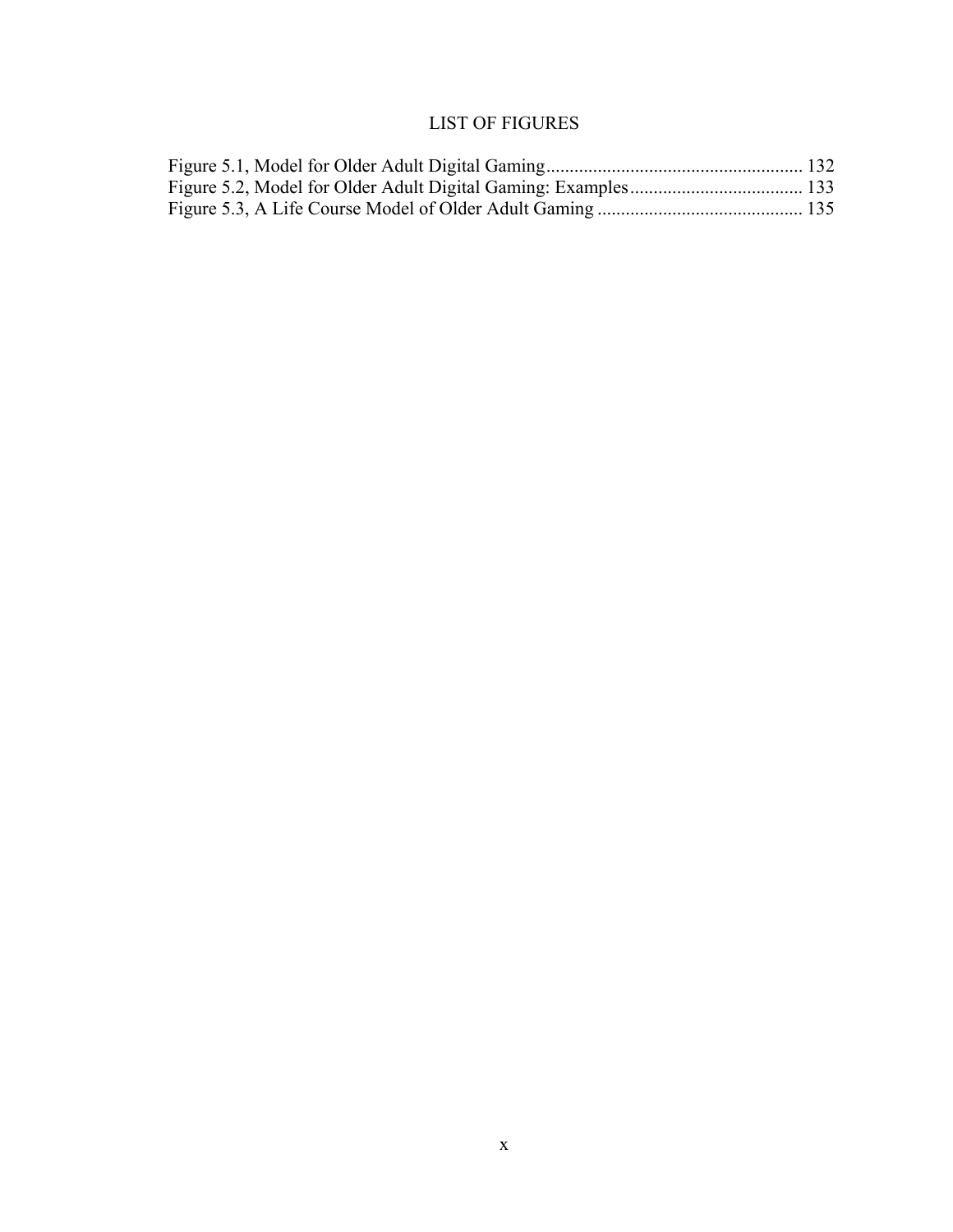# LIST OF FIGURES

Figure 5.1, Model for Older Adult Digital Gaming ........................................................ 132
Figure 5.2, Model for Older Adult Digital Gaming: Examples ..................................... 133
Figure 5.3, A Life Course Model of Older Adult Gaming ............................................ 135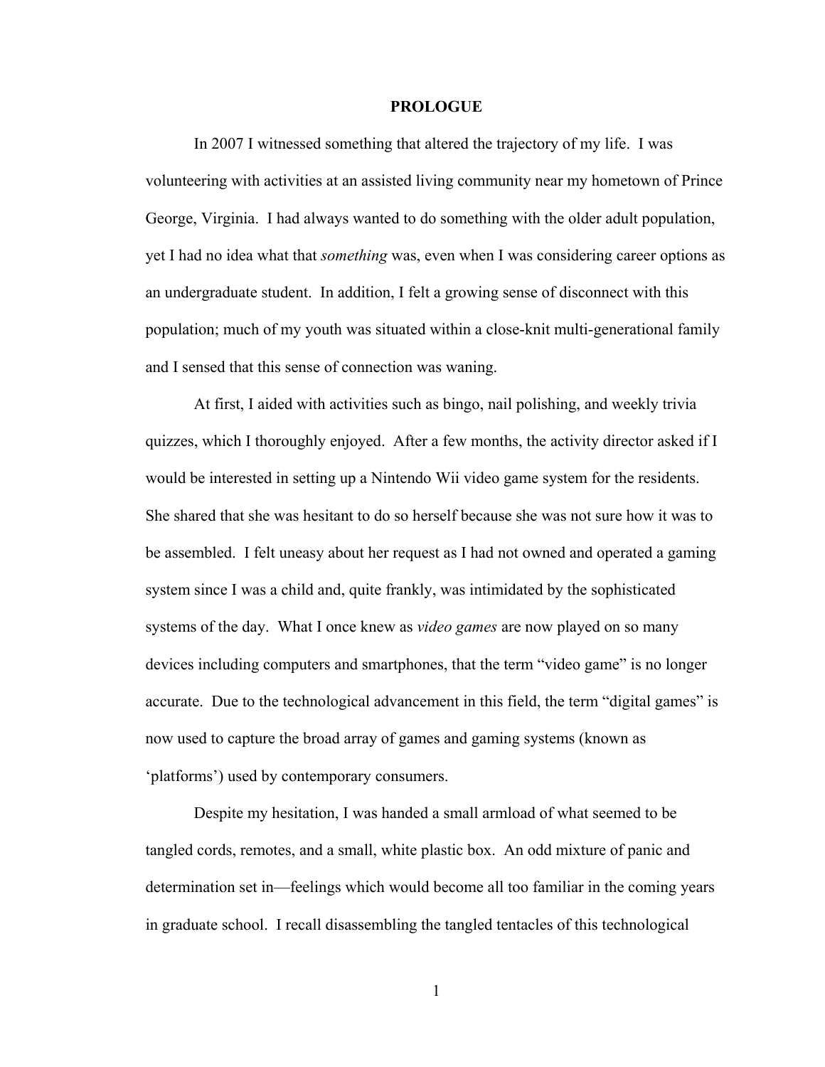# PROLOGUE

In 2007 I witnessed something that altered the trajectory of my life. I was volunteering with activities at an assisted living community near my hometown of Prince George, Virginia. I had always wanted to do something with the older adult population, yet I had no idea what that *something* was, even when I was considering career options as an undergraduate student. In addition, I felt a growing sense of disconnect with this population; much of my youth was situated within a close-knit multi-generational family and I sensed that this sense of connection was waning.

At first, I aided with activities such as bingo, nail polishing, and weekly trivia quizzes, which I thoroughly enjoyed. After a few months, the activity director asked if I would be interested in setting up a Nintendo Wii video game system for the residents. She shared that she was hesitant to do so herself because she was not sure how it was to be assembled. I felt uneasy about her request as I had not owned and operated a gaming system since I was a child and, quite frankly, was intimidated by the sophisticated systems of the day. What I once knew as *video games* are now played on so many devices including computers and smartphones, that the term "video game" is no longer accurate. Due to the technological advancement in this field, the term "digital games" is now used to capture the broad array of games and gaming systems (known as 'platforms') used by contemporary consumers.

Despite my hesitation, I was handed a small armload of what seemed to be tangled cords, remotes, and a small, white plastic box. An odd mixture of panic and determination set in—feelings which would become all too familiar in the coming years in graduate school. I recall disassembling the tangled tentacles of this technological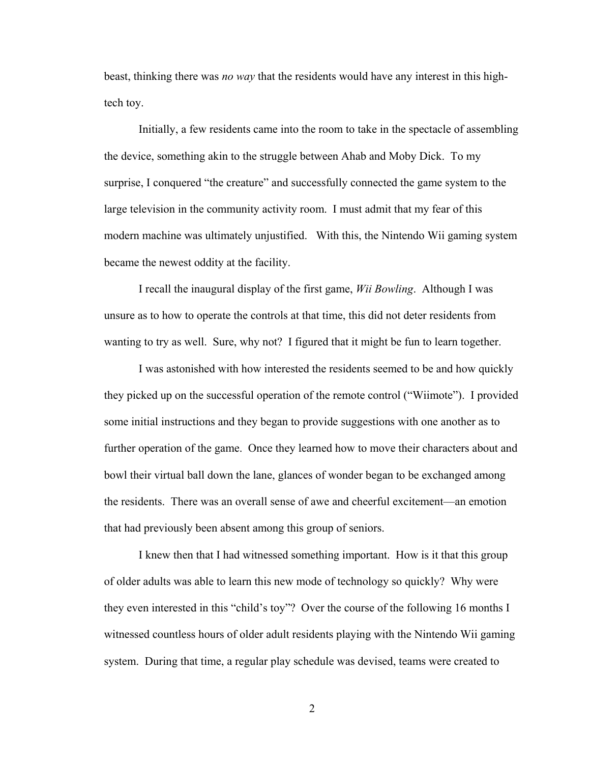beast, thinking there was *no way* that the residents would have any interest in this high-tech toy.

Initially, a few residents came into the room to take in the spectacle of assembling the device, something akin to the struggle between Ahab and Moby Dick. To my surprise, I conquered "the creature" and successfully connected the game system to the large television in the community activity room. I must admit that my fear of this modern machine was ultimately unjustified. With this, the Nintendo Wii gaming system became the newest oddity at the facility.

I recall the inaugural display of the first game, *Wii Bowling*. Although I was unsure as to how to operate the controls at that time, this did not deter residents from wanting to try as well. Sure, why not? I figured that it might be fun to learn together.

I was astonished with how interested the residents seemed to be and how quickly they picked up on the successful operation of the remote control ("Wiimote"). I provided some initial instructions and they began to provide suggestions with one another as to further operation of the game. Once they learned how to move their characters about and bowl their virtual ball down the lane, glances of wonder began to be exchanged among the residents. There was an overall sense of awe and cheerful excitement—an emotion that had previously been absent among this group of seniors.

I knew then that I had witnessed something important. How is it that this group of older adults was able to learn this new mode of technology so quickly? Why were they even interested in this "child's toy"? Over the course of the following 16 months I witnessed countless hours of older adult residents playing with the Nintendo Wii gaming system. During that time, a regular play schedule was devised, teams were created to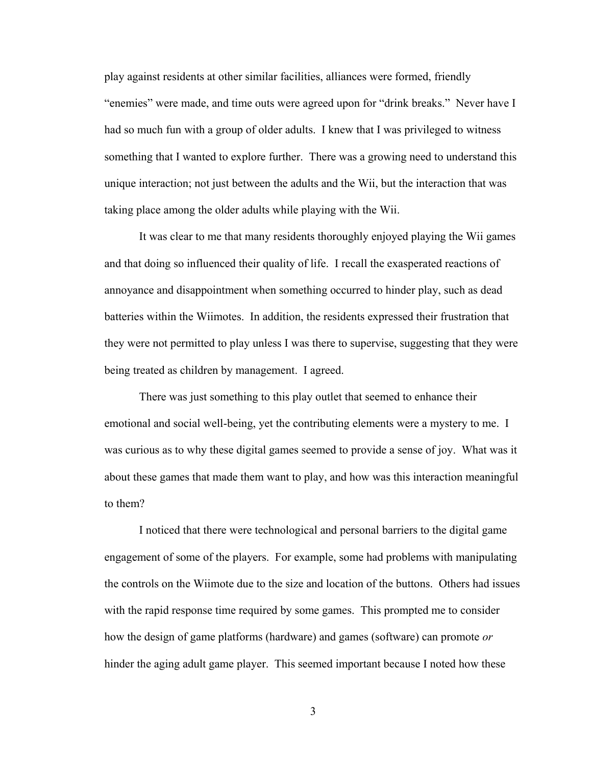play against residents at other similar facilities, alliances were formed, friendly "enemies" were made, and time outs were agreed upon for "drink breaks." Never have I had so much fun with a group of older adults. I knew that I was privileged to witness something that I wanted to explore further. There was a growing need to understand this unique interaction; not just between the adults and the Wii, but the interaction that was taking place among the older adults while playing with the Wii.

It was clear to me that many residents thoroughly enjoyed playing the Wii games and that doing so influenced their quality of life. I recall the exasperated reactions of annoyance and disappointment when something occurred to hinder play, such as dead batteries within the Wiimotes. In addition, the residents expressed their frustration that they were not permitted to play unless I was there to supervise, suggesting that they were being treated as children by management. I agreed.

There was just something to this play outlet that seemed to enhance their emotional and social well-being, yet the contributing elements were a mystery to me. I was curious as to why these digital games seemed to provide a sense of joy. What was it about these games that made them want to play, and how was this interaction meaningful to them?

I noticed that there were technological and personal barriers to the digital game engagement of some of the players. For example, some had problems with manipulating the controls on the Wiimote due to the size and location of the buttons. Others had issues with the rapid response time required by some games. This prompted me to consider how the design of game platforms (hardware) and games (software) can promote *or* hinder the aging adult game player. This seemed important because I noted how these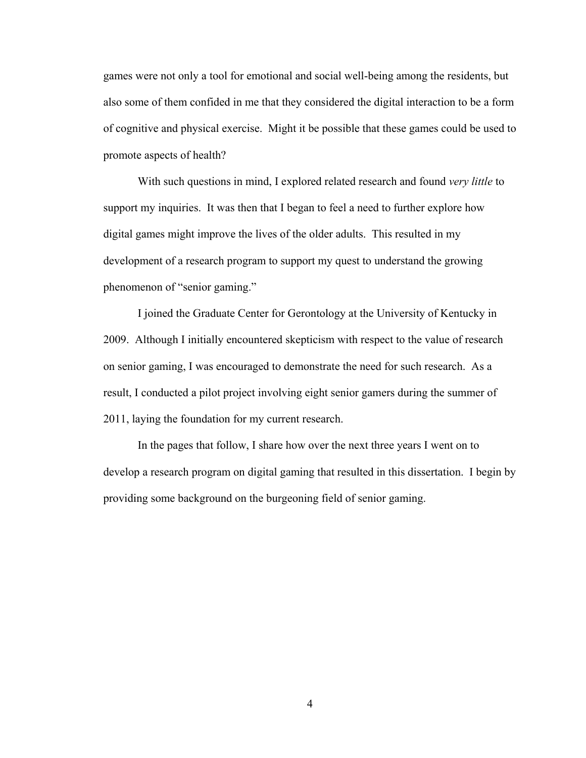games were not only a tool for emotional and social well-being among the residents, but also some of them confided in me that they considered the digital interaction to be a form of cognitive and physical exercise. Might it be possible that these games could be used to promote aspects of health?

With such questions in mind, I explored related research and found *very little* to support my inquiries. It was then that I began to feel a need to further explore how digital games might improve the lives of the older adults. This resulted in my development of a research program to support my quest to understand the growing phenomenon of "senior gaming."

I joined the Graduate Center for Gerontology at the University of Kentucky in 2009. Although I initially encountered skepticism with respect to the value of research on senior gaming, I was encouraged to demonstrate the need for such research. As a result, I conducted a pilot project involving eight senior gamers during the summer of 2011, laying the foundation for my current research.

In the pages that follow, I share how over the next three years I went on to develop a research program on digital gaming that resulted in this dissertation. I begin by providing some background on the burgeoning field of senior gaming.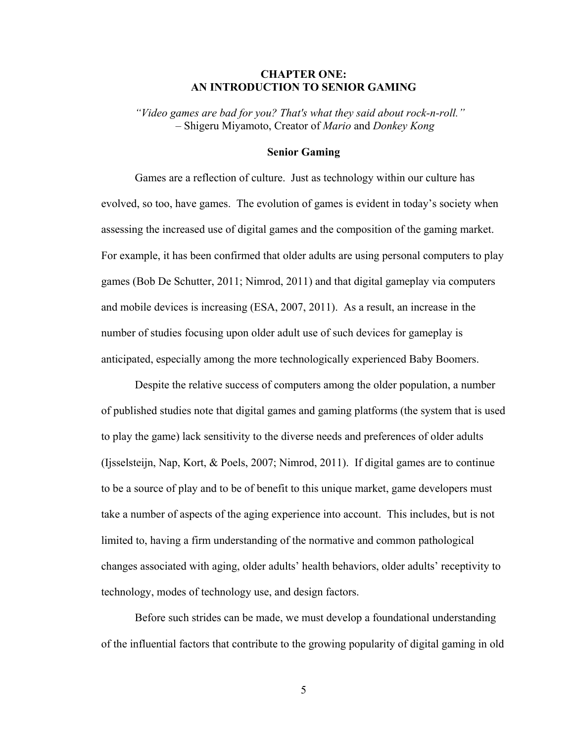# CHAPTER ONE: AN INTRODUCTION TO SENIOR GAMING

*"Video games are bad for you? That's what they said about rock-n-roll."*
– Shigeru Miyamoto, Creator of *Mario* and *Donkey Kong*

## Senior Gaming

Games are a reflection of culture. Just as technology within our culture has evolved, so too, have games. The evolution of games is evident in today's society when assessing the increased use of digital games and the composition of the gaming market. For example, it has been confirmed that older adults are using personal computers to play games (Bob De Schutter, 2011; Nimrod, 2011) and that digital gameplay via computers and mobile devices is increasing (ESA, 2007, 2011). As a result, an increase in the number of studies focusing upon older adult use of such devices for gameplay is anticipated, especially among the more technologically experienced Baby Boomers.

Despite the relative success of computers among the older population, a number of published studies note that digital games and gaming platforms (the system that is used to play the game) lack sensitivity to the diverse needs and preferences of older adults (Ijsselsteijn, Nap, Kort, & Poels, 2007; Nimrod, 2011). If digital games are to continue to be a source of play and to be of benefit to this unique market, game developers must take a number of aspects of the aging experience into account. This includes, but is not limited to, having a firm understanding of the normative and common pathological changes associated with aging, older adults' health behaviors, older adults' receptivity to technology, modes of technology use, and design factors.

Before such strides can be made, we must develop a foundational understanding of the influential factors that contribute to the growing popularity of digital gaming in old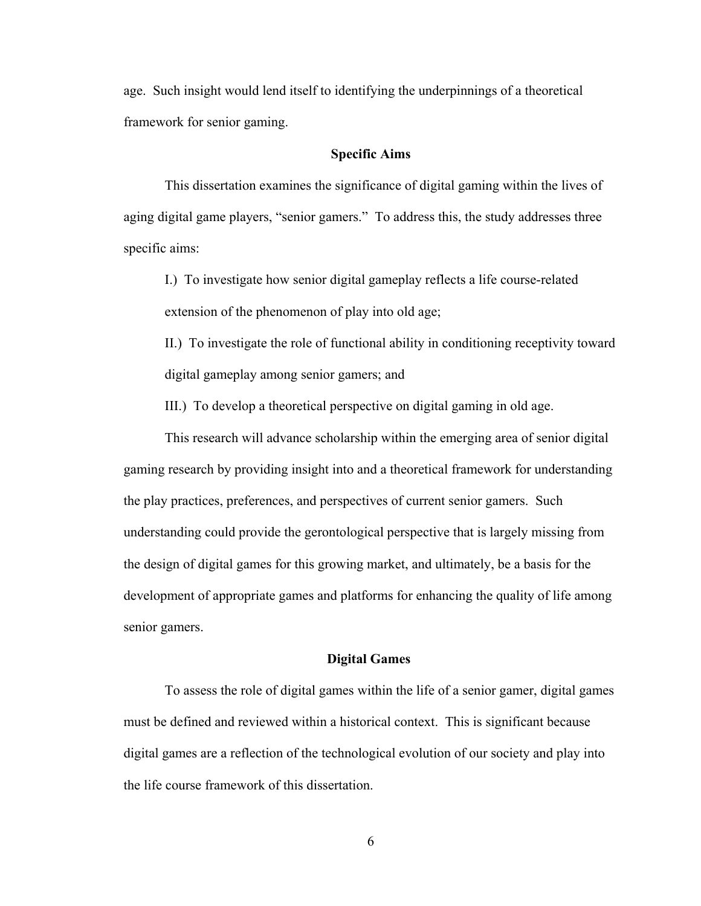age. Such insight would lend itself to identifying the underpinnings of a theoretical framework for senior gaming.

## Specific Aims

This dissertation examines the significance of digital gaming within the lives of aging digital game players, "senior gamers." To address this, the study addresses three specific aims:

> I.) To investigate how senior digital gameplay reflects a life course-related extension of the phenomenon of play into old age;
>
> II.) To investigate the role of functional ability in conditioning receptivity toward digital gameplay among senior gamers; and
>
> III.) To develop a theoretical perspective on digital gaming in old age.

This research will advance scholarship within the emerging area of senior digital gaming research by providing insight into and a theoretical framework for understanding the play practices, preferences, and perspectives of current senior gamers. Such understanding could provide the gerontological perspective that is largely missing from the design of digital games for this growing market, and ultimately, be a basis for the development of appropriate games and platforms for enhancing the quality of life among senior gamers.

## Digital Games

To assess the role of digital games within the life of a senior gamer, digital games must be defined and reviewed within a historical context. This is significant because digital games are a reflection of the technological evolution of our society and play into the life course framework of this dissertation.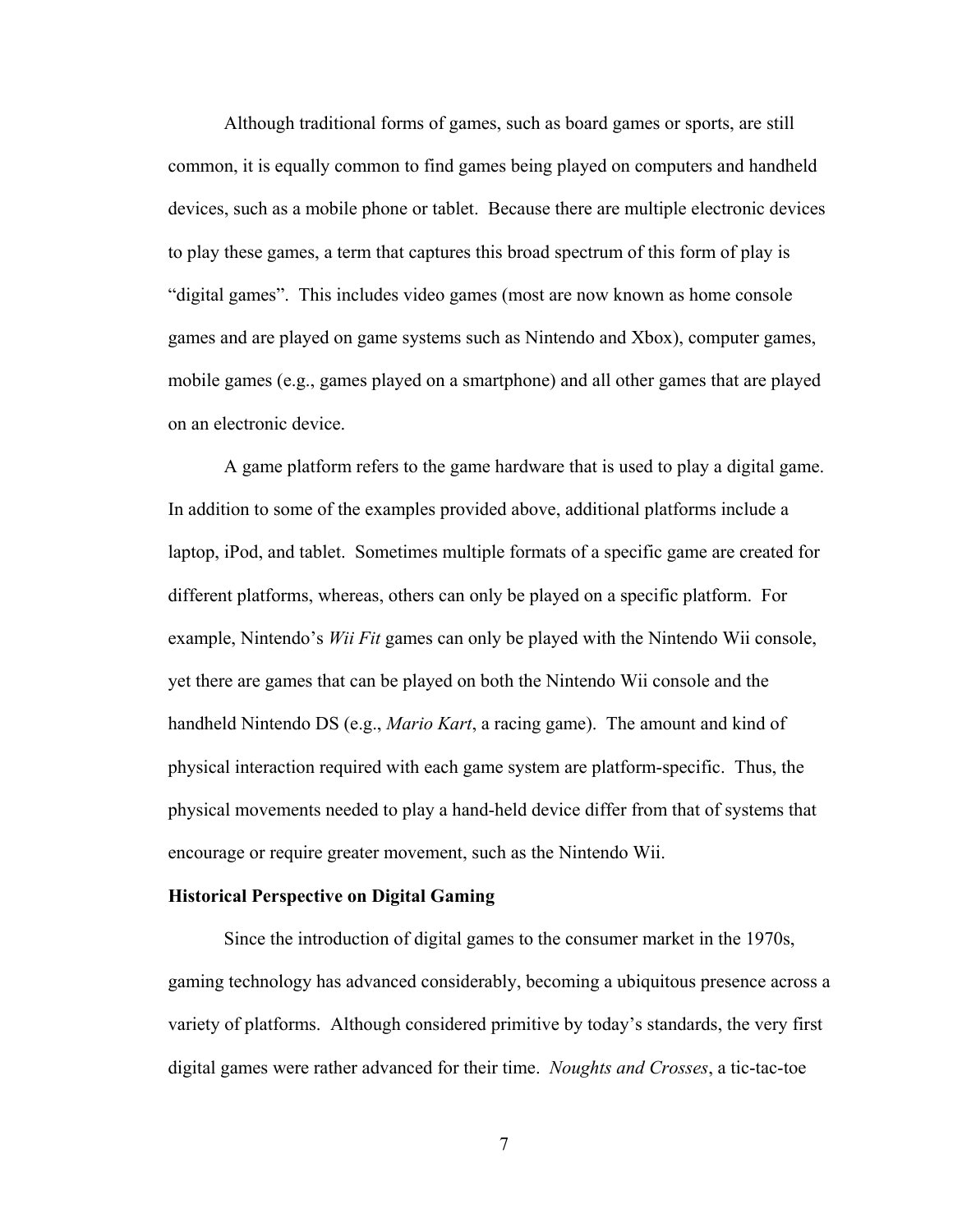Although traditional forms of games, such as board games or sports, are still common, it is equally common to find games being played on computers and handheld devices, such as a mobile phone or tablet. Because there are multiple electronic devices to play these games, a term that captures this broad spectrum of this form of play is “digital games”. This includes video games (most are now known as home console games and are played on game systems such as Nintendo and Xbox), computer games, mobile games (e.g., games played on a smartphone) and all other games that are played on an electronic device.

A game platform refers to the game hardware that is used to play a digital game. In addition to some of the examples provided above, additional platforms include a laptop, iPod, and tablet. Sometimes multiple formats of a specific game are created for different platforms, whereas, others can only be played on a specific platform. For example, Nintendo’s *Wii Fit* games can only be played with the Nintendo Wii console, yet there are games that can be played on both the Nintendo Wii console and the handheld Nintendo DS (e.g., *Mario Kart*, a racing game). The amount and kind of physical interaction required with each game system are platform-specific. Thus, the physical movements needed to play a hand-held device differ from that of systems that encourage or require greater movement, such as the Nintendo Wii.

**Historical Perspective on Digital Gaming**

Since the introduction of digital games to the consumer market in the 1970s, gaming technology has advanced considerably, becoming a ubiquitous presence across a variety of platforms. Although considered primitive by today’s standards, the very first digital games were rather advanced for their time. *Noughts and Crosses*, a tic-tac-toe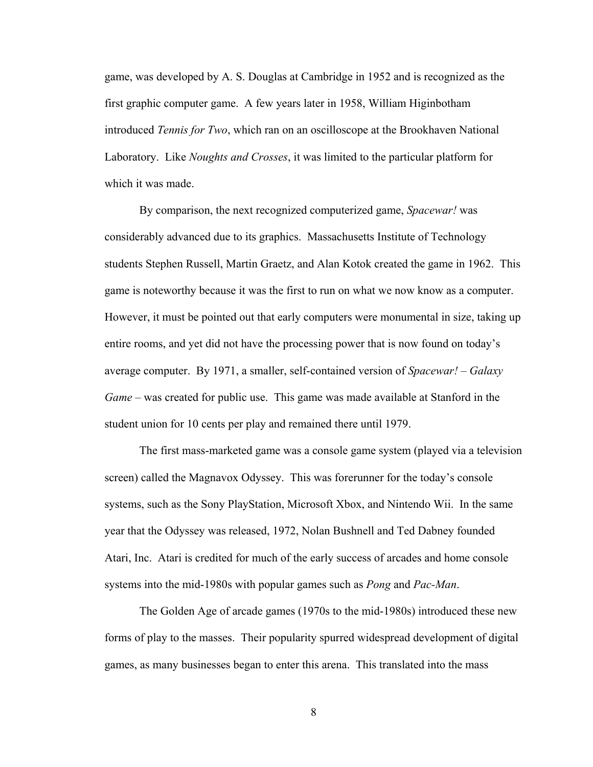game, was developed by A. S. Douglas at Cambridge in 1952 and is recognized as the first graphic computer game. A few years later in 1958, William Higinbotham introduced *Tennis for Two*, which ran on an oscilloscope at the Brookhaven National Laboratory. Like *Noughts and Crosses*, it was limited to the particular platform for which it was made.

By comparison, the next recognized computerized game, *Spacewar!* was considerably advanced due to its graphics. Massachusetts Institute of Technology students Stephen Russell, Martin Graetz, and Alan Kotok created the game in 1962. This game is noteworthy because it was the first to run on what we now know as a computer. However, it must be pointed out that early computers were monumental in size, taking up entire rooms, and yet did not have the processing power that is now found on today's average computer. By 1971, a smaller, self-contained version of *Spacewar! – Galaxy Game* – was created for public use. This game was made available at Stanford in the student union for 10 cents per play and remained there until 1979.

The first mass-marketed game was a console game system (played via a television screen) called the Magnavox Odyssey. This was forerunner for the today's console systems, such as the Sony PlayStation, Microsoft Xbox, and Nintendo Wii. In the same year that the Odyssey was released, 1972, Nolan Bushnell and Ted Dabney founded Atari, Inc. Atari is credited for much of the early success of arcades and home console systems into the mid-1980s with popular games such as *Pong* and *Pac-Man*.

The Golden Age of arcade games (1970s to the mid-1980s) introduced these new forms of play to the masses. Their popularity spurred widespread development of digital games, as many businesses began to enter this arena. This translated into the mass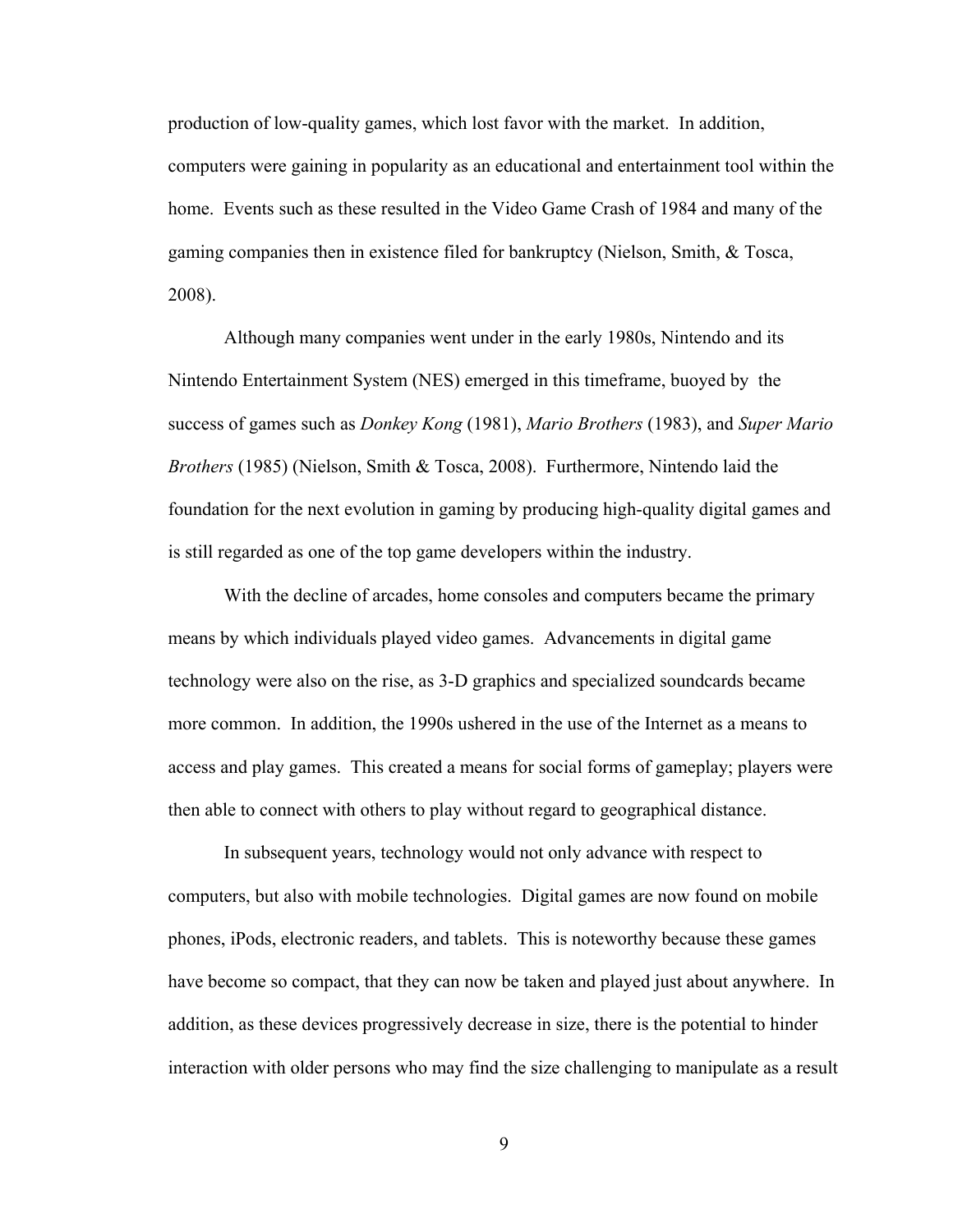production of low-quality games, which lost favor with the market. In addition, computers were gaining in popularity as an educational and entertainment tool within the home. Events such as these resulted in the Video Game Crash of 1984 and many of the gaming companies then in existence filed for bankruptcy (Nielson, Smith, & Tosca, 2008).

Although many companies went under in the early 1980s, Nintendo and its Nintendo Entertainment System (NES) emerged in this timeframe, buoyed by the success of games such as *Donkey Kong* (1981), *Mario Brothers* (1983), and *Super Mario Brothers* (1985) (Nielson, Smith & Tosca, 2008). Furthermore, Nintendo laid the foundation for the next evolution in gaming by producing high-quality digital games and is still regarded as one of the top game developers within the industry.

With the decline of arcades, home consoles and computers became the primary means by which individuals played video games. Advancements in digital game technology were also on the rise, as 3-D graphics and specialized soundcards became more common. In addition, the 1990s ushered in the use of the Internet as a means to access and play games. This created a means for social forms of gameplay; players were then able to connect with others to play without regard to geographical distance.

In subsequent years, technology would not only advance with respect to computers, but also with mobile technologies. Digital games are now found on mobile phones, iPods, electronic readers, and tablets. This is noteworthy because these games have become so compact, that they can now be taken and played just about anywhere. In addition, as these devices progressively decrease in size, there is the potential to hinder interaction with older persons who may find the size challenging to manipulate as a result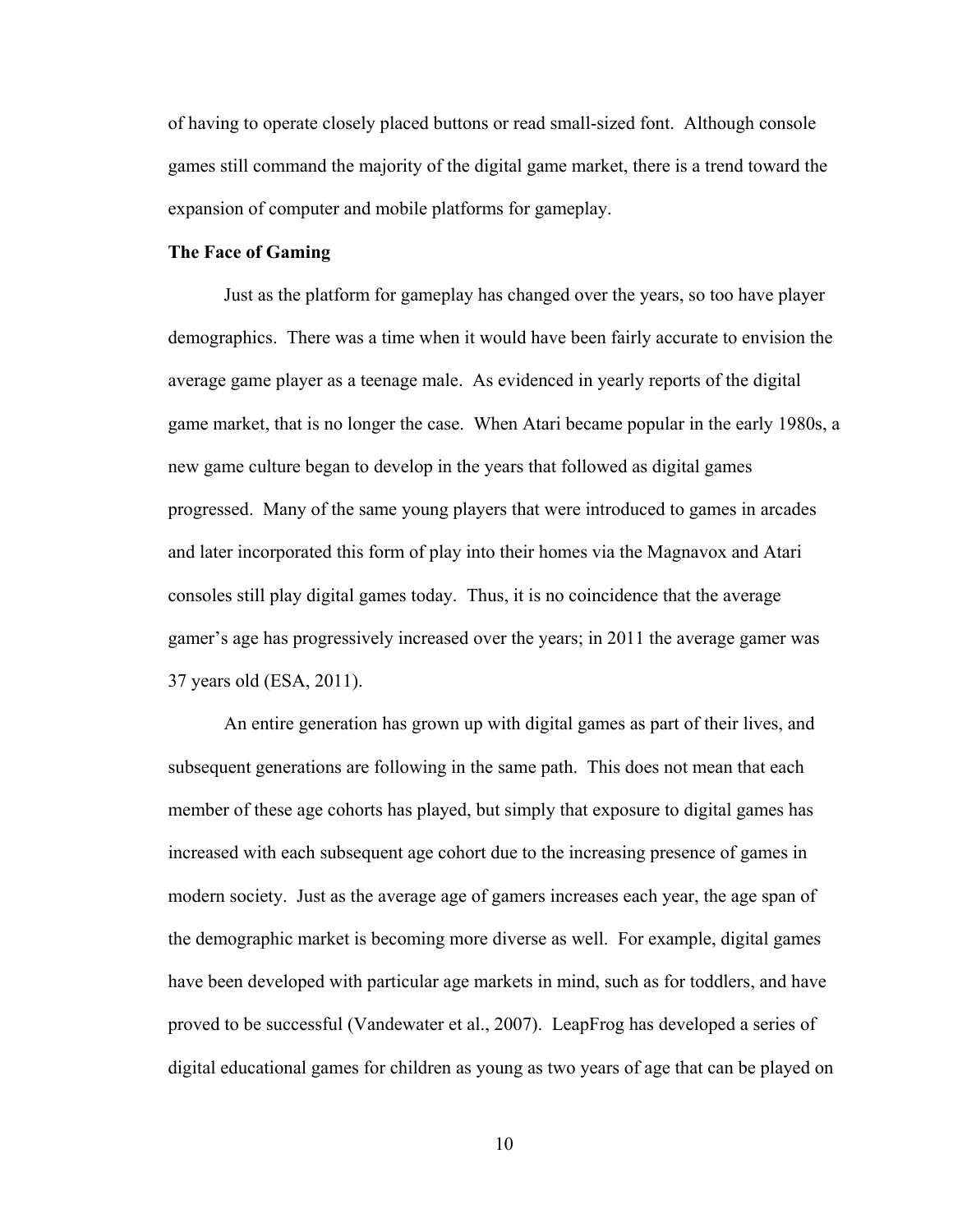of having to operate closely placed buttons or read small-sized font. Although console games still command the majority of the digital game market, there is a trend toward the expansion of computer and mobile platforms for gameplay.

**The Face of Gaming**

Just as the platform for gameplay has changed over the years, so too have player demographics. There was a time when it would have been fairly accurate to envision the average game player as a teenage male. As evidenced in yearly reports of the digital game market, that is no longer the case. When Atari became popular in the early 1980s, a new game culture began to develop in the years that followed as digital games progressed. Many of the same young players that were introduced to games in arcades and later incorporated this form of play into their homes via the Magnavox and Atari consoles still play digital games today. Thus, it is no coincidence that the average gamer's age has progressively increased over the years; in 2011 the average gamer was 37 years old (ESA, 2011).

An entire generation has grown up with digital games as part of their lives, and subsequent generations are following in the same path. This does not mean that each member of these age cohorts has played, but simply that exposure to digital games has increased with each subsequent age cohort due to the increasing presence of games in modern society. Just as the average age of gamers increases each year, the age span of the demographic market is becoming more diverse as well. For example, digital games have been developed with particular age markets in mind, such as for toddlers, and have proved to be successful (Vandewater et al., 2007). LeapFrog has developed a series of digital educational games for children as young as two years of age that can be played on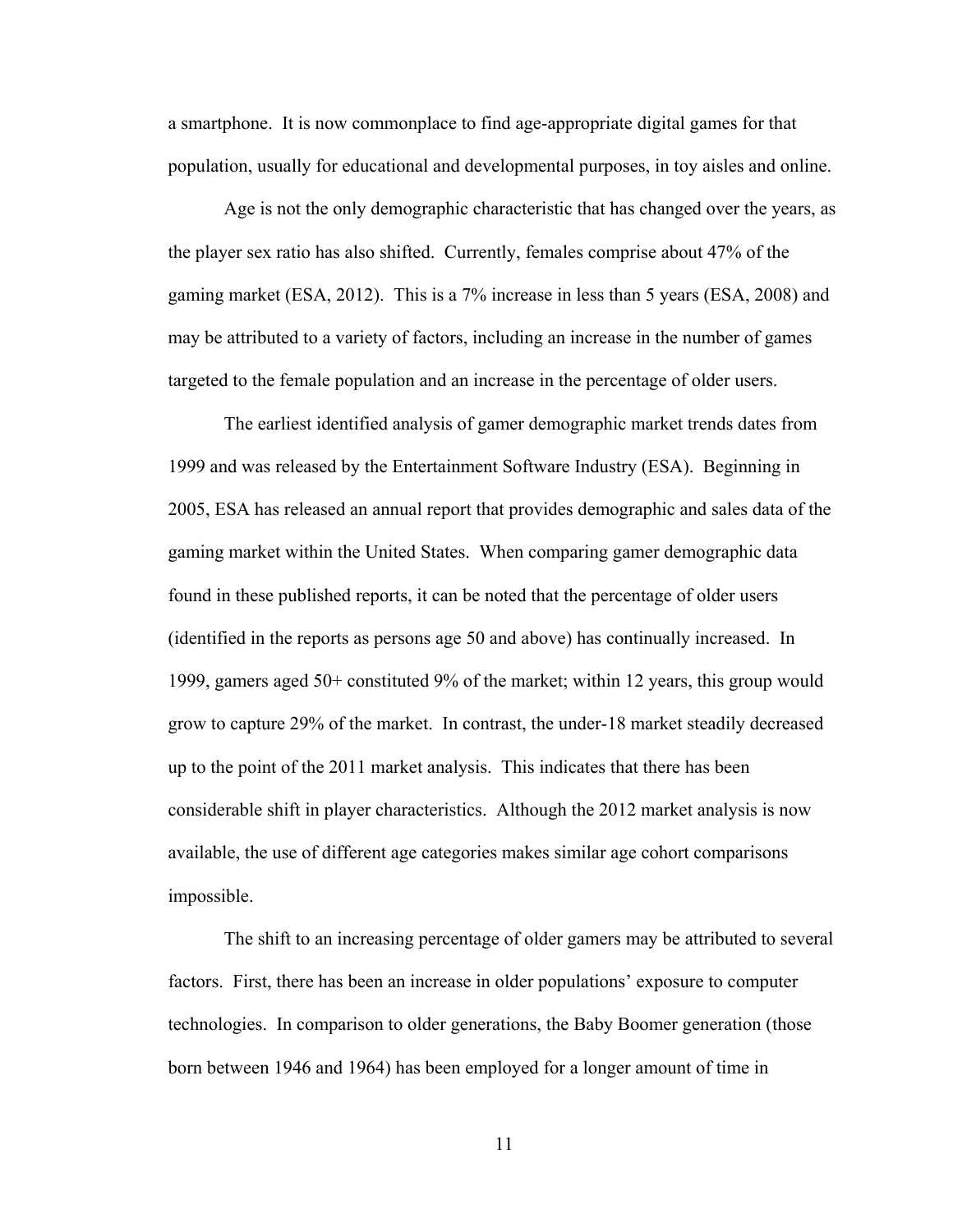a smartphone. It is now commonplace to find age-appropriate digital games for that population, usually for educational and developmental purposes, in toy aisles and online.

Age is not the only demographic characteristic that has changed over the years, as the player sex ratio has also shifted. Currently, females comprise about 47% of the gaming market (ESA, 2012). This is a 7% increase in less than 5 years (ESA, 2008) and may be attributed to a variety of factors, including an increase in the number of games targeted to the female population and an increase in the percentage of older users.

The earliest identified analysis of gamer demographic market trends dates from 1999 and was released by the Entertainment Software Industry (ESA). Beginning in 2005, ESA has released an annual report that provides demographic and sales data of the gaming market within the United States. When comparing gamer demographic data found in these published reports, it can be noted that the percentage of older users (identified in the reports as persons age 50 and above) has continually increased. In 1999, gamers aged 50+ constituted 9% of the market; within 12 years, this group would grow to capture 29% of the market. In contrast, the under-18 market steadily decreased up to the point of the 2011 market analysis. This indicates that there has been considerable shift in player characteristics. Although the 2012 market analysis is now available, the use of different age categories makes similar age cohort comparisons impossible.

The shift to an increasing percentage of older gamers may be attributed to several factors. First, there has been an increase in older populations' exposure to computer technologies. In comparison to older generations, the Baby Boomer generation (those born between 1946 and 1964) has been employed for a longer amount of time in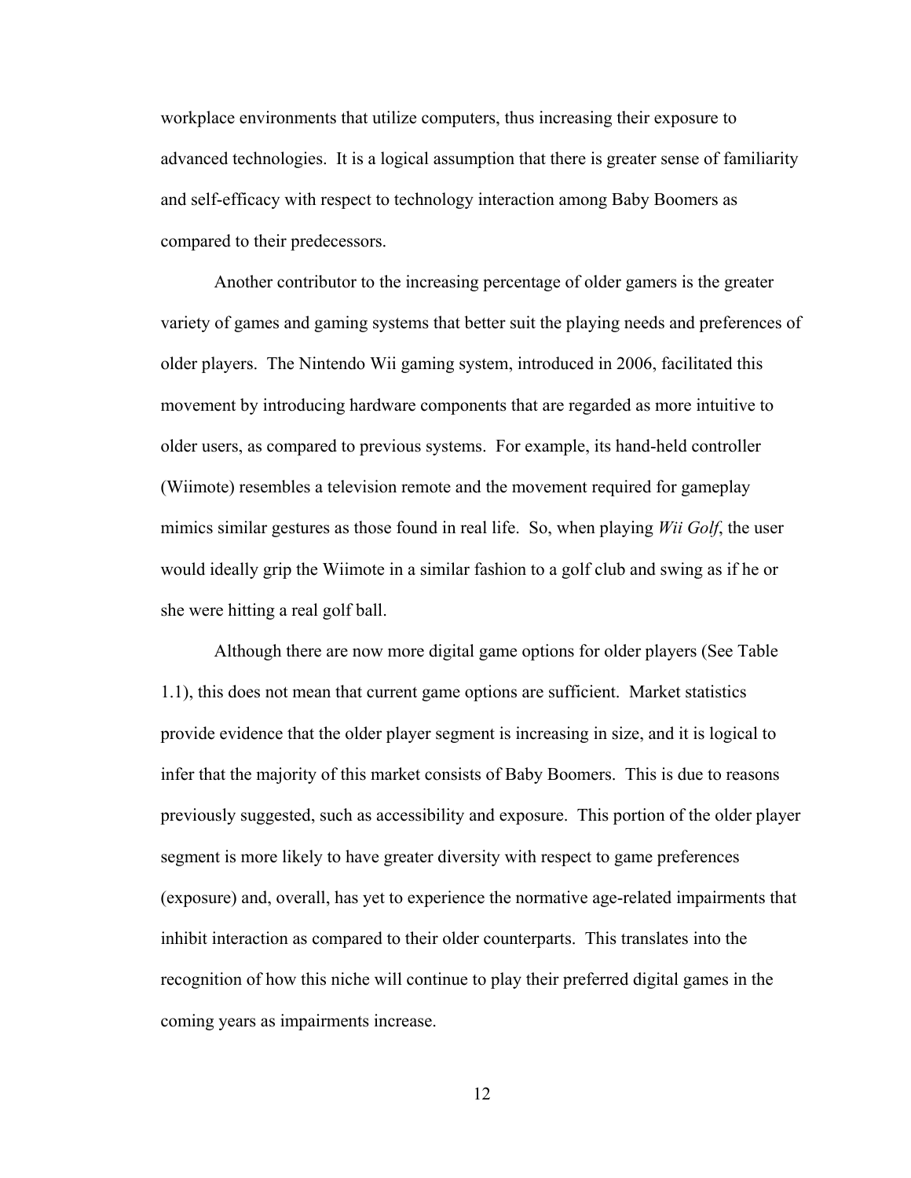workplace environments that utilize computers, thus increasing their exposure to advanced technologies. It is a logical assumption that there is greater sense of familiarity and self-efficacy with respect to technology interaction among Baby Boomers as compared to their predecessors.

Another contributor to the increasing percentage of older gamers is the greater variety of games and gaming systems that better suit the playing needs and preferences of older players. The Nintendo Wii gaming system, introduced in 2006, facilitated this movement by introducing hardware components that are regarded as more intuitive to older users, as compared to previous systems. For example, its hand-held controller (Wiimote) resembles a television remote and the movement required for gameplay mimics similar gestures as those found in real life. So, when playing *Wii Golf*, the user would ideally grip the Wiimote in a similar fashion to a golf club and swing as if he or she were hitting a real golf ball.

Although there are now more digital game options for older players (See Table 1.1), this does not mean that current game options are sufficient. Market statistics provide evidence that the older player segment is increasing in size, and it is logical to infer that the majority of this market consists of Baby Boomers. This is due to reasons previously suggested, such as accessibility and exposure. This portion of the older player segment is more likely to have greater diversity with respect to game preferences (exposure) and, overall, has yet to experience the normative age-related impairments that inhibit interaction as compared to their older counterparts. This translates into the recognition of how this niche will continue to play their preferred digital games in the coming years as impairments increase.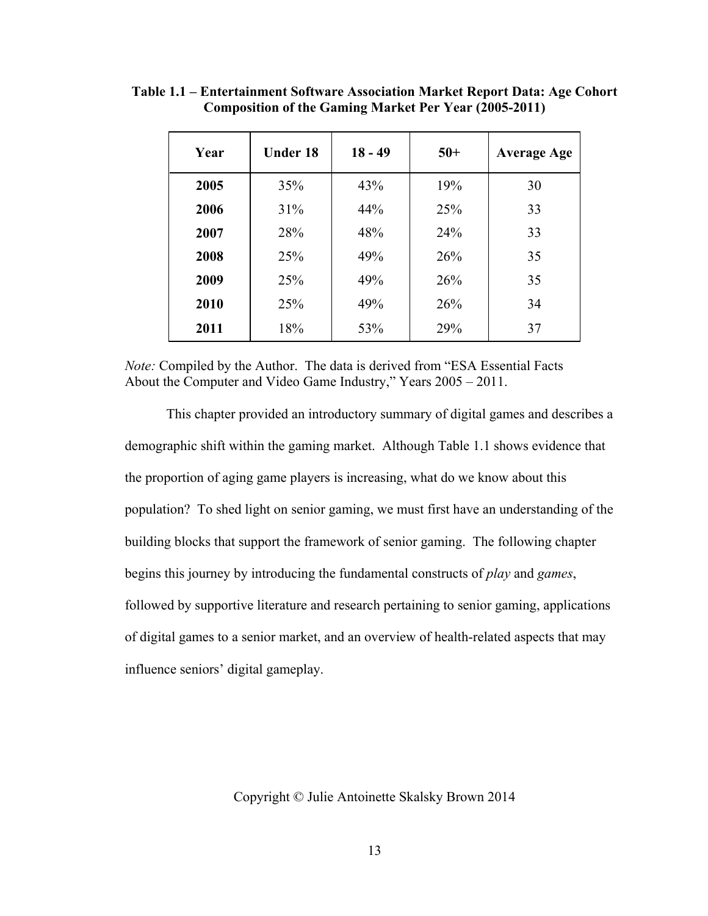**Table 1.1 – Entertainment Software Association Market Report Data: Age Cohort Composition of the Gaming Market Per Year (2005-2011)**

| Year | Under 18 | 18 - 49 | 50+ | Average Age |
|---|---|---|---|---|
| **2005** | 35% | 43% | 19% | 30 |
| **2006** | 31% | 44% | 25% | 33 |
| **2007** | 28% | 48% | 24% | 33 |
| **2008** | 25% | 49% | 26% | 35 |
| **2009** | 25% | 49% | 26% | 35 |
| **2010** | 25% | 49% | 26% | 34 |
| **2011** | 18% | 53% | 29% | 37 |

*Note:* Compiled by the Author. The data is derived from "ESA Essential Facts About the Computer and Video Game Industry," Years 2005 – 2011.

This chapter provided an introductory summary of digital games and describes a demographic shift within the gaming market. Although Table 1.1 shows evidence that the proportion of aging game players is increasing, what do we know about this population? To shed light on senior gaming, we must first have an understanding of the building blocks that support the framework of senior gaming. The following chapter begins this journey by introducing the fundamental constructs of *play* and *games*, followed by supportive literature and research pertaining to senior gaming, applications of digital games to a senior market, and an overview of health-related aspects that may influence seniors' digital gameplay.

Copyright © Julie Antoinette Skalsky Brown 2014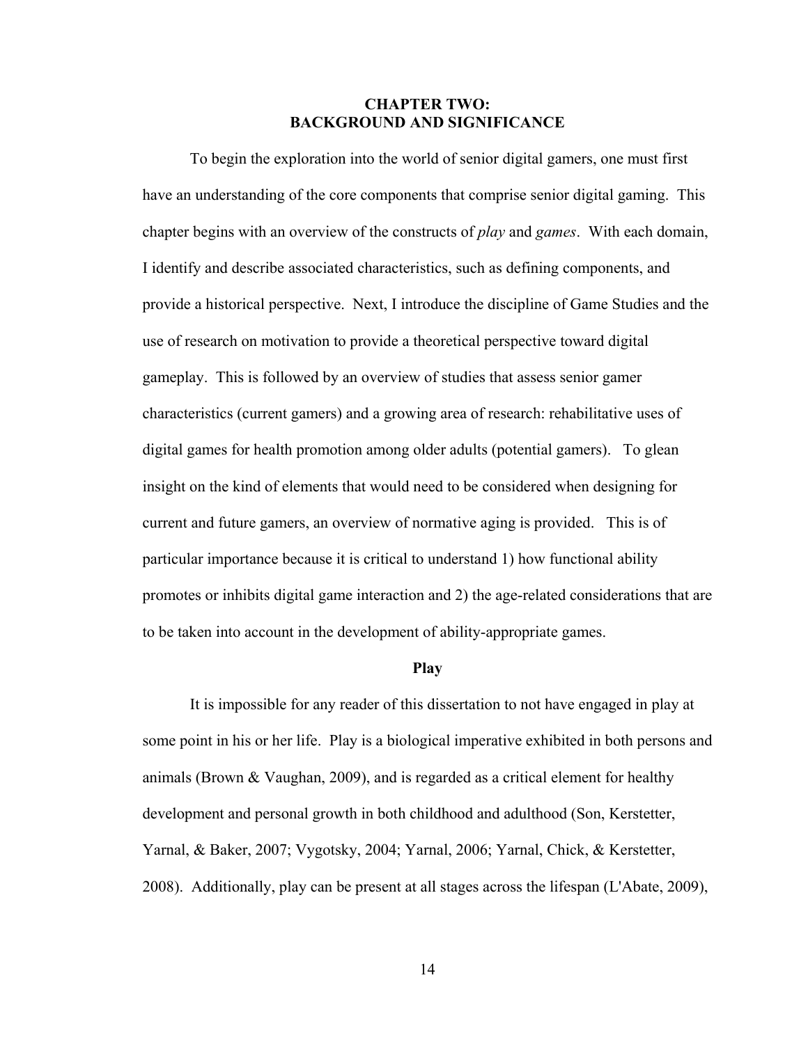# CHAPTER TWO: BACKGROUND AND SIGNIFICANCE

To begin the exploration into the world of senior digital gamers, one must first have an understanding of the core components that comprise senior digital gaming. This chapter begins with an overview of the constructs of *play* and *games*. With each domain, I identify and describe associated characteristics, such as defining components, and provide a historical perspective. Next, I introduce the discipline of Game Studies and the use of research on motivation to provide a theoretical perspective toward digital gameplay. This is followed by an overview of studies that assess senior gamer characteristics (current gamers) and a growing area of research: rehabilitative uses of digital games for health promotion among older adults (potential gamers). To glean insight on the kind of elements that would need to be considered when designing for current and future gamers, an overview of normative aging is provided. This is of particular importance because it is critical to understand 1) how functional ability promotes or inhibits digital game interaction and 2) the age-related considerations that are to be taken into account in the development of ability-appropriate games.

## Play

It is impossible for any reader of this dissertation to not have engaged in play at some point in his or her life. Play is a biological imperative exhibited in both persons and animals (Brown & Vaughan, 2009), and is regarded as a critical element for healthy development and personal growth in both childhood and adulthood (Son, Kerstetter, Yarnal, & Baker, 2007; Vygotsky, 2004; Yarnal, 2006; Yarnal, Chick, & Kerstetter, 2008). Additionally, play can be present at all stages across the lifespan (L'Abate, 2009),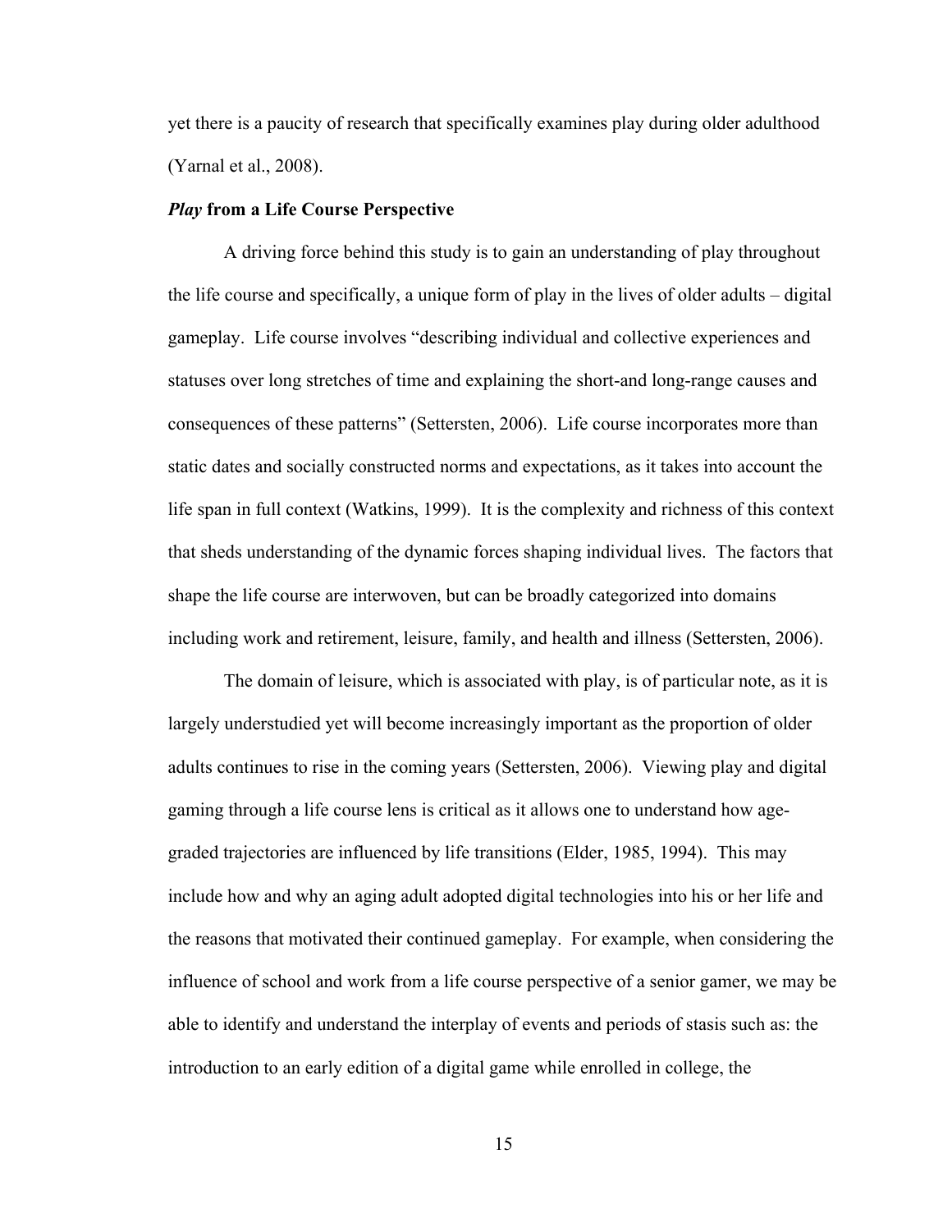yet there is a paucity of research that specifically examines play during older adulthood (Yarnal et al., 2008).

### *Play* from a Life Course Perspective

A driving force behind this study is to gain an understanding of play throughout the life course and specifically, a unique form of play in the lives of older adults – digital gameplay. Life course involves "describing individual and collective experiences and statuses over long stretches of time and explaining the short-and long-range causes and consequences of these patterns" (Settersten, 2006). Life course incorporates more than static dates and socially constructed norms and expectations, as it takes into account the life span in full context (Watkins, 1999). It is the complexity and richness of this context that sheds understanding of the dynamic forces shaping individual lives. The factors that shape the life course are interwoven, but can be broadly categorized into domains including work and retirement, leisure, family, and health and illness (Settersten, 2006).

The domain of leisure, which is associated with play, is of particular note, as it is largely understudied yet will become increasingly important as the proportion of older adults continues to rise in the coming years (Settersten, 2006). Viewing play and digital gaming through a life course lens is critical as it allows one to understand how age-graded trajectories are influenced by life transitions (Elder, 1985, 1994). This may include how and why an aging adult adopted digital technologies into his or her life and the reasons that motivated their continued gameplay. For example, when considering the influence of school and work from a life course perspective of a senior gamer, we may be able to identify and understand the interplay of events and periods of stasis such as: the introduction to an early edition of a digital game while enrolled in college, the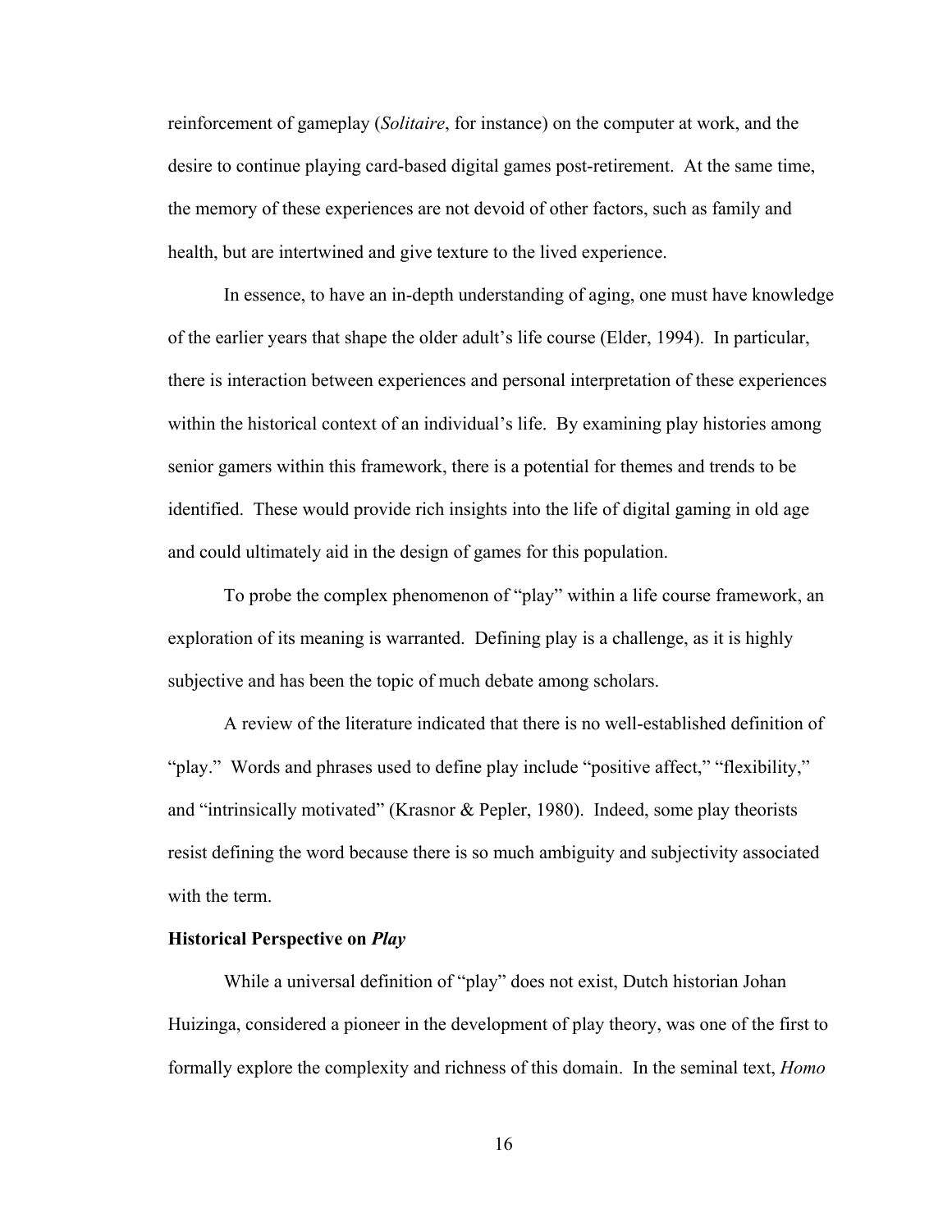reinforcement of gameplay (*Solitaire*, for instance) on the computer at work, and the desire to continue playing card-based digital games post-retirement. At the same time, the memory of these experiences are not devoid of other factors, such as family and health, but are intertwined and give texture to the lived experience.

In essence, to have an in-depth understanding of aging, one must have knowledge of the earlier years that shape the older adult's life course (Elder, 1994). In particular, there is interaction between experiences and personal interpretation of these experiences within the historical context of an individual's life. By examining play histories among senior gamers within this framework, there is a potential for themes and trends to be identified. These would provide rich insights into the life of digital gaming in old age and could ultimately aid in the design of games for this population.

To probe the complex phenomenon of "play" within a life course framework, an exploration of its meaning is warranted. Defining play is a challenge, as it is highly subjective and has been the topic of much debate among scholars.

A review of the literature indicated that there is no well-established definition of "play." Words and phrases used to define play include "positive affect," "flexibility," and "intrinsically motivated" (Krasnor & Pepler, 1980). Indeed, some play theorists resist defining the word because there is so much ambiguity and subjectivity associated with the term.

**Historical Perspective on *Play***

While a universal definition of "play" does not exist, Dutch historian Johan Huizinga, considered a pioneer in the development of play theory, was one of the first to formally explore the complexity and richness of this domain. In the seminal text, *Homo*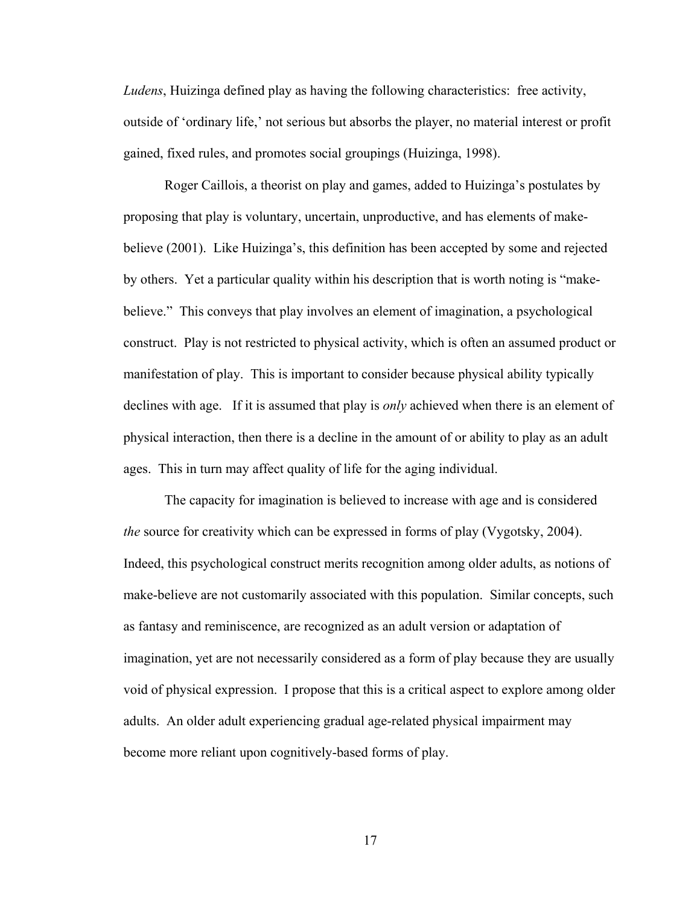*Ludens*, Huizinga defined play as having the following characteristics: free activity, outside of 'ordinary life,' not serious but absorbs the player, no material interest or profit gained, fixed rules, and promotes social groupings (Huizinga, 1998).

Roger Caillois, a theorist on play and games, added to Huizinga's postulates by proposing that play is voluntary, uncertain, unproductive, and has elements of make-believe (2001). Like Huizinga's, this definition has been accepted by some and rejected by others. Yet a particular quality within his description that is worth noting is "make-believe." This conveys that play involves an element of imagination, a psychological construct. Play is not restricted to physical activity, which is often an assumed product or manifestation of play. This is important to consider because physical ability typically declines with age. If it is assumed that play is *only* achieved when there is an element of physical interaction, then there is a decline in the amount of or ability to play as an adult ages. This in turn may affect quality of life for the aging individual.

The capacity for imagination is believed to increase with age and is considered *the* source for creativity which can be expressed in forms of play (Vygotsky, 2004). Indeed, this psychological construct merits recognition among older adults, as notions of make-believe are not customarily associated with this population. Similar concepts, such as fantasy and reminiscence, are recognized as an adult version or adaptation of imagination, yet are not necessarily considered as a form of play because they are usually void of physical expression. I propose that this is a critical aspect to explore among older adults. An older adult experiencing gradual age-related physical impairment may become more reliant upon cognitively-based forms of play.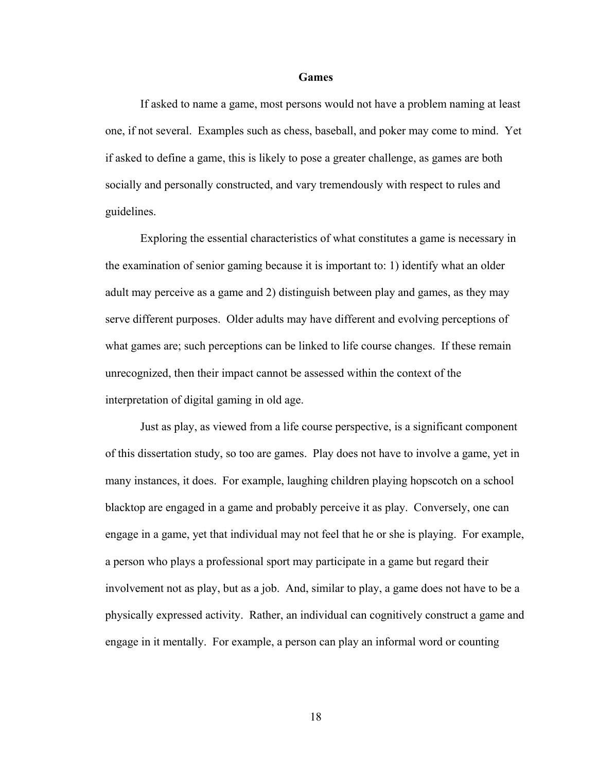## Games

If asked to name a game, most persons would not have a problem naming at least one, if not several. Examples such as chess, baseball, and poker may come to mind. Yet if asked to define a game, this is likely to pose a greater challenge, as games are both socially and personally constructed, and vary tremendously with respect to rules and guidelines.

Exploring the essential characteristics of what constitutes a game is necessary in the examination of senior gaming because it is important to: 1) identify what an older adult may perceive as a game and 2) distinguish between play and games, as they may serve different purposes. Older adults may have different and evolving perceptions of what games are; such perceptions can be linked to life course changes. If these remain unrecognized, then their impact cannot be assessed within the context of the interpretation of digital gaming in old age.

Just as play, as viewed from a life course perspective, is a significant component of this dissertation study, so too are games. Play does not have to involve a game, yet in many instances, it does. For example, laughing children playing hopscotch on a school blacktop are engaged in a game and probably perceive it as play. Conversely, one can engage in a game, yet that individual may not feel that he or she is playing. For example, a person who plays a professional sport may participate in a game but regard their involvement not as play, but as a job. And, similar to play, a game does not have to be a physically expressed activity. Rather, an individual can cognitively construct a game and engage in it mentally. For example, a person can play an informal word or counting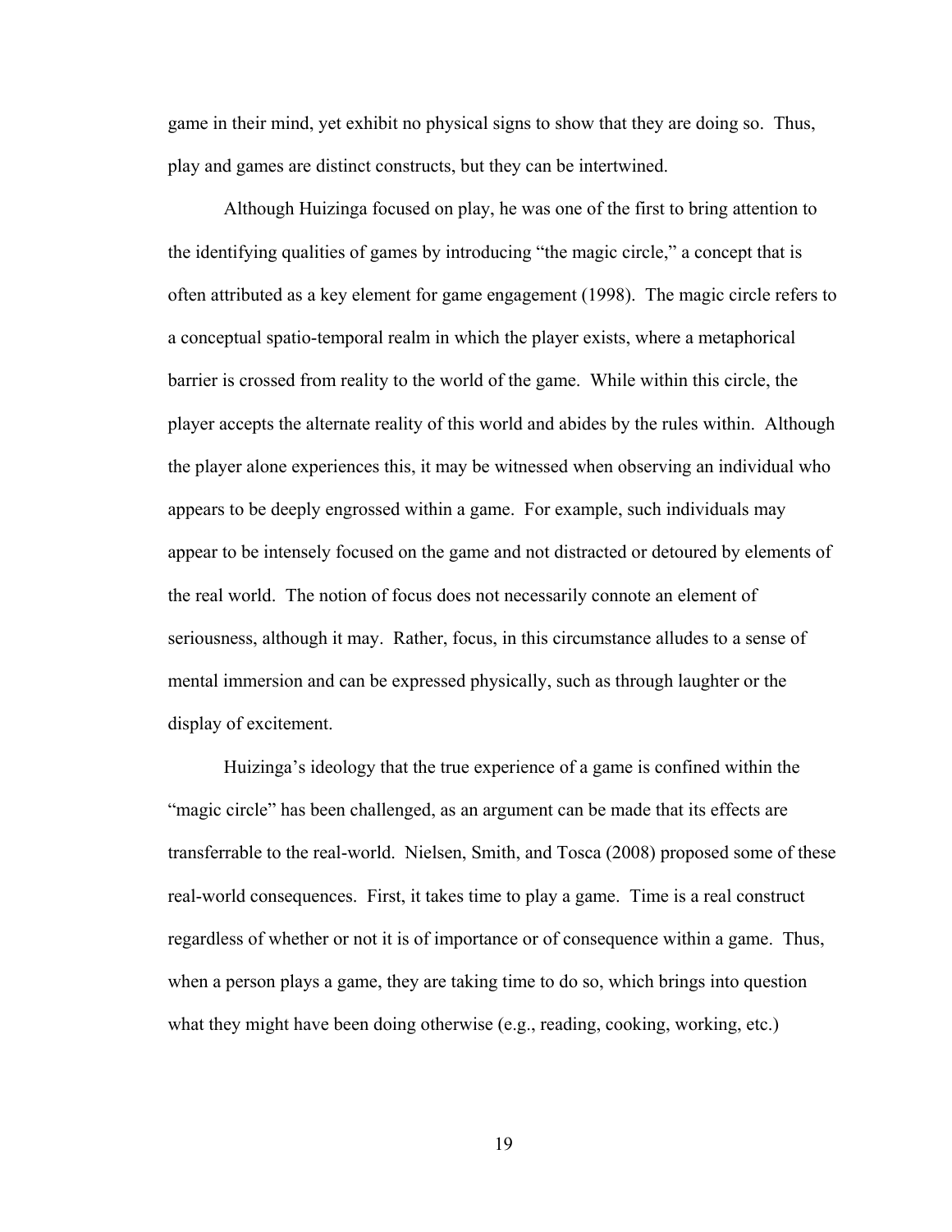game in their mind, yet exhibit no physical signs to show that they are doing so. Thus, play and games are distinct constructs, but they can be intertwined.

Although Huizinga focused on play, he was one of the first to bring attention to the identifying qualities of games by introducing "the magic circle," a concept that is often attributed as a key element for game engagement (1998). The magic circle refers to a conceptual spatio-temporal realm in which the player exists, where a metaphorical barrier is crossed from reality to the world of the game. While within this circle, the player accepts the alternate reality of this world and abides by the rules within. Although the player alone experiences this, it may be witnessed when observing an individual who appears to be deeply engrossed within a game. For example, such individuals may appear to be intensely focused on the game and not distracted or detoured by elements of the real world. The notion of focus does not necessarily connote an element of seriousness, although it may. Rather, focus, in this circumstance alludes to a sense of mental immersion and can be expressed physically, such as through laughter or the display of excitement.

Huizinga's ideology that the true experience of a game is confined within the "magic circle" has been challenged, as an argument can be made that its effects are transferrable to the real-world. Nielsen, Smith, and Tosca (2008) proposed some of these real-world consequences. First, it takes time to play a game. Time is a real construct regardless of whether or not it is of importance or of consequence within a game. Thus, when a person plays a game, they are taking time to do so, which brings into question what they might have been doing otherwise (e.g., reading, cooking, working, etc.)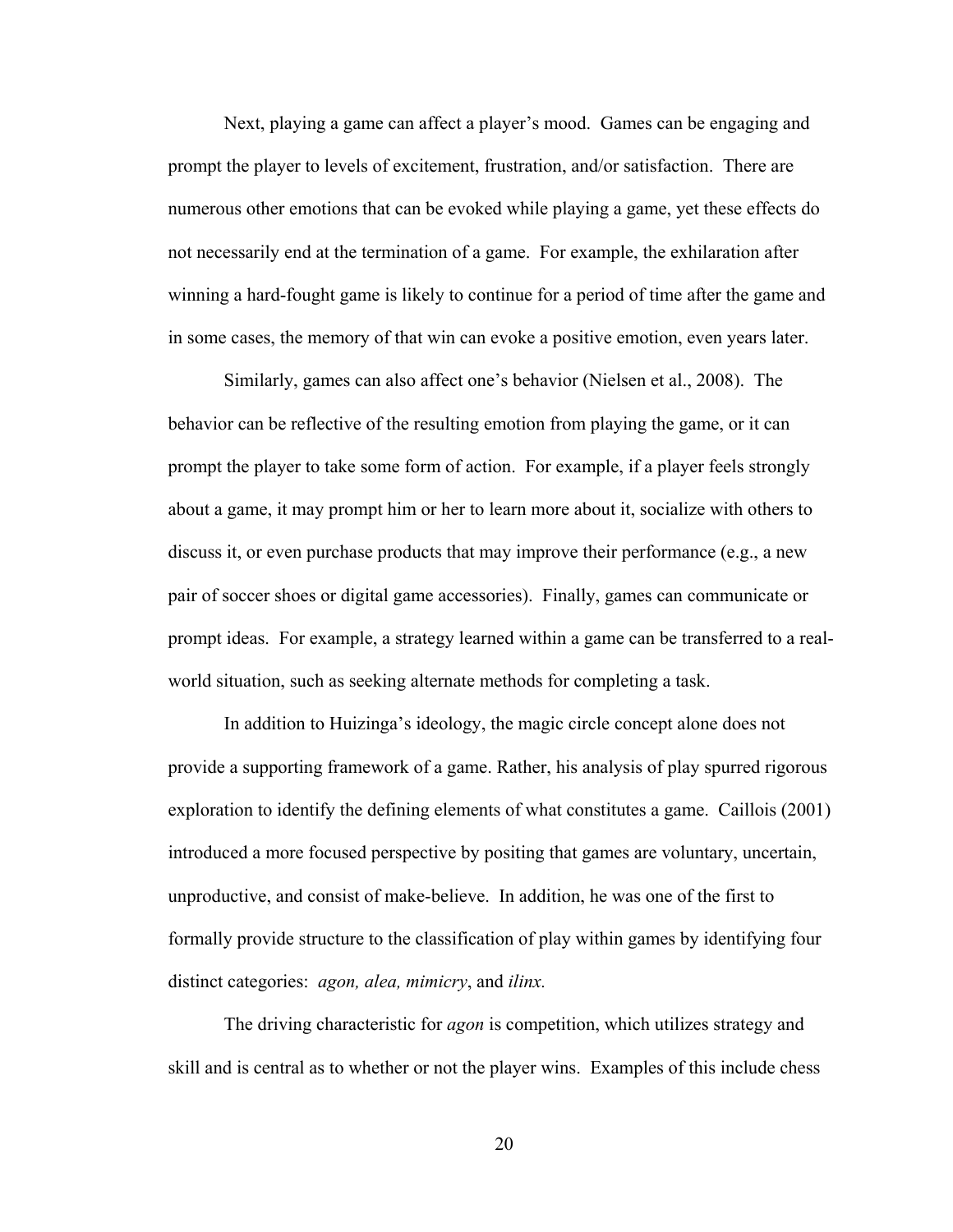Next, playing a game can affect a player's mood. Games can be engaging and prompt the player to levels of excitement, frustration, and/or satisfaction. There are numerous other emotions that can be evoked while playing a game, yet these effects do not necessarily end at the termination of a game. For example, the exhilaration after winning a hard-fought game is likely to continue for a period of time after the game and in some cases, the memory of that win can evoke a positive emotion, even years later.

Similarly, games can also affect one's behavior (Nielsen et al., 2008). The behavior can be reflective of the resulting emotion from playing the game, or it can prompt the player to take some form of action. For example, if a player feels strongly about a game, it may prompt him or her to learn more about it, socialize with others to discuss it, or even purchase products that may improve their performance (e.g., a new pair of soccer shoes or digital game accessories). Finally, games can communicate or prompt ideas. For example, a strategy learned within a game can be transferred to a real-world situation, such as seeking alternate methods for completing a task.

In addition to Huizinga's ideology, the magic circle concept alone does not provide a supporting framework of a game. Rather, his analysis of play spurred rigorous exploration to identify the defining elements of what constitutes a game. Caillois (2001) introduced a more focused perspective by positing that games are voluntary, uncertain, unproductive, and consist of make-believe. In addition, he was one of the first to formally provide structure to the classification of play within games by identifying four distinct categories: *agon, alea, mimicry*, and *ilinx.*

The driving characteristic for *agon* is competition, which utilizes strategy and skill and is central as to whether or not the player wins. Examples of this include chess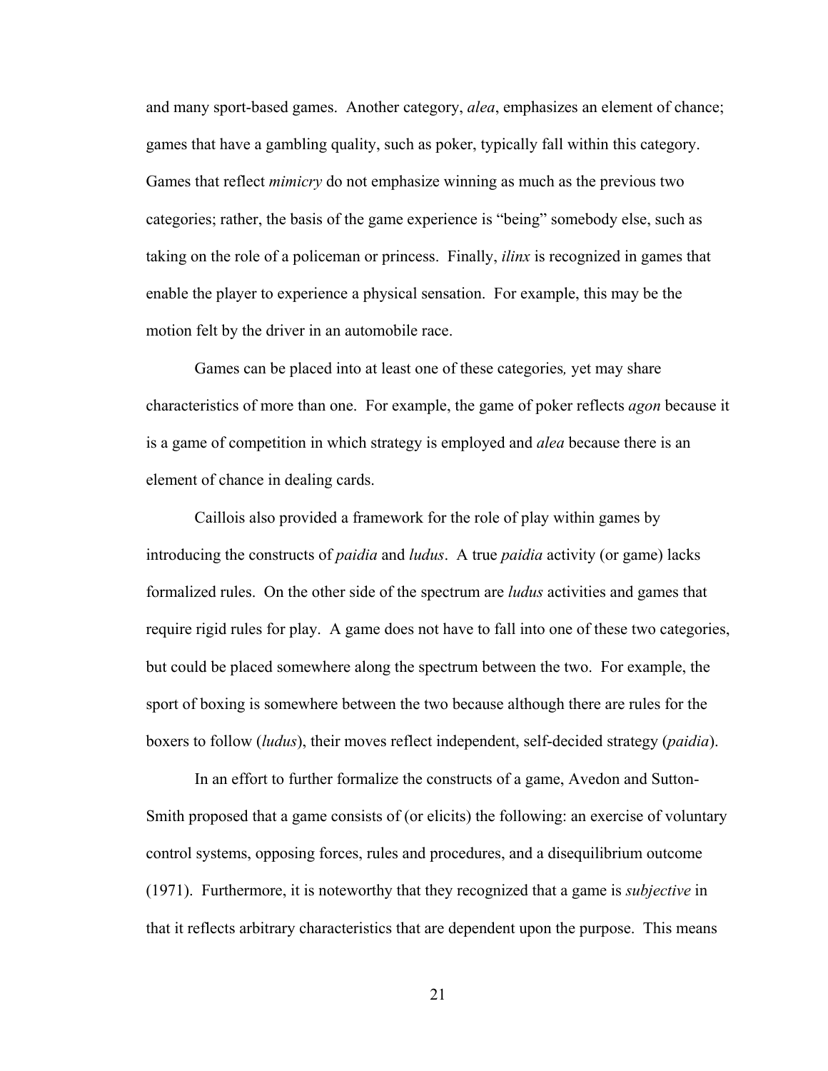and many sport-based games. Another category, *alea*, emphasizes an element of chance; games that have a gambling quality, such as poker, typically fall within this category. Games that reflect *mimicry* do not emphasize winning as much as the previous two categories; rather, the basis of the game experience is "being" somebody else, such as taking on the role of a policeman or princess. Finally, *ilinx* is recognized in games that enable the player to experience a physical sensation. For example, this may be the motion felt by the driver in an automobile race.

Games can be placed into at least one of these categories*,* yet may share characteristics of more than one. For example, the game of poker reflects *agon* because it is a game of competition in which strategy is employed and *alea* because there is an element of chance in dealing cards.

Caillois also provided a framework for the role of play within games by introducing the constructs of *paidia* and *ludus*. A true *paidia* activity (or game) lacks formalized rules. On the other side of the spectrum are *ludus* activities and games that require rigid rules for play. A game does not have to fall into one of these two categories, but could be placed somewhere along the spectrum between the two. For example, the sport of boxing is somewhere between the two because although there are rules for the boxers to follow (*ludus*), their moves reflect independent, self-decided strategy (*paidia*).

In an effort to further formalize the constructs of a game, Avedon and Sutton-Smith proposed that a game consists of (or elicits) the following: an exercise of voluntary control systems, opposing forces, rules and procedures, and a disequilibrium outcome (1971). Furthermore, it is noteworthy that they recognized that a game is *subjective* in that it reflects arbitrary characteristics that are dependent upon the purpose. This means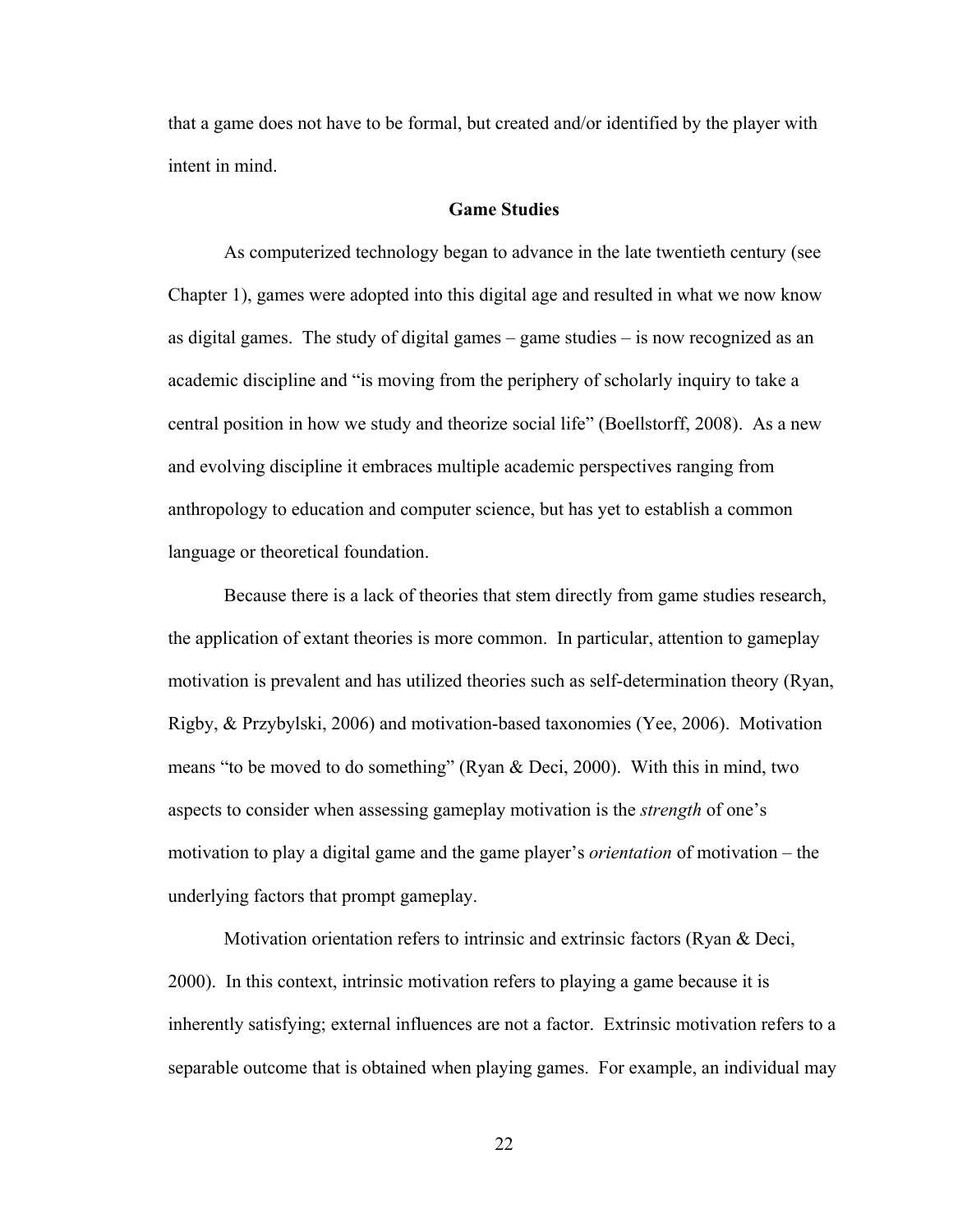that a game does not have to be formal, but created and/or identified by the player with intent in mind.

## Game Studies

As computerized technology began to advance in the late twentieth century (see Chapter 1), games were adopted into this digital age and resulted in what we now know as digital games. The study of digital games – game studies – is now recognized as an academic discipline and "is moving from the periphery of scholarly inquiry to take a central position in how we study and theorize social life" (Boellstorff, 2008). As a new and evolving discipline it embraces multiple academic perspectives ranging from anthropology to education and computer science, but has yet to establish a common language or theoretical foundation.

Because there is a lack of theories that stem directly from game studies research, the application of extant theories is more common. In particular, attention to gameplay motivation is prevalent and has utilized theories such as self-determination theory (Ryan, Rigby, & Przybylski, 2006) and motivation-based taxonomies (Yee, 2006). Motivation means "to be moved to do something" (Ryan & Deci, 2000). With this in mind, two aspects to consider when assessing gameplay motivation is the *strength* of one's motivation to play a digital game and the game player's *orientation* of motivation – the underlying factors that prompt gameplay.

Motivation orientation refers to intrinsic and extrinsic factors (Ryan & Deci, 2000). In this context, intrinsic motivation refers to playing a game because it is inherently satisfying; external influences are not a factor. Extrinsic motivation refers to a separable outcome that is obtained when playing games. For example, an individual may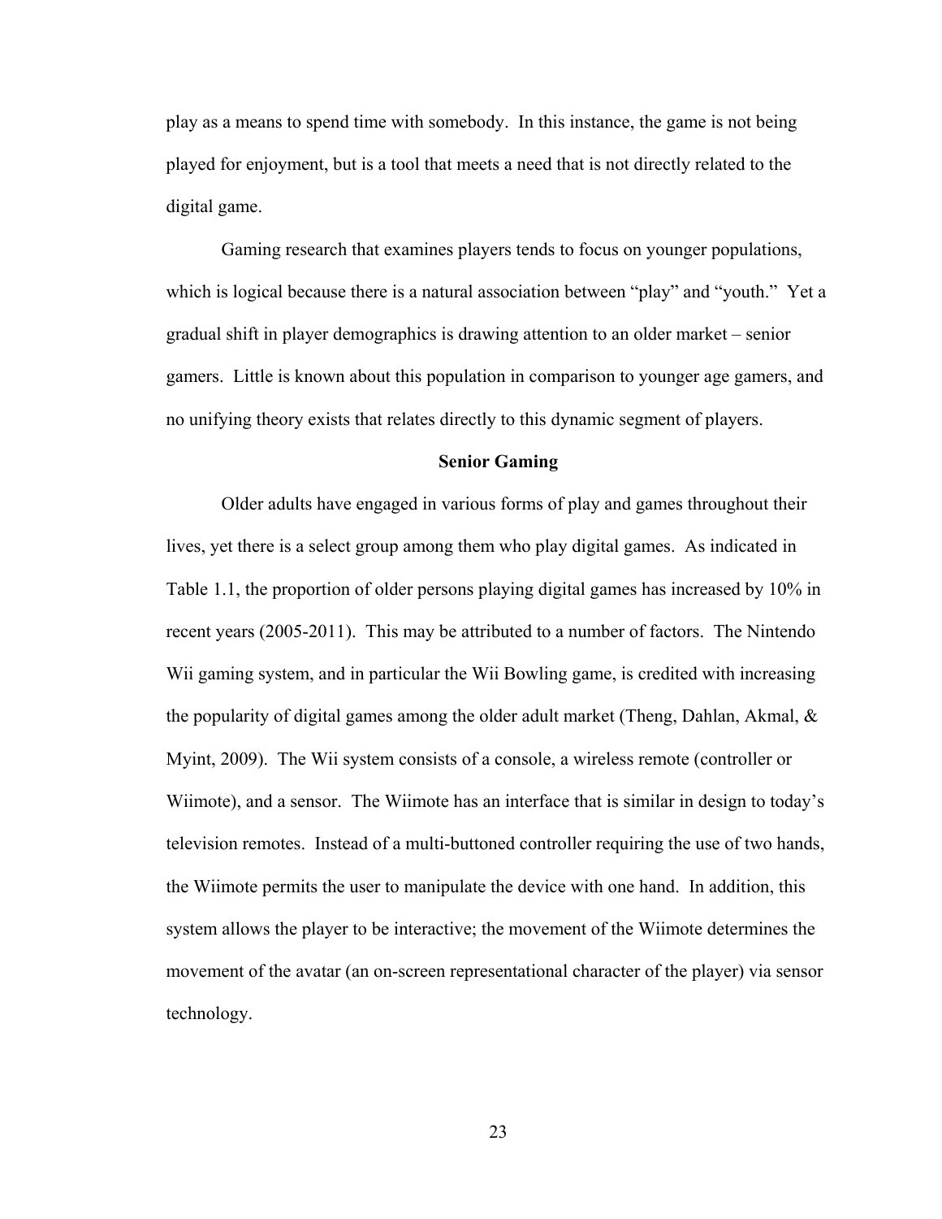play as a means to spend time with somebody. In this instance, the game is not being played for enjoyment, but is a tool that meets a need that is not directly related to the digital game.

Gaming research that examines players tends to focus on younger populations, which is logical because there is a natural association between "play" and "youth." Yet a gradual shift in player demographics is drawing attention to an older market – senior gamers. Little is known about this population in comparison to younger age gamers, and no unifying theory exists that relates directly to this dynamic segment of players.

## Senior Gaming

Older adults have engaged in various forms of play and games throughout their lives, yet there is a select group among them who play digital games. As indicated in Table 1.1, the proportion of older persons playing digital games has increased by 10% in recent years (2005-2011). This may be attributed to a number of factors. The Nintendo Wii gaming system, and in particular the Wii Bowling game, is credited with increasing the popularity of digital games among the older adult market (Theng, Dahlan, Akmal, & Myint, 2009). The Wii system consists of a console, a wireless remote (controller or Wiimote), and a sensor. The Wiimote has an interface that is similar in design to today's television remotes. Instead of a multi-buttoned controller requiring the use of two hands, the Wiimote permits the user to manipulate the device with one hand. In addition, this system allows the player to be interactive; the movement of the Wiimote determines the movement of the avatar (an on-screen representational character of the player) via sensor technology.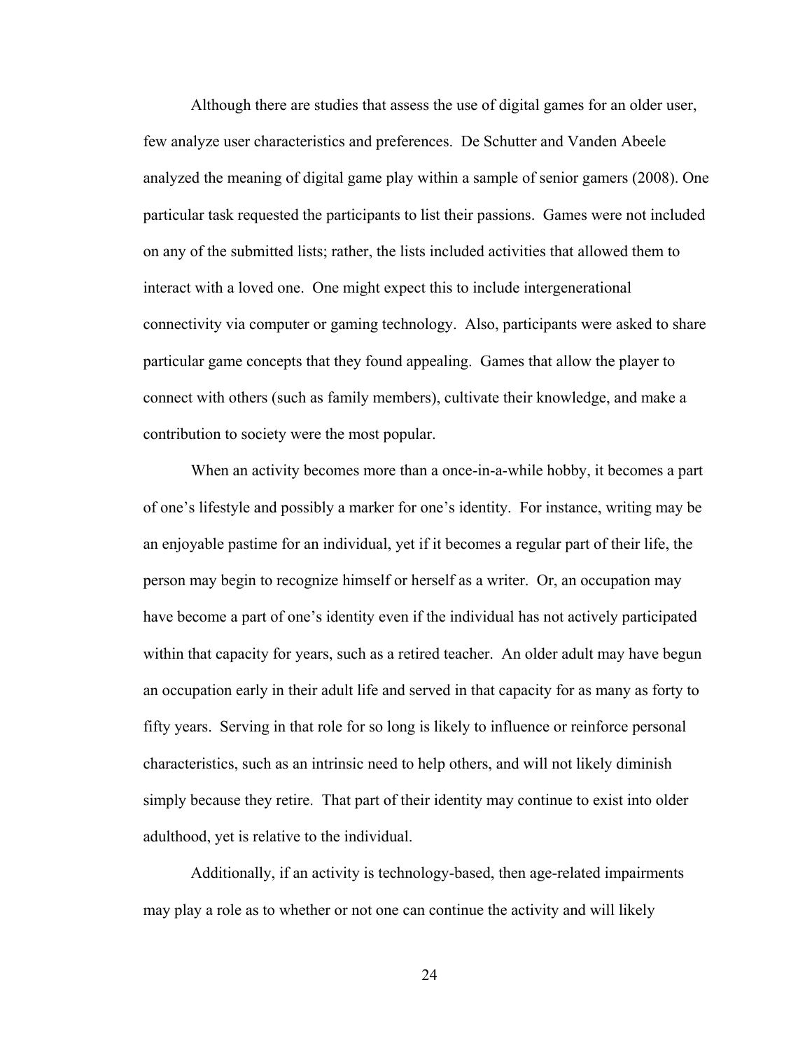Although there are studies that assess the use of digital games for an older user, few analyze user characteristics and preferences. De Schutter and Vanden Abeele analyzed the meaning of digital game play within a sample of senior gamers (2008). One particular task requested the participants to list their passions. Games were not included on any of the submitted lists; rather, the lists included activities that allowed them to interact with a loved one. One might expect this to include intergenerational connectivity via computer or gaming technology. Also, participants were asked to share particular game concepts that they found appealing. Games that allow the player to connect with others (such as family members), cultivate their knowledge, and make a contribution to society were the most popular.

When an activity becomes more than a once-in-a-while hobby, it becomes a part of one's lifestyle and possibly a marker for one's identity. For instance, writing may be an enjoyable pastime for an individual, yet if it becomes a regular part of their life, the person may begin to recognize himself or herself as a writer. Or, an occupation may have become a part of one's identity even if the individual has not actively participated within that capacity for years, such as a retired teacher. An older adult may have begun an occupation early in their adult life and served in that capacity for as many as forty to fifty years. Serving in that role for so long is likely to influence or reinforce personal characteristics, such as an intrinsic need to help others, and will not likely diminish simply because they retire. That part of their identity may continue to exist into older adulthood, yet is relative to the individual.

Additionally, if an activity is technology-based, then age-related impairments may play a role as to whether or not one can continue the activity and will likely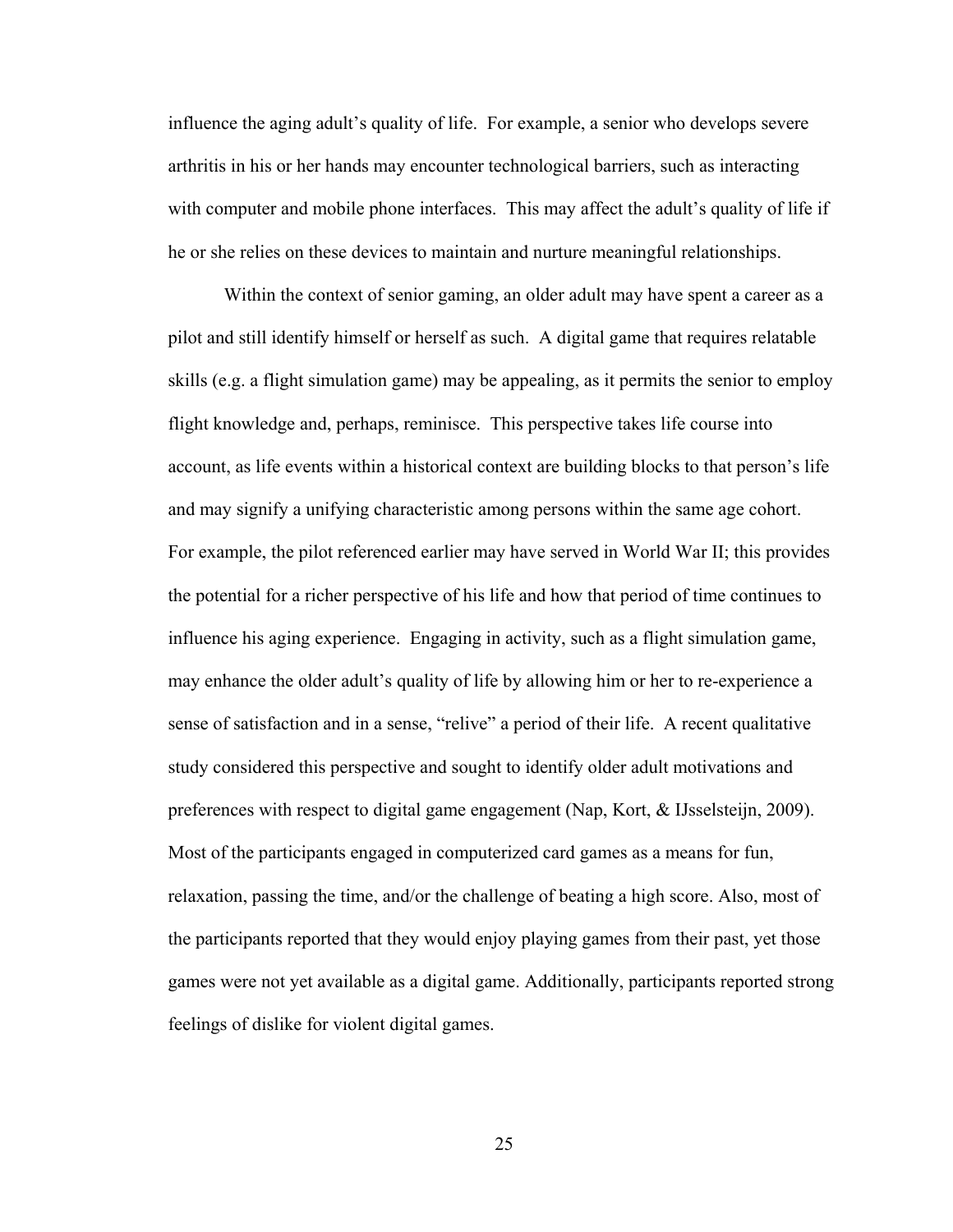influence the aging adult's quality of life. For example, a senior who develops severe arthritis in his or her hands may encounter technological barriers, such as interacting with computer and mobile phone interfaces. This may affect the adult's quality of life if he or she relies on these devices to maintain and nurture meaningful relationships.

Within the context of senior gaming, an older adult may have spent a career as a pilot and still identify himself or herself as such. A digital game that requires relatable skills (e.g. a flight simulation game) may be appealing, as it permits the senior to employ flight knowledge and, perhaps, reminisce. This perspective takes life course into account, as life events within a historical context are building blocks to that person's life and may signify a unifying characteristic among persons within the same age cohort. For example, the pilot referenced earlier may have served in World War II; this provides the potential for a richer perspective of his life and how that period of time continues to influence his aging experience. Engaging in activity, such as a flight simulation game, may enhance the older adult's quality of life by allowing him or her to re-experience a sense of satisfaction and in a sense, "relive" a period of their life. A recent qualitative study considered this perspective and sought to identify older adult motivations and preferences with respect to digital game engagement (Nap, Kort, & IJsselsteijn, 2009). Most of the participants engaged in computerized card games as a means for fun, relaxation, passing the time, and/or the challenge of beating a high score. Also, most of the participants reported that they would enjoy playing games from their past, yet those games were not yet available as a digital game. Additionally, participants reported strong feelings of dislike for violent digital games.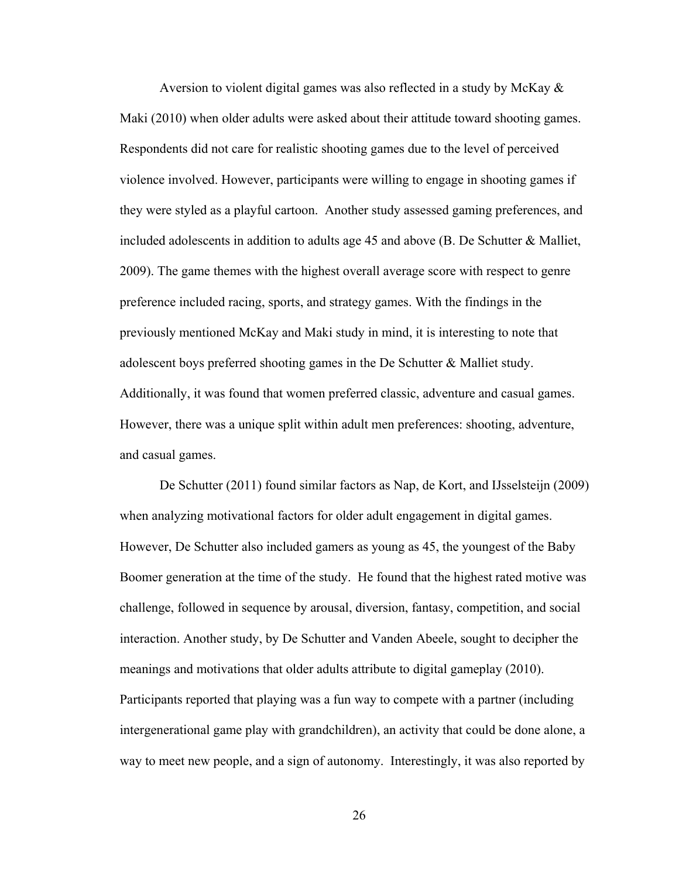Aversion to violent digital games was also reflected in a study by McKay & Maki (2010) when older adults were asked about their attitude toward shooting games. Respondents did not care for realistic shooting games due to the level of perceived violence involved. However, participants were willing to engage in shooting games if they were styled as a playful cartoon. Another study assessed gaming preferences, and included adolescents in addition to adults age 45 and above (B. De Schutter & Malliet, 2009). The game themes with the highest overall average score with respect to genre preference included racing, sports, and strategy games. With the findings in the previously mentioned McKay and Maki study in mind, it is interesting to note that adolescent boys preferred shooting games in the De Schutter & Malliet study. Additionally, it was found that women preferred classic, adventure and casual games. However, there was a unique split within adult men preferences: shooting, adventure, and casual games.

De Schutter (2011) found similar factors as Nap, de Kort, and IJsselsteijn (2009) when analyzing motivational factors for older adult engagement in digital games. However, De Schutter also included gamers as young as 45, the youngest of the Baby Boomer generation at the time of the study. He found that the highest rated motive was challenge, followed in sequence by arousal, diversion, fantasy, competition, and social interaction. Another study, by De Schutter and Vanden Abeele, sought to decipher the meanings and motivations that older adults attribute to digital gameplay (2010). Participants reported that playing was a fun way to compete with a partner (including intergenerational game play with grandchildren), an activity that could be done alone, a way to meet new people, and a sign of autonomy. Interestingly, it was also reported by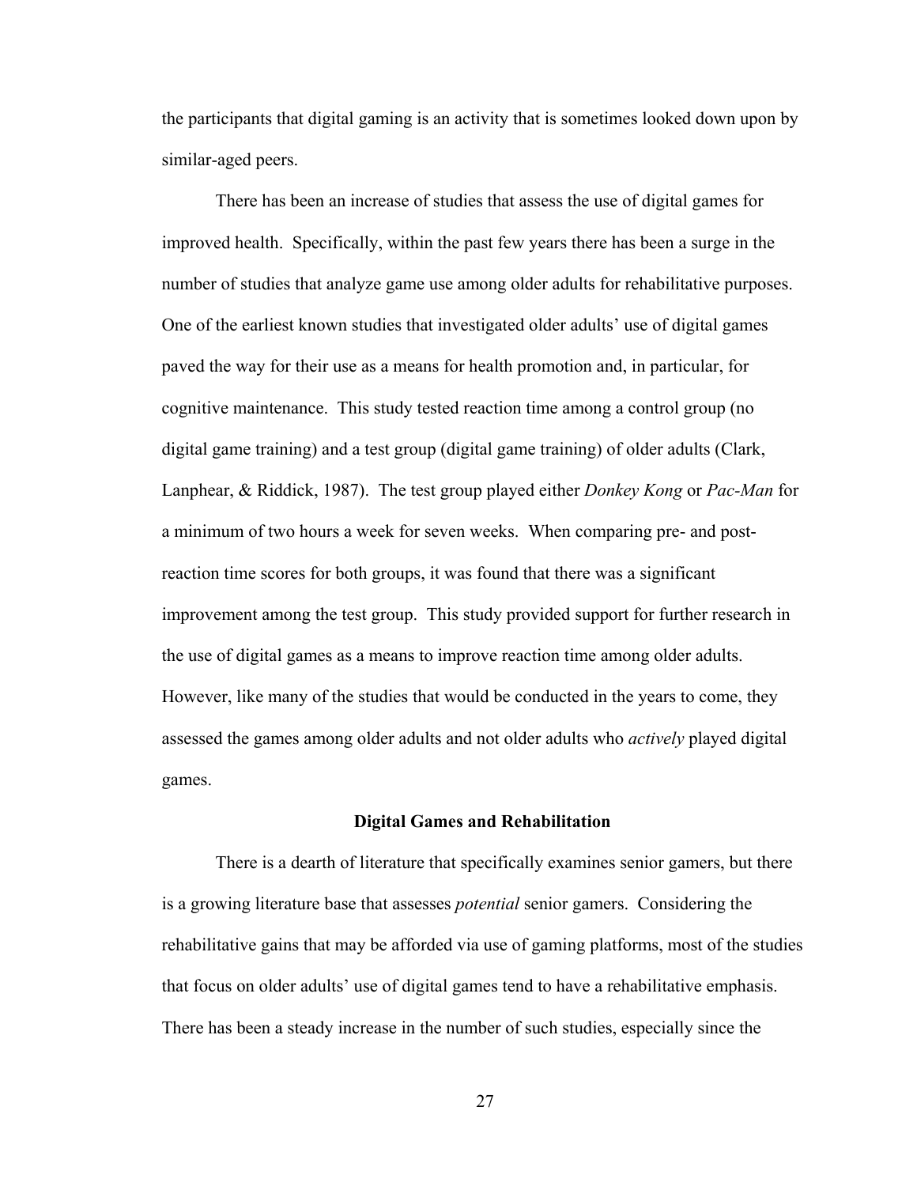the participants that digital gaming is an activity that is sometimes looked down upon by similar-aged peers.

There has been an increase of studies that assess the use of digital games for improved health. Specifically, within the past few years there has been a surge in the number of studies that analyze game use among older adults for rehabilitative purposes. One of the earliest known studies that investigated older adults' use of digital games paved the way for their use as a means for health promotion and, in particular, for cognitive maintenance. This study tested reaction time among a control group (no digital game training) and a test group (digital game training) of older adults (Clark, Lanphear, & Riddick, 1987). The test group played either *Donkey Kong* or *Pac-Man* for a minimum of two hours a week for seven weeks. When comparing pre- and post-reaction time scores for both groups, it was found that there was a significant improvement among the test group. This study provided support for further research in the use of digital games as a means to improve reaction time among older adults. However, like many of the studies that would be conducted in the years to come, they assessed the games among older adults and not older adults who *actively* played digital games.

### Digital Games and Rehabilitation

There is a dearth of literature that specifically examines senior gamers, but there is a growing literature base that assesses *potential* senior gamers. Considering the rehabilitative gains that may be afforded via use of gaming platforms, most of the studies that focus on older adults' use of digital games tend to have a rehabilitative emphasis. There has been a steady increase in the number of such studies, especially since the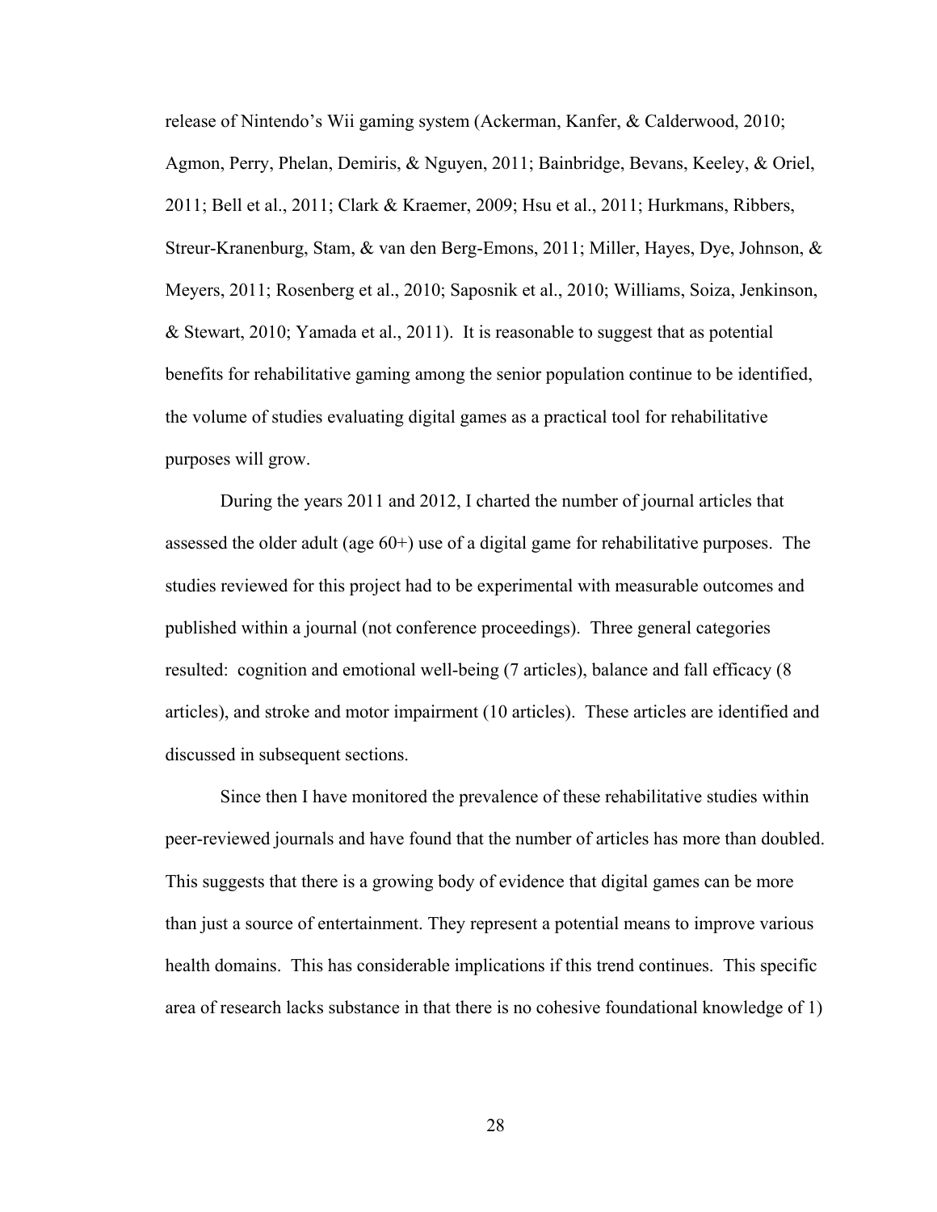release of Nintendo's Wii gaming system (Ackerman, Kanfer, & Calderwood, 2010; Agmon, Perry, Phelan, Demiris, & Nguyen, 2011; Bainbridge, Bevans, Keeley, & Oriel, 2011; Bell et al., 2011; Clark & Kraemer, 2009; Hsu et al., 2011; Hurkmans, Ribbers, Streur-Kranenburg, Stam, & van den Berg-Emons, 2011; Miller, Hayes, Dye, Johnson, & Meyers, 2011; Rosenberg et al., 2010; Saposnik et al., 2010; Williams, Soiza, Jenkinson, & Stewart, 2010; Yamada et al., 2011). It is reasonable to suggest that as potential benefits for rehabilitative gaming among the senior population continue to be identified, the volume of studies evaluating digital games as a practical tool for rehabilitative purposes will grow.

During the years 2011 and 2012, I charted the number of journal articles that assessed the older adult (age 60+) use of a digital game for rehabilitative purposes. The studies reviewed for this project had to be experimental with measurable outcomes and published within a journal (not conference proceedings). Three general categories resulted: cognition and emotional well-being (7 articles), balance and fall efficacy (8 articles), and stroke and motor impairment (10 articles). These articles are identified and discussed in subsequent sections.

Since then I have monitored the prevalence of these rehabilitative studies within peer-reviewed journals and have found that the number of articles has more than doubled. This suggests that there is a growing body of evidence that digital games can be more than just a source of entertainment. They represent a potential means to improve various health domains. This has considerable implications if this trend continues. This specific area of research lacks substance in that there is no cohesive foundational knowledge of 1)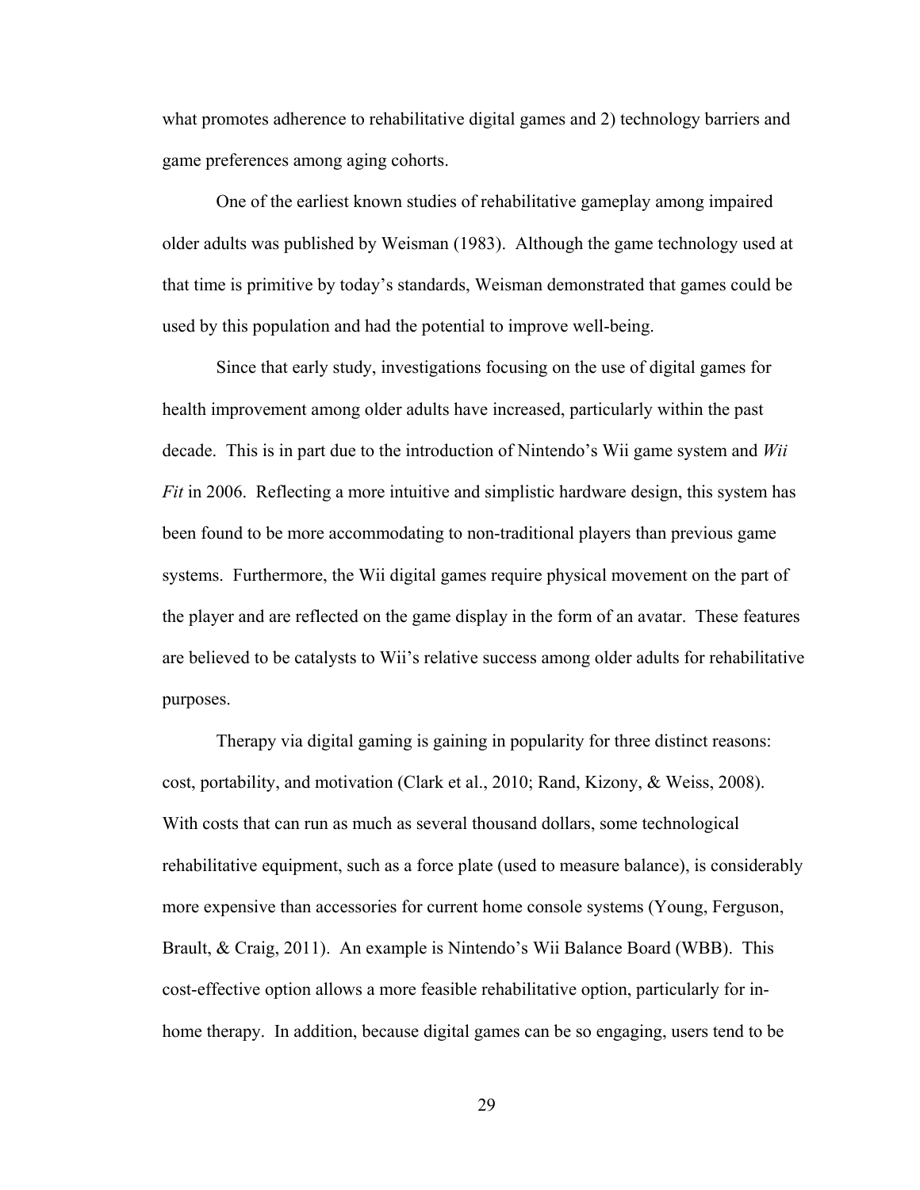what promotes adherence to rehabilitative digital games and 2) technology barriers and game preferences among aging cohorts.

One of the earliest known studies of rehabilitative gameplay among impaired older adults was published by Weisman (1983). Although the game technology used at that time is primitive by today's standards, Weisman demonstrated that games could be used by this population and had the potential to improve well-being.

Since that early study, investigations focusing on the use of digital games for health improvement among older adults have increased, particularly within the past decade. This is in part due to the introduction of Nintendo's Wii game system and *Wii Fit* in 2006. Reflecting a more intuitive and simplistic hardware design, this system has been found to be more accommodating to non-traditional players than previous game systems. Furthermore, the Wii digital games require physical movement on the part of the player and are reflected on the game display in the form of an avatar. These features are believed to be catalysts to Wii's relative success among older adults for rehabilitative purposes.

Therapy via digital gaming is gaining in popularity for three distinct reasons: cost, portability, and motivation (Clark et al., 2010; Rand, Kizony, & Weiss, 2008). With costs that can run as much as several thousand dollars, some technological rehabilitative equipment, such as a force plate (used to measure balance), is considerably more expensive than accessories for current home console systems (Young, Ferguson, Brault, & Craig, 2011). An example is Nintendo's Wii Balance Board (WBB). This cost-effective option allows a more feasible rehabilitative option, particularly for in-home therapy. In addition, because digital games can be so engaging, users tend to be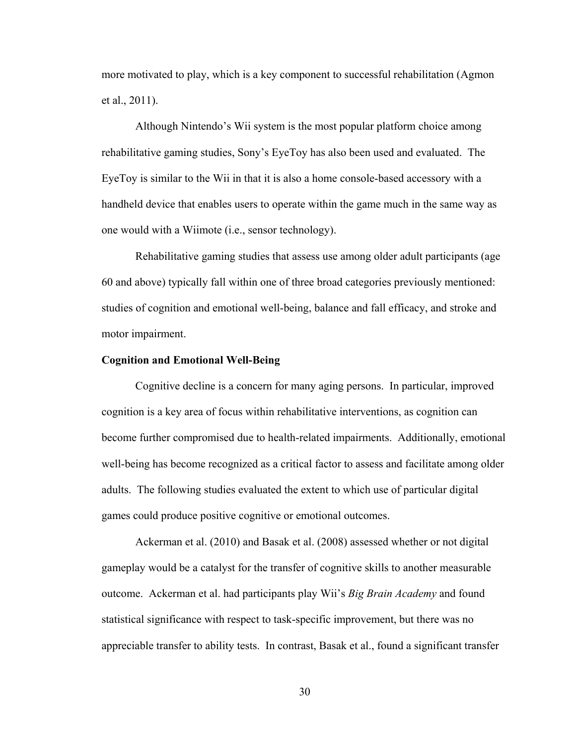more motivated to play, which is a key component to successful rehabilitation (Agmon et al., 2011).

Although Nintendo's Wii system is the most popular platform choice among rehabilitative gaming studies, Sony's EyeToy has also been used and evaluated. The EyeToy is similar to the Wii in that it is also a home console-based accessory with a handheld device that enables users to operate within the game much in the same way as one would with a Wiimote (i.e., sensor technology).

Rehabilitative gaming studies that assess use among older adult participants (age 60 and above) typically fall within one of three broad categories previously mentioned: studies of cognition and emotional well-being, balance and fall efficacy, and stroke and motor impairment.

**Cognition and Emotional Well-Being**

Cognitive decline is a concern for many aging persons. In particular, improved cognition is a key area of focus within rehabilitative interventions, as cognition can become further compromised due to health-related impairments. Additionally, emotional well-being has become recognized as a critical factor to assess and facilitate among older adults. The following studies evaluated the extent to which use of particular digital games could produce positive cognitive or emotional outcomes.

Ackerman et al. (2010) and Basak et al. (2008) assessed whether or not digital gameplay would be a catalyst for the transfer of cognitive skills to another measurable outcome. Ackerman et al. had participants play Wii's *Big Brain Academy* and found statistical significance with respect to task-specific improvement, but there was no appreciable transfer to ability tests. In contrast, Basak et al., found a significant transfer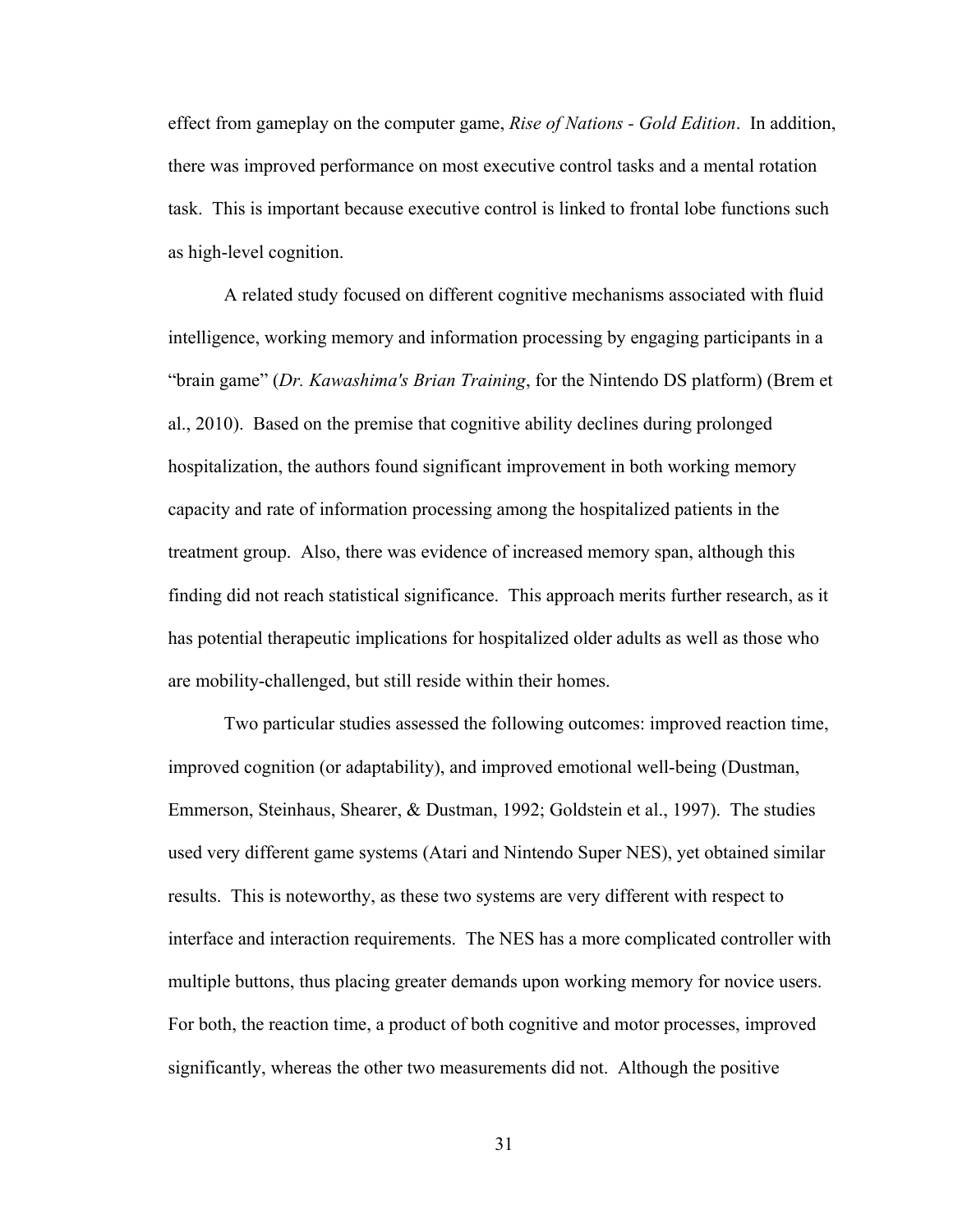effect from gameplay on the computer game, *Rise of Nations - Gold Edition*. In addition, there was improved performance on most executive control tasks and a mental rotation task. This is important because executive control is linked to frontal lobe functions such as high-level cognition.

A related study focused on different cognitive mechanisms associated with fluid intelligence, working memory and information processing by engaging participants in a "brain game" (*Dr. Kawashima's Brian Training*, for the Nintendo DS platform) (Brem et al., 2010). Based on the premise that cognitive ability declines during prolonged hospitalization, the authors found significant improvement in both working memory capacity and rate of information processing among the hospitalized patients in the treatment group. Also, there was evidence of increased memory span, although this finding did not reach statistical significance. This approach merits further research, as it has potential therapeutic implications for hospitalized older adults as well as those who are mobility-challenged, but still reside within their homes.

Two particular studies assessed the following outcomes: improved reaction time, improved cognition (or adaptability), and improved emotional well-being (Dustman, Emmerson, Steinhaus, Shearer, & Dustman, 1992; Goldstein et al., 1997). The studies used very different game systems (Atari and Nintendo Super NES), yet obtained similar results. This is noteworthy, as these two systems are very different with respect to interface and interaction requirements. The NES has a more complicated controller with multiple buttons, thus placing greater demands upon working memory for novice users. For both, the reaction time, a product of both cognitive and motor processes, improved significantly, whereas the other two measurements did not. Although the positive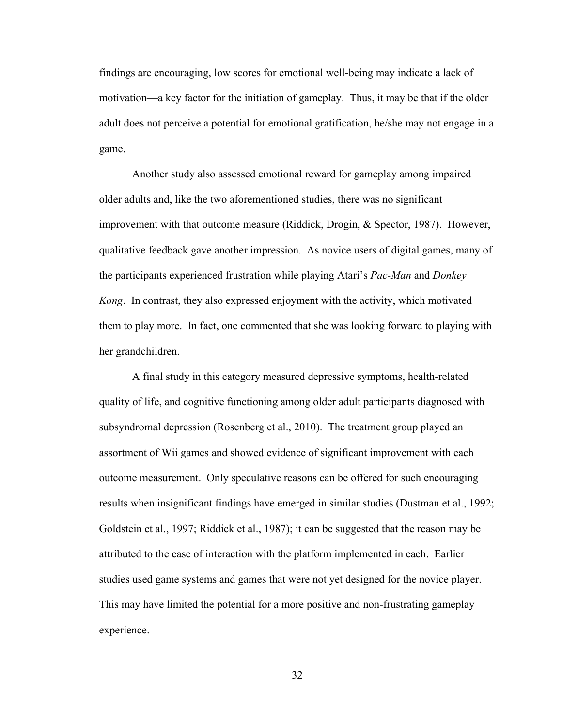findings are encouraging, low scores for emotional well-being may indicate a lack of motivation—a key factor for the initiation of gameplay. Thus, it may be that if the older adult does not perceive a potential for emotional gratification, he/she may not engage in a game.

Another study also assessed emotional reward for gameplay among impaired older adults and, like the two aforementioned studies, there was no significant improvement with that outcome measure (Riddick, Drogin, & Spector, 1987). However, qualitative feedback gave another impression. As novice users of digital games, many of the participants experienced frustration while playing Atari's *Pac-Man* and *Donkey Kong*. In contrast, they also expressed enjoyment with the activity, which motivated them to play more. In fact, one commented that she was looking forward to playing with her grandchildren.

A final study in this category measured depressive symptoms, health-related quality of life, and cognitive functioning among older adult participants diagnosed with subsyndromal depression (Rosenberg et al., 2010). The treatment group played an assortment of Wii games and showed evidence of significant improvement with each outcome measurement. Only speculative reasons can be offered for such encouraging results when insignificant findings have emerged in similar studies (Dustman et al., 1992; Goldstein et al., 1997; Riddick et al., 1987); it can be suggested that the reason may be attributed to the ease of interaction with the platform implemented in each. Earlier studies used game systems and games that were not yet designed for the novice player. This may have limited the potential for a more positive and non-frustrating gameplay experience.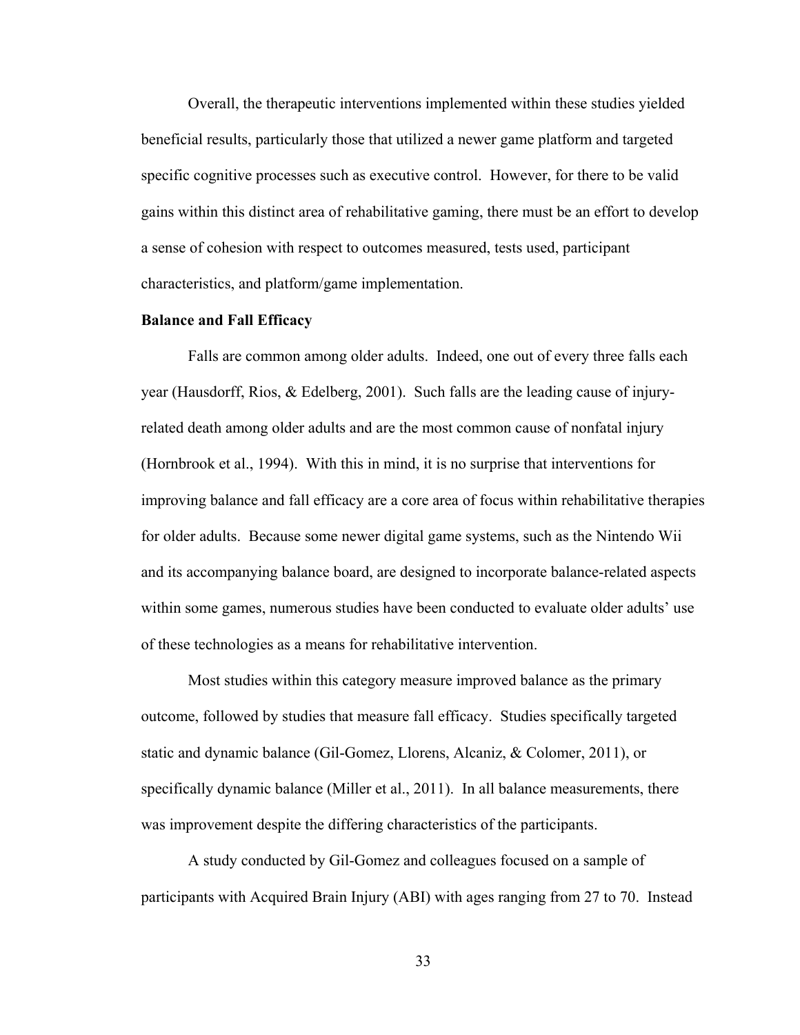Overall, the therapeutic interventions implemented within these studies yielded beneficial results, particularly those that utilized a newer game platform and targeted specific cognitive processes such as executive control. However, for there to be valid gains within this distinct area of rehabilitative gaming, there must be an effort to develop a sense of cohesion with respect to outcomes measured, tests used, participant characteristics, and platform/game implementation.

**Balance and Fall Efficacy**

Falls are common among older adults. Indeed, one out of every three falls each year (Hausdorff, Rios, & Edelberg, 2001). Such falls are the leading cause of injury-related death among older adults and are the most common cause of nonfatal injury (Hornbrook et al., 1994). With this in mind, it is no surprise that interventions for improving balance and fall efficacy are a core area of focus within rehabilitative therapies for older adults. Because some newer digital game systems, such as the Nintendo Wii and its accompanying balance board, are designed to incorporate balance-related aspects within some games, numerous studies have been conducted to evaluate older adults' use of these technologies as a means for rehabilitative intervention.

Most studies within this category measure improved balance as the primary outcome, followed by studies that measure fall efficacy. Studies specifically targeted static and dynamic balance (Gil-Gomez, Llorens, Alcaniz, & Colomer, 2011), or specifically dynamic balance (Miller et al., 2011). In all balance measurements, there was improvement despite the differing characteristics of the participants.

A study conducted by Gil-Gomez and colleagues focused on a sample of participants with Acquired Brain Injury (ABI) with ages ranging from 27 to 70. Instead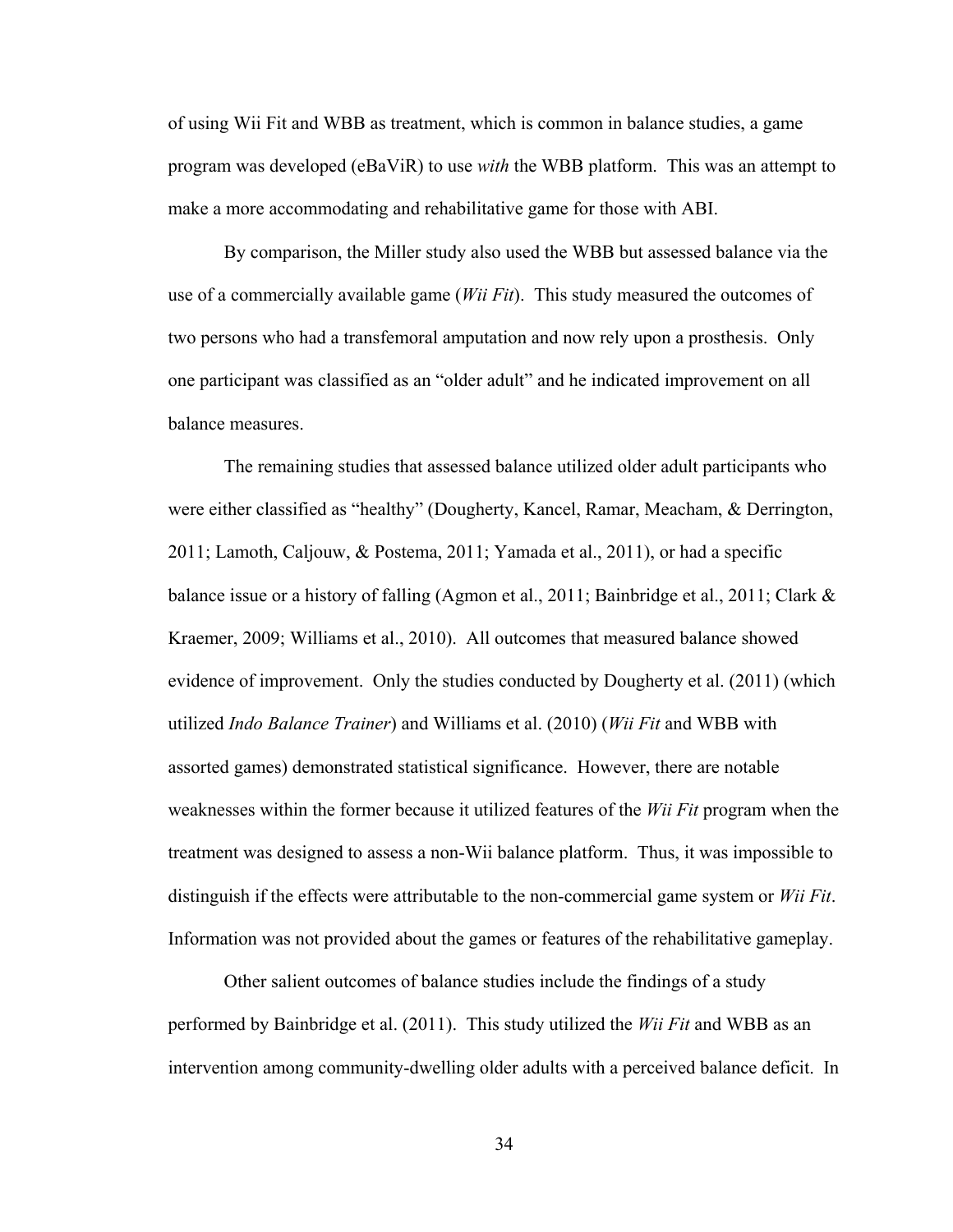of using Wii Fit and WBB as treatment, which is common in balance studies, a game program was developed (eBaViR) to use *with* the WBB platform. This was an attempt to make a more accommodating and rehabilitative game for those with ABI.

By comparison, the Miller study also used the WBB but assessed balance via the use of a commercially available game (*Wii Fit*). This study measured the outcomes of two persons who had a transfemoral amputation and now rely upon a prosthesis. Only one participant was classified as an "older adult" and he indicated improvement on all balance measures.

The remaining studies that assessed balance utilized older adult participants who were either classified as "healthy" (Dougherty, Kancel, Ramar, Meacham, & Derrington, 2011; Lamoth, Caljouw, & Postema, 2011; Yamada et al., 2011), or had a specific balance issue or a history of falling (Agmon et al., 2011; Bainbridge et al., 2011; Clark & Kraemer, 2009; Williams et al., 2010). All outcomes that measured balance showed evidence of improvement. Only the studies conducted by Dougherty et al. (2011) (which utilized *Indo Balance Trainer*) and Williams et al. (2010) (*Wii Fit* and WBB with assorted games) demonstrated statistical significance. However, there are notable weaknesses within the former because it utilized features of the *Wii Fit* program when the treatment was designed to assess a non-Wii balance platform. Thus, it was impossible to distinguish if the effects were attributable to the non-commercial game system or *Wii Fit*. Information was not provided about the games or features of the rehabilitative gameplay.

Other salient outcomes of balance studies include the findings of a study performed by Bainbridge et al. (2011). This study utilized the *Wii Fit* and WBB as an intervention among community-dwelling older adults with a perceived balance deficit. In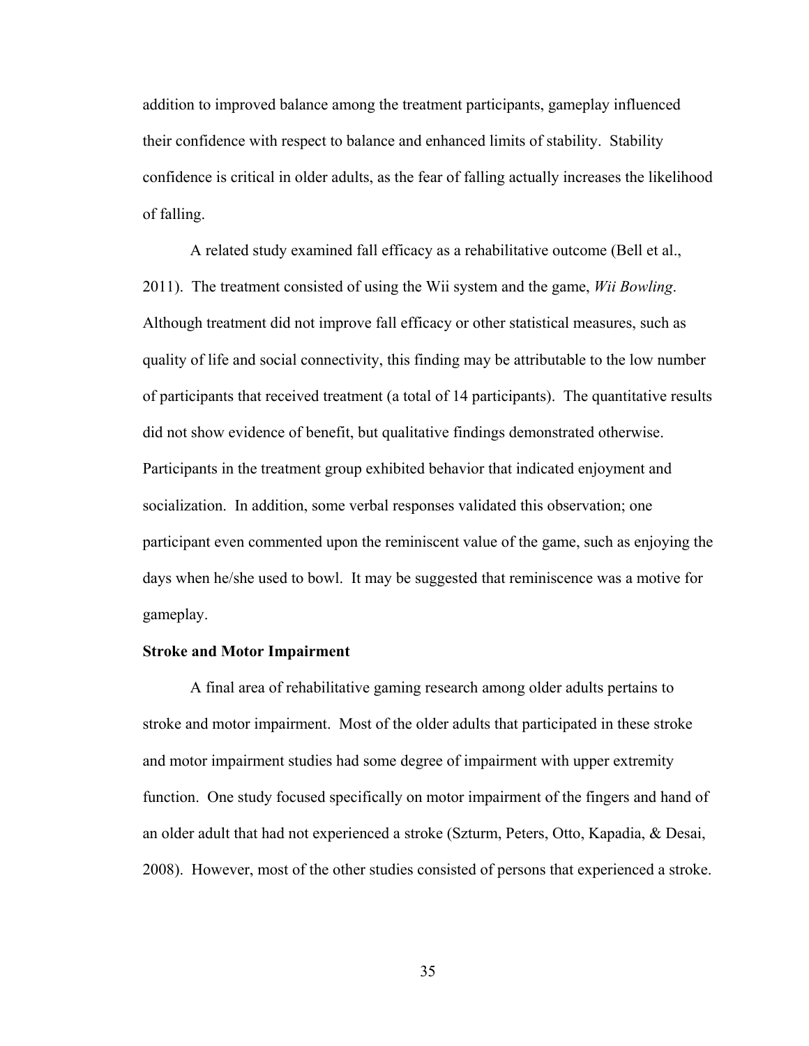addition to improved balance among the treatment participants, gameplay influenced their confidence with respect to balance and enhanced limits of stability. Stability confidence is critical in older adults, as the fear of falling actually increases the likelihood of falling.

A related study examined fall efficacy as a rehabilitative outcome (Bell et al., 2011). The treatment consisted of using the Wii system and the game, *Wii Bowling*. Although treatment did not improve fall efficacy or other statistical measures, such as quality of life and social connectivity, this finding may be attributable to the low number of participants that received treatment (a total of 14 participants). The quantitative results did not show evidence of benefit, but qualitative findings demonstrated otherwise. Participants in the treatment group exhibited behavior that indicated enjoyment and socialization. In addition, some verbal responses validated this observation; one participant even commented upon the reminiscent value of the game, such as enjoying the days when he/she used to bowl. It may be suggested that reminiscence was a motive for gameplay.

**Stroke and Motor Impairment**

A final area of rehabilitative gaming research among older adults pertains to stroke and motor impairment. Most of the older adults that participated in these stroke and motor impairment studies had some degree of impairment with upper extremity function. One study focused specifically on motor impairment of the fingers and hand of an older adult that had not experienced a stroke (Szturm, Peters, Otto, Kapadia, & Desai, 2008). However, most of the other studies consisted of persons that experienced a stroke.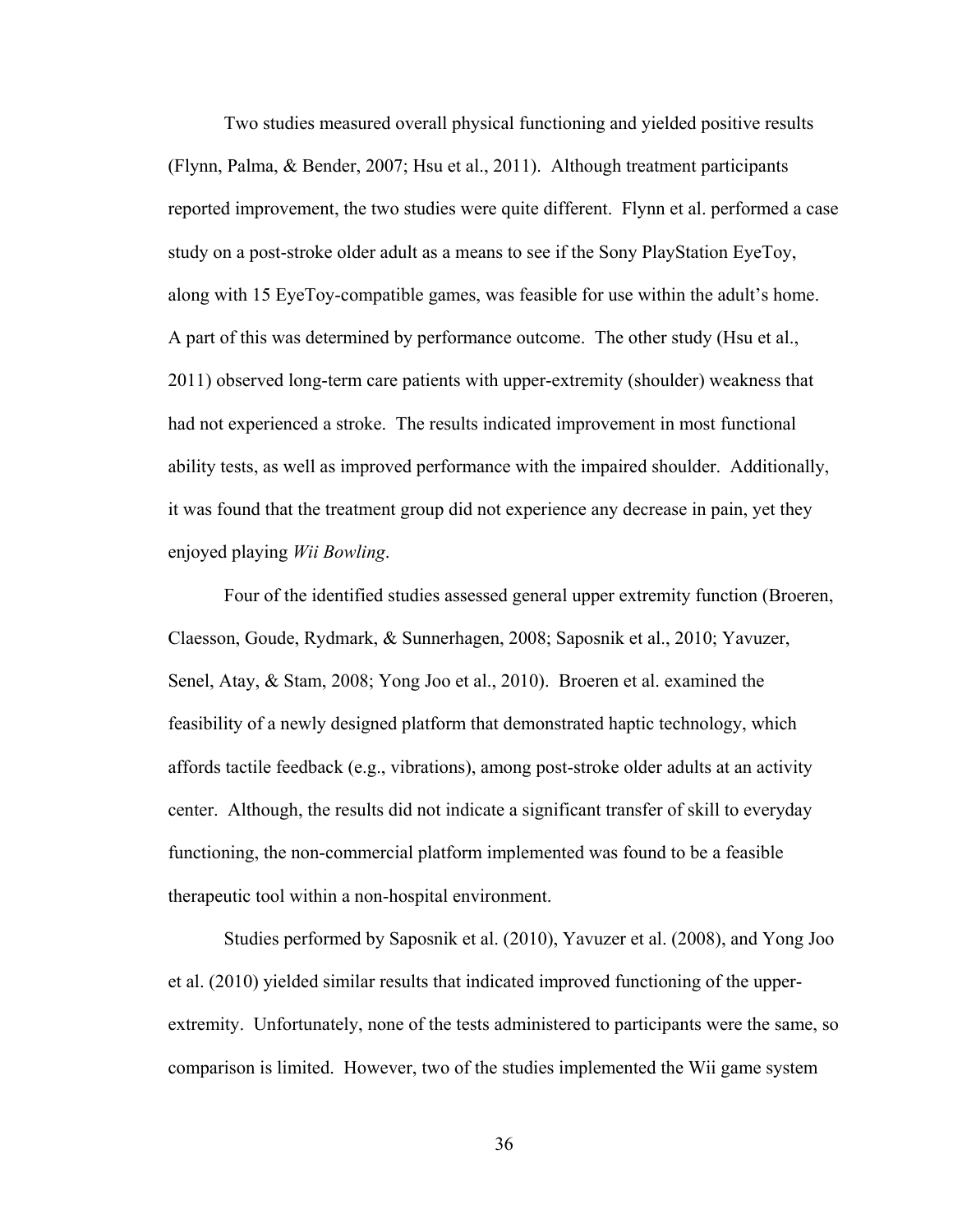Two studies measured overall physical functioning and yielded positive results (Flynn, Palma, & Bender, 2007; Hsu et al., 2011). Although treatment participants reported improvement, the two studies were quite different. Flynn et al. performed a case study on a post-stroke older adult as a means to see if the Sony PlayStation EyeToy, along with 15 EyeToy-compatible games, was feasible for use within the adult's home. A part of this was determined by performance outcome. The other study (Hsu et al., 2011) observed long-term care patients with upper-extremity (shoulder) weakness that had not experienced a stroke. The results indicated improvement in most functional ability tests, as well as improved performance with the impaired shoulder. Additionally, it was found that the treatment group did not experience any decrease in pain, yet they enjoyed playing *Wii Bowling*.

Four of the identified studies assessed general upper extremity function (Broeren, Claesson, Goude, Rydmark, & Sunnerhagen, 2008; Saposnik et al., 2010; Yavuzer, Senel, Atay, & Stam, 2008; Yong Joo et al., 2010). Broeren et al. examined the feasibility of a newly designed platform that demonstrated haptic technology, which affords tactile feedback (e.g., vibrations), among post-stroke older adults at an activity center. Although, the results did not indicate a significant transfer of skill to everyday functioning, the non-commercial platform implemented was found to be a feasible therapeutic tool within a non-hospital environment.

Studies performed by Saposnik et al. (2010), Yavuzer et al. (2008), and Yong Joo et al. (2010) yielded similar results that indicated improved functioning of the upper-extremity. Unfortunately, none of the tests administered to participants were the same, so comparison is limited. However, two of the studies implemented the Wii game system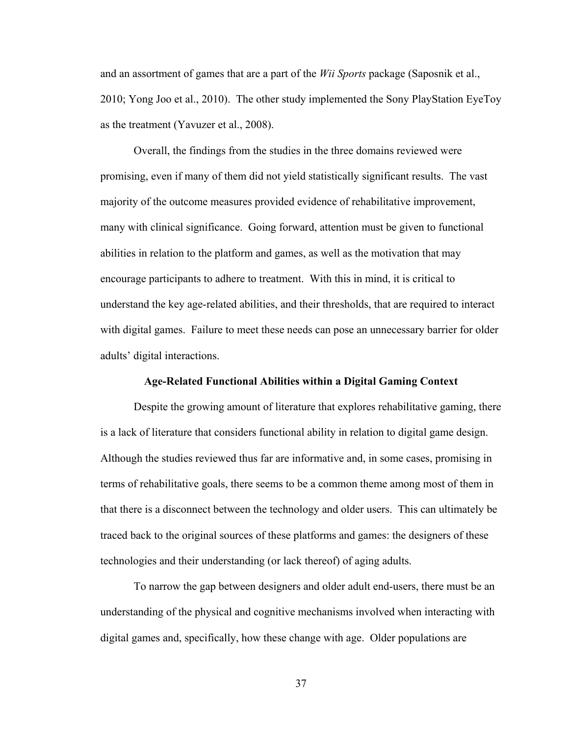and an assortment of games that are a part of the *Wii Sports* package (Saposnik et al., 2010; Yong Joo et al., 2010). The other study implemented the Sony PlayStation EyeToy as the treatment (Yavuzer et al., 2008).

Overall, the findings from the studies in the three domains reviewed were promising, even if many of them did not yield statistically significant results. The vast majority of the outcome measures provided evidence of rehabilitative improvement, many with clinical significance. Going forward, attention must be given to functional abilities in relation to the platform and games, as well as the motivation that may encourage participants to adhere to treatment. With this in mind, it is critical to understand the key age-related abilities, and their thresholds, that are required to interact with digital games. Failure to meet these needs can pose an unnecessary barrier for older adults' digital interactions.

## Age-Related Functional Abilities within a Digital Gaming Context

Despite the growing amount of literature that explores rehabilitative gaming, there is a lack of literature that considers functional ability in relation to digital game design. Although the studies reviewed thus far are informative and, in some cases, promising in terms of rehabilitative goals, there seems to be a common theme among most of them in that there is a disconnect between the technology and older users. This can ultimately be traced back to the original sources of these platforms and games: the designers of these technologies and their understanding (or lack thereof) of aging adults.

To narrow the gap between designers and older adult end-users, there must be an understanding of the physical and cognitive mechanisms involved when interacting with digital games and, specifically, how these change with age. Older populations are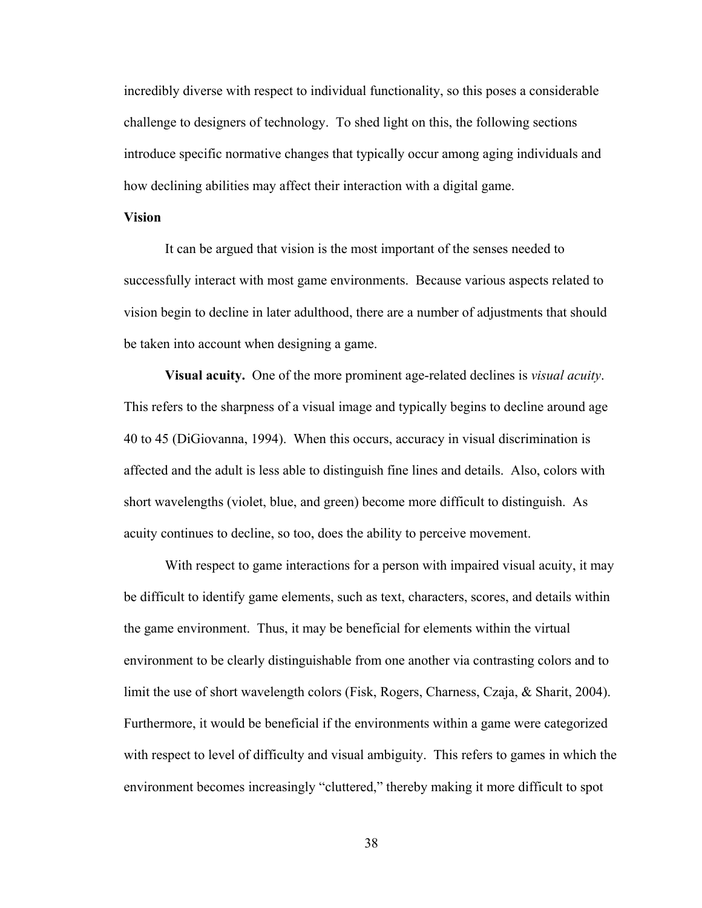incredibly diverse with respect to individual functionality, so this poses a considerable challenge to designers of technology. To shed light on this, the following sections introduce specific normative changes that typically occur among aging individuals and how declining abilities may affect their interaction with a digital game.

**Vision**

It can be argued that vision is the most important of the senses needed to successfully interact with most game environments. Because various aspects related to vision begin to decline in later adulthood, there are a number of adjustments that should be taken into account when designing a game.

**Visual acuity.** One of the more prominent age-related declines is *visual acuity*. This refers to the sharpness of a visual image and typically begins to decline around age 40 to 45 (DiGiovanna, 1994). When this occurs, accuracy in visual discrimination is affected and the adult is less able to distinguish fine lines and details. Also, colors with short wavelengths (violet, blue, and green) become more difficult to distinguish. As acuity continues to decline, so too, does the ability to perceive movement.

With respect to game interactions for a person with impaired visual acuity, it may be difficult to identify game elements, such as text, characters, scores, and details within the game environment. Thus, it may be beneficial for elements within the virtual environment to be clearly distinguishable from one another via contrasting colors and to limit the use of short wavelength colors (Fisk, Rogers, Charness, Czaja, & Sharit, 2004). Furthermore, it would be beneficial if the environments within a game were categorized with respect to level of difficulty and visual ambiguity. This refers to games in which the environment becomes increasingly "cluttered," thereby making it more difficult to spot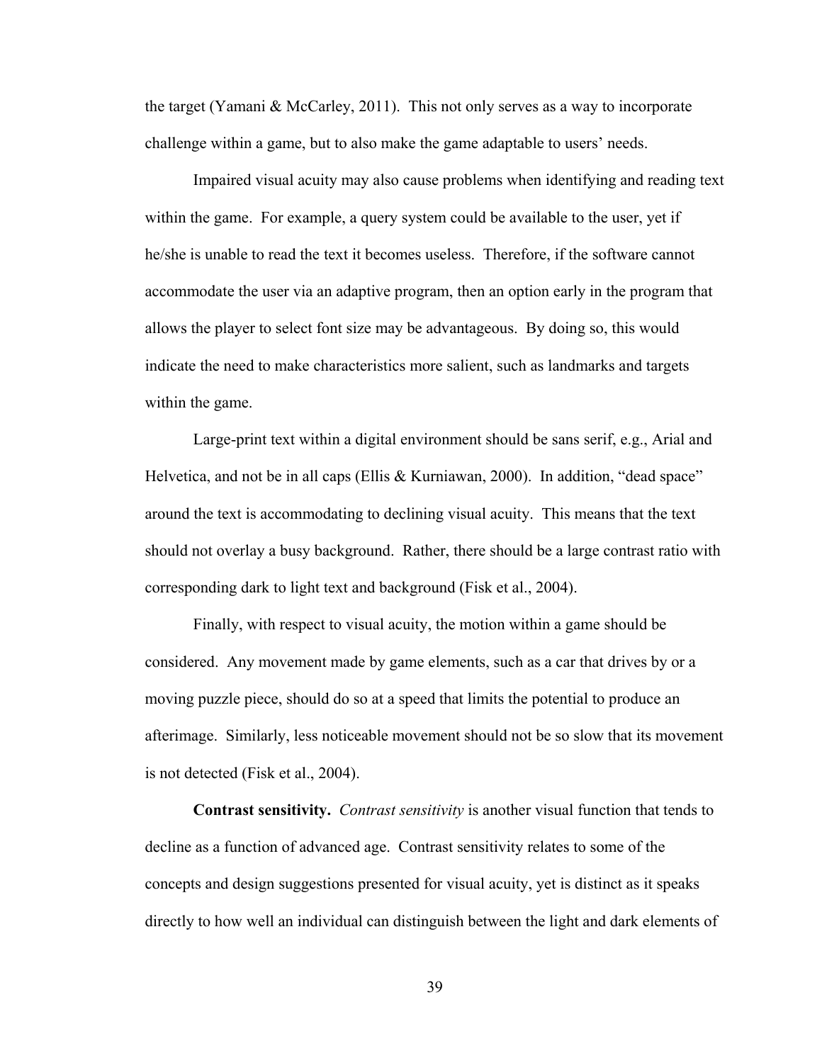the target (Yamani & McCarley, 2011). This not only serves as a way to incorporate challenge within a game, but to also make the game adaptable to users' needs.

Impaired visual acuity may also cause problems when identifying and reading text within the game. For example, a query system could be available to the user, yet if he/she is unable to read the text it becomes useless. Therefore, if the software cannot accommodate the user via an adaptive program, then an option early in the program that allows the player to select font size may be advantageous. By doing so, this would indicate the need to make characteristics more salient, such as landmarks and targets within the game.

Large-print text within a digital environment should be sans serif, e.g., Arial and Helvetica, and not be in all caps (Ellis & Kurniawan, 2000). In addition, "dead space" around the text is accommodating to declining visual acuity. This means that the text should not overlay a busy background. Rather, there should be a large contrast ratio with corresponding dark to light text and background (Fisk et al., 2004).

Finally, with respect to visual acuity, the motion within a game should be considered. Any movement made by game elements, such as a car that drives by or a moving puzzle piece, should do so at a speed that limits the potential to produce an afterimage. Similarly, less noticeable movement should not be so slow that its movement is not detected (Fisk et al., 2004).

**Contrast sensitivity.** *Contrast sensitivity* is another visual function that tends to decline as a function of advanced age. Contrast sensitivity relates to some of the concepts and design suggestions presented for visual acuity, yet is distinct as it speaks directly to how well an individual can distinguish between the light and dark elements of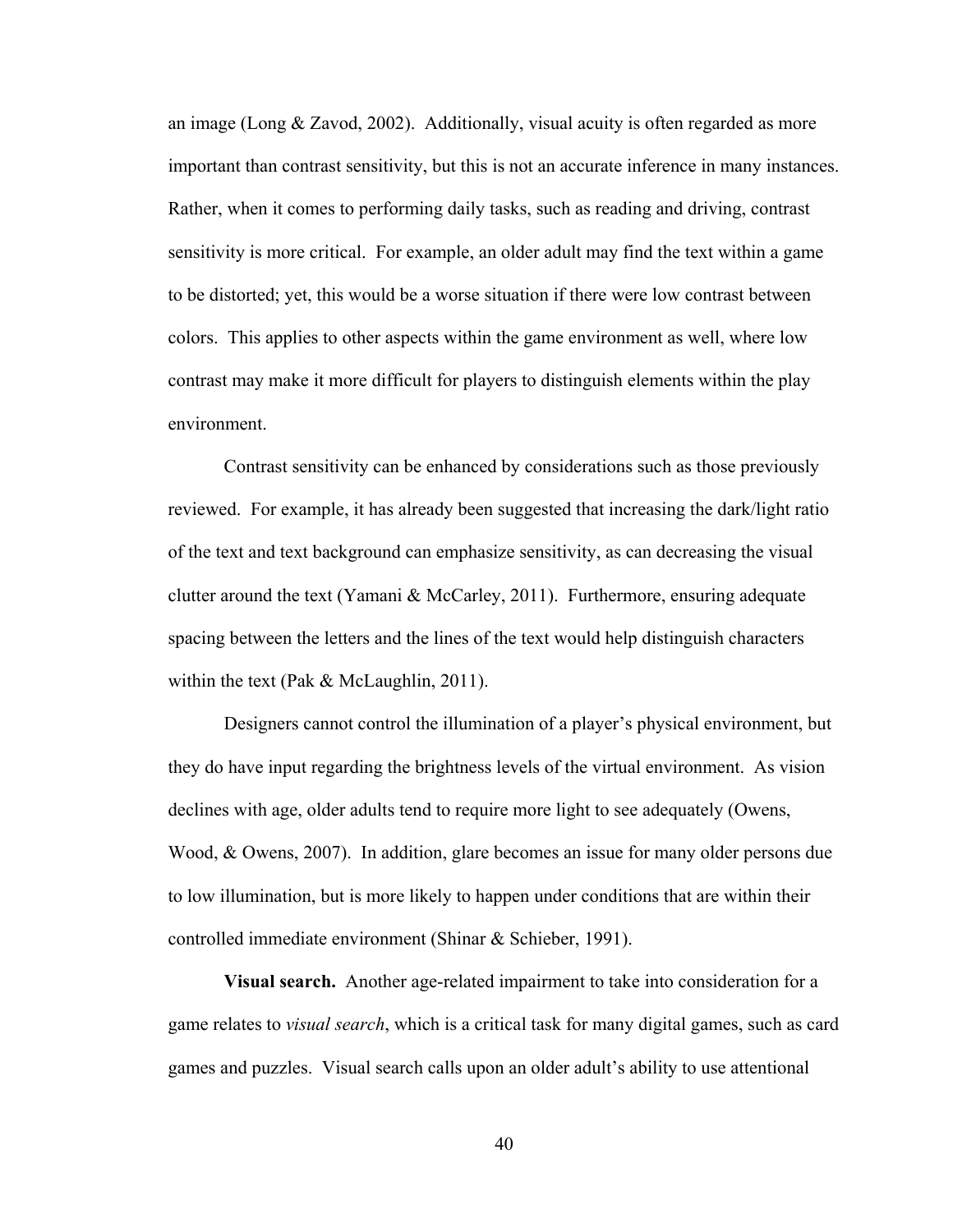an image (Long & Zavod, 2002). Additionally, visual acuity is often regarded as more important than contrast sensitivity, but this is not an accurate inference in many instances. Rather, when it comes to performing daily tasks, such as reading and driving, contrast sensitivity is more critical. For example, an older adult may find the text within a game to be distorted; yet, this would be a worse situation if there were low contrast between colors. This applies to other aspects within the game environment as well, where low contrast may make it more difficult for players to distinguish elements within the play environment.

Contrast sensitivity can be enhanced by considerations such as those previously reviewed. For example, it has already been suggested that increasing the dark/light ratio of the text and text background can emphasize sensitivity, as can decreasing the visual clutter around the text (Yamani & McCarley, 2011). Furthermore, ensuring adequate spacing between the letters and the lines of the text would help distinguish characters within the text (Pak & McLaughlin, 2011).

Designers cannot control the illumination of a player's physical environment, but they do have input regarding the brightness levels of the virtual environment. As vision declines with age, older adults tend to require more light to see adequately (Owens, Wood, & Owens, 2007). In addition, glare becomes an issue for many older persons due to low illumination, but is more likely to happen under conditions that are within their controlled immediate environment (Shinar & Schieber, 1991).

**Visual search.** Another age-related impairment to take into consideration for a game relates to *visual search*, which is a critical task for many digital games, such as card games and puzzles. Visual search calls upon an older adult's ability to use attentional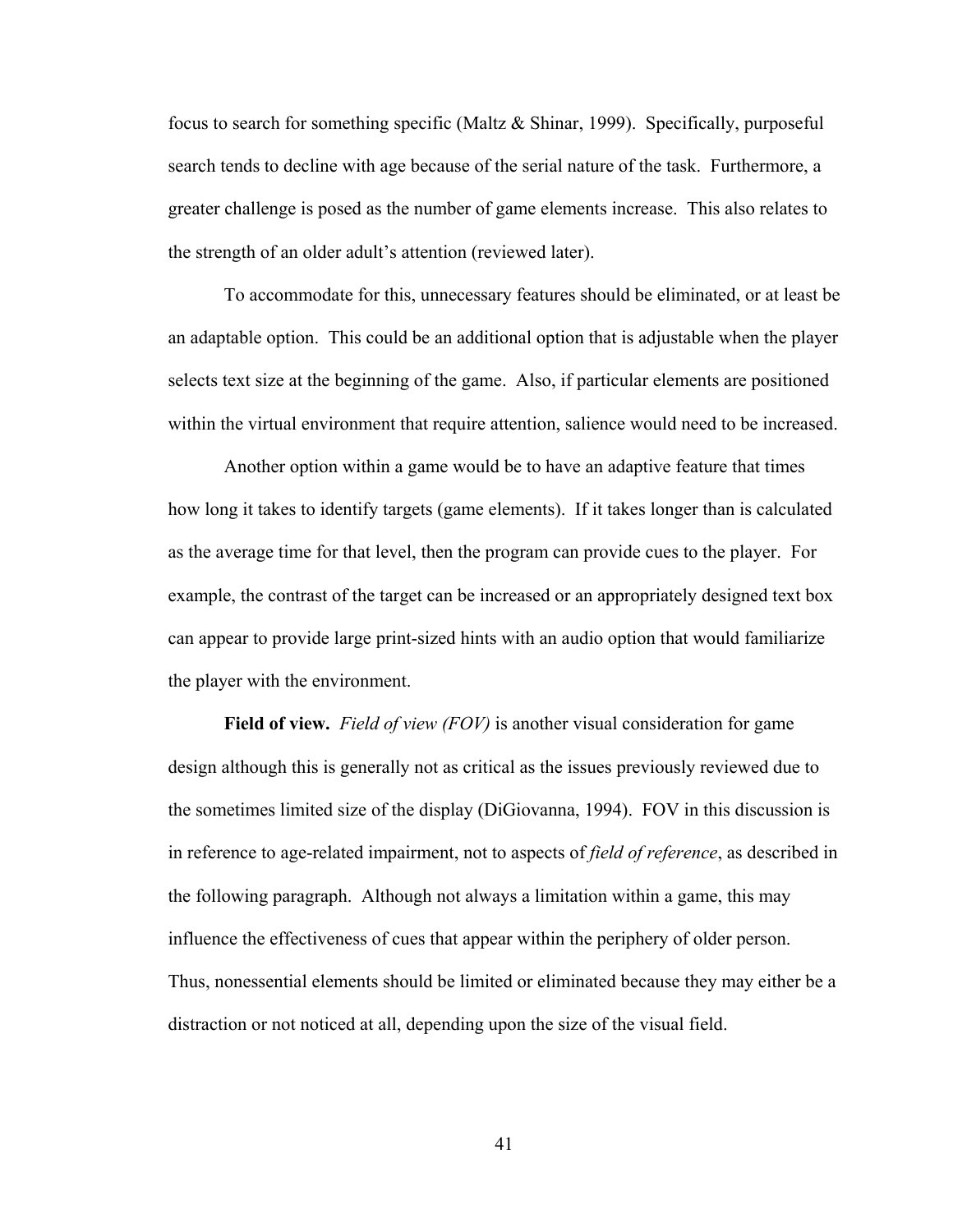focus to search for something specific (Maltz & Shinar, 1999). Specifically, purposeful search tends to decline with age because of the serial nature of the task. Furthermore, a greater challenge is posed as the number of game elements increase. This also relates to the strength of an older adult's attention (reviewed later).

To accommodate for this, unnecessary features should be eliminated, or at least be an adaptable option. This could be an additional option that is adjustable when the player selects text size at the beginning of the game. Also, if particular elements are positioned within the virtual environment that require attention, salience would need to be increased.

Another option within a game would be to have an adaptive feature that times how long it takes to identify targets (game elements). If it takes longer than is calculated as the average time for that level, then the program can provide cues to the player. For example, the contrast of the target can be increased or an appropriately designed text box can appear to provide large print-sized hints with an audio option that would familiarize the player with the environment.

**Field of view.** *Field of view (FOV)* is another visual consideration for game design although this is generally not as critical as the issues previously reviewed due to the sometimes limited size of the display (DiGiovanna, 1994). FOV in this discussion is in reference to age-related impairment, not to aspects of *field of reference*, as described in the following paragraph. Although not always a limitation within a game, this may influence the effectiveness of cues that appear within the periphery of older person. Thus, nonessential elements should be limited or eliminated because they may either be a distraction or not noticed at all, depending upon the size of the visual field.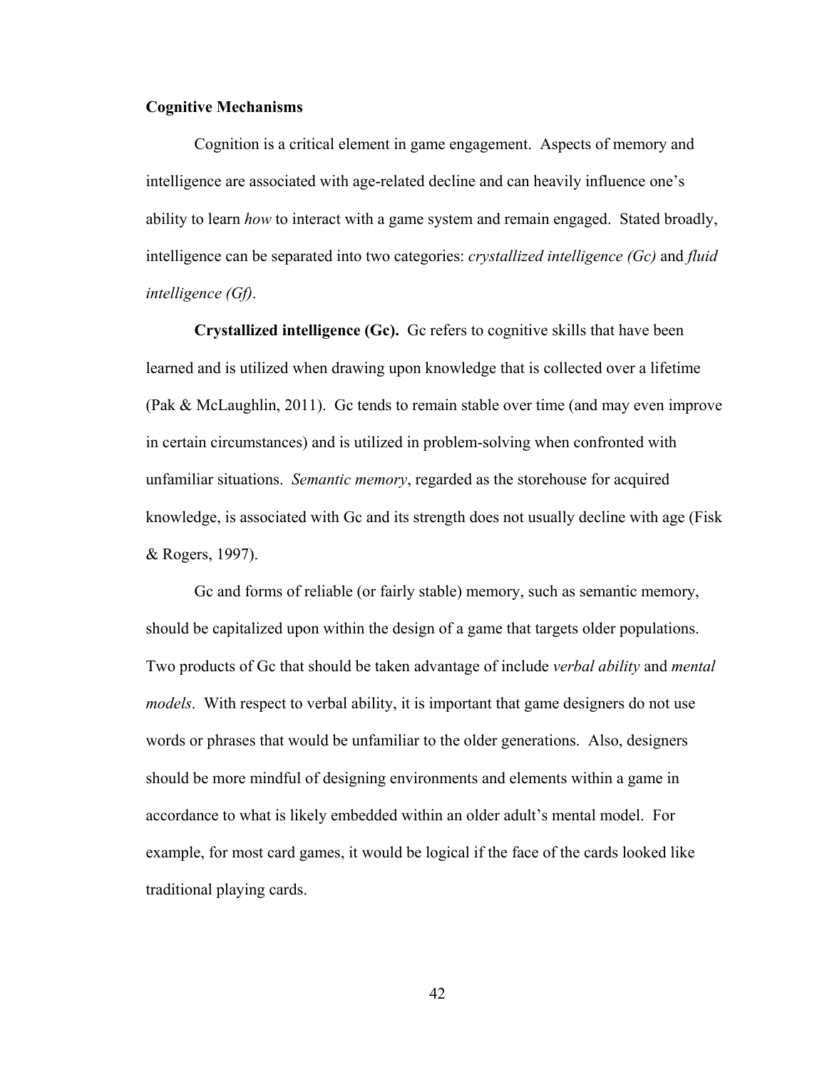## Cognitive Mechanisms

Cognition is a critical element in game engagement. Aspects of memory and intelligence are associated with age-related decline and can heavily influence one's ability to learn *how* to interact with a game system and remain engaged. Stated broadly, intelligence can be separated into two categories: *crystallized intelligence (Gc)* and *fluid intelligence (Gf)*.

**Crystallized intelligence (Gc).** Gc refers to cognitive skills that have been learned and is utilized when drawing upon knowledge that is collected over a lifetime (Pak & McLaughlin, 2011). Gc tends to remain stable over time (and may even improve in certain circumstances) and is utilized in problem-solving when confronted with unfamiliar situations. *Semantic memory*, regarded as the storehouse for acquired knowledge, is associated with Gc and its strength does not usually decline with age (Fisk & Rogers, 1997).

Gc and forms of reliable (or fairly stable) memory, such as semantic memory, should be capitalized upon within the design of a game that targets older populations. Two products of Gc that should be taken advantage of include *verbal ability* and *mental models*. With respect to verbal ability, it is important that game designers do not use words or phrases that would be unfamiliar to the older generations. Also, designers should be more mindful of designing environments and elements within a game in accordance to what is likely embedded within an older adult's mental model. For example, for most card games, it would be logical if the face of the cards looked like traditional playing cards.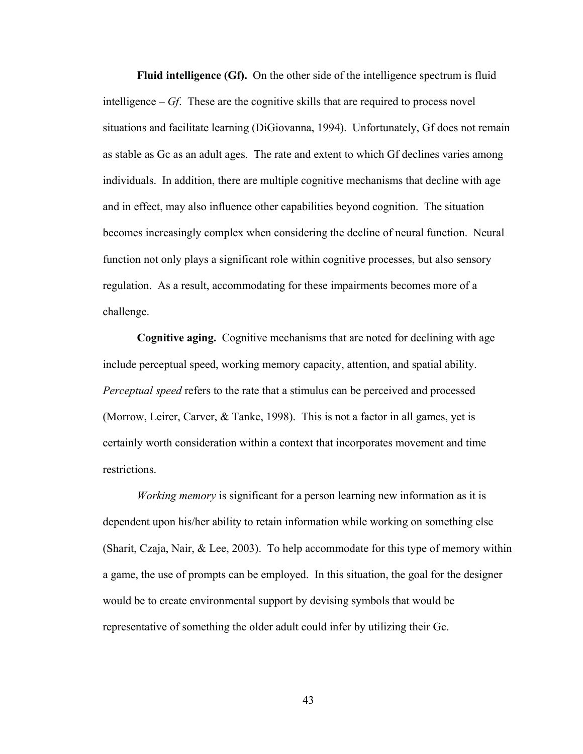**Fluid intelligence (Gf).** On the other side of the intelligence spectrum is fluid intelligence – *Gf*. These are the cognitive skills that are required to process novel situations and facilitate learning (DiGiovanna, 1994). Unfortunately, Gf does not remain as stable as Gc as an adult ages. The rate and extent to which Gf declines varies among individuals. In addition, there are multiple cognitive mechanisms that decline with age and in effect, may also influence other capabilities beyond cognition. The situation becomes increasingly complex when considering the decline of neural function. Neural function not only plays a significant role within cognitive processes, but also sensory regulation. As a result, accommodating for these impairments becomes more of a challenge.

**Cognitive aging.** Cognitive mechanisms that are noted for declining with age include perceptual speed, working memory capacity, attention, and spatial ability. *Perceptual speed* refers to the rate that a stimulus can be perceived and processed (Morrow, Leirer, Carver, & Tanke, 1998). This is not a factor in all games, yet is certainly worth consideration within a context that incorporates movement and time restrictions.

*Working memory* is significant for a person learning new information as it is dependent upon his/her ability to retain information while working on something else (Sharit, Czaja, Nair, & Lee, 2003). To help accommodate for this type of memory within a game, the use of prompts can be employed. In this situation, the goal for the designer would be to create environmental support by devising symbols that would be representative of something the older adult could infer by utilizing their Gc.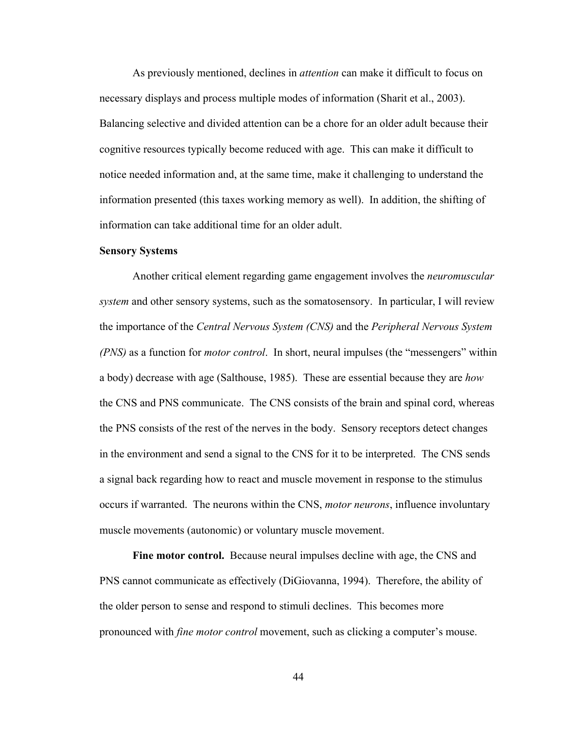As previously mentioned, declines in *attention* can make it difficult to focus on necessary displays and process multiple modes of information (Sharit et al., 2003). Balancing selective and divided attention can be a chore for an older adult because their cognitive resources typically become reduced with age. This can make it difficult to notice needed information and, at the same time, make it challenging to understand the information presented (this taxes working memory as well). In addition, the shifting of information can take additional time for an older adult.

### Sensory Systems

Another critical element regarding game engagement involves the *neuromuscular system* and other sensory systems, such as the somatosensory. In particular, I will review the importance of the *Central Nervous System (CNS)* and the *Peripheral Nervous System (PNS)* as a function for *motor control*. In short, neural impulses (the "messengers" within a body) decrease with age (Salthouse, 1985). These are essential because they are *how* the CNS and PNS communicate. The CNS consists of the brain and spinal cord, whereas the PNS consists of the rest of the nerves in the body. Sensory receptors detect changes in the environment and send a signal to the CNS for it to be interpreted. The CNS sends a signal back regarding how to react and muscle movement in response to the stimulus occurs if warranted. The neurons within the CNS, *motor neurons*, influence involuntary muscle movements (autonomic) or voluntary muscle movement.

**Fine motor control.** Because neural impulses decline with age, the CNS and PNS cannot communicate as effectively (DiGiovanna, 1994). Therefore, the ability of the older person to sense and respond to stimuli declines. This becomes more pronounced with *fine motor control* movement, such as clicking a computer's mouse.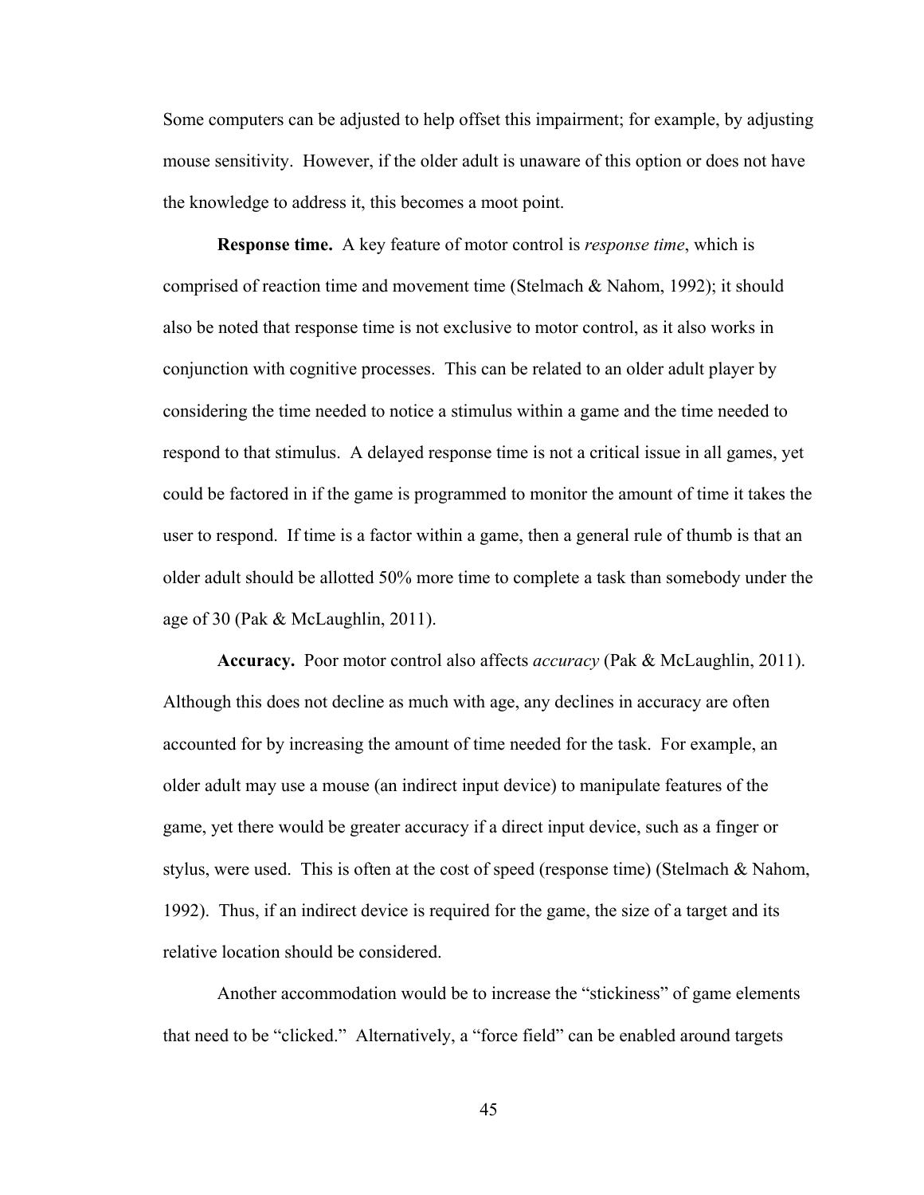Some computers can be adjusted to help offset this impairment; for example, by adjusting mouse sensitivity. However, if the older adult is unaware of this option or does not have the knowledge to address it, this becomes a moot point.

**Response time.** A key feature of motor control is *response time*, which is comprised of reaction time and movement time (Stelmach & Nahom, 1992); it should also be noted that response time is not exclusive to motor control, as it also works in conjunction with cognitive processes. This can be related to an older adult player by considering the time needed to notice a stimulus within a game and the time needed to respond to that stimulus. A delayed response time is not a critical issue in all games, yet could be factored in if the game is programmed to monitor the amount of time it takes the user to respond. If time is a factor within a game, then a general rule of thumb is that an older adult should be allotted 50% more time to complete a task than somebody under the age of 30 (Pak & McLaughlin, 2011).

**Accuracy.** Poor motor control also affects *accuracy* (Pak & McLaughlin, 2011). Although this does not decline as much with age, any declines in accuracy are often accounted for by increasing the amount of time needed for the task. For example, an older adult may use a mouse (an indirect input device) to manipulate features of the game, yet there would be greater accuracy if a direct input device, such as a finger or stylus, were used. This is often at the cost of speed (response time) (Stelmach & Nahom, 1992). Thus, if an indirect device is required for the game, the size of a target and its relative location should be considered.

Another accommodation would be to increase the "stickiness" of game elements that need to be "clicked." Alternatively, a "force field" can be enabled around targets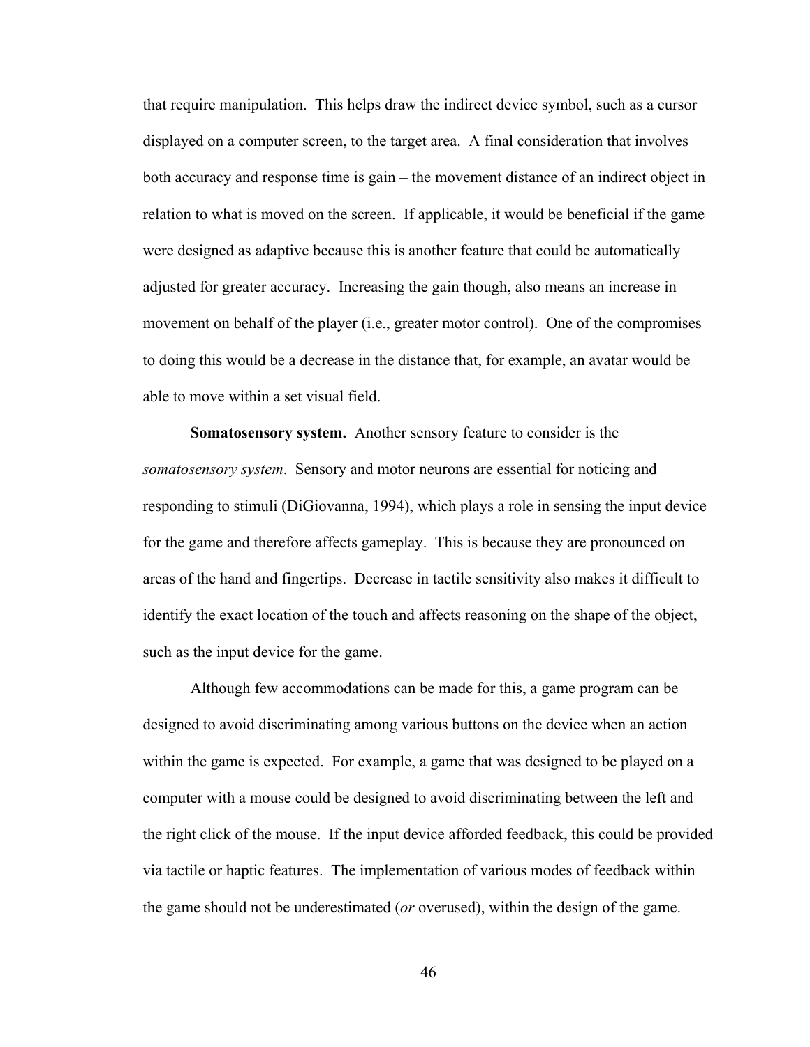that require manipulation. This helps draw the indirect device symbol, such as a cursor displayed on a computer screen, to the target area. A final consideration that involves both accuracy and response time is gain – the movement distance of an indirect object in relation to what is moved on the screen. If applicable, it would be beneficial if the game were designed as adaptive because this is another feature that could be automatically adjusted for greater accuracy. Increasing the gain though, also means an increase in movement on behalf of the player (i.e., greater motor control). One of the compromises to doing this would be a decrease in the distance that, for example, an avatar would be able to move within a set visual field.

**Somatosensory system.** Another sensory feature to consider is the *somatosensory system*. Sensory and motor neurons are essential for noticing and responding to stimuli (DiGiovanna, 1994), which plays a role in sensing the input device for the game and therefore affects gameplay. This is because they are pronounced on areas of the hand and fingertips. Decrease in tactile sensitivity also makes it difficult to identify the exact location of the touch and affects reasoning on the shape of the object, such as the input device for the game.

Although few accommodations can be made for this, a game program can be designed to avoid discriminating among various buttons on the device when an action within the game is expected. For example, a game that was designed to be played on a computer with a mouse could be designed to avoid discriminating between the left and the right click of the mouse. If the input device afforded feedback, this could be provided via tactile or haptic features. The implementation of various modes of feedback within the game should not be underestimated (*or* overused), within the design of the game.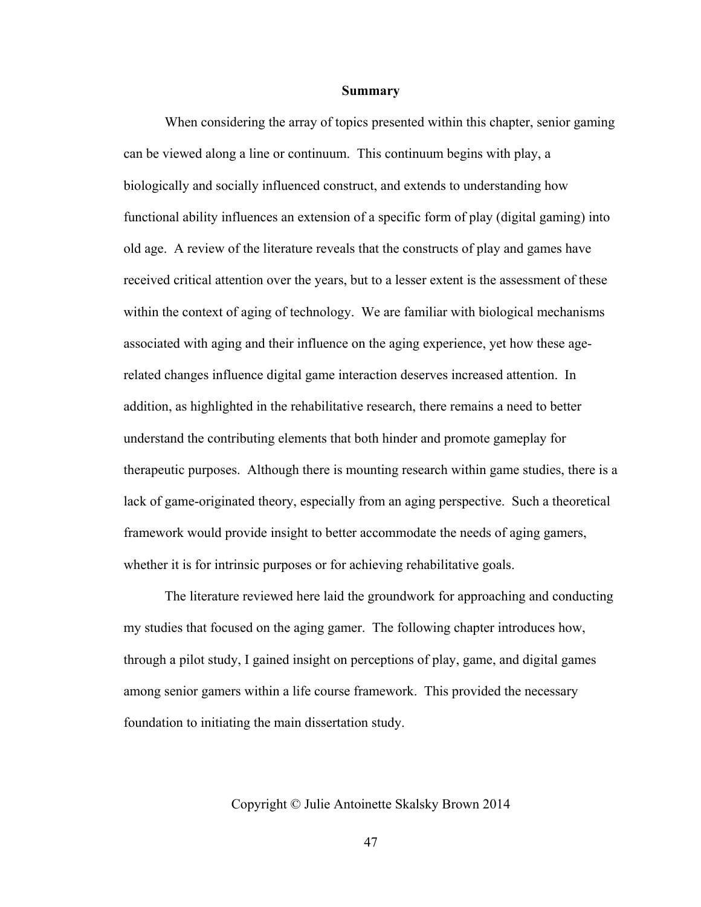## Summary

When considering the array of topics presented within this chapter, senior gaming can be viewed along a line or continuum. This continuum begins with play, a biologically and socially influenced construct, and extends to understanding how functional ability influences an extension of a specific form of play (digital gaming) into old age. A review of the literature reveals that the constructs of play and games have received critical attention over the years, but to a lesser extent is the assessment of these within the context of aging of technology. We are familiar with biological mechanisms associated with aging and their influence on the aging experience, yet how these age-related changes influence digital game interaction deserves increased attention. In addition, as highlighted in the rehabilitative research, there remains a need to better understand the contributing elements that both hinder and promote gameplay for therapeutic purposes. Although there is mounting research within game studies, there is a lack of game-originated theory, especially from an aging perspective. Such a theoretical framework would provide insight to better accommodate the needs of aging gamers, whether it is for intrinsic purposes or for achieving rehabilitative goals.

The literature reviewed here laid the groundwork for approaching and conducting my studies that focused on the aging gamer. The following chapter introduces how, through a pilot study, I gained insight on perceptions of play, game, and digital games among senior gamers within a life course framework. This provided the necessary foundation to initiating the main dissertation study.

Copyright © Julie Antoinette Skalsky Brown 2014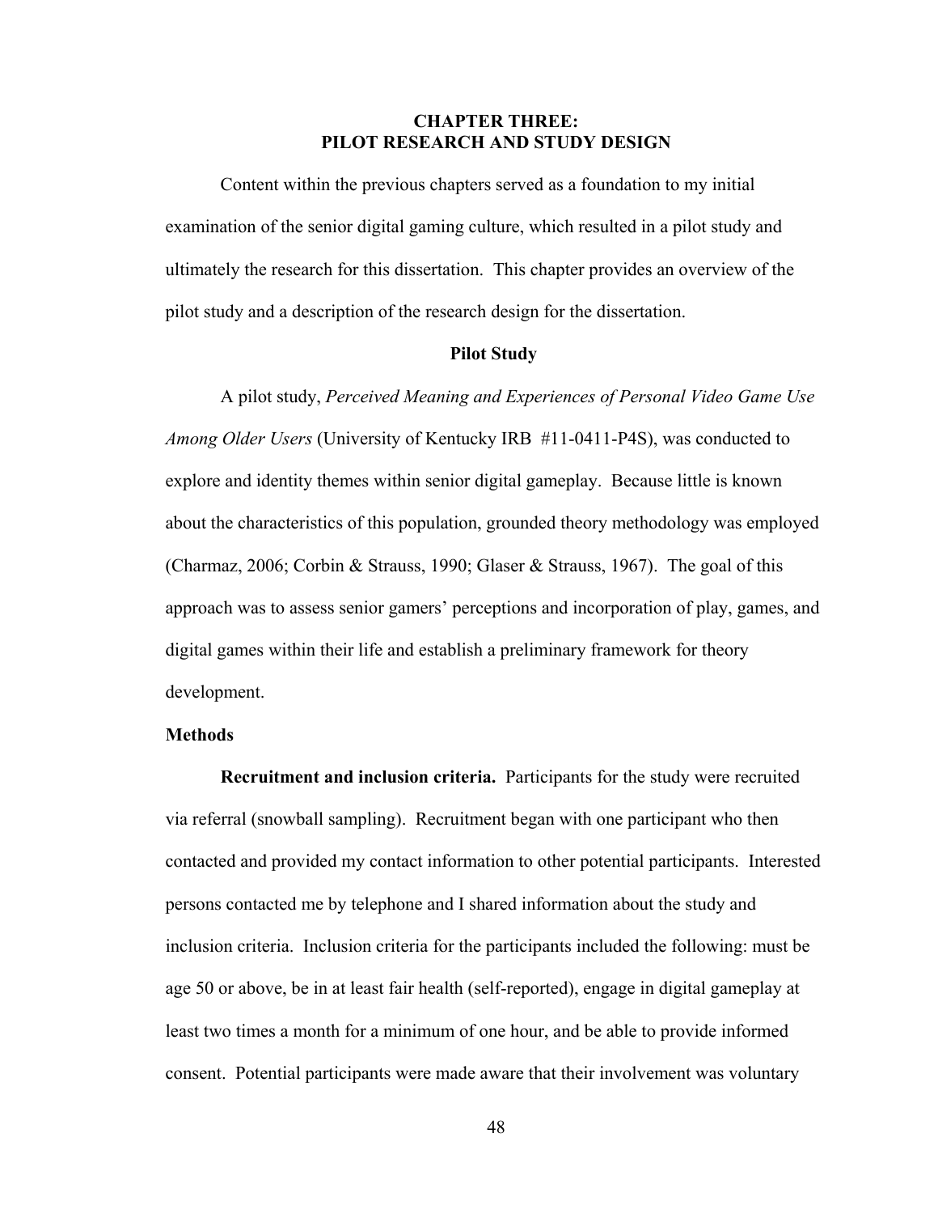# CHAPTER THREE: PILOT RESEARCH AND STUDY DESIGN

Content within the previous chapters served as a foundation to my initial examination of the senior digital gaming culture, which resulted in a pilot study and ultimately the research for this dissertation. This chapter provides an overview of the pilot study and a description of the research design for the dissertation.

## Pilot Study

A pilot study, *Perceived Meaning and Experiences of Personal Video Game Use Among Older Users* (University of Kentucky IRB #11-0411-P4S), was conducted to explore and identity themes within senior digital gameplay. Because little is known about the characteristics of this population, grounded theory methodology was employed (Charmaz, 2006; Corbin & Strauss, 1990; Glaser & Strauss, 1967). The goal of this approach was to assess senior gamers' perceptions and incorporation of play, games, and digital games within their life and establish a preliminary framework for theory development.

### Methods

**Recruitment and inclusion criteria.** Participants for the study were recruited via referral (snowball sampling). Recruitment began with one participant who then contacted and provided my contact information to other potential participants. Interested persons contacted me by telephone and I shared information about the study and inclusion criteria. Inclusion criteria for the participants included the following: must be age 50 or above, be in at least fair health (self-reported), engage in digital gameplay at least two times a month for a minimum of one hour, and be able to provide informed consent. Potential participants were made aware that their involvement was voluntary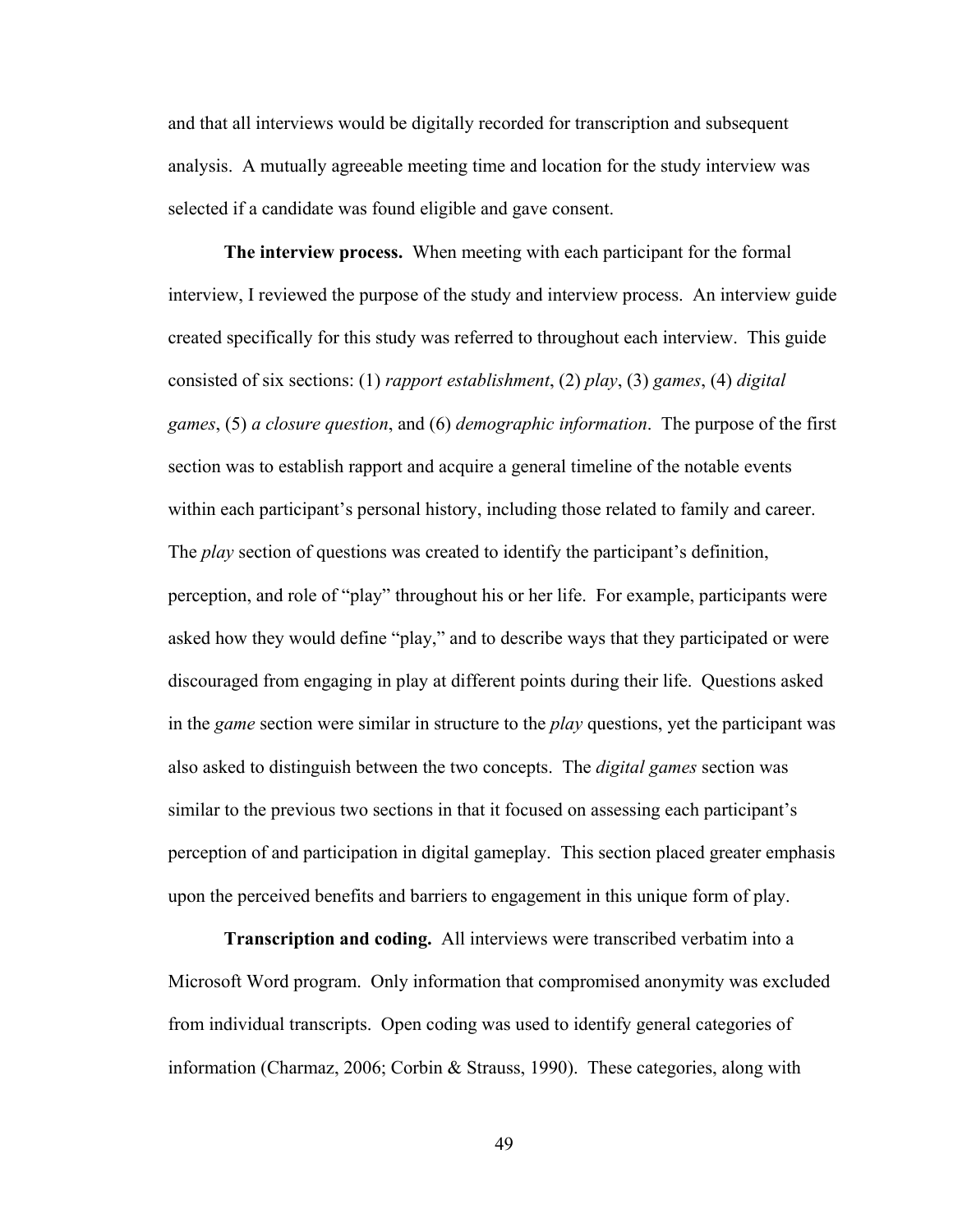and that all interviews would be digitally recorded for transcription and subsequent analysis. A mutually agreeable meeting time and location for the study interview was selected if a candidate was found eligible and gave consent.

**The interview process.** When meeting with each participant for the formal interview, I reviewed the purpose of the study and interview process. An interview guide created specifically for this study was referred to throughout each interview. This guide consisted of six sections: (1) *rapport establishment*, (2) *play*, (3) *games*, (4) *digital games*, (5) *a closure question*, and (6) *demographic information*. The purpose of the first section was to establish rapport and acquire a general timeline of the notable events within each participant's personal history, including those related to family and career. The *play* section of questions was created to identify the participant's definition, perception, and role of "play" throughout his or her life. For example, participants were asked how they would define "play," and to describe ways that they participated or were discouraged from engaging in play at different points during their life. Questions asked in the *game* section were similar in structure to the *play* questions, yet the participant was also asked to distinguish between the two concepts. The *digital games* section was similar to the previous two sections in that it focused on assessing each participant's perception of and participation in digital gameplay. This section placed greater emphasis upon the perceived benefits and barriers to engagement in this unique form of play.

**Transcription and coding.** All interviews were transcribed verbatim into a Microsoft Word program. Only information that compromised anonymity was excluded from individual transcripts. Open coding was used to identify general categories of information (Charmaz, 2006; Corbin & Strauss, 1990). These categories, along with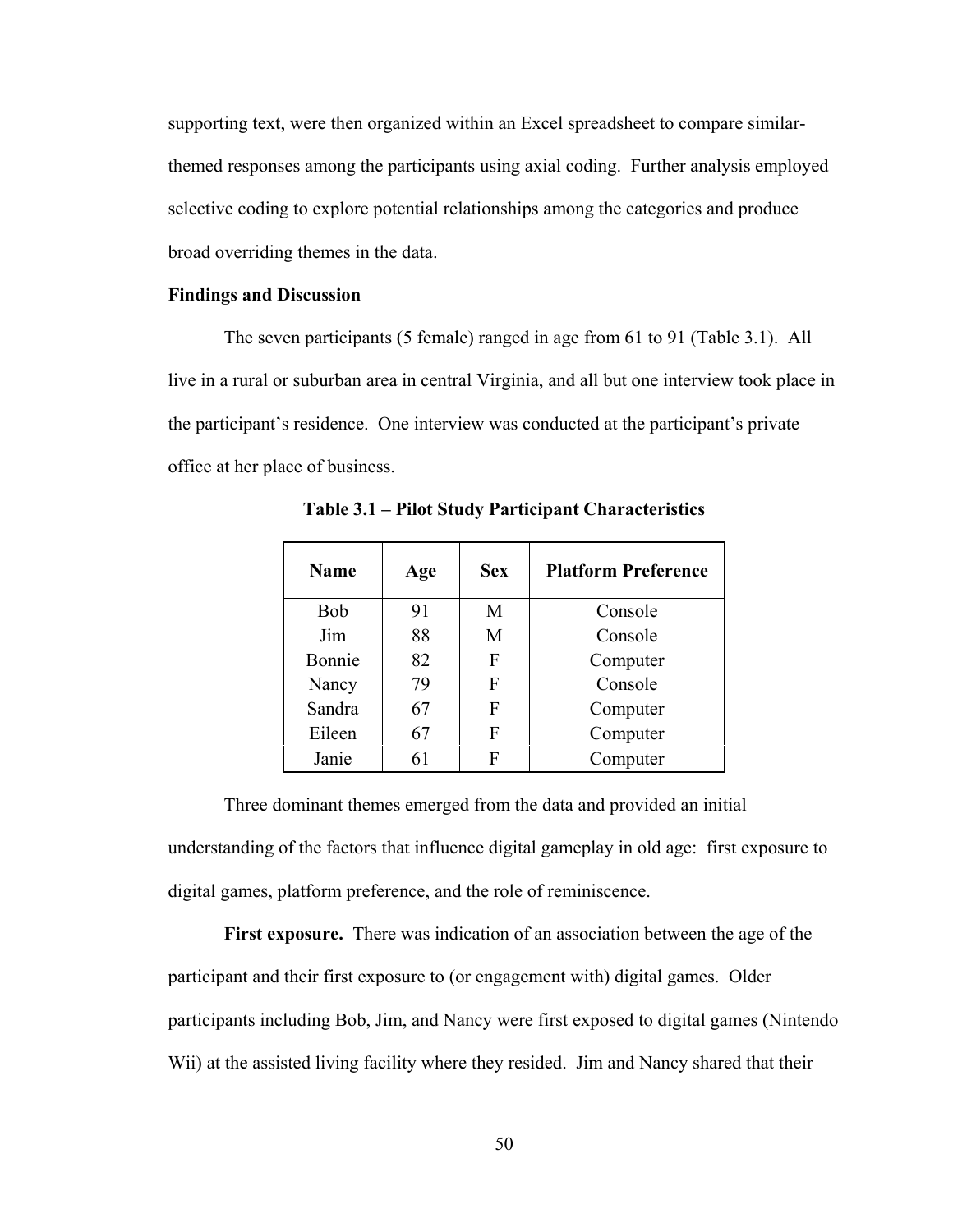supporting text, were then organized within an Excel spreadsheet to compare similar-themed responses among the participants using axial coding. Further analysis employed selective coding to explore potential relationships among the categories and produce broad overriding themes in the data.

**Findings and Discussion**

The seven participants (5 female) ranged in age from 61 to 91 (Table 3.1). All live in a rural or suburban area in central Virginia, and all but one interview took place in the participant's residence. One interview was conducted at the participant's private office at her place of business.

**Table 3.1 – Pilot Study Participant Characteristics**

| Name | Age | Sex | Platform Preference |
|---|---|---|---|
| Bob | 91 | M | Console |
| Jim | 88 | M | Console |
| Bonnie | 82 | F | Computer |
| Nancy | 79 | F | Console |
| Sandra | 67 | F | Computer |
| Eileen | 67 | F | Computer |
| Janie | 61 | F | Computer |

Three dominant themes emerged from the data and provided an initial understanding of the factors that influence digital gameplay in old age: first exposure to digital games, platform preference, and the role of reminiscence.

**First exposure.** There was indication of an association between the age of the participant and their first exposure to (or engagement with) digital games. Older participants including Bob, Jim, and Nancy were first exposed to digital games (Nintendo Wii) at the assisted living facility where they resided. Jim and Nancy shared that their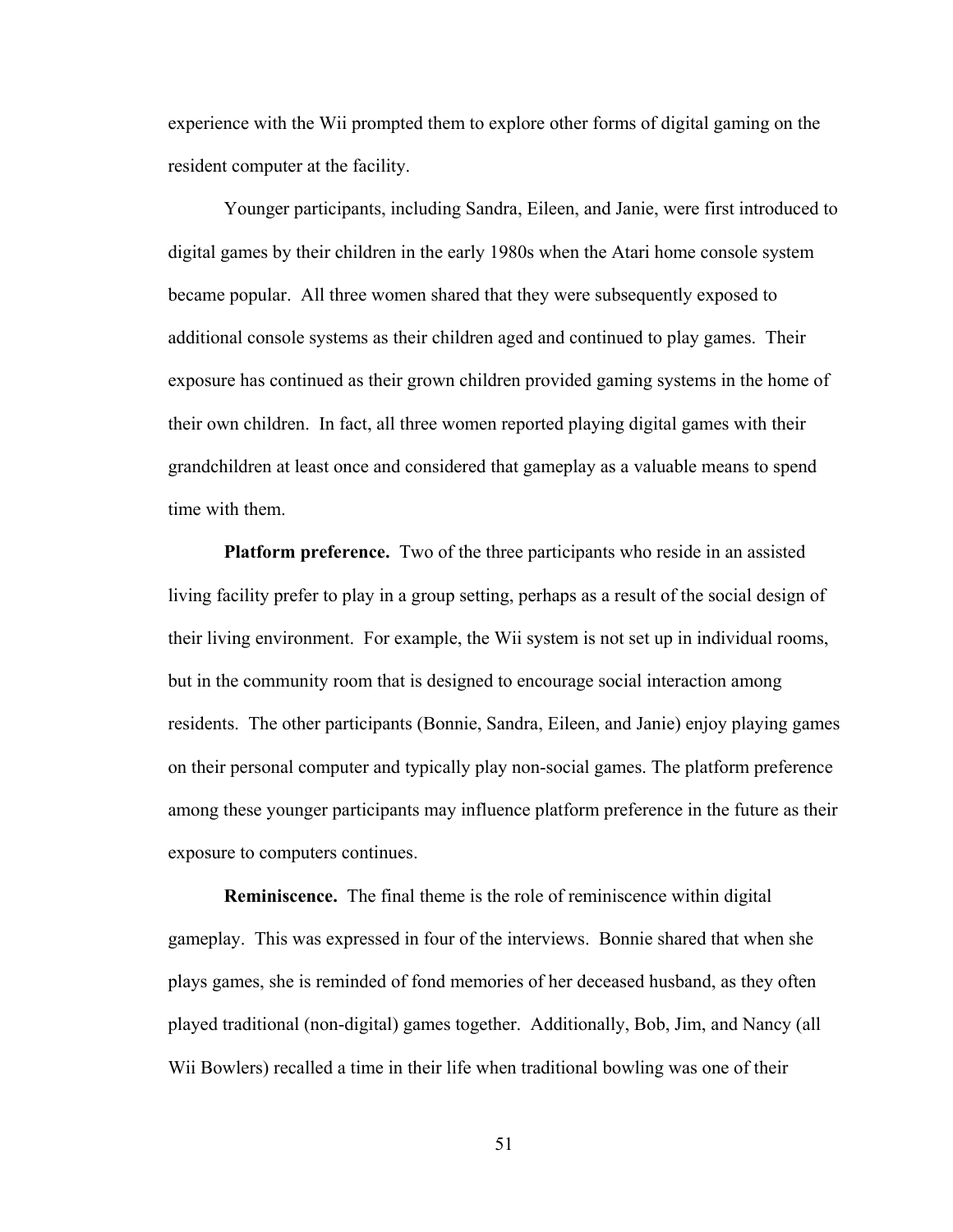experience with the Wii prompted them to explore other forms of digital gaming on the resident computer at the facility.

Younger participants, including Sandra, Eileen, and Janie, were first introduced to digital games by their children in the early 1980s when the Atari home console system became popular. All three women shared that they were subsequently exposed to additional console systems as their children aged and continued to play games. Their exposure has continued as their grown children provided gaming systems in the home of their own children. In fact, all three women reported playing digital games with their grandchildren at least once and considered that gameplay as a valuable means to spend time with them.

**Platform preference.** Two of the three participants who reside in an assisted living facility prefer to play in a group setting, perhaps as a result of the social design of their living environment. For example, the Wii system is not set up in individual rooms, but in the community room that is designed to encourage social interaction among residents. The other participants (Bonnie, Sandra, Eileen, and Janie) enjoy playing games on their personal computer and typically play non-social games. The platform preference among these younger participants may influence platform preference in the future as their exposure to computers continues.

**Reminiscence.** The final theme is the role of reminiscence within digital gameplay. This was expressed in four of the interviews. Bonnie shared that when she plays games, she is reminded of fond memories of her deceased husband, as they often played traditional (non-digital) games together. Additionally, Bob, Jim, and Nancy (all Wii Bowlers) recalled a time in their life when traditional bowling was one of their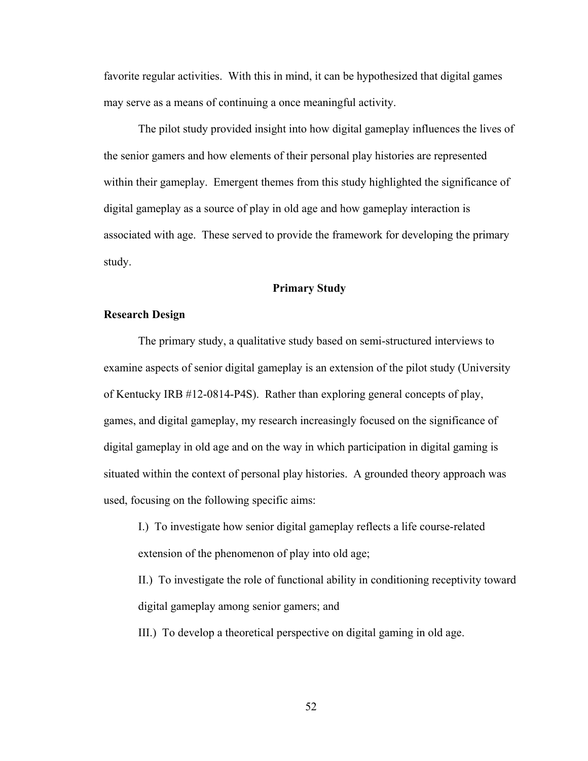favorite regular activities. With this in mind, it can be hypothesized that digital games may serve as a means of continuing a once meaningful activity.

The pilot study provided insight into how digital gameplay influences the lives of the senior gamers and how elements of their personal play histories are represented within their gameplay. Emergent themes from this study highlighted the significance of digital gameplay as a source of play in old age and how gameplay interaction is associated with age. These served to provide the framework for developing the primary study.

## Primary Study

### Research Design

The primary study, a qualitative study based on semi-structured interviews to examine aspects of senior digital gameplay is an extension of the pilot study (University of Kentucky IRB #12-0814-P4S). Rather than exploring general concepts of play, games, and digital gameplay, my research increasingly focused on the significance of digital gameplay in old age and on the way in which participation in digital gaming is situated within the context of personal play histories. A grounded theory approach was used, focusing on the following specific aims:

I.) To investigate how senior digital gameplay reflects a life course-related extension of the phenomenon of play into old age;

II.) To investigate the role of functional ability in conditioning receptivity toward digital gameplay among senior gamers; and

III.) To develop a theoretical perspective on digital gaming in old age.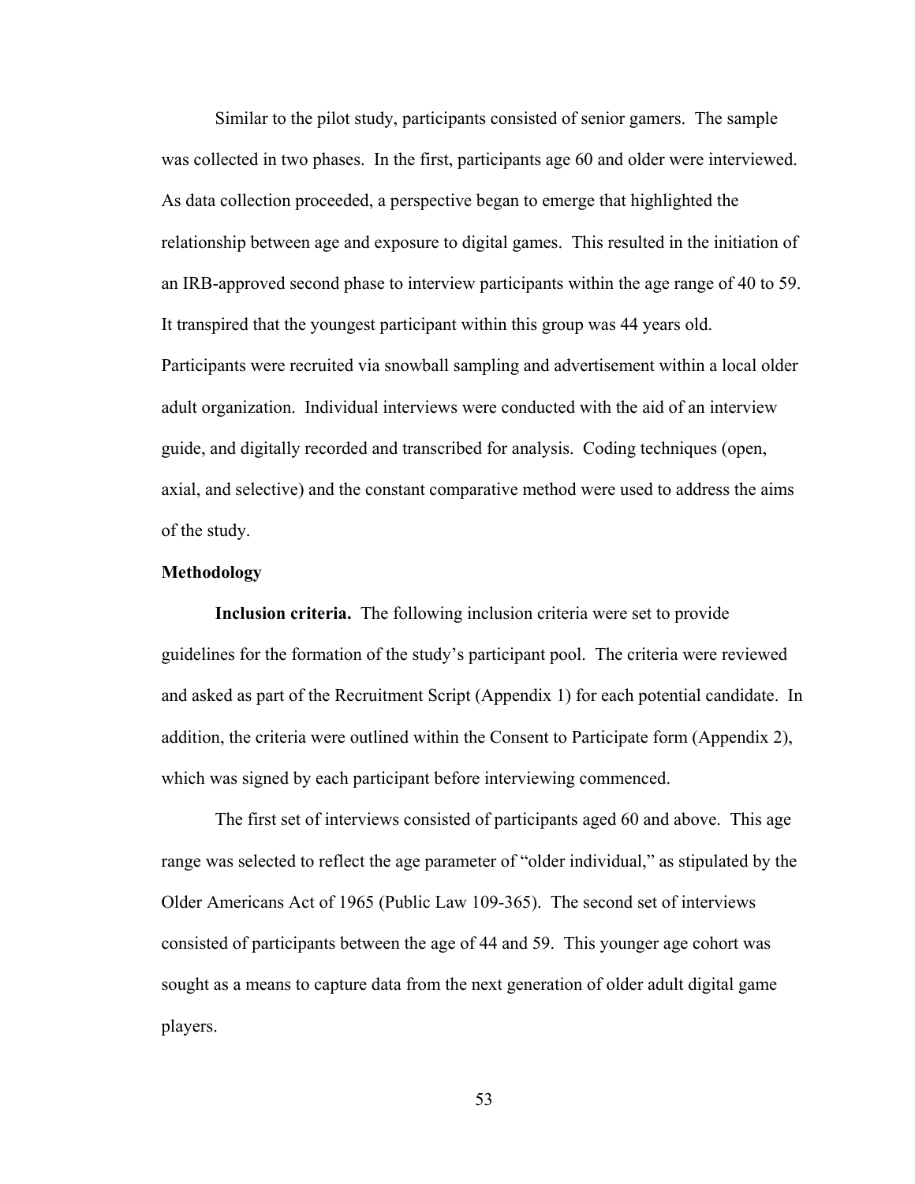Similar to the pilot study, participants consisted of senior gamers. The sample was collected in two phases. In the first, participants age 60 and older were interviewed. As data collection proceeded, a perspective began to emerge that highlighted the relationship between age and exposure to digital games. This resulted in the initiation of an IRB-approved second phase to interview participants within the age range of 40 to 59. It transpired that the youngest participant within this group was 44 years old. Participants were recruited via snowball sampling and advertisement within a local older adult organization. Individual interviews were conducted with the aid of an interview guide, and digitally recorded and transcribed for analysis. Coding techniques (open, axial, and selective) and the constant comparative method were used to address the aims of the study.

## Methodology

**Inclusion criteria.** The following inclusion criteria were set to provide guidelines for the formation of the study's participant pool. The criteria were reviewed and asked as part of the Recruitment Script (Appendix 1) for each potential candidate. In addition, the criteria were outlined within the Consent to Participate form (Appendix 2), which was signed by each participant before interviewing commenced.

The first set of interviews consisted of participants aged 60 and above. This age range was selected to reflect the age parameter of "older individual," as stipulated by the Older Americans Act of 1965 (Public Law 109-365). The second set of interviews consisted of participants between the age of 44 and 59. This younger age cohort was sought as a means to capture data from the next generation of older adult digital game players.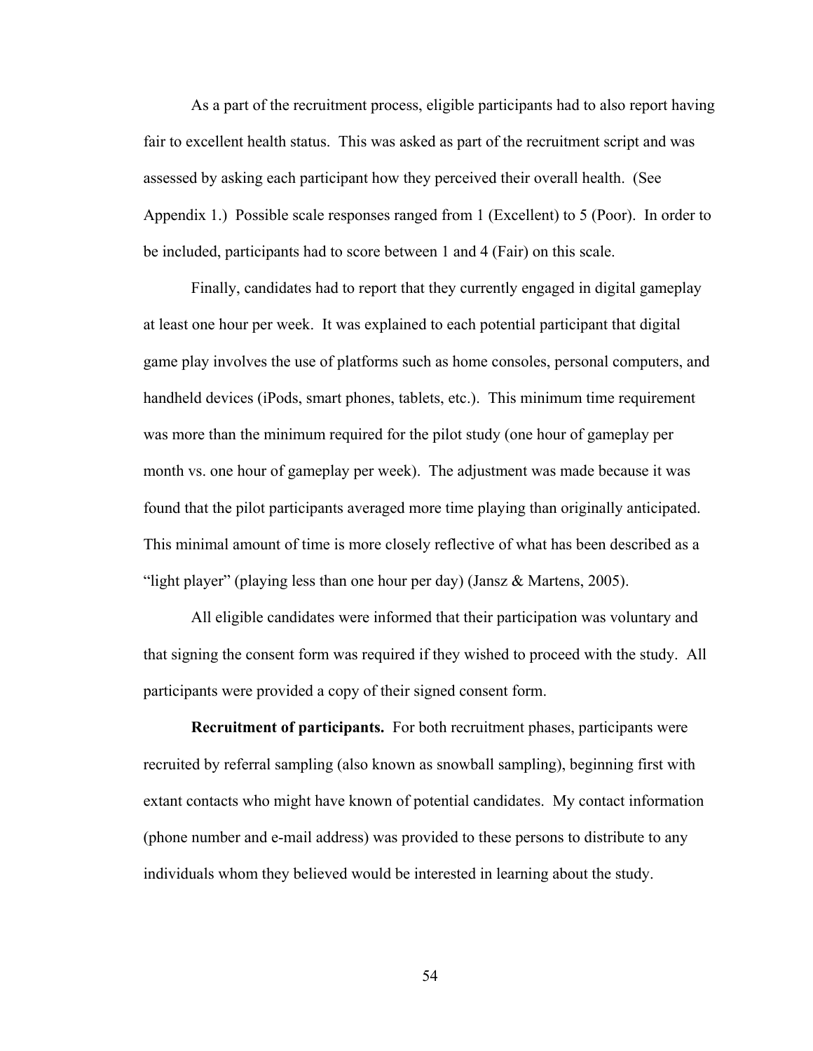As a part of the recruitment process, eligible participants had to also report having fair to excellent health status. This was asked as part of the recruitment script and was assessed by asking each participant how they perceived their overall health. (See Appendix 1.) Possible scale responses ranged from 1 (Excellent) to 5 (Poor). In order to be included, participants had to score between 1 and 4 (Fair) on this scale.

Finally, candidates had to report that they currently engaged in digital gameplay at least one hour per week. It was explained to each potential participant that digital game play involves the use of platforms such as home consoles, personal computers, and handheld devices (iPods, smart phones, tablets, etc.). This minimum time requirement was more than the minimum required for the pilot study (one hour of gameplay per month vs. one hour of gameplay per week). The adjustment was made because it was found that the pilot participants averaged more time playing than originally anticipated. This minimal amount of time is more closely reflective of what has been described as a "light player" (playing less than one hour per day) (Jansz & Martens, 2005).

All eligible candidates were informed that their participation was voluntary and that signing the consent form was required if they wished to proceed with the study. All participants were provided a copy of their signed consent form.

**Recruitment of participants.** For both recruitment phases, participants were recruited by referral sampling (also known as snowball sampling), beginning first with extant contacts who might have known of potential candidates. My contact information (phone number and e-mail address) was provided to these persons to distribute to any individuals whom they believed would be interested in learning about the study.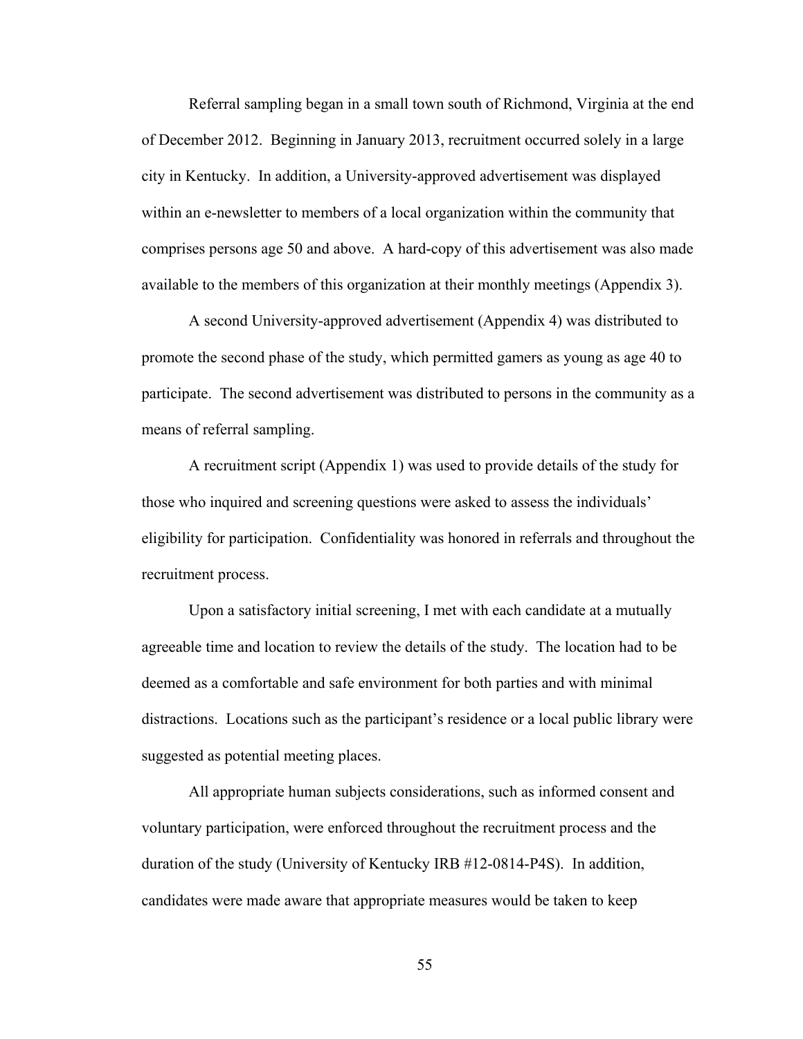Referral sampling began in a small town south of Richmond, Virginia at the end of December 2012. Beginning in January 2013, recruitment occurred solely in a large city in Kentucky. In addition, a University-approved advertisement was displayed within an e-newsletter to members of a local organization within the community that comprises persons age 50 and above. A hard-copy of this advertisement was also made available to the members of this organization at their monthly meetings (Appendix 3).

A second University-approved advertisement (Appendix 4) was distributed to promote the second phase of the study, which permitted gamers as young as age 40 to participate. The second advertisement was distributed to persons in the community as a means of referral sampling.

A recruitment script (Appendix 1) was used to provide details of the study for those who inquired and screening questions were asked to assess the individuals' eligibility for participation. Confidentiality was honored in referrals and throughout the recruitment process.

Upon a satisfactory initial screening, I met with each candidate at a mutually agreeable time and location to review the details of the study. The location had to be deemed as a comfortable and safe environment for both parties and with minimal distractions. Locations such as the participant's residence or a local public library were suggested as potential meeting places.

All appropriate human subjects considerations, such as informed consent and voluntary participation, were enforced throughout the recruitment process and the duration of the study (University of Kentucky IRB #12-0814-P4S). In addition, candidates were made aware that appropriate measures would be taken to keep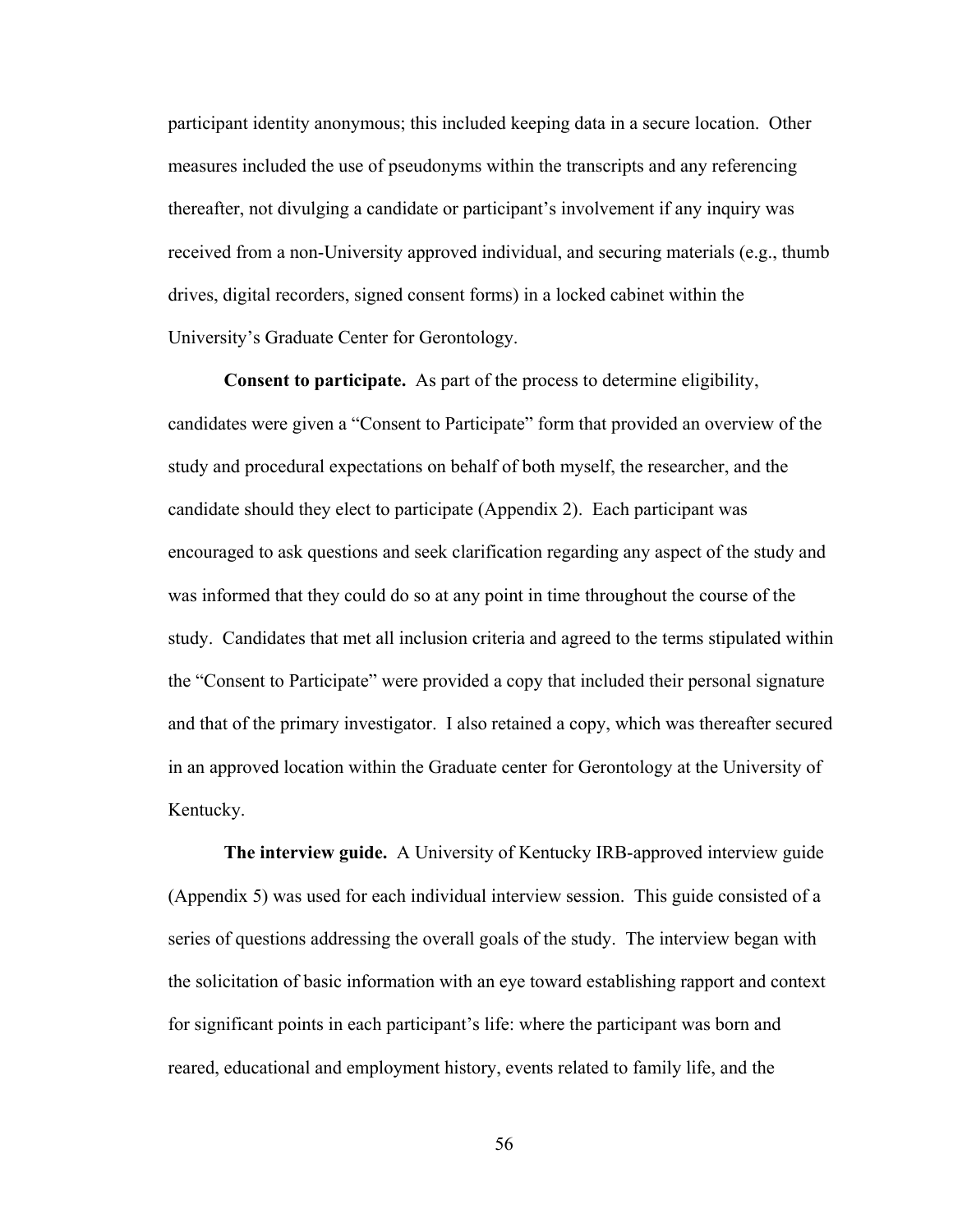participant identity anonymous; this included keeping data in a secure location. Other measures included the use of pseudonyms within the transcripts and any referencing thereafter, not divulging a candidate or participant's involvement if any inquiry was received from a non-University approved individual, and securing materials (e.g., thumb drives, digital recorders, signed consent forms) in a locked cabinet within the University's Graduate Center for Gerontology.

**Consent to participate.** As part of the process to determine eligibility, candidates were given a "Consent to Participate" form that provided an overview of the study and procedural expectations on behalf of both myself, the researcher, and the candidate should they elect to participate (Appendix 2). Each participant was encouraged to ask questions and seek clarification regarding any aspect of the study and was informed that they could do so at any point in time throughout the course of the study. Candidates that met all inclusion criteria and agreed to the terms stipulated within the "Consent to Participate" were provided a copy that included their personal signature and that of the primary investigator. I also retained a copy, which was thereafter secured in an approved location within the Graduate center for Gerontology at the University of Kentucky.

**The interview guide.** A University of Kentucky IRB-approved interview guide (Appendix 5) was used for each individual interview session. This guide consisted of a series of questions addressing the overall goals of the study. The interview began with the solicitation of basic information with an eye toward establishing rapport and context for significant points in each participant's life: where the participant was born and reared, educational and employment history, events related to family life, and the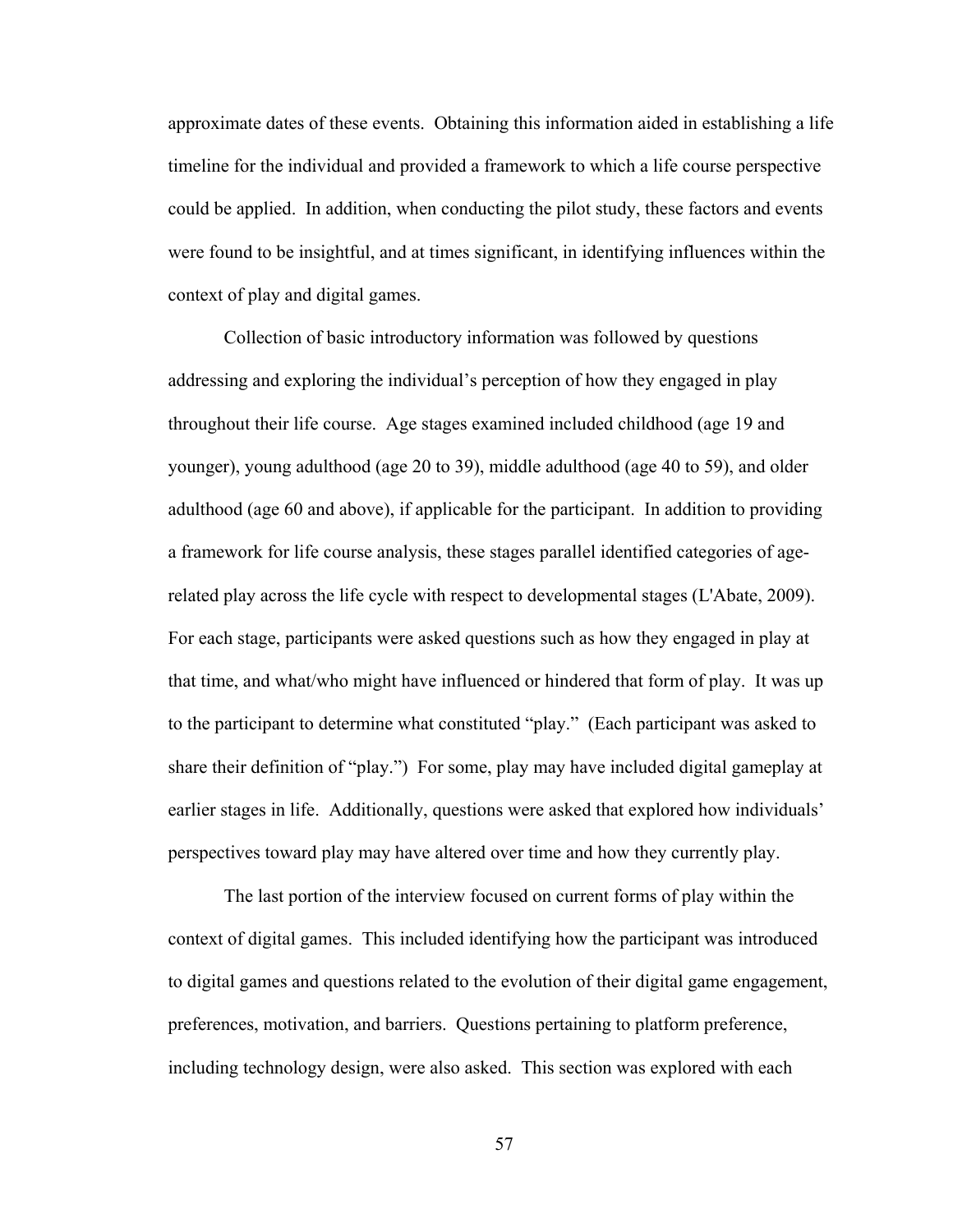approximate dates of these events. Obtaining this information aided in establishing a life timeline for the individual and provided a framework to which a life course perspective could be applied. In addition, when conducting the pilot study, these factors and events were found to be insightful, and at times significant, in identifying influences within the context of play and digital games.

Collection of basic introductory information was followed by questions addressing and exploring the individual's perception of how they engaged in play throughout their life course. Age stages examined included childhood (age 19 and younger), young adulthood (age 20 to 39), middle adulthood (age 40 to 59), and older adulthood (age 60 and above), if applicable for the participant. In addition to providing a framework for life course analysis, these stages parallel identified categories of age-related play across the life cycle with respect to developmental stages (L'Abate, 2009). For each stage, participants were asked questions such as how they engaged in play at that time, and what/who might have influenced or hindered that form of play. It was up to the participant to determine what constituted "play." (Each participant was asked to share their definition of "play.") For some, play may have included digital gameplay at earlier stages in life. Additionally, questions were asked that explored how individuals' perspectives toward play may have altered over time and how they currently play.

The last portion of the interview focused on current forms of play within the context of digital games. This included identifying how the participant was introduced to digital games and questions related to the evolution of their digital game engagement, preferences, motivation, and barriers. Questions pertaining to platform preference, including technology design, were also asked. This section was explored with each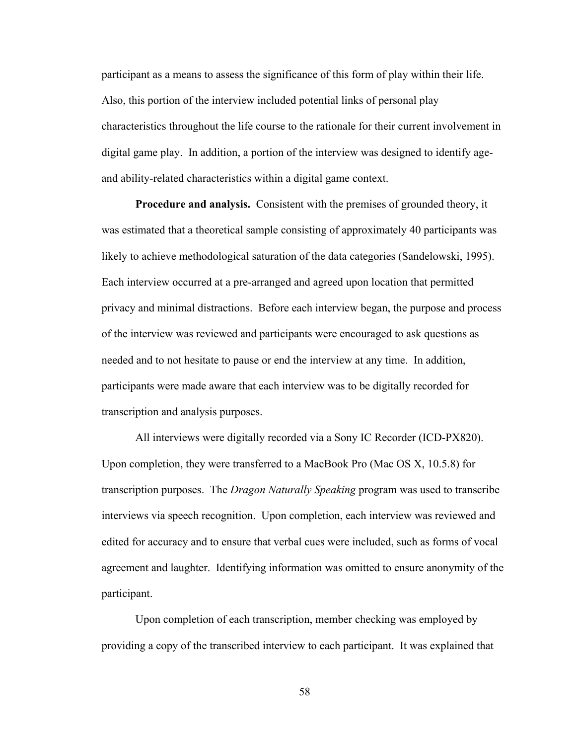participant as a means to assess the significance of this form of play within their life. Also, this portion of the interview included potential links of personal play characteristics throughout the life course to the rationale for their current involvement in digital game play. In addition, a portion of the interview was designed to identify age- and ability-related characteristics within a digital game context.

**Procedure and analysis.** Consistent with the premises of grounded theory, it was estimated that a theoretical sample consisting of approximately 40 participants was likely to achieve methodological saturation of the data categories (Sandelowski, 1995). Each interview occurred at a pre-arranged and agreed upon location that permitted privacy and minimal distractions. Before each interview began, the purpose and process of the interview was reviewed and participants were encouraged to ask questions as needed and to not hesitate to pause or end the interview at any time. In addition, participants were made aware that each interview was to be digitally recorded for transcription and analysis purposes.

All interviews were digitally recorded via a Sony IC Recorder (ICD-PX820). Upon completion, they were transferred to a MacBook Pro (Mac OS X, 10.5.8) for transcription purposes. The *Dragon Naturally Speaking* program was used to transcribe interviews via speech recognition. Upon completion, each interview was reviewed and edited for accuracy and to ensure that verbal cues were included, such as forms of vocal agreement and laughter. Identifying information was omitted to ensure anonymity of the participant.

Upon completion of each transcription, member checking was employed by providing a copy of the transcribed interview to each participant. It was explained that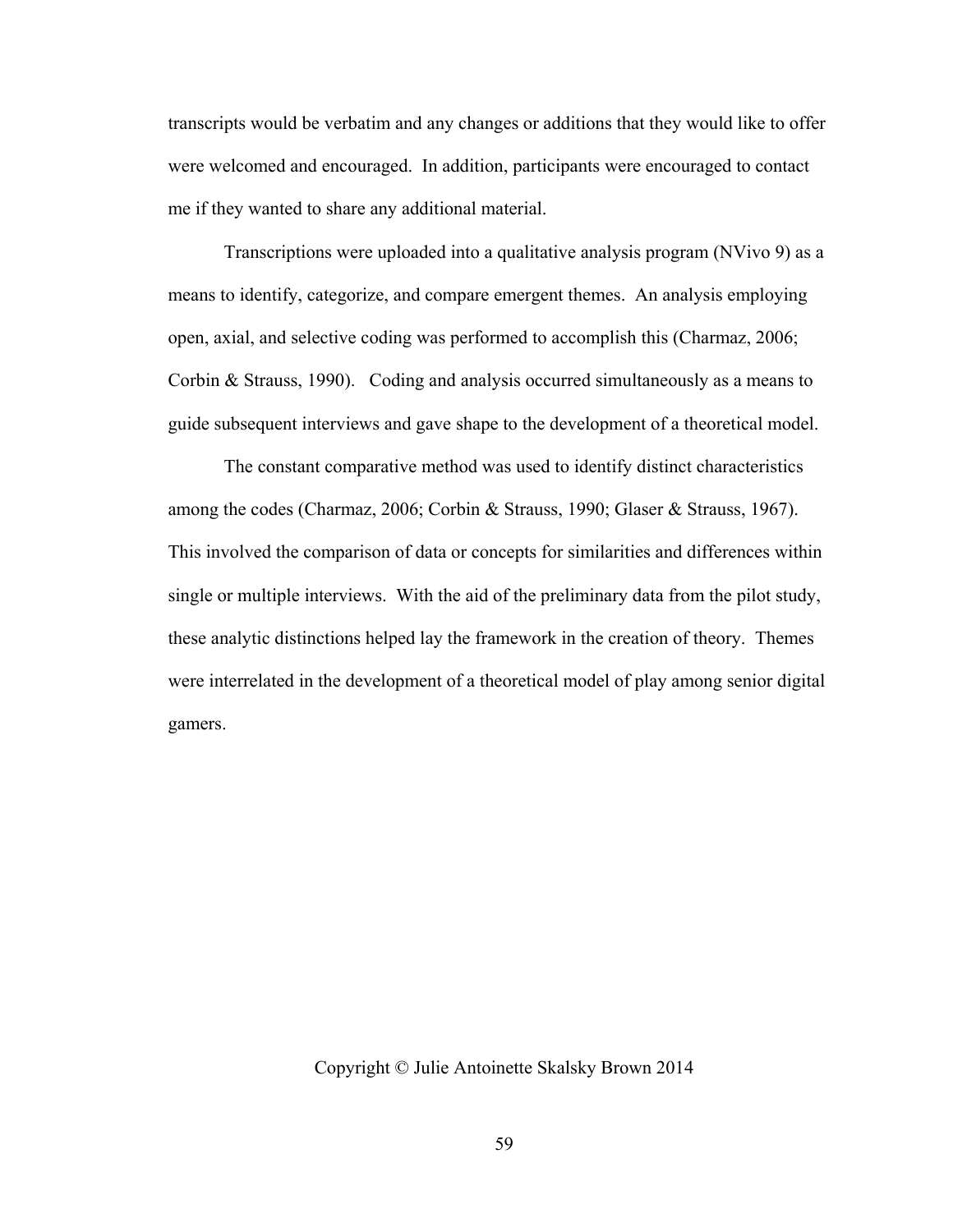transcripts would be verbatim and any changes or additions that they would like to offer were welcomed and encouraged. In addition, participants were encouraged to contact me if they wanted to share any additional material.

Transcriptions were uploaded into a qualitative analysis program (NVivo 9) as a means to identify, categorize, and compare emergent themes. An analysis employing open, axial, and selective coding was performed to accomplish this (Charmaz, 2006; Corbin & Strauss, 1990). Coding and analysis occurred simultaneously as a means to guide subsequent interviews and gave shape to the development of a theoretical model.

The constant comparative method was used to identify distinct characteristics among the codes (Charmaz, 2006; Corbin & Strauss, 1990; Glaser & Strauss, 1967). This involved the comparison of data or concepts for similarities and differences within single or multiple interviews. With the aid of the preliminary data from the pilot study, these analytic distinctions helped lay the framework in the creation of theory. Themes were interrelated in the development of a theoretical model of play among senior digital gamers.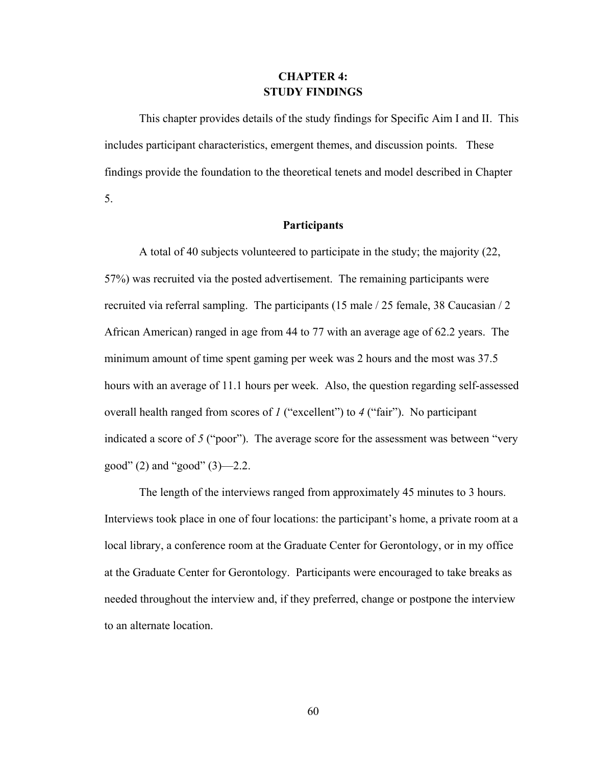# CHAPTER 4:
# STUDY FINDINGS

This chapter provides details of the study findings for Specific Aim I and II. This includes participant characteristics, emergent themes, and discussion points. These findings provide the foundation to the theoretical tenets and model described in Chapter 5.

## Participants

A total of 40 subjects volunteered to participate in the study; the majority (22, 57%) was recruited via the posted advertisement. The remaining participants were recruited via referral sampling. The participants (15 male / 25 female, 38 Caucasian / 2 African American) ranged in age from 44 to 77 with an average age of 62.2 years. The minimum amount of time spent gaming per week was 2 hours and the most was 37.5 hours with an average of 11.1 hours per week. Also, the question regarding self-assessed overall health ranged from scores of *1* ("excellent") to *4* ("fair"). No participant indicated a score of *5* ("poor"). The average score for the assessment was between "very good" (2) and "good" (3)—2.2.

The length of the interviews ranged from approximately 45 minutes to 3 hours. Interviews took place in one of four locations: the participant's home, a private room at a local library, a conference room at the Graduate Center for Gerontology, or in my office at the Graduate Center for Gerontology. Participants were encouraged to take breaks as needed throughout the interview and, if they preferred, change or postpone the interview to an alternate location.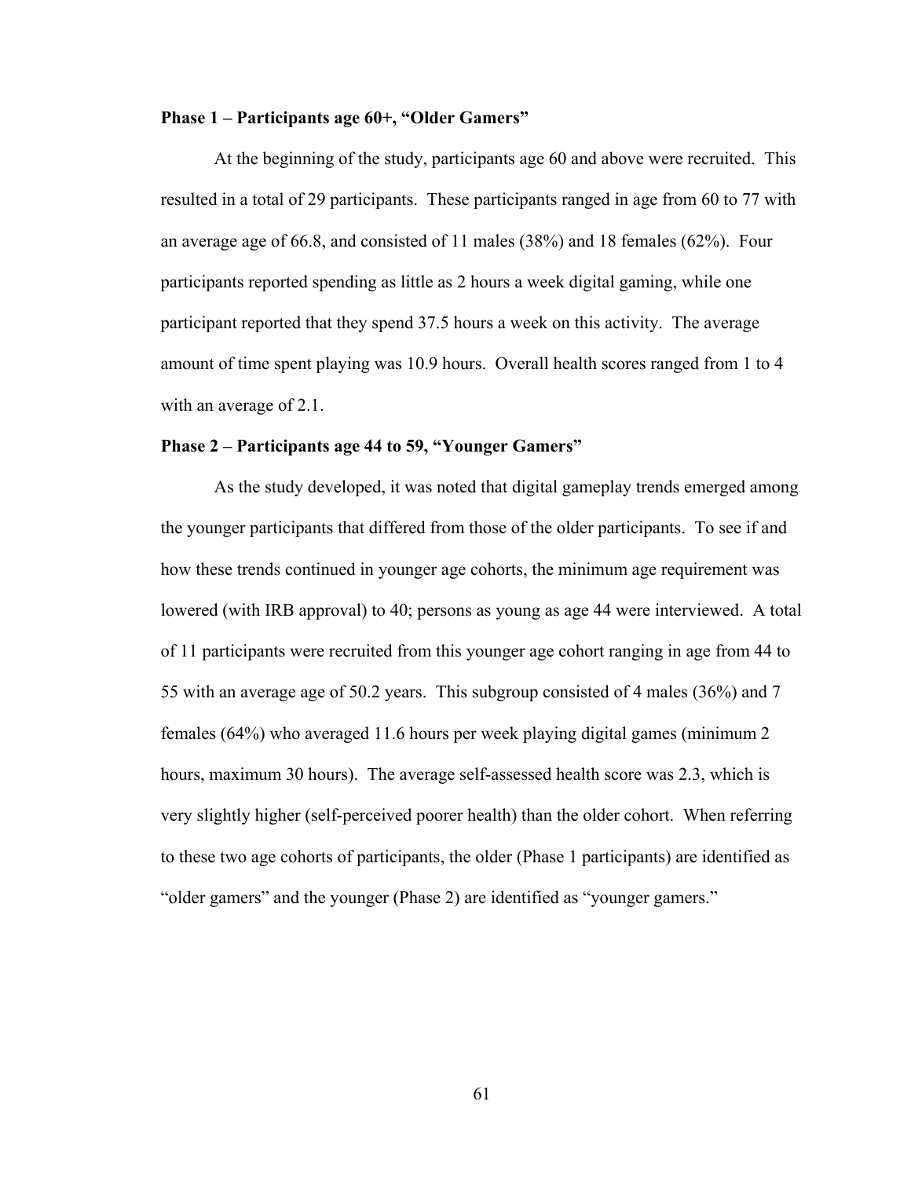**Phase 1 – Participants age 60+, "Older Gamers"**

At the beginning of the study, participants age 60 and above were recruited. This resulted in a total of 29 participants. These participants ranged in age from 60 to 77 with an average age of 66.8, and consisted of 11 males (38%) and 18 females (62%). Four participants reported spending as little as 2 hours a week digital gaming, while one participant reported that they spend 37.5 hours a week on this activity. The average amount of time spent playing was 10.9 hours. Overall health scores ranged from 1 to 4 with an average of 2.1.

**Phase 2 – Participants age 44 to 59, "Younger Gamers"**

As the study developed, it was noted that digital gameplay trends emerged among the younger participants that differed from those of the older participants. To see if and how these trends continued in younger age cohorts, the minimum age requirement was lowered (with IRB approval) to 40; persons as young as age 44 were interviewed. A total of 11 participants were recruited from this younger age cohort ranging in age from 44 to 55 with an average age of 50.2 years. This subgroup consisted of 4 males (36%) and 7 females (64%) who averaged 11.6 hours per week playing digital games (minimum 2 hours, maximum 30 hours). The average self-assessed health score was 2.3, which is very slightly higher (self-perceived poorer health) than the older cohort. When referring to these two age cohorts of participants, the older (Phase 1 participants) are identified as "older gamers" and the younger (Phase 2) are identified as "younger gamers."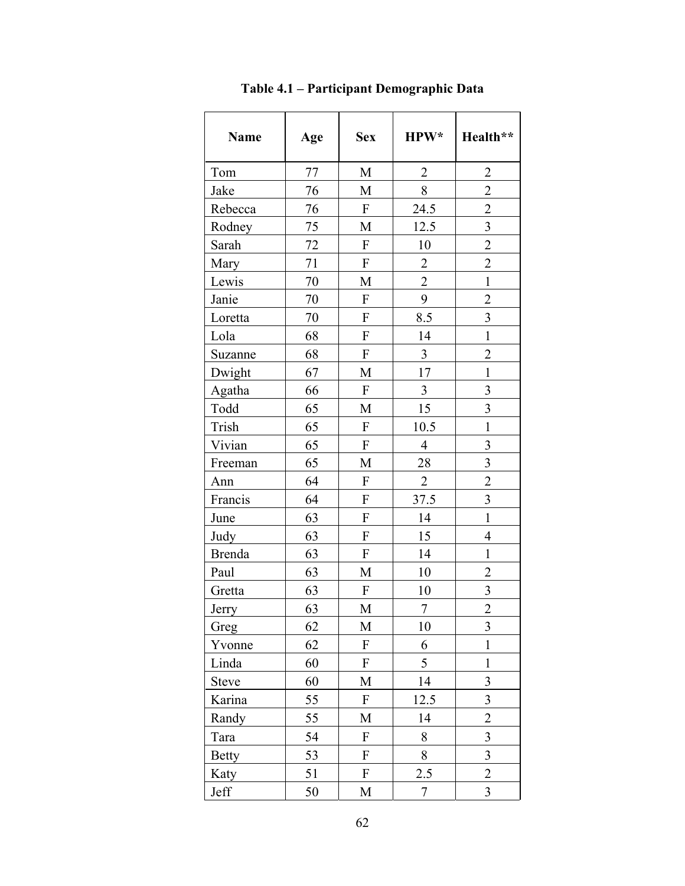**Table 4.1 – Participant Demographic Data**

| Name | Age | Sex | HPW* | Health** |
|---|---|---|---|---|
| Tom | 77 | M | 2 | 2 |
| Jake | 76 | M | 8 | 2 |
| Rebecca | 76 | F | 24.5 | 2 |
| Rodney | 75 | M | 12.5 | 3 |
| Sarah | 72 | F | 10 | 2 |
| Mary | 71 | F | 2 | 2 |
| Lewis | 70 | M | 2 | 1 |
| Janie | 70 | F | 9 | 2 |
| Loretta | 70 | F | 8.5 | 3 |
| Lola | 68 | F | 14 | 1 |
| Suzanne | 68 | F | 3 | 2 |
| Dwight | 67 | M | 17 | 1 |
| Agatha | 66 | F | 3 | 3 |
| Todd | 65 | M | 15 | 3 |
| Trish | 65 | F | 10.5 | 1 |
| Vivian | 65 | F | 4 | 3 |
| Freeman | 65 | M | 28 | 3 |
| Ann | 64 | F | 2 | 2 |
| Francis | 64 | F | 37.5 | 3 |
| June | 63 | F | 14 | 1 |
| Judy | 63 | F | 15 | 4 |
| Brenda | 63 | F | 14 | 1 |
| Paul | 63 | M | 10 | 2 |
| Gretta | 63 | F | 10 | 3 |
| Jerry | 63 | M | 7 | 2 |
| Greg | 62 | M | 10 | 3 |
| Yvonne | 62 | F | 6 | 1 |
| Linda | 60 | F | 5 | 1 |
| Steve | 60 | M | 14 | 3 |
| Karina | 55 | F | 12.5 | 3 |
| Randy | 55 | M | 14 | 2 |
| Tara | 54 | F | 8 | 3 |
| Betty | 53 | F | 8 | 3 |
| Katy | 51 | F | 2.5 | 2 |
| Jeff | 50 | M | 7 | 3 |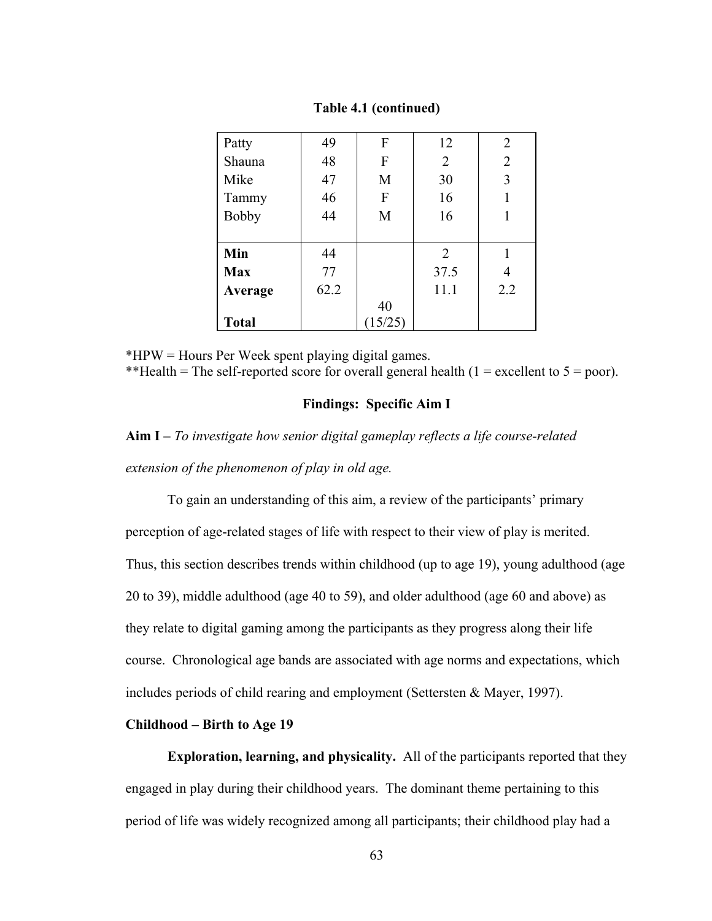**Table 4.1 (continued)**

| | | | | |
|---|---|---|---|---|
| Patty | 49 | F | 12 | 2 |
| Shauna | 48 | F | 2 | 2 |
| Mike | 47 | M | 30 | 3 |
| Tammy | 46 | F | 16 | 1 |
| Bobby | 44 | M | 16 | 1 |
| **Min** | 44 | | 2 | 1 |
| **Max** | 77 | | 37.5 | 4 |
| **Average** | 62.2 | | 11.1 | 2.2 |
| **Total** | | 40 (15/25) | | |

*HPW = Hours Per Week spent playing digital games.
**Health = The self-reported score for overall general health (1 = excellent to 5 = poor).

## Findings: Specific Aim I

**Aim I –** *To investigate how senior digital gameplay reflects a life course-related extension of the phenomenon of play in old age.*

To gain an understanding of this aim, a review of the participants' primary perception of age-related stages of life with respect to their view of play is merited. Thus, this section describes trends within childhood (up to age 19), young adulthood (age 20 to 39), middle adulthood (age 40 to 59), and older adulthood (age 60 and above) as they relate to digital gaming among the participants as they progress along their life course. Chronological age bands are associated with age norms and expectations, which includes periods of child rearing and employment (Settersten & Mayer, 1997).

### Childhood – Birth to Age 19

**Exploration, learning, and physicality.** All of the participants reported that they engaged in play during their childhood years. The dominant theme pertaining to this period of life was widely recognized among all participants; their childhood play had a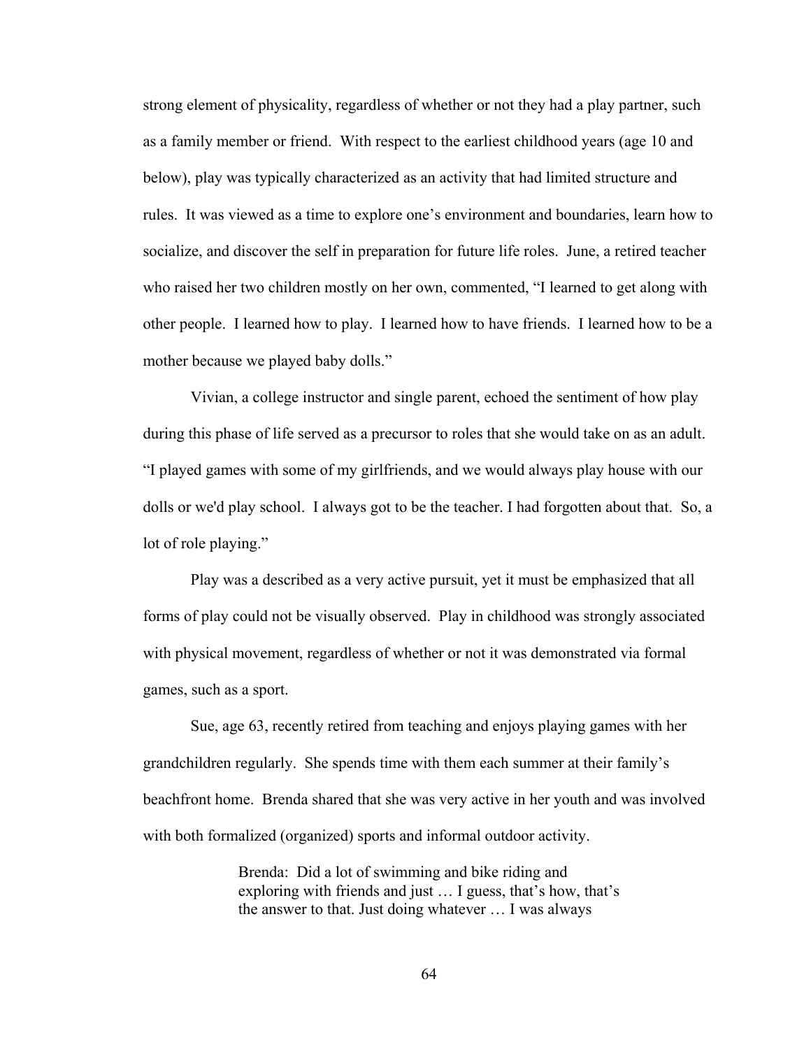strong element of physicality, regardless of whether or not they had a play partner, such as a family member or friend. With respect to the earliest childhood years (age 10 and below), play was typically characterized as an activity that had limited structure and rules. It was viewed as a time to explore one's environment and boundaries, learn how to socialize, and discover the self in preparation for future life roles. June, a retired teacher who raised her two children mostly on her own, commented, "I learned to get along with other people. I learned how to play. I learned how to have friends. I learned how to be a mother because we played baby dolls."

Vivian, a college instructor and single parent, echoed the sentiment of how play during this phase of life served as a precursor to roles that she would take on as an adult. "I played games with some of my girlfriends, and we would always play house with our dolls or we'd play school. I always got to be the teacher. I had forgotten about that. So, a lot of role playing."

Play was a described as a very active pursuit, yet it must be emphasized that all forms of play could not be visually observed. Play in childhood was strongly associated with physical movement, regardless of whether or not it was demonstrated via formal games, such as a sport.

Sue, age 63, recently retired from teaching and enjoys playing games with her grandchildren regularly. She spends time with them each summer at their family's beachfront home. Brenda shared that she was very active in her youth and was involved with both formalized (organized) sports and informal outdoor activity.

> Brenda: Did a lot of swimming and bike riding and exploring with friends and just … I guess, that's how, that's the answer to that. Just doing whatever … I was always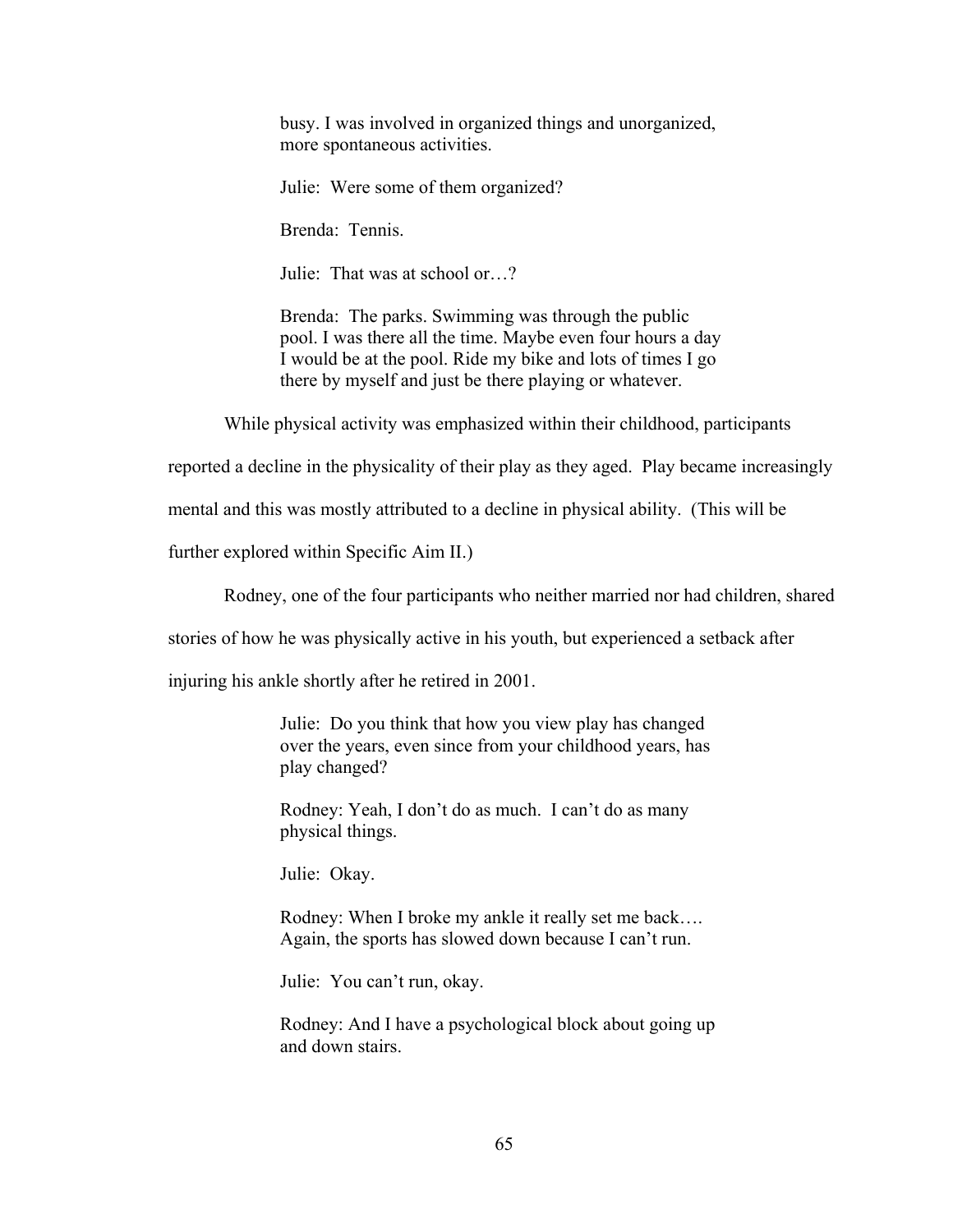> busy. I was involved in organized things and unorganized, more spontaneous activities.
>
> Julie: Were some of them organized?
>
> Brenda: Tennis.
>
> Julie: That was at school or…?
>
> Brenda: The parks. Swimming was through the public pool. I was there all the time. Maybe even four hours a day I would be at the pool. Ride my bike and lots of times I go there by myself and just be there playing or whatever.

While physical activity was emphasized within their childhood, participants reported a decline in the physicality of their play as they aged. Play became increasingly mental and this was mostly attributed to a decline in physical ability. (This will be further explored within Specific Aim II.)

Rodney, one of the four participants who neither married nor had children, shared stories of how he was physically active in his youth, but experienced a setback after injuring his ankle shortly after he retired in 2001.

> Julie: Do you think that how you view play has changed over the years, even since from your childhood years, has play changed?
>
> Rodney: Yeah, I don't do as much. I can't do as many physical things.
>
> Julie: Okay.
>
> Rodney: When I broke my ankle it really set me back…. Again, the sports has slowed down because I can't run.
>
> Julie: You can't run, okay.
>
> Rodney: And I have a psychological block about going up and down stairs.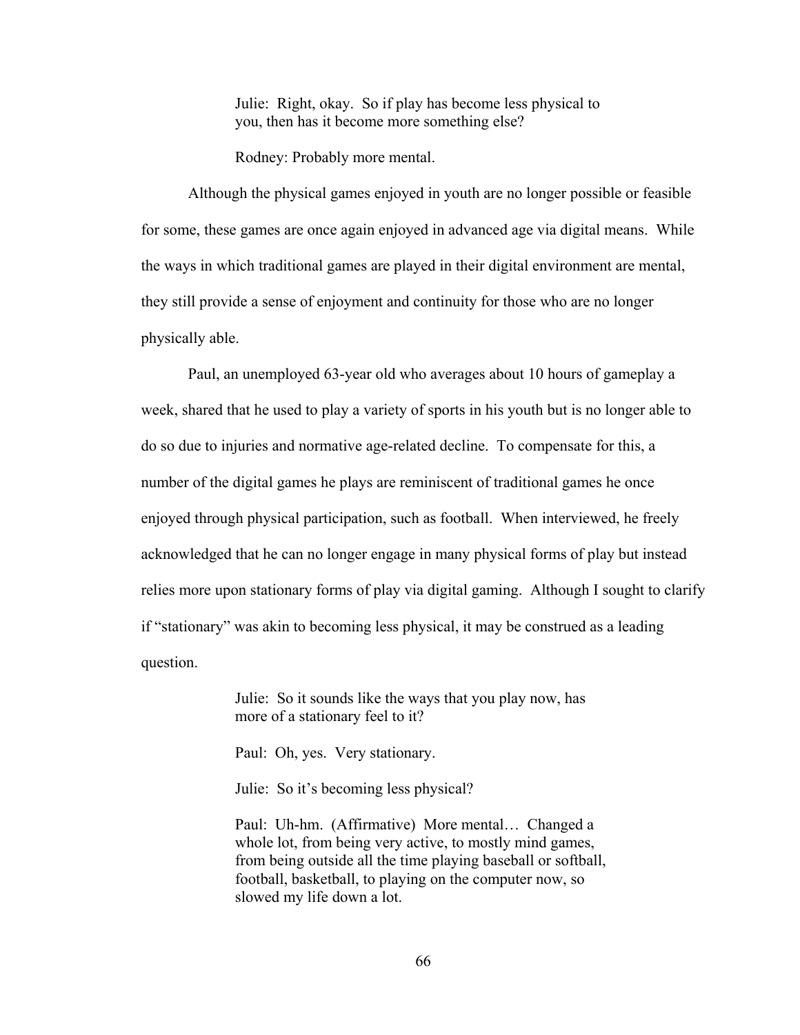> Julie: Right, okay. So if play has become less physical to you, then has it become more something else?
>
> Rodney: Probably more mental.

Although the physical games enjoyed in youth are no longer possible or feasible for some, these games are once again enjoyed in advanced age via digital means. While the ways in which traditional games are played in their digital environment are mental, they still provide a sense of enjoyment and continuity for those who are no longer physically able.

Paul, an unemployed 63-year old who averages about 10 hours of gameplay a week, shared that he used to play a variety of sports in his youth but is no longer able to do so due to injuries and normative age-related decline. To compensate for this, a number of the digital games he plays are reminiscent of traditional games he once enjoyed through physical participation, such as football. When interviewed, he freely acknowledged that he can no longer engage in many physical forms of play but instead relies more upon stationary forms of play via digital gaming. Although I sought to clarify if "stationary" was akin to becoming less physical, it may be construed as a leading question.

> Julie: So it sounds like the ways that you play now, has more of a stationary feel to it?
>
> Paul: Oh, yes. Very stationary.
>
> Julie: So it's becoming less physical?
>
> Paul: Uh-hm. (Affirmative) More mental… Changed a whole lot, from being very active, to mostly mind games, from being outside all the time playing baseball or softball, football, basketball, to playing on the computer now, so slowed my life down a lot.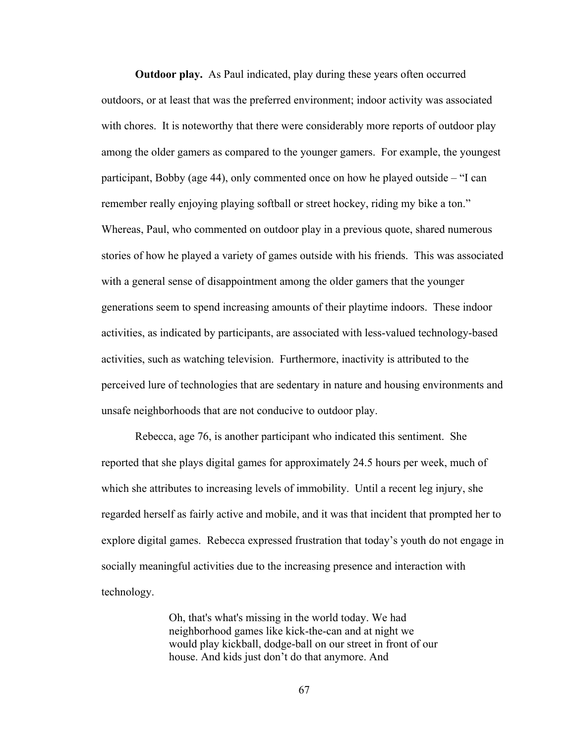**Outdoor play.** As Paul indicated, play during these years often occurred outdoors, or at least that was the preferred environment; indoor activity was associated with chores. It is noteworthy that there were considerably more reports of outdoor play among the older gamers as compared to the younger gamers. For example, the youngest participant, Bobby (age 44), only commented once on how he played outside – "I can remember really enjoying playing softball or street hockey, riding my bike a ton." Whereas, Paul, who commented on outdoor play in a previous quote, shared numerous stories of how he played a variety of games outside with his friends. This was associated with a general sense of disappointment among the older gamers that the younger generations seem to spend increasing amounts of their playtime indoors. These indoor activities, as indicated by participants, are associated with less-valued technology-based activities, such as watching television. Furthermore, inactivity is attributed to the perceived lure of technologies that are sedentary in nature and housing environments and unsafe neighborhoods that are not conducive to outdoor play.

Rebecca, age 76, is another participant who indicated this sentiment. She reported that she plays digital games for approximately 24.5 hours per week, much of which she attributes to increasing levels of immobility. Until a recent leg injury, she regarded herself as fairly active and mobile, and it was that incident that prompted her to explore digital games. Rebecca expressed frustration that today's youth do not engage in socially meaningful activities due to the increasing presence and interaction with technology.

> Oh, that's what's missing in the world today. We had neighborhood games like kick-the-can and at night we would play kickball, dodge-ball on our street in front of our house. And kids just don't do that anymore. And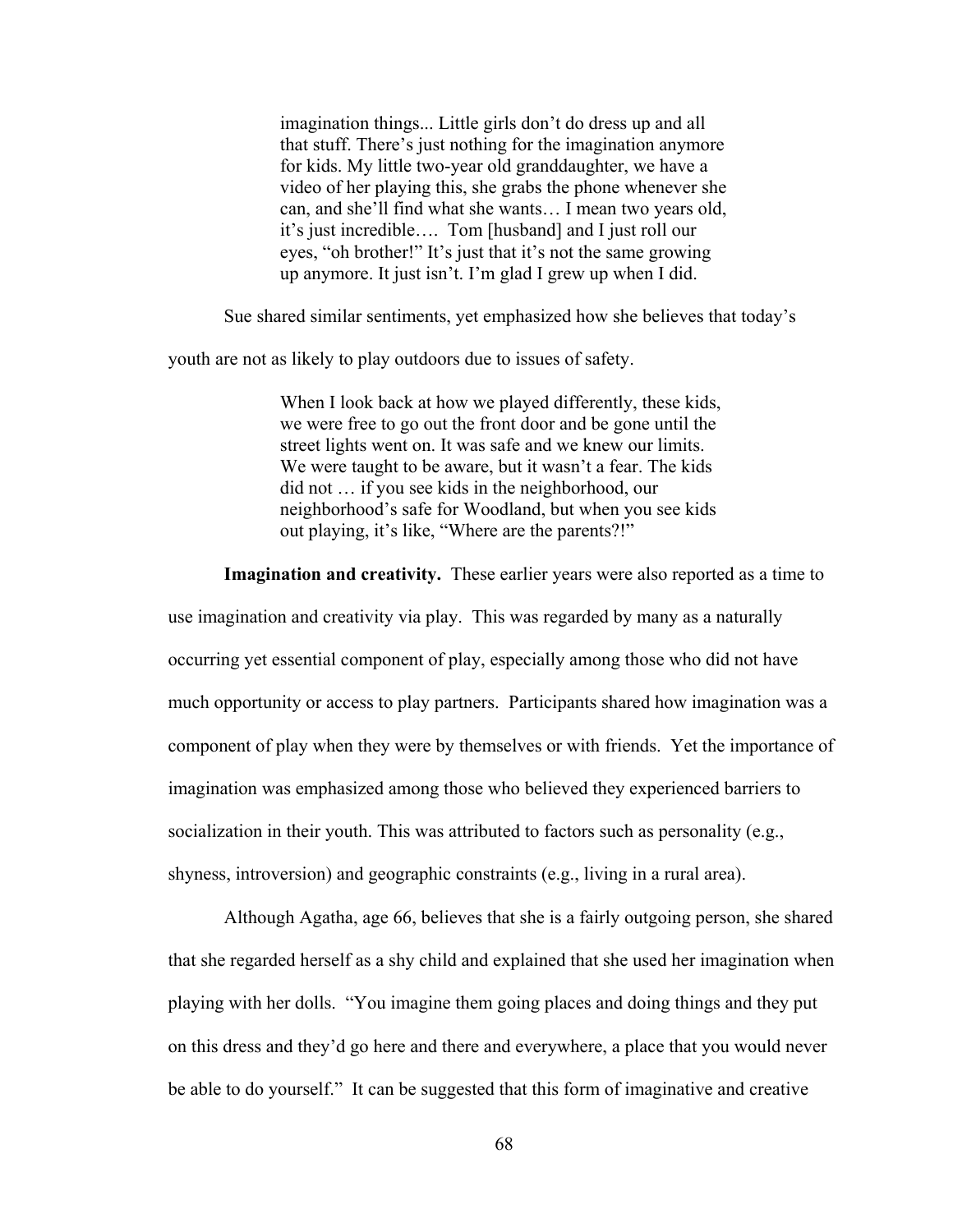> imagination things... Little girls don't do dress up and all that stuff. There's just nothing for the imagination anymore for kids. My little two-year old granddaughter, we have a video of her playing this, she grabs the phone whenever she can, and she'll find what she wants… I mean two years old, it's just incredible…. Tom [husband] and I just roll our eyes, "oh brother!" It's just that it's not the same growing up anymore. It just isn't. I'm glad I grew up when I did.

Sue shared similar sentiments, yet emphasized how she believes that today's youth are not as likely to play outdoors due to issues of safety.

> When I look back at how we played differently, these kids, we were free to go out the front door and be gone until the street lights went on. It was safe and we knew our limits. We were taught to be aware, but it wasn't a fear. The kids did not … if you see kids in the neighborhood, our neighborhood's safe for Woodland, but when you see kids out playing, it's like, "Where are the parents?!"

**Imagination and creativity.** These earlier years were also reported as a time to use imagination and creativity via play. This was regarded by many as a naturally occurring yet essential component of play, especially among those who did not have much opportunity or access to play partners. Participants shared how imagination was a component of play when they were by themselves or with friends. Yet the importance of imagination was emphasized among those who believed they experienced barriers to socialization in their youth. This was attributed to factors such as personality (e.g., shyness, introversion) and geographic constraints (e.g., living in a rural area).

Although Agatha, age 66, believes that she is a fairly outgoing person, she shared that she regarded herself as a shy child and explained that she used her imagination when playing with her dolls. "You imagine them going places and doing things and they put on this dress and they'd go here and there and everywhere, a place that you would never be able to do yourself." It can be suggested that this form of imaginative and creative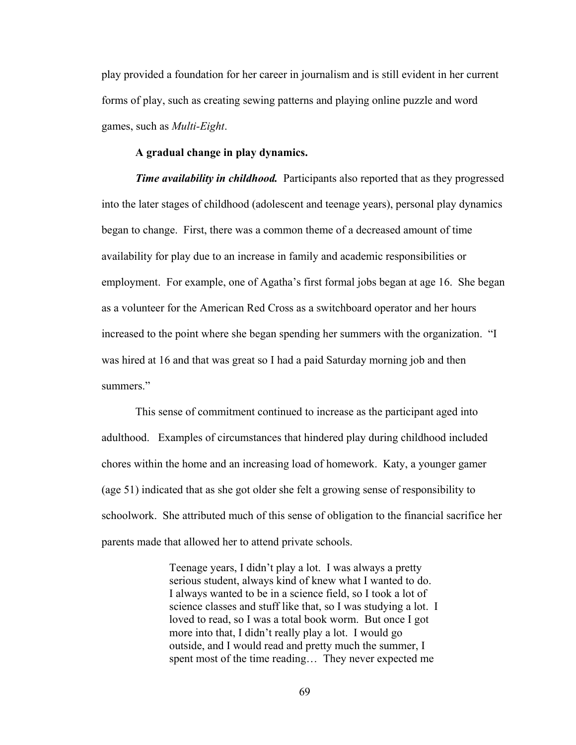play provided a foundation for her career in journalism and is still evident in her current forms of play, such as creating sewing patterns and playing online puzzle and word games, such as *Multi-Eight*.

**A gradual change in play dynamics.**

***Time availability in childhood.*** Participants also reported that as they progressed into the later stages of childhood (adolescent and teenage years), personal play dynamics began to change. First, there was a common theme of a decreased amount of time availability for play due to an increase in family and academic responsibilities or employment. For example, one of Agatha's first formal jobs began at age 16. She began as a volunteer for the American Red Cross as a switchboard operator and her hours increased to the point where she began spending her summers with the organization. "I was hired at 16 and that was great so I had a paid Saturday morning job and then summers."

This sense of commitment continued to increase as the participant aged into adulthood. Examples of circumstances that hindered play during childhood included chores within the home and an increasing load of homework. Katy, a younger gamer (age 51) indicated that as she got older she felt a growing sense of responsibility to schoolwork. She attributed much of this sense of obligation to the financial sacrifice her parents made that allowed her to attend private schools.

> Teenage years, I didn't play a lot. I was always a pretty serious student, always kind of knew what I wanted to do. I always wanted to be in a science field, so I took a lot of science classes and stuff like that, so I was studying a lot. I loved to read, so I was a total book worm. But once I got more into that, I didn't really play a lot. I would go outside, and I would read and pretty much the summer, I spent most of the time reading… They never expected me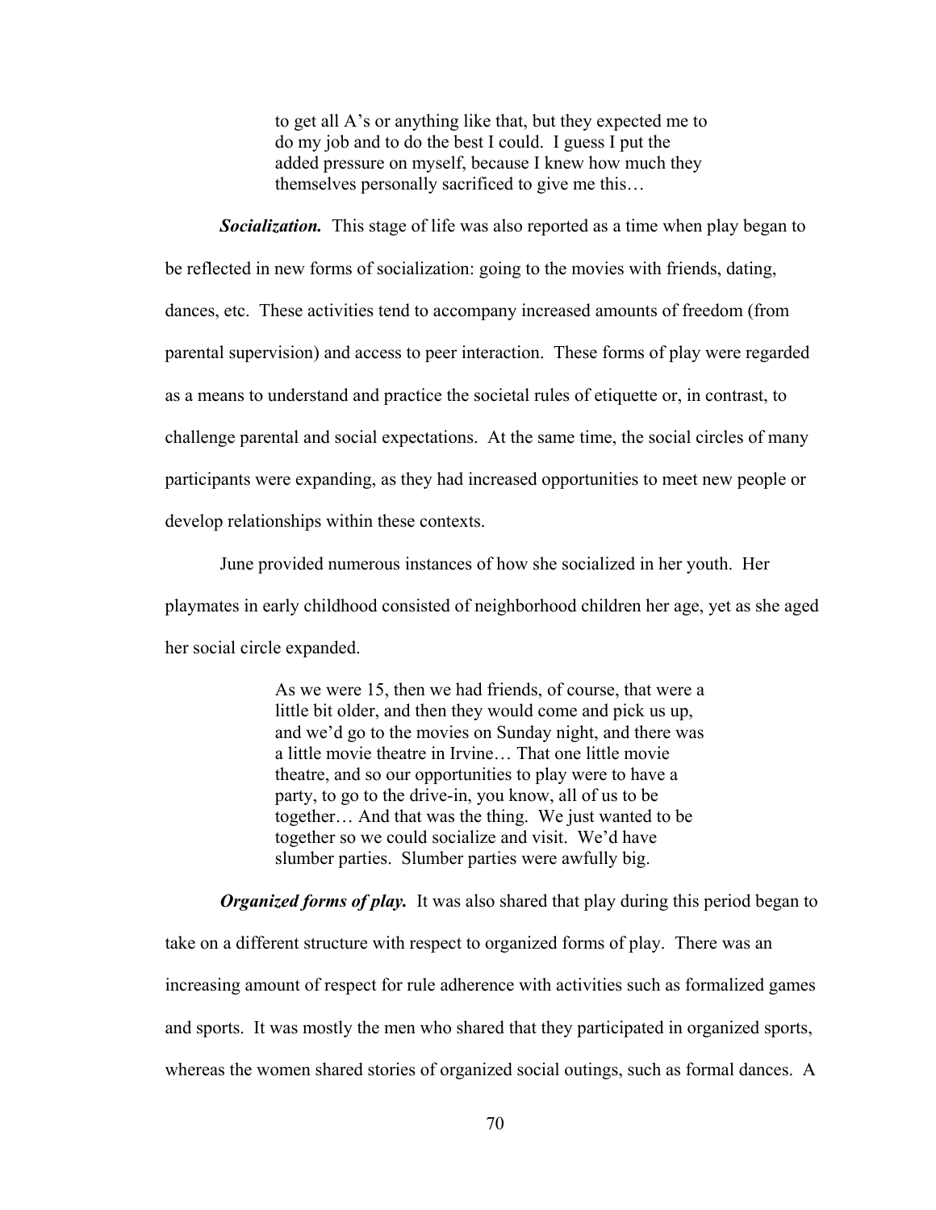> to get all A's or anything like that, but they expected me to do my job and to do the best I could. I guess I put the added pressure on myself, because I knew how much they themselves personally sacrificed to give me this…

***Socialization.*** This stage of life was also reported as a time when play began to be reflected in new forms of socialization: going to the movies with friends, dating, dances, etc. These activities tend to accompany increased amounts of freedom (from parental supervision) and access to peer interaction. These forms of play were regarded as a means to understand and practice the societal rules of etiquette or, in contrast, to challenge parental and social expectations. At the same time, the social circles of many participants were expanding, as they had increased opportunities to meet new people or develop relationships within these contexts.

June provided numerous instances of how she socialized in her youth. Her playmates in early childhood consisted of neighborhood children her age, yet as she aged her social circle expanded.

> As we were 15, then we had friends, of course, that were a little bit older, and then they would come and pick us up, and we'd go to the movies on Sunday night, and there was a little movie theatre in Irvine… That one little movie theatre, and so our opportunities to play were to have a party, to go to the drive-in, you know, all of us to be together… And that was the thing. We just wanted to be together so we could socialize and visit. We'd have slumber parties. Slumber parties were awfully big.

***Organized forms of play.*** It was also shared that play during this period began to take on a different structure with respect to organized forms of play. There was an increasing amount of respect for rule adherence with activities such as formalized games and sports. It was mostly the men who shared that they participated in organized sports, whereas the women shared stories of organized social outings, such as formal dances. A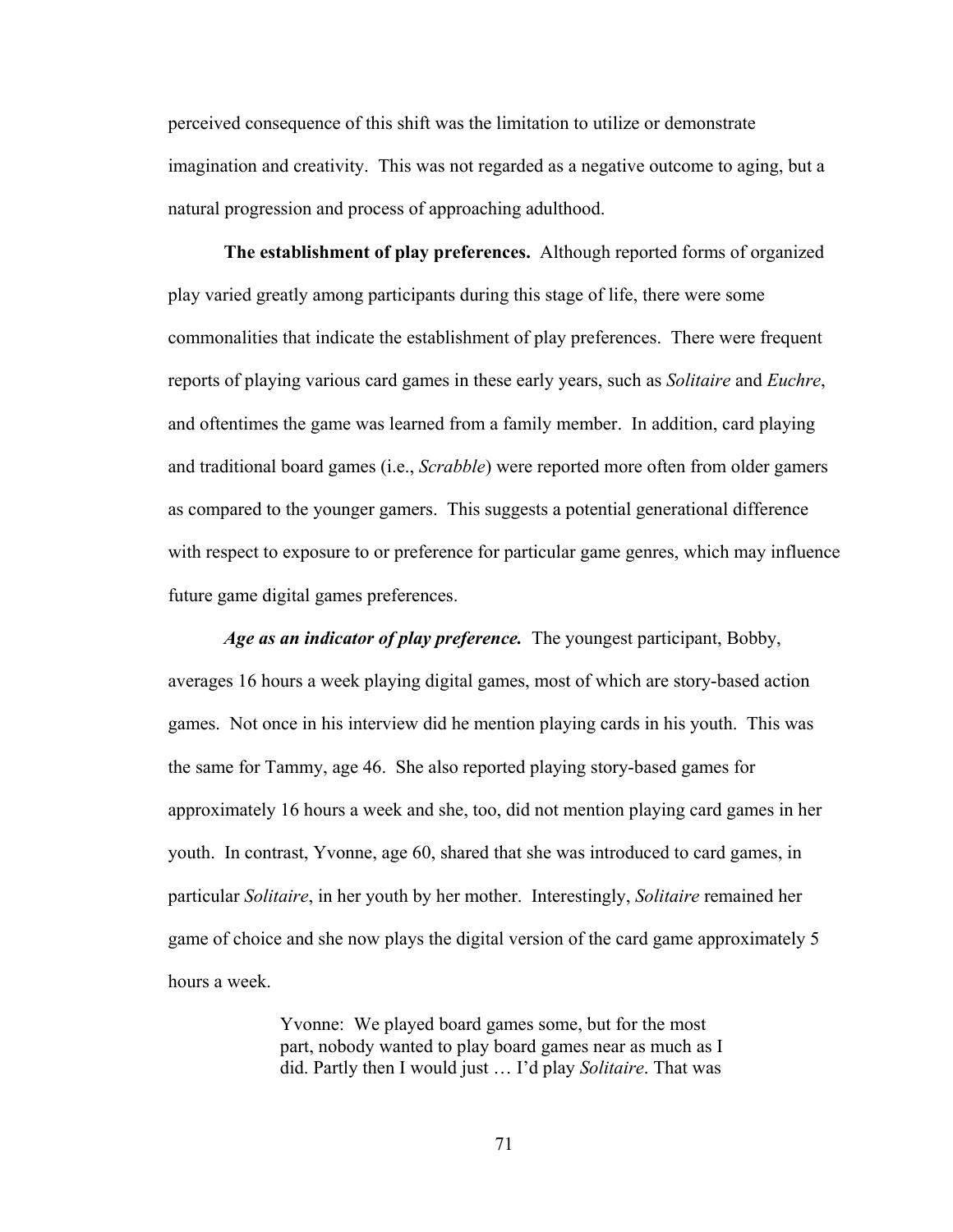perceived consequence of this shift was the limitation to utilize or demonstrate imagination and creativity. This was not regarded as a negative outcome to aging, but a natural progression and process of approaching adulthood.

**The establishment of play preferences.** Although reported forms of organized play varied greatly among participants during this stage of life, there were some commonalities that indicate the establishment of play preferences. There were frequent reports of playing various card games in these early years, such as *Solitaire* and *Euchre*, and oftentimes the game was learned from a family member. In addition, card playing and traditional board games (i.e., *Scrabble*) were reported more often from older gamers as compared to the younger gamers. This suggests a potential generational difference with respect to exposure to or preference for particular game genres, which may influence future game digital games preferences.

***Age as an indicator of play preference.*** The youngest participant, Bobby, averages 16 hours a week playing digital games, most of which are story-based action games. Not once in his interview did he mention playing cards in his youth. This was the same for Tammy, age 46. She also reported playing story-based games for approximately 16 hours a week and she, too, did not mention playing card games in her youth. In contrast, Yvonne, age 60, shared that she was introduced to card games, in particular *Solitaire*, in her youth by her mother. Interestingly, *Solitaire* remained her game of choice and she now plays the digital version of the card game approximately 5 hours a week.

> Yvonne: We played board games some, but for the most part, nobody wanted to play board games near as much as I did. Partly then I would just … I'd play *Solitaire*. That was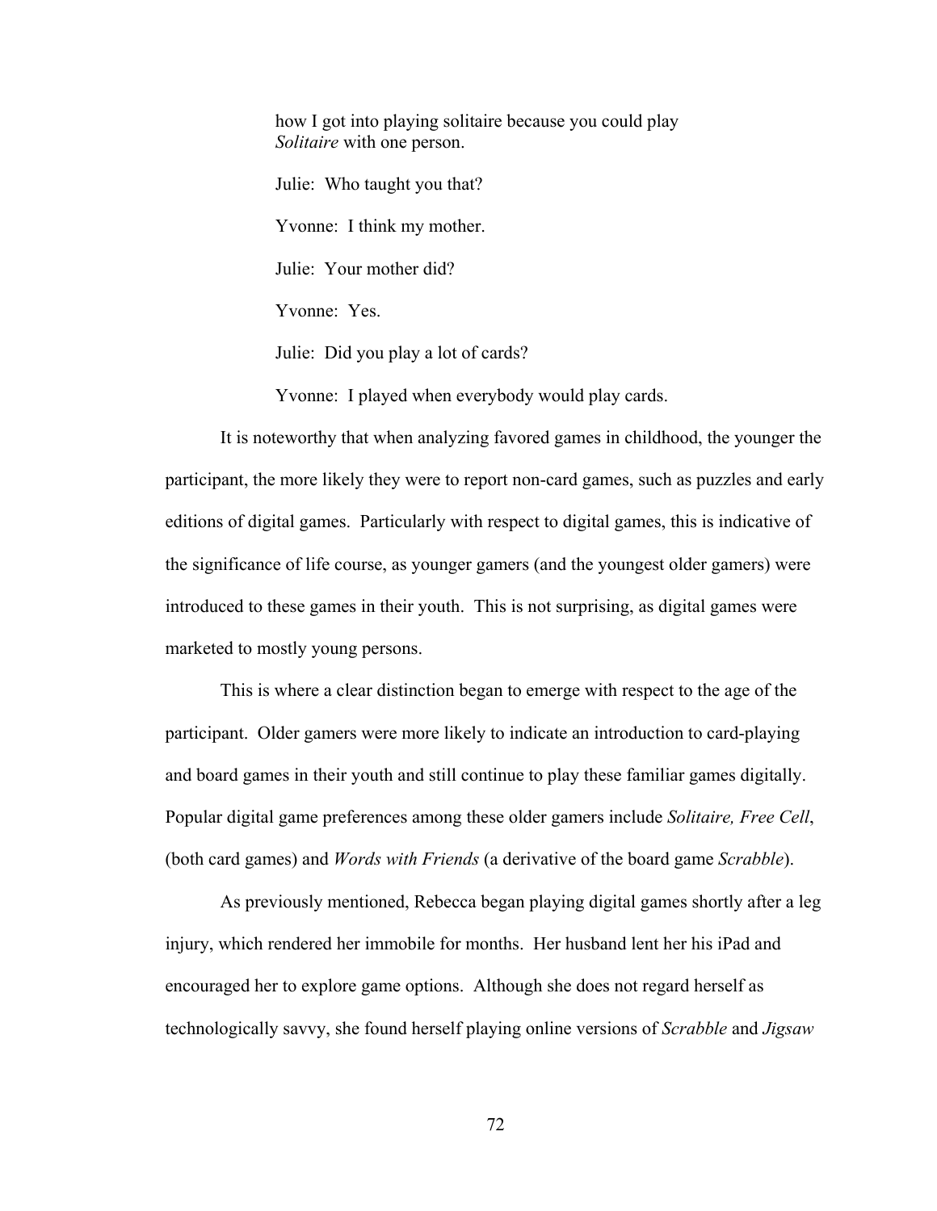> how I got into playing solitaire because you could play *Solitaire* with one person.
>
> Julie: Who taught you that?
>
> Yvonne: I think my mother.
>
> Julie: Your mother did?
>
> Yvonne: Yes.
>
> Julie: Did you play a lot of cards?
>
> Yvonne: I played when everybody would play cards.

It is noteworthy that when analyzing favored games in childhood, the younger the participant, the more likely they were to report non-card games, such as puzzles and early editions of digital games. Particularly with respect to digital games, this is indicative of the significance of life course, as younger gamers (and the youngest older gamers) were introduced to these games in their youth. This is not surprising, as digital games were marketed to mostly young persons.

This is where a clear distinction began to emerge with respect to the age of the participant. Older gamers were more likely to indicate an introduction to card-playing and board games in their youth and still continue to play these familiar games digitally. Popular digital game preferences among these older gamers include *Solitaire, Free Cell*, (both card games) and *Words with Friends* (a derivative of the board game *Scrabble*).

As previously mentioned, Rebecca began playing digital games shortly after a leg injury, which rendered her immobile for months. Her husband lent her his iPad and encouraged her to explore game options. Although she does not regard herself as technologically savvy, she found herself playing online versions of *Scrabble* and *Jigsaw*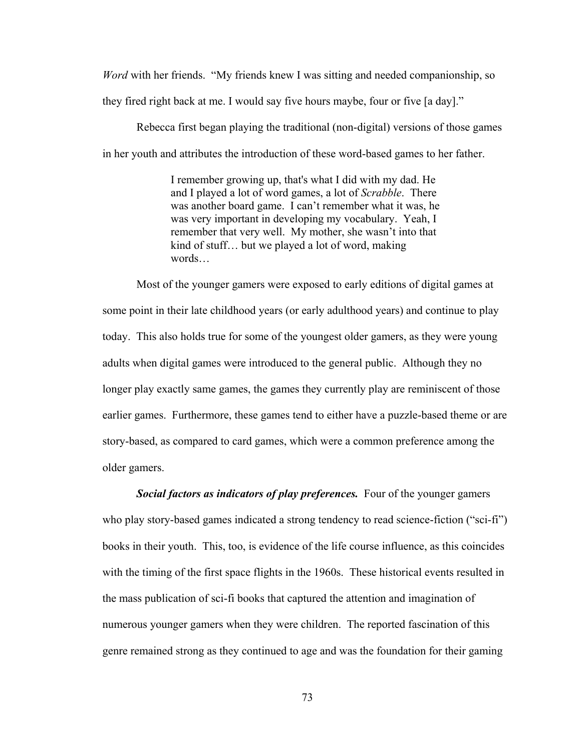*Word* with her friends. "My friends knew I was sitting and needed companionship, so they fired right back at me. I would say five hours maybe, four or five [a day]."

Rebecca first began playing the traditional (non-digital) versions of those games in her youth and attributes the introduction of these word-based games to her father.

> I remember growing up, that's what I did with my dad. He and I played a lot of word games, a lot of *Scrabble*. There was another board game. I can't remember what it was, he was very important in developing my vocabulary. Yeah, I remember that very well. My mother, she wasn't into that kind of stuff… but we played a lot of word, making words…

Most of the younger gamers were exposed to early editions of digital games at some point in their late childhood years (or early adulthood years) and continue to play today. This also holds true for some of the youngest older gamers, as they were young adults when digital games were introduced to the general public. Although they no longer play exactly same games, the games they currently play are reminiscent of those earlier games. Furthermore, these games tend to either have a puzzle-based theme or are story-based, as compared to card games, which were a common preference among the older gamers.

***Social factors as indicators of play preferences.*** Four of the younger gamers who play story-based games indicated a strong tendency to read science-fiction ("sci-fi") books in their youth. This, too, is evidence of the life course influence, as this coincides with the timing of the first space flights in the 1960s. These historical events resulted in the mass publication of sci-fi books that captured the attention and imagination of numerous younger gamers when they were children. The reported fascination of this genre remained strong as they continued to age and was the foundation for their gaming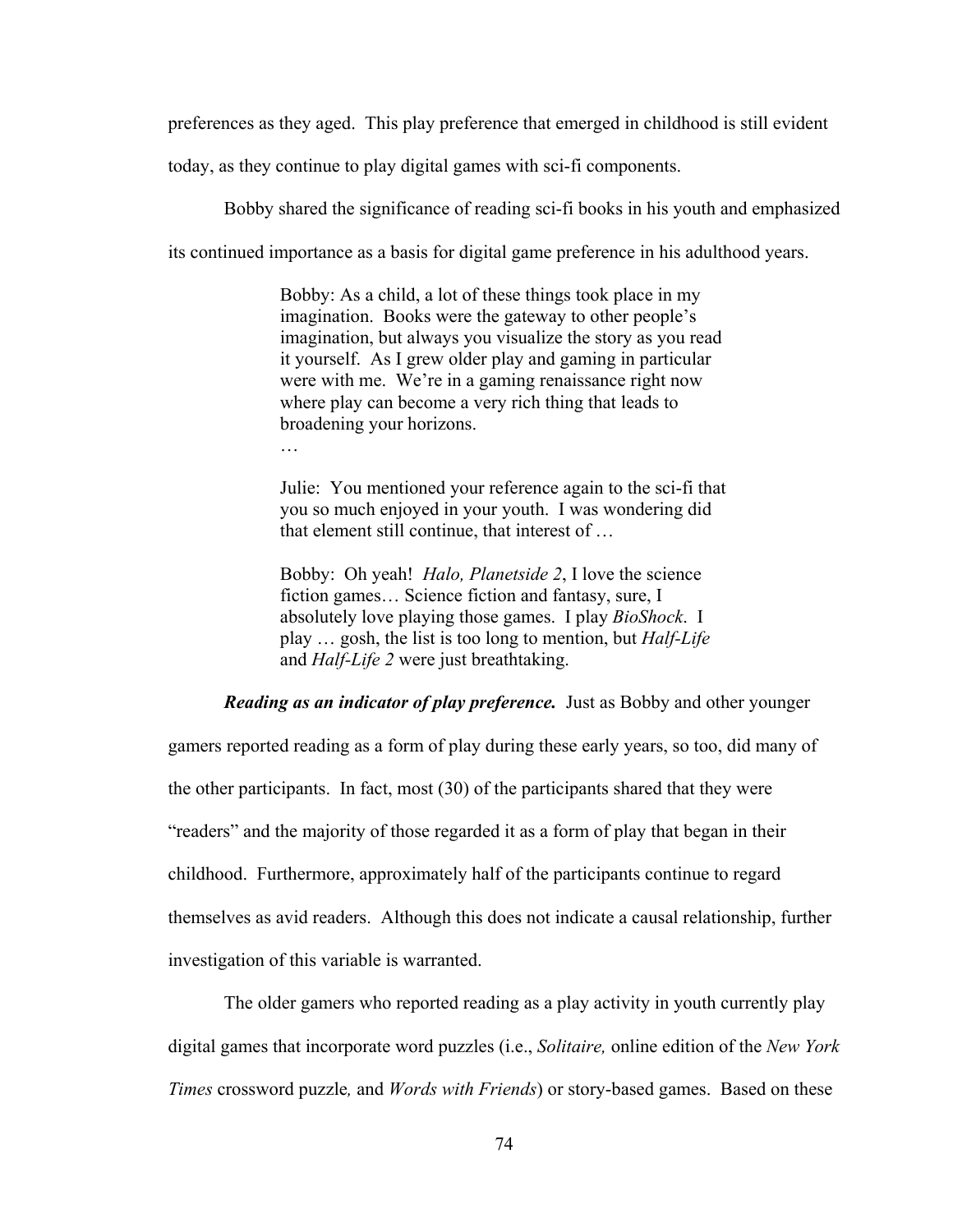preferences as they aged. This play preference that emerged in childhood is still evident today, as they continue to play digital games with sci-fi components.

Bobby shared the significance of reading sci-fi books in his youth and emphasized its continued importance as a basis for digital game preference in his adulthood years.

> Bobby: As a child, a lot of these things took place in my imagination. Books were the gateway to other people's imagination, but always you visualize the story as you read it yourself. As I grew older play and gaming in particular were with me. We're in a gaming renaissance right now where play can become a very rich thing that leads to broadening your horizons.
>
> …
>
> Julie: You mentioned your reference again to the sci-fi that you so much enjoyed in your youth. I was wondering did that element still continue, that interest of …
>
> Bobby: Oh yeah! *Halo, Planetside 2*, I love the science fiction games… Science fiction and fantasy, sure, I absolutely love playing those games. I play *BioShock*. I play … gosh, the list is too long to mention, but *Half-Life* and *Half-Life 2* were just breathtaking.

***Reading as an indicator of play preference.*** Just as Bobby and other younger gamers reported reading as a form of play during these early years, so too, did many of the other participants. In fact, most (30) of the participants shared that they were "readers" and the majority of those regarded it as a form of play that began in their childhood. Furthermore, approximately half of the participants continue to regard themselves as avid readers. Although this does not indicate a causal relationship, further investigation of this variable is warranted.

The older gamers who reported reading as a play activity in youth currently play digital games that incorporate word puzzles (i.e., *Solitaire,* online edition of the *New York Times* crossword puzzle*,* and *Words with Friends*) or story-based games. Based on these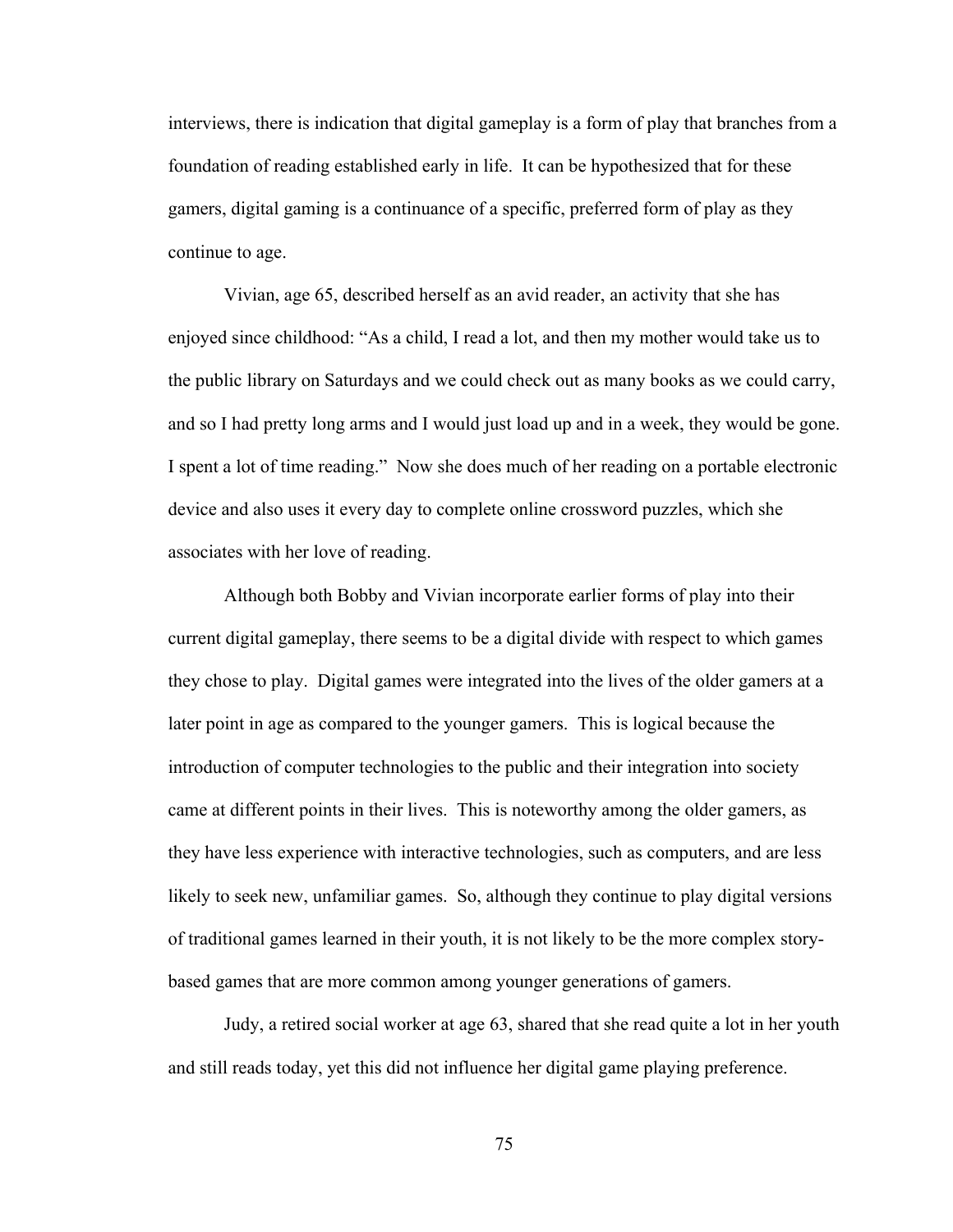interviews, there is indication that digital gameplay is a form of play that branches from a foundation of reading established early in life. It can be hypothesized that for these gamers, digital gaming is a continuance of a specific, preferred form of play as they continue to age.

Vivian, age 65, described herself as an avid reader, an activity that she has enjoyed since childhood: "As a child, I read a lot, and then my mother would take us to the public library on Saturdays and we could check out as many books as we could carry, and so I had pretty long arms and I would just load up and in a week, they would be gone. I spent a lot of time reading." Now she does much of her reading on a portable electronic device and also uses it every day to complete online crossword puzzles, which she associates with her love of reading.

Although both Bobby and Vivian incorporate earlier forms of play into their current digital gameplay, there seems to be a digital divide with respect to which games they chose to play. Digital games were integrated into the lives of the older gamers at a later point in age as compared to the younger gamers. This is logical because the introduction of computer technologies to the public and their integration into society came at different points in their lives. This is noteworthy among the older gamers, as they have less experience with interactive technologies, such as computers, and are less likely to seek new, unfamiliar games. So, although they continue to play digital versions of traditional games learned in their youth, it is not likely to be the more complex story-based games that are more common among younger generations of gamers.

Judy, a retired social worker at age 63, shared that she read quite a lot in her youth and still reads today, yet this did not influence her digital game playing preference.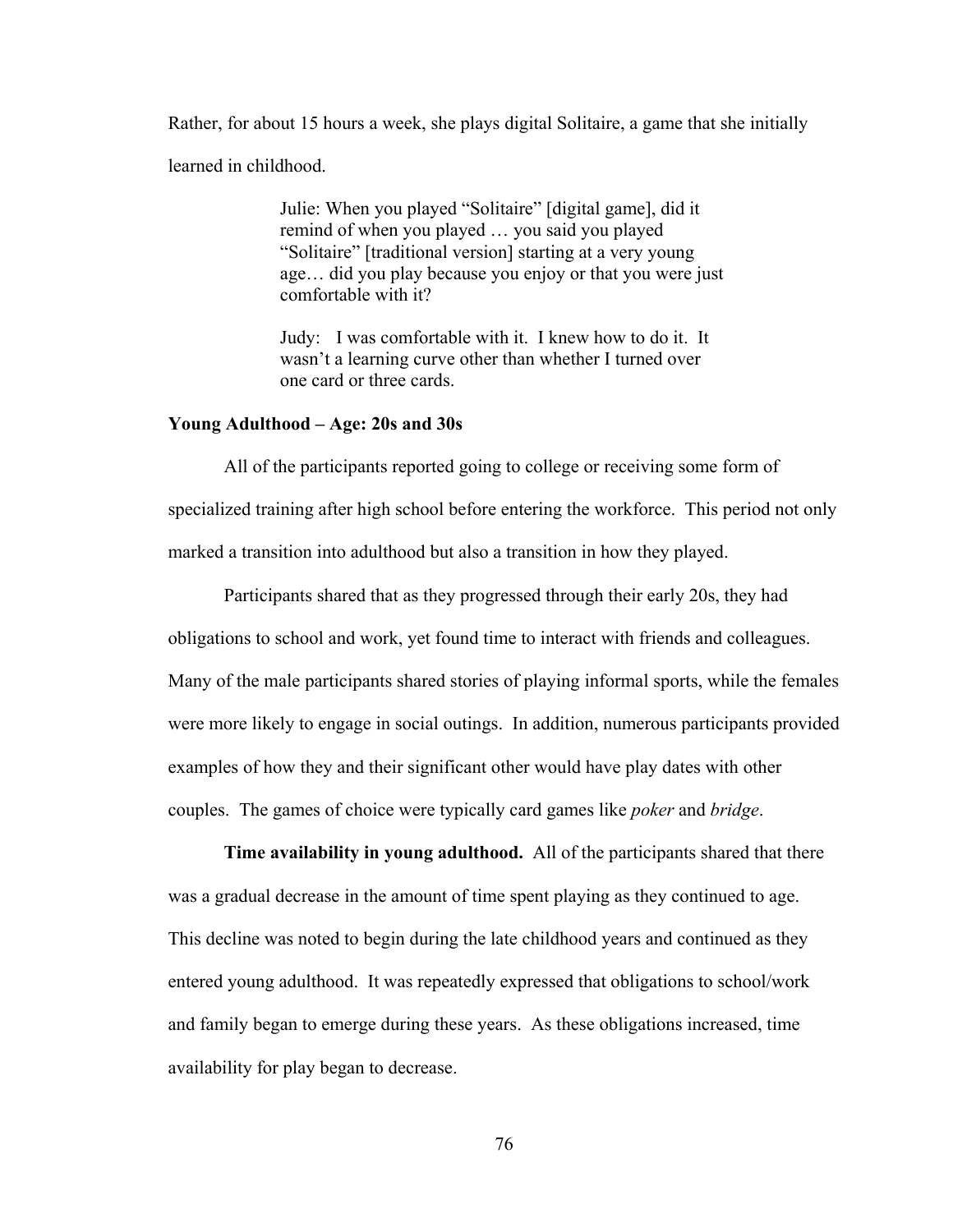Rather, for about 15 hours a week, she plays digital Solitaire, a game that she initially learned in childhood.

> Julie: When you played "Solitaire" [digital game], did it remind of when you played … you said you played "Solitaire" [traditional version] starting at a very young age… did you play because you enjoy or that you were just comfortable with it?
>
> Judy: I was comfortable with it. I knew how to do it. It wasn't a learning curve other than whether I turned over one card or three cards.

### Young Adulthood – Age: 20s and 30s

All of the participants reported going to college or receiving some form of specialized training after high school before entering the workforce. This period not only marked a transition into adulthood but also a transition in how they played.

Participants shared that as they progressed through their early 20s, they had obligations to school and work, yet found time to interact with friends and colleagues. Many of the male participants shared stories of playing informal sports, while the females were more likely to engage in social outings. In addition, numerous participants provided examples of how they and their significant other would have play dates with other couples. The games of choice were typically card games like *poker* and *bridge*.

**Time availability in young adulthood.** All of the participants shared that there was a gradual decrease in the amount of time spent playing as they continued to age. This decline was noted to begin during the late childhood years and continued as they entered young adulthood. It was repeatedly expressed that obligations to school/work and family began to emerge during these years. As these obligations increased, time availability for play began to decrease.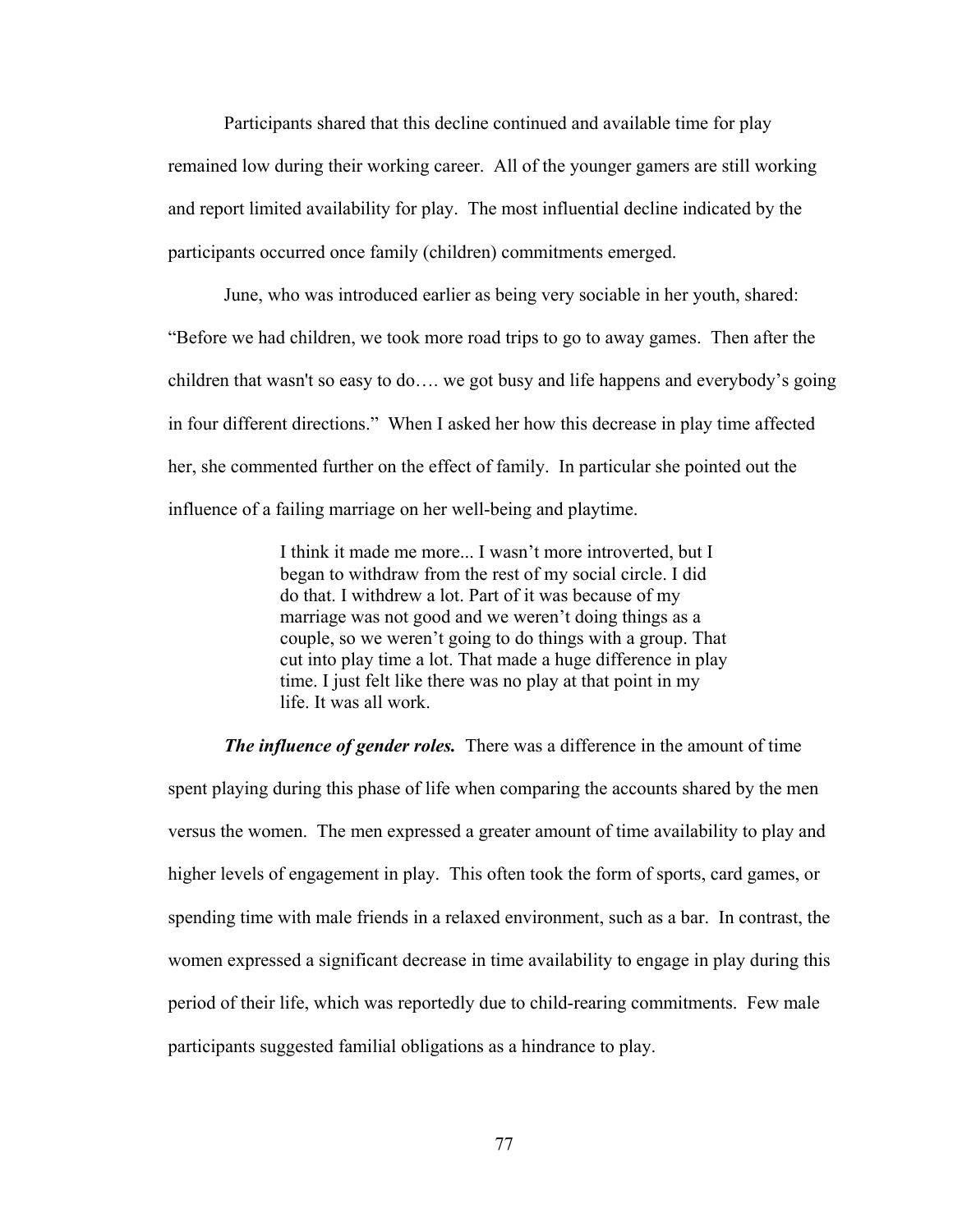Participants shared that this decline continued and available time for play remained low during their working career. All of the younger gamers are still working and report limited availability for play. The most influential decline indicated by the participants occurred once family (children) commitments emerged.

June, who was introduced earlier as being very sociable in her youth, shared: "Before we had children, we took more road trips to go to away games. Then after the children that wasn't so easy to do…. we got busy and life happens and everybody's going in four different directions." When I asked her how this decrease in play time affected her, she commented further on the effect of family. In particular she pointed out the influence of a failing marriage on her well-being and playtime.

> I think it made me more... I wasn't more introverted, but I began to withdraw from the rest of my social circle. I did do that. I withdrew a lot. Part of it was because of my marriage was not good and we weren't doing things as a couple, so we weren't going to do things with a group. That cut into play time a lot. That made a huge difference in play time. I just felt like there was no play at that point in my life. It was all work.

***The influence of gender roles.*** There was a difference in the amount of time spent playing during this phase of life when comparing the accounts shared by the men versus the women. The men expressed a greater amount of time availability to play and higher levels of engagement in play. This often took the form of sports, card games, or spending time with male friends in a relaxed environment, such as a bar. In contrast, the women expressed a significant decrease in time availability to engage in play during this period of their life, which was reportedly due to child-rearing commitments. Few male participants suggested familial obligations as a hindrance to play.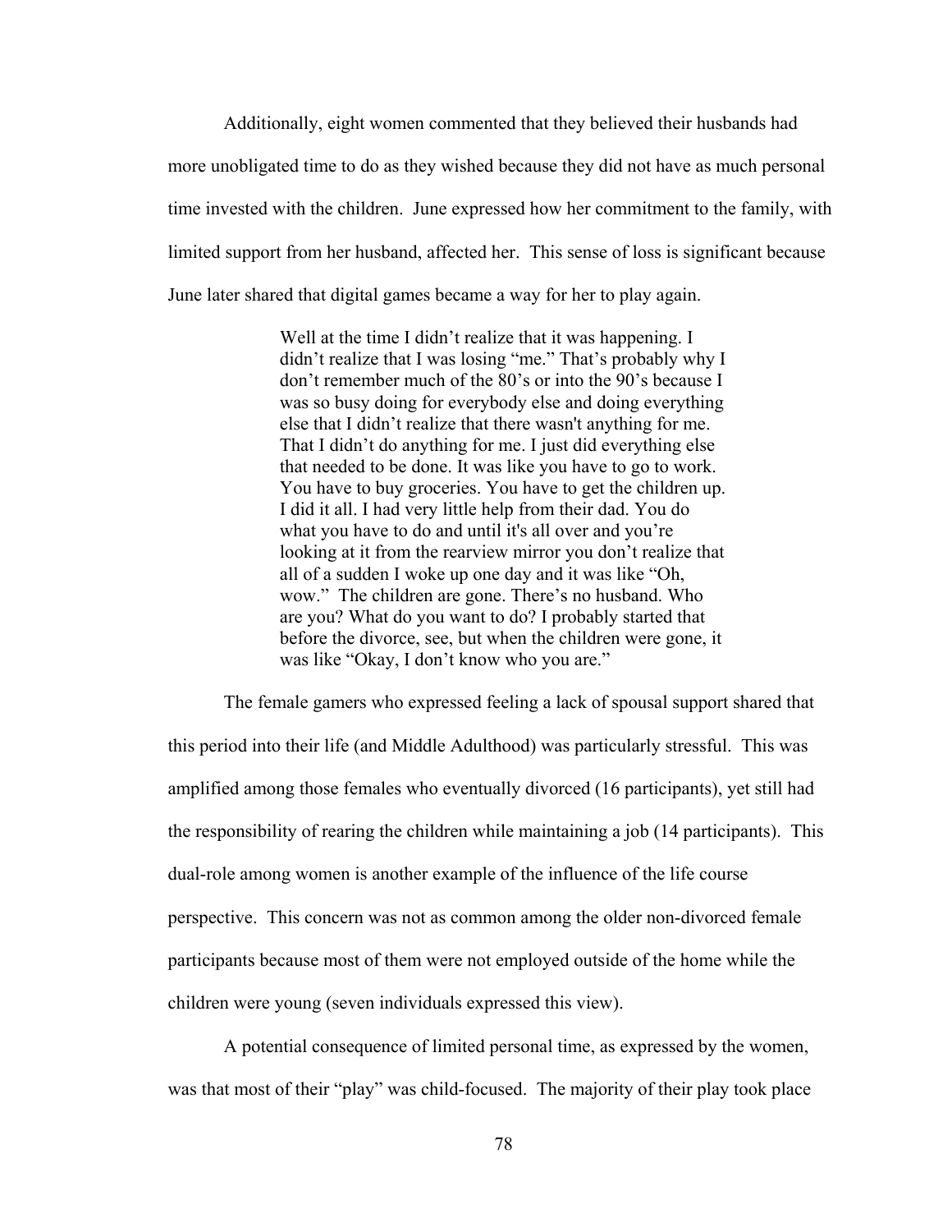Additionally, eight women commented that they believed their husbands had more unobligated time to do as they wished because they did not have as much personal time invested with the children. June expressed how her commitment to the family, with limited support from her husband, affected her. This sense of loss is significant because June later shared that digital games became a way for her to play again.

> Well at the time I didn't realize that it was happening. I didn't realize that I was losing "me." That's probably why I don't remember much of the 80's or into the 90's because I was so busy doing for everybody else and doing everything else that I didn't realize that there wasn't anything for me. That I didn't do anything for me. I just did everything else that needed to be done. It was like you have to go to work. You have to buy groceries. You have to get the children up. I did it all. I had very little help from their dad. You do what you have to do and until it's all over and you're looking at it from the rearview mirror you don't realize that all of a sudden I woke up one day and it was like "Oh, wow." The children are gone. There's no husband. Who are you? What do you want to do? I probably started that before the divorce, see, but when the children were gone, it was like "Okay, I don't know who you are."

The female gamers who expressed feeling a lack of spousal support shared that this period into their life (and Middle Adulthood) was particularly stressful. This was amplified among those females who eventually divorced (16 participants), yet still had the responsibility of rearing the children while maintaining a job (14 participants). This dual-role among women is another example of the influence of the life course perspective. This concern was not as common among the older non-divorced female participants because most of them were not employed outside of the home while the children were young (seven individuals expressed this view).

A potential consequence of limited personal time, as expressed by the women, was that most of their "play" was child-focused. The majority of their play took place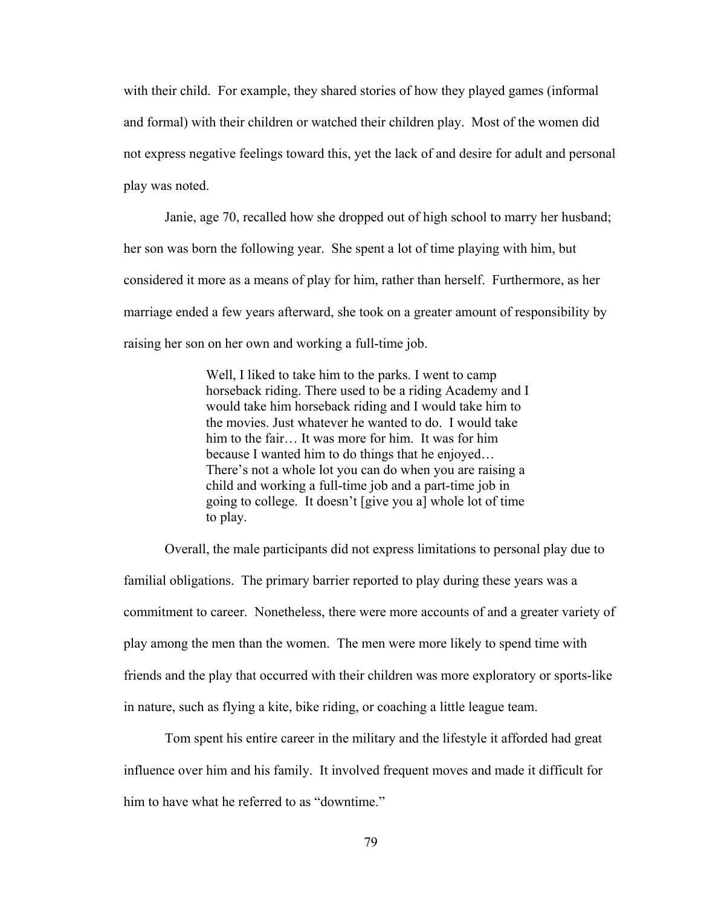with their child. For example, they shared stories of how they played games (informal and formal) with their children or watched their children play. Most of the women did not express negative feelings toward this, yet the lack of and desire for adult and personal play was noted.

Janie, age 70, recalled how she dropped out of high school to marry her husband; her son was born the following year. She spent a lot of time playing with him, but considered it more as a means of play for him, rather than herself. Furthermore, as her marriage ended a few years afterward, she took on a greater amount of responsibility by raising her son on her own and working a full-time job.

> Well, I liked to take him to the parks. I went to camp horseback riding. There used to be a riding Academy and I would take him horseback riding and I would take him to the movies. Just whatever he wanted to do. I would take him to the fair… It was more for him. It was for him because I wanted him to do things that he enjoyed… There's not a whole lot you can do when you are raising a child and working a full-time job and a part-time job in going to college. It doesn't [give you a] whole lot of time to play.

Overall, the male participants did not express limitations to personal play due to familial obligations. The primary barrier reported to play during these years was a commitment to career. Nonetheless, there were more accounts of and a greater variety of play among the men than the women. The men were more likely to spend time with friends and the play that occurred with their children was more exploratory or sports-like in nature, such as flying a kite, bike riding, or coaching a little league team.

Tom spent his entire career in the military and the lifestyle it afforded had great influence over him and his family. It involved frequent moves and made it difficult for him to have what he referred to as "downtime."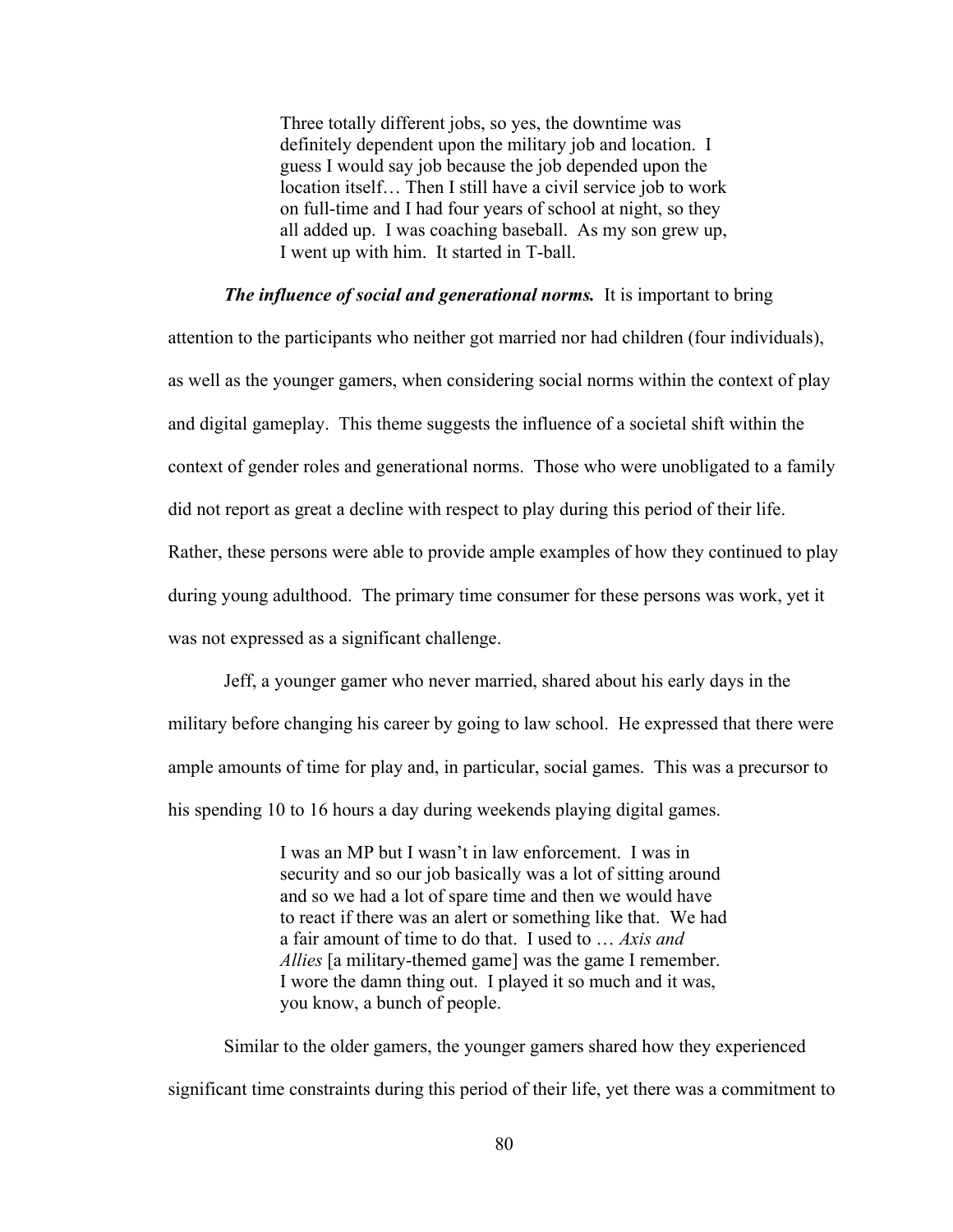> Three totally different jobs, so yes, the downtime was definitely dependent upon the military job and location. I guess I would say job because the job depended upon the location itself… Then I still have a civil service job to work on full-time and I had four years of school at night, so they all added up. I was coaching baseball. As my son grew up, I went up with him. It started in T-ball.

***The influence of social and generational norms.*** It is important to bring attention to the participants who neither got married nor had children (four individuals), as well as the younger gamers, when considering social norms within the context of play and digital gameplay. This theme suggests the influence of a societal shift within the context of gender roles and generational norms. Those who were unobligated to a family did not report as great a decline with respect to play during this period of their life. Rather, these persons were able to provide ample examples of how they continued to play during young adulthood. The primary time consumer for these persons was work, yet it was not expressed as a significant challenge.

Jeff, a younger gamer who never married, shared about his early days in the military before changing his career by going to law school. He expressed that there were ample amounts of time for play and, in particular, social games. This was a precursor to his spending 10 to 16 hours a day during weekends playing digital games.

> I was an MP but I wasn't in law enforcement. I was in security and so our job basically was a lot of sitting around and so we had a lot of spare time and then we would have to react if there was an alert or something like that. We had a fair amount of time to do that. I used to … *Axis and Allies* [a military-themed game] was the game I remember. I wore the damn thing out. I played it so much and it was, you know, a bunch of people.

Similar to the older gamers, the younger gamers shared how they experienced significant time constraints during this period of their life, yet there was a commitment to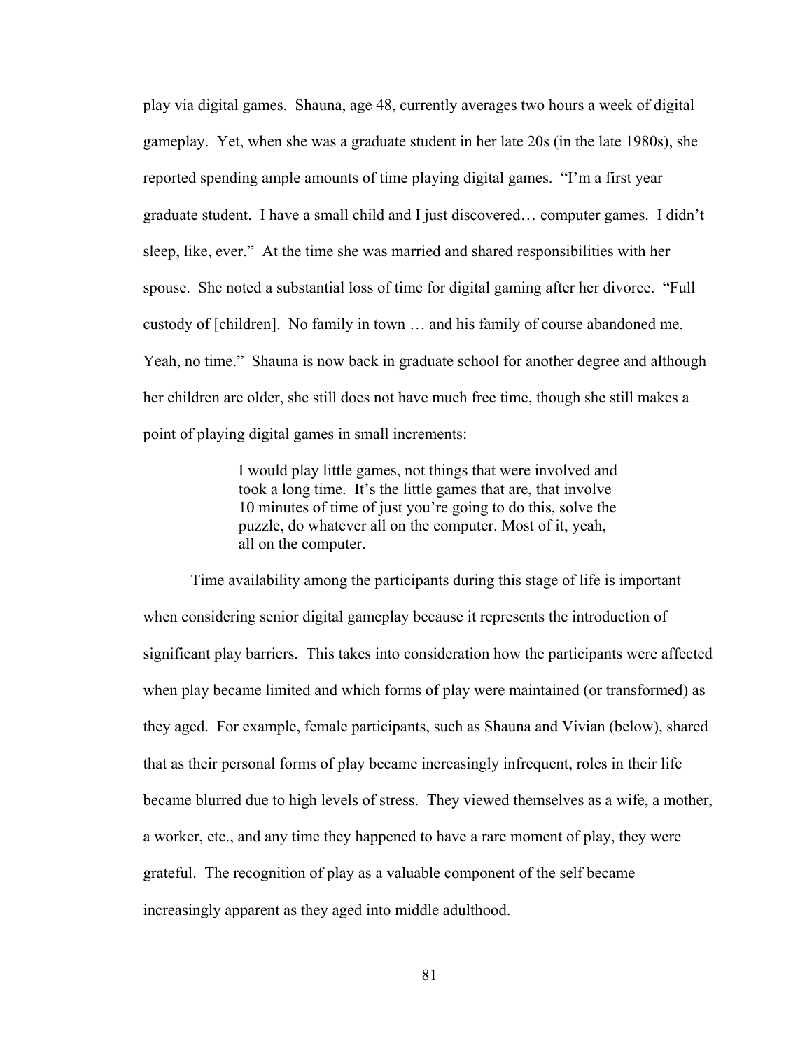play via digital games. Shauna, age 48, currently averages two hours a week of digital gameplay. Yet, when she was a graduate student in her late 20s (in the late 1980s), she reported spending ample amounts of time playing digital games. "I'm a first year graduate student. I have a small child and I just discovered… computer games. I didn't sleep, like, ever." At the time she was married and shared responsibilities with her spouse. She noted a substantial loss of time for digital gaming after her divorce. "Full custody of [children]. No family in town … and his family of course abandoned me. Yeah, no time." Shauna is now back in graduate school for another degree and although her children are older, she still does not have much free time, though she still makes a point of playing digital games in small increments:

> I would play little games, not things that were involved and took a long time. It's the little games that are, that involve 10 minutes of time of just you're going to do this, solve the puzzle, do whatever all on the computer. Most of it, yeah, all on the computer.

Time availability among the participants during this stage of life is important when considering senior digital gameplay because it represents the introduction of significant play barriers. This takes into consideration how the participants were affected when play became limited and which forms of play were maintained (or transformed) as they aged. For example, female participants, such as Shauna and Vivian (below), shared that as their personal forms of play became increasingly infrequent, roles in their life became blurred due to high levels of stress. They viewed themselves as a wife, a mother, a worker, etc., and any time they happened to have a rare moment of play, they were grateful. The recognition of play as a valuable component of the self became increasingly apparent as they aged into middle adulthood.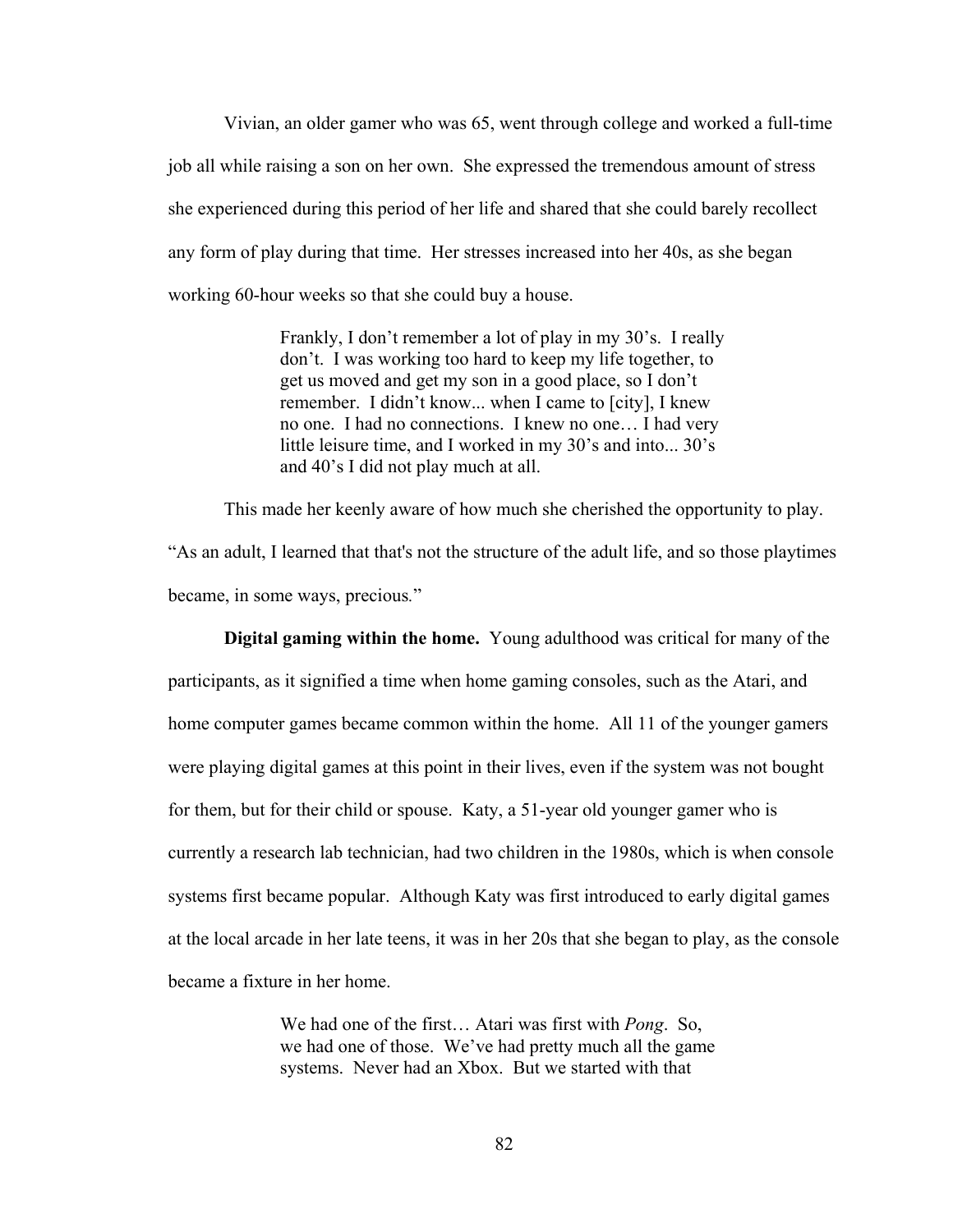Vivian, an older gamer who was 65, went through college and worked a full-time job all while raising a son on her own. She expressed the tremendous amount of stress she experienced during this period of her life and shared that she could barely recollect any form of play during that time. Her stresses increased into her 40s, as she began working 60-hour weeks so that she could buy a house.

> Frankly, I don't remember a lot of play in my 30's. I really don't. I was working too hard to keep my life together, to get us moved and get my son in a good place, so I don't remember. I didn't know... when I came to [city], I knew no one. I had no connections. I knew no one… I had very little leisure time, and I worked in my 30's and into... 30's and 40's I did not play much at all.

This made her keenly aware of how much she cherished the opportunity to play. "As an adult, I learned that that's not the structure of the adult life, and so those playtimes became, in some ways, precious."

**Digital gaming within the home.** Young adulthood was critical for many of the participants, as it signified a time when home gaming consoles, such as the Atari, and home computer games became common within the home. All 11 of the younger gamers were playing digital games at this point in their lives, even if the system was not bought for them, but for their child or spouse. Katy, a 51-year old younger gamer who is currently a research lab technician, had two children in the 1980s, which is when console systems first became popular. Although Katy was first introduced to early digital games at the local arcade in her late teens, it was in her 20s that she began to play, as the console became a fixture in her home.

> We had one of the first… Atari was first with *Pong*. So, we had one of those. We've had pretty much all the game systems. Never had an Xbox. But we started with that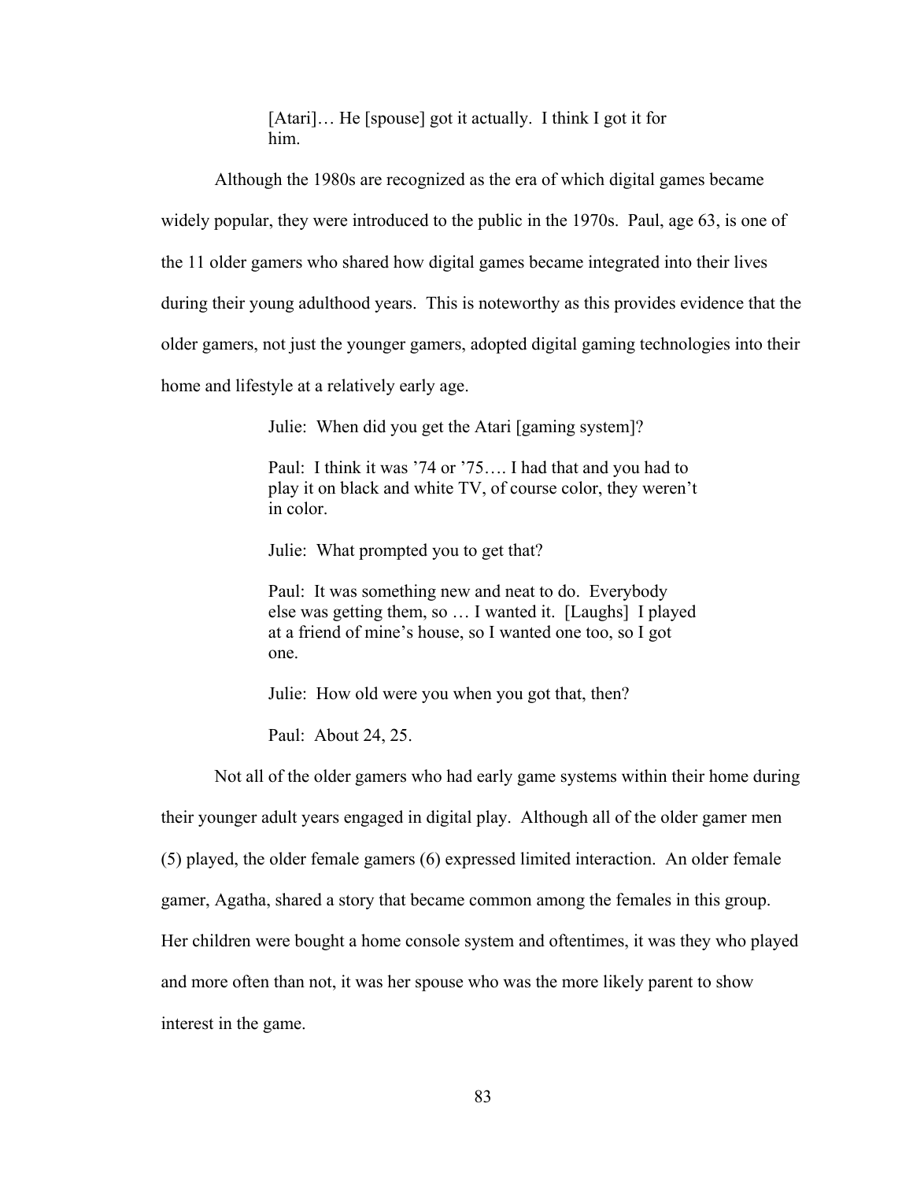> [Atari]… He [spouse] got it actually. I think I got it for him.

Although the 1980s are recognized as the era of which digital games became widely popular, they were introduced to the public in the 1970s. Paul, age 63, is one of the 11 older gamers who shared how digital games became integrated into their lives during their young adulthood years. This is noteworthy as this provides evidence that the older gamers, not just the younger gamers, adopted digital gaming technologies into their home and lifestyle at a relatively early age.

> Julie: When did you get the Atari [gaming system]?
>
> Paul: I think it was '74 or '75…. I had that and you had to play it on black and white TV, of course color, they weren't in color.
>
> Julie: What prompted you to get that?
>
> Paul: It was something new and neat to do. Everybody else was getting them, so … I wanted it. [Laughs] I played at a friend of mine's house, so I wanted one too, so I got one.
>
> Julie: How old were you when you got that, then?
>
> Paul: About 24, 25.

Not all of the older gamers who had early game systems within their home during their younger adult years engaged in digital play. Although all of the older gamer men (5) played, the older female gamers (6) expressed limited interaction. An older female gamer, Agatha, shared a story that became common among the females in this group. Her children were bought a home console system and oftentimes, it was they who played and more often than not, it was her spouse who was the more likely parent to show interest in the game.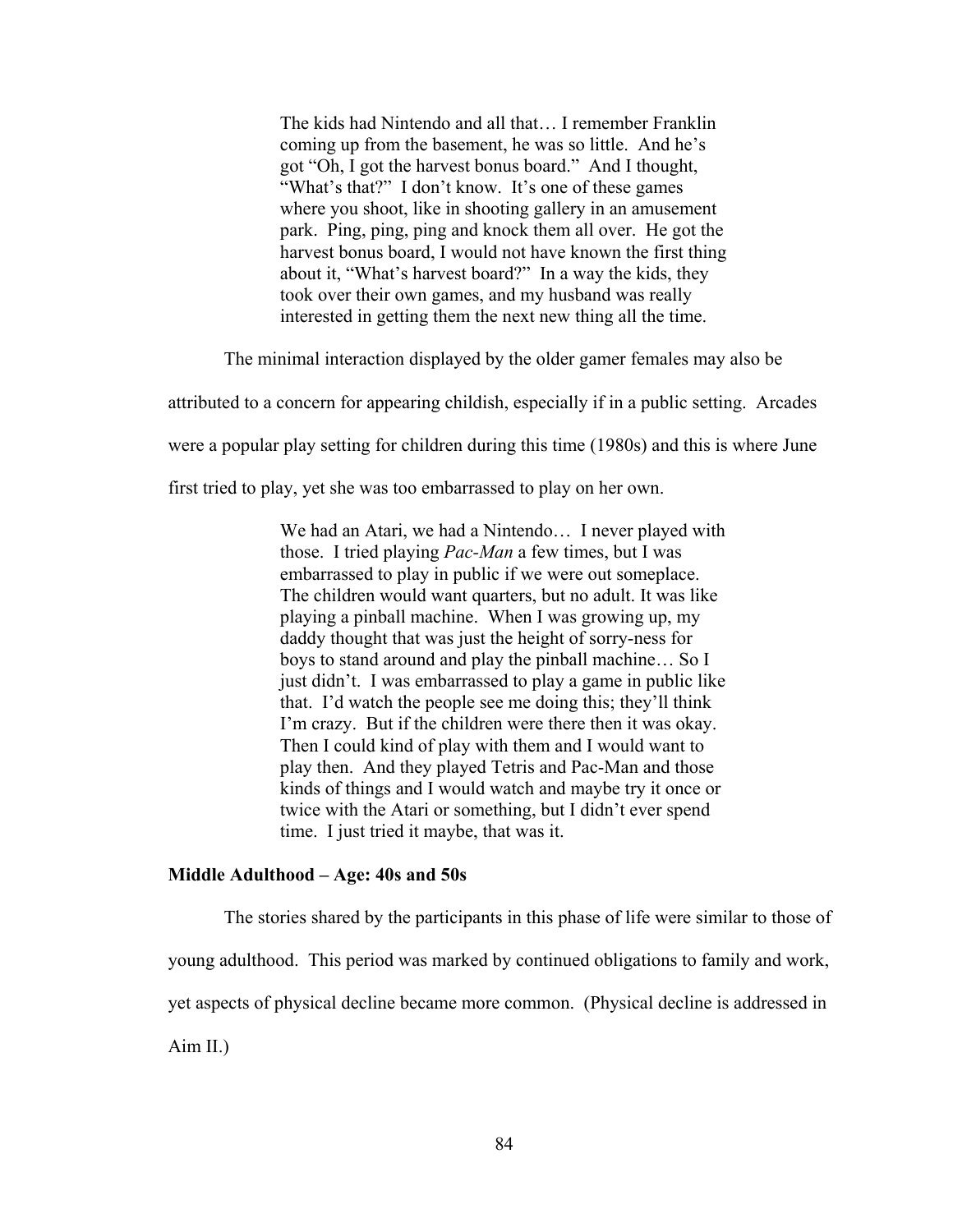> The kids had Nintendo and all that… I remember Franklin coming up from the basement, he was so little. And he's got "Oh, I got the harvest bonus board." And I thought, "What's that?" I don't know. It's one of these games where you shoot, like in shooting gallery in an amusement park. Ping, ping, ping and knock them all over. He got the harvest bonus board, I would not have known the first thing about it, "What's harvest board?" In a way the kids, they took over their own games, and my husband was really interested in getting them the next new thing all the time.

The minimal interaction displayed by the older gamer females may also be attributed to a concern for appearing childish, especially if in a public setting. Arcades were a popular play setting for children during this time (1980s) and this is where June first tried to play, yet she was too embarrassed to play on her own.

> We had an Atari, we had a Nintendo… I never played with those. I tried playing *Pac-Man* a few times, but I was embarrassed to play in public if we were out someplace. The children would want quarters, but no adult. It was like playing a pinball machine. When I was growing up, my daddy thought that was just the height of sorry-ness for boys to stand around and play the pinball machine… So I just didn't. I was embarrassed to play a game in public like that. I'd watch the people see me doing this; they'll think I'm crazy. But if the children were there then it was okay. Then I could kind of play with them and I would want to play then. And they played Tetris and Pac-Man and those kinds of things and I would watch and maybe try it once or twice with the Atari or something, but I didn't ever spend time. I just tried it maybe, that was it.

### Middle Adulthood – Age: 40s and 50s

The stories shared by the participants in this phase of life were similar to those of young adulthood. This period was marked by continued obligations to family and work, yet aspects of physical decline became more common. (Physical decline is addressed in Aim II.)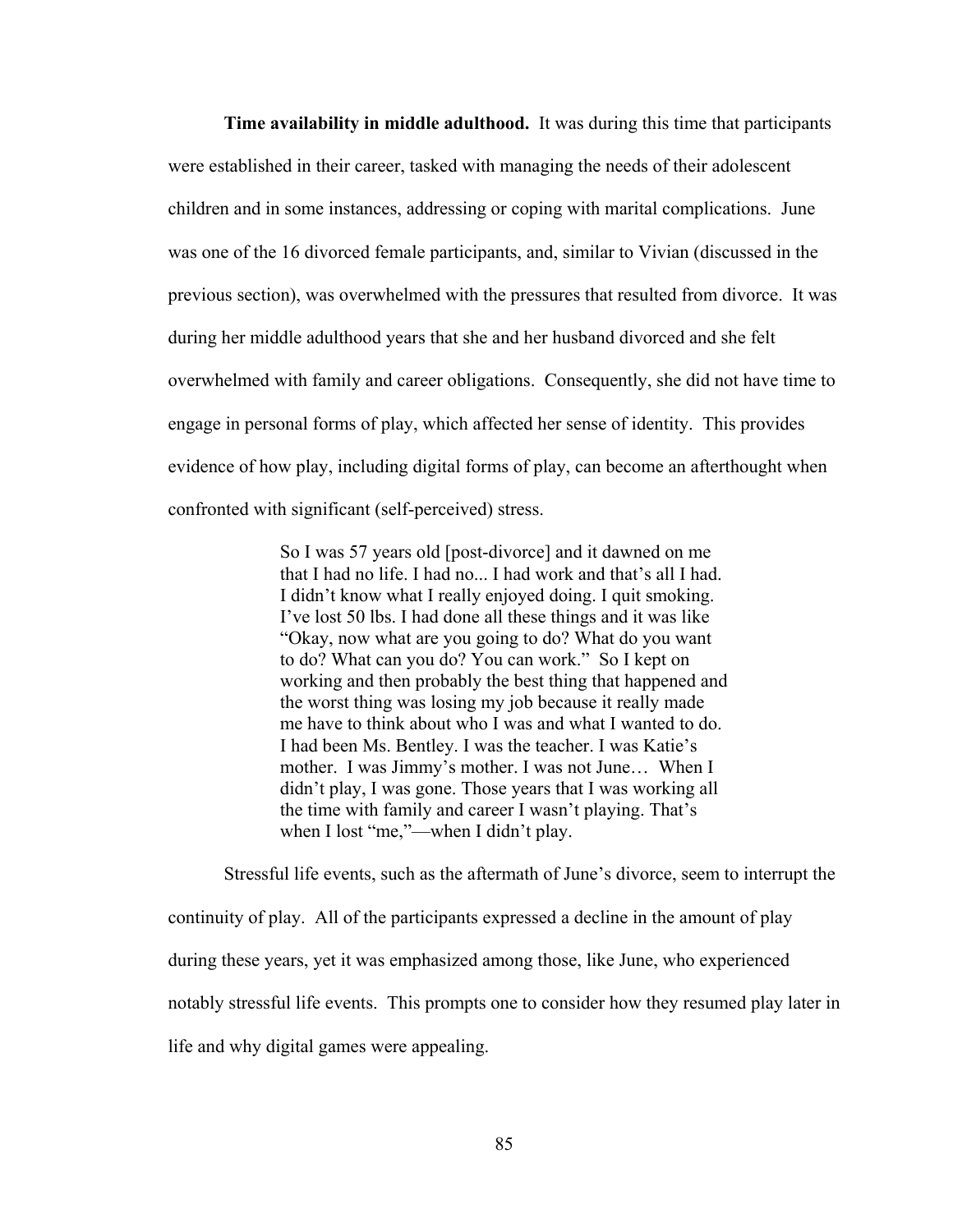**Time availability in middle adulthood.** It was during this time that participants were established in their career, tasked with managing the needs of their adolescent children and in some instances, addressing or coping with marital complications. June was one of the 16 divorced female participants, and, similar to Vivian (discussed in the previous section), was overwhelmed with the pressures that resulted from divorce. It was during her middle adulthood years that she and her husband divorced and she felt overwhelmed with family and career obligations. Consequently, she did not have time to engage in personal forms of play, which affected her sense of identity. This provides evidence of how play, including digital forms of play, can become an afterthought when confronted with significant (self-perceived) stress.

> So I was 57 years old [post-divorce] and it dawned on me that I had no life. I had no... I had work and that's all I had. I didn't know what I really enjoyed doing. I quit smoking. I've lost 50 lbs. I had done all these things and it was like "Okay, now what are you going to do? What do you want to do? What can you do? You can work." So I kept on working and then probably the best thing that happened and the worst thing was losing my job because it really made me have to think about who I was and what I wanted to do. I had been Ms. Bentley. I was the teacher. I was Katie's mother. I was Jimmy's mother. I was not June… When I didn't play, I was gone. Those years that I was working all the time with family and career I wasn't playing. That's when I lost "me,"—when I didn't play.

Stressful life events, such as the aftermath of June's divorce, seem to interrupt the continuity of play. All of the participants expressed a decline in the amount of play during these years, yet it was emphasized among those, like June, who experienced notably stressful life events. This prompts one to consider how they resumed play later in life and why digital games were appealing.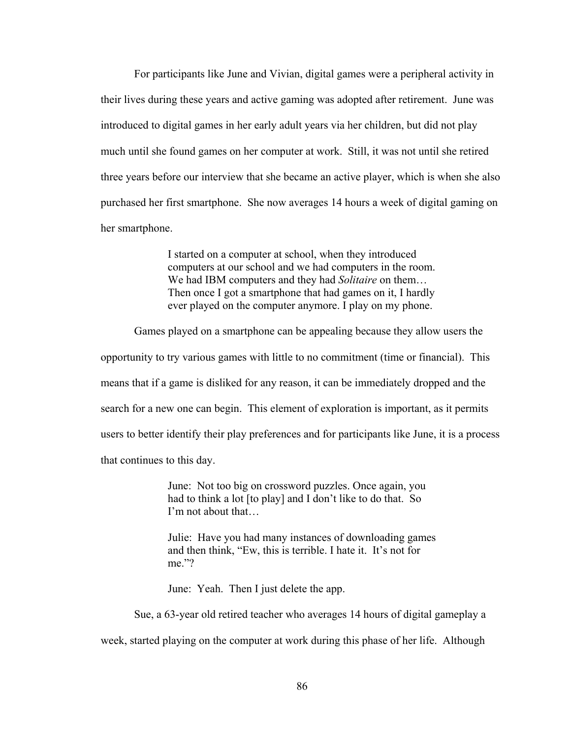For participants like June and Vivian, digital games were a peripheral activity in their lives during these years and active gaming was adopted after retirement. June was introduced to digital games in her early adult years via her children, but did not play much until she found games on her computer at work. Still, it was not until she retired three years before our interview that she became an active player, which is when she also purchased her first smartphone. She now averages 14 hours a week of digital gaming on her smartphone.

> I started on a computer at school, when they introduced computers at our school and we had computers in the room. We had IBM computers and they had *Solitaire* on them… Then once I got a smartphone that had games on it, I hardly ever played on the computer anymore. I play on my phone.

Games played on a smartphone can be appealing because they allow users the opportunity to try various games with little to no commitment (time or financial). This means that if a game is disliked for any reason, it can be immediately dropped and the search for a new one can begin. This element of exploration is important, as it permits users to better identify their play preferences and for participants like June, it is a process that continues to this day.

> June: Not too big on crossword puzzles. Once again, you had to think a lot [to play] and I don't like to do that. So I'm not about that…
>
> Julie: Have you had many instances of downloading games and then think, "Ew, this is terrible. I hate it. It's not for me."?
>
> June: Yeah. Then I just delete the app.

Sue, a 63-year old retired teacher who averages 14 hours of digital gameplay a week, started playing on the computer at work during this phase of her life. Although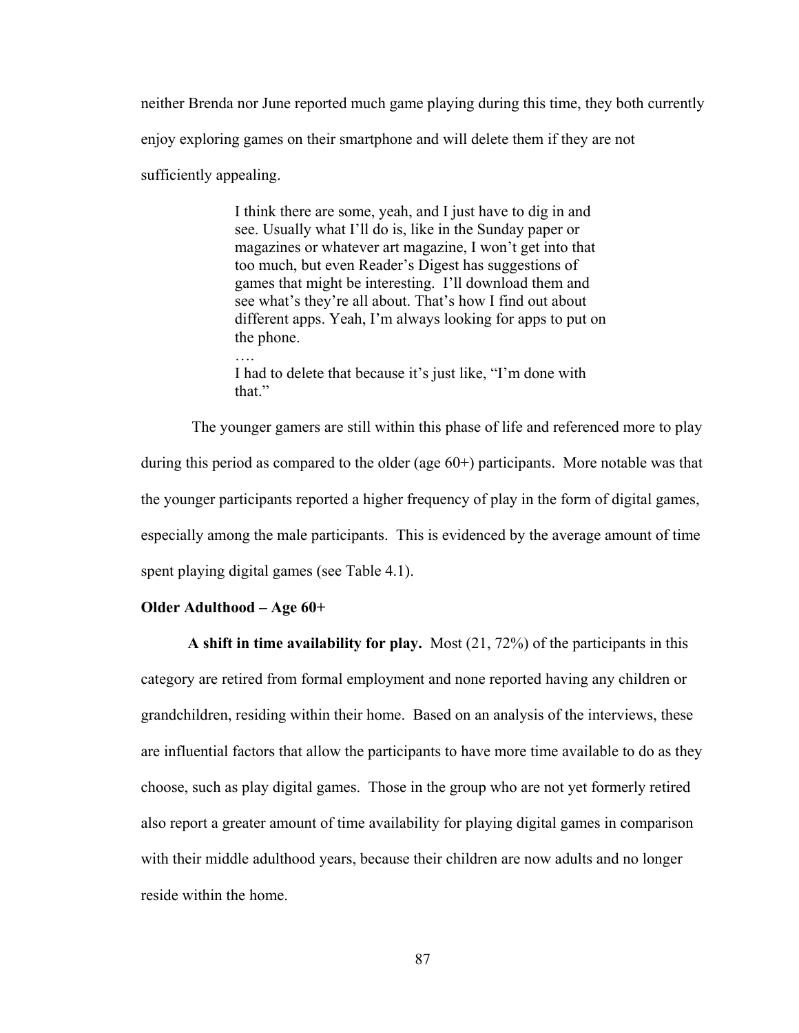neither Brenda nor June reported much game playing during this time, they both currently enjoy exploring games on their smartphone and will delete them if they are not sufficiently appealing.

> I think there are some, yeah, and I just have to dig in and see. Usually what I'll do is, like in the Sunday paper or magazines or whatever art magazine, I won't get into that too much, but even Reader's Digest has suggestions of games that might be interesting. I'll download them and see what's they're all about. That's how I find out about different apps. Yeah, I'm always looking for apps to put on the phone.
>
> ….
>
> I had to delete that because it's just like, "I'm done with that."

The younger gamers are still within this phase of life and referenced more to play during this period as compared to the older (age 60+) participants. More notable was that the younger participants reported a higher frequency of play in the form of digital games, especially among the male participants. This is evidenced by the average amount of time spent playing digital games (see Table 4.1).

**Older Adulthood – Age 60+**

**A shift in time availability for play.** Most (21, 72%) of the participants in this category are retired from formal employment and none reported having any children or grandchildren, residing within their home. Based on an analysis of the interviews, these are influential factors that allow the participants to have more time available to do as they choose, such as play digital games. Those in the group who are not yet formerly retired also report a greater amount of time availability for playing digital games in comparison with their middle adulthood years, because their children are now adults and no longer reside within the home.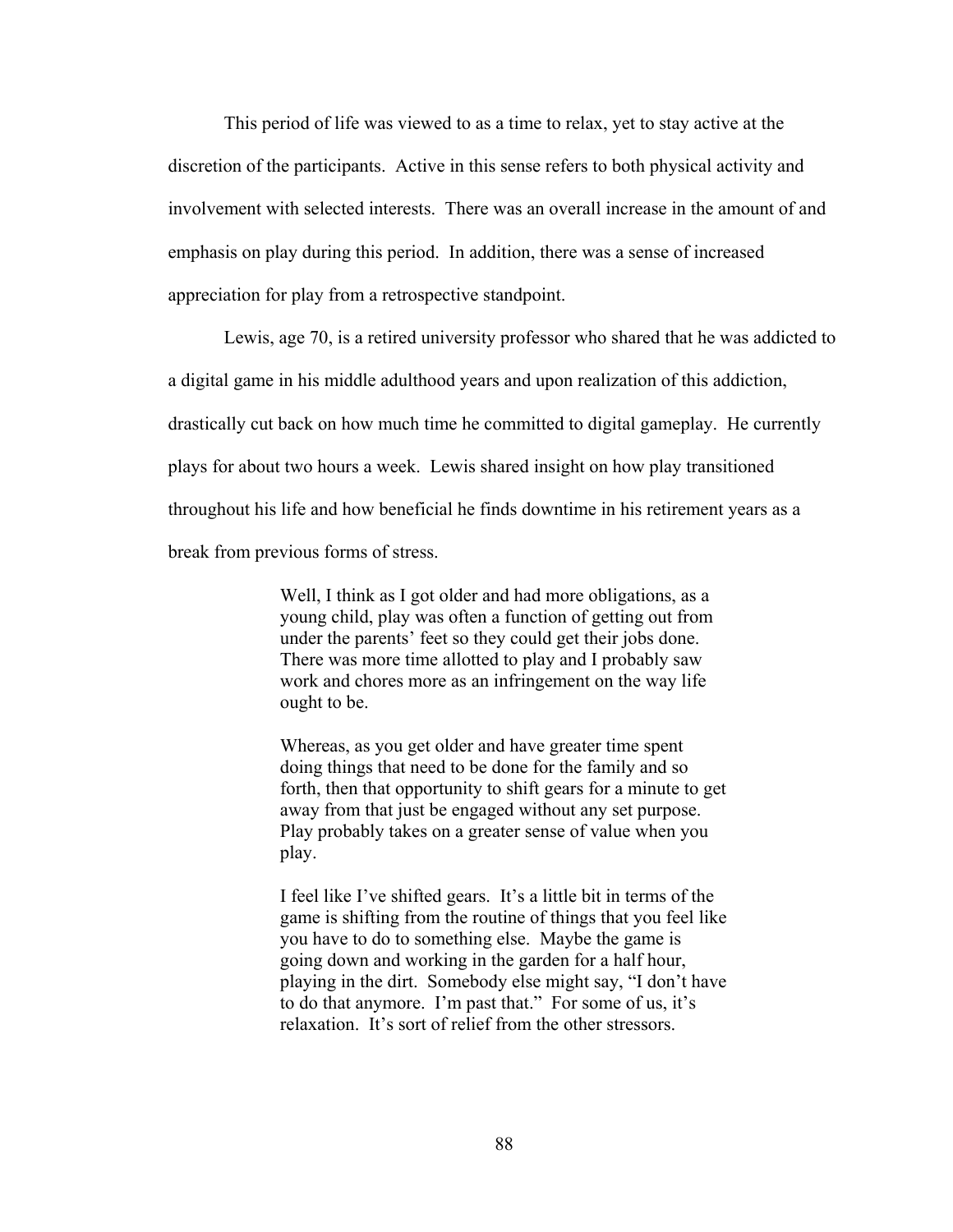This period of life was viewed to as a time to relax, yet to stay active at the discretion of the participants. Active in this sense refers to both physical activity and involvement with selected interests. There was an overall increase in the amount of and emphasis on play during this period. In addition, there was a sense of increased appreciation for play from a retrospective standpoint.

Lewis, age 70, is a retired university professor who shared that he was addicted to a digital game in his middle adulthood years and upon realization of this addiction, drastically cut back on how much time he committed to digital gameplay. He currently plays for about two hours a week. Lewis shared insight on how play transitioned throughout his life and how beneficial he finds downtime in his retirement years as a break from previous forms of stress.

> Well, I think as I got older and had more obligations, as a young child, play was often a function of getting out from under the parents' feet so they could get their jobs done. There was more time allotted to play and I probably saw work and chores more as an infringement on the way life ought to be.
>
> Whereas, as you get older and have greater time spent doing things that need to be done for the family and so forth, then that opportunity to shift gears for a minute to get away from that just be engaged without any set purpose. Play probably takes on a greater sense of value when you play.
>
> I feel like I've shifted gears. It's a little bit in terms of the game is shifting from the routine of things that you feel like you have to do to something else. Maybe the game is going down and working in the garden for a half hour, playing in the dirt. Somebody else might say, "I don't have to do that anymore. I'm past that." For some of us, it's relaxation. It's sort of relief from the other stressors.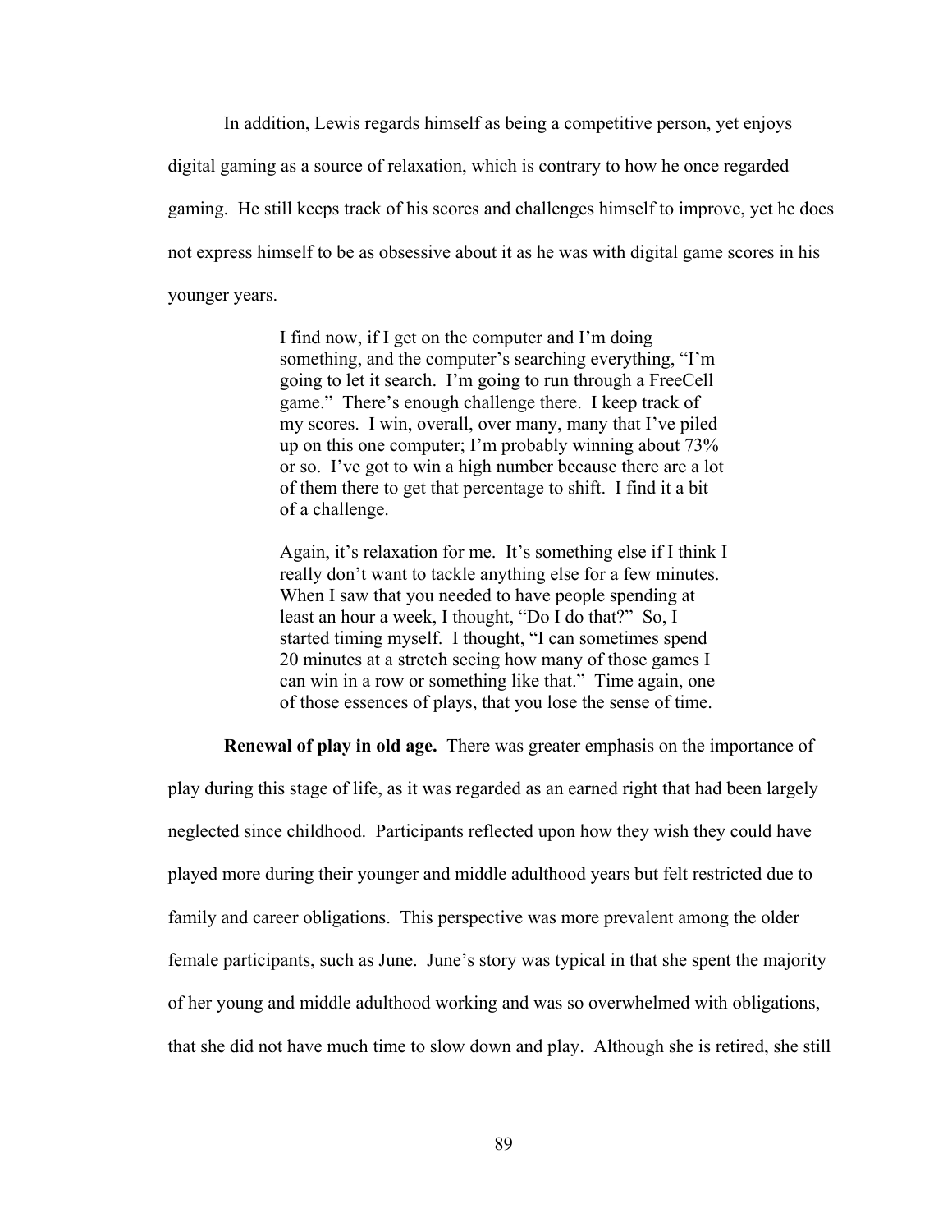In addition, Lewis regards himself as being a competitive person, yet enjoys digital gaming as a source of relaxation, which is contrary to how he once regarded gaming. He still keeps track of his scores and challenges himself to improve, yet he does not express himself to be as obsessive about it as he was with digital game scores in his younger years.

> I find now, if I get on the computer and I'm doing something, and the computer's searching everything, "I'm going to let it search. I'm going to run through a FreeCell game." There's enough challenge there. I keep track of my scores. I win, overall, over many, many that I've piled up on this one computer; I'm probably winning about 73% or so. I've got to win a high number because there are a lot of them there to get that percentage to shift. I find it a bit of a challenge.
>
> Again, it's relaxation for me. It's something else if I think I really don't want to tackle anything else for a few minutes. When I saw that you needed to have people spending at least an hour a week, I thought, "Do I do that?" So, I started timing myself. I thought, "I can sometimes spend 20 minutes at a stretch seeing how many of those games I can win in a row or something like that." Time again, one of those essences of plays, that you lose the sense of time.

**Renewal of play in old age.** There was greater emphasis on the importance of play during this stage of life, as it was regarded as an earned right that had been largely neglected since childhood. Participants reflected upon how they wish they could have played more during their younger and middle adulthood years but felt restricted due to family and career obligations. This perspective was more prevalent among the older female participants, such as June. June's story was typical in that she spent the majority of her young and middle adulthood working and was so overwhelmed with obligations, that she did not have much time to slow down and play. Although she is retired, she still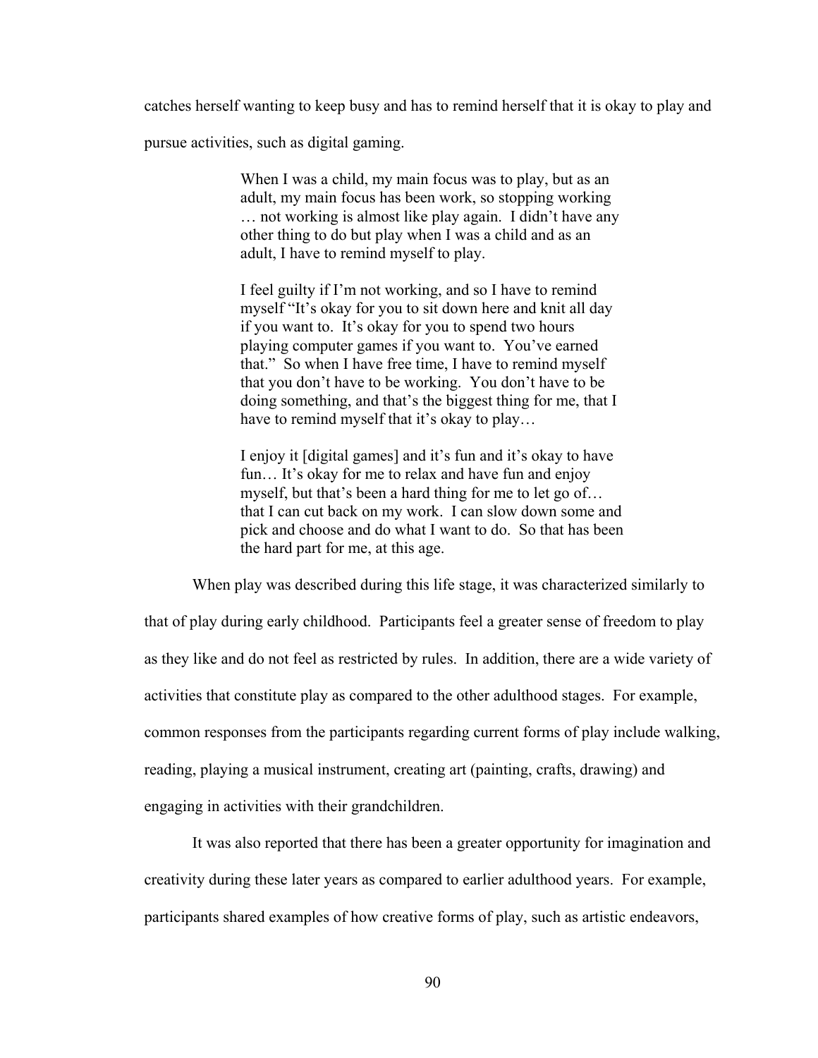catches herself wanting to keep busy and has to remind herself that it is okay to play and pursue activities, such as digital gaming.

> When I was a child, my main focus was to play, but as an adult, my main focus has been work, so stopping working … not working is almost like play again. I didn't have any other thing to do but play when I was a child and as an adult, I have to remind myself to play.
>
> I feel guilty if I'm not working, and so I have to remind myself "It's okay for you to sit down here and knit all day if you want to. It's okay for you to spend two hours playing computer games if you want to. You've earned that." So when I have free time, I have to remind myself that you don't have to be working. You don't have to be doing something, and that's the biggest thing for me, that I have to remind myself that it's okay to play…
>
> I enjoy it [digital games] and it's fun and it's okay to have fun… It's okay for me to relax and have fun and enjoy myself, but that's been a hard thing for me to let go of… that I can cut back on my work. I can slow down some and pick and choose and do what I want to do. So that has been the hard part for me, at this age.

When play was described during this life stage, it was characterized similarly to that of play during early childhood. Participants feel a greater sense of freedom to play as they like and do not feel as restricted by rules. In addition, there are a wide variety of activities that constitute play as compared to the other adulthood stages. For example, common responses from the participants regarding current forms of play include walking, reading, playing a musical instrument, creating art (painting, crafts, drawing) and engaging in activities with their grandchildren.

It was also reported that there has been a greater opportunity for imagination and creativity during these later years as compared to earlier adulthood years. For example, participants shared examples of how creative forms of play, such as artistic endeavors,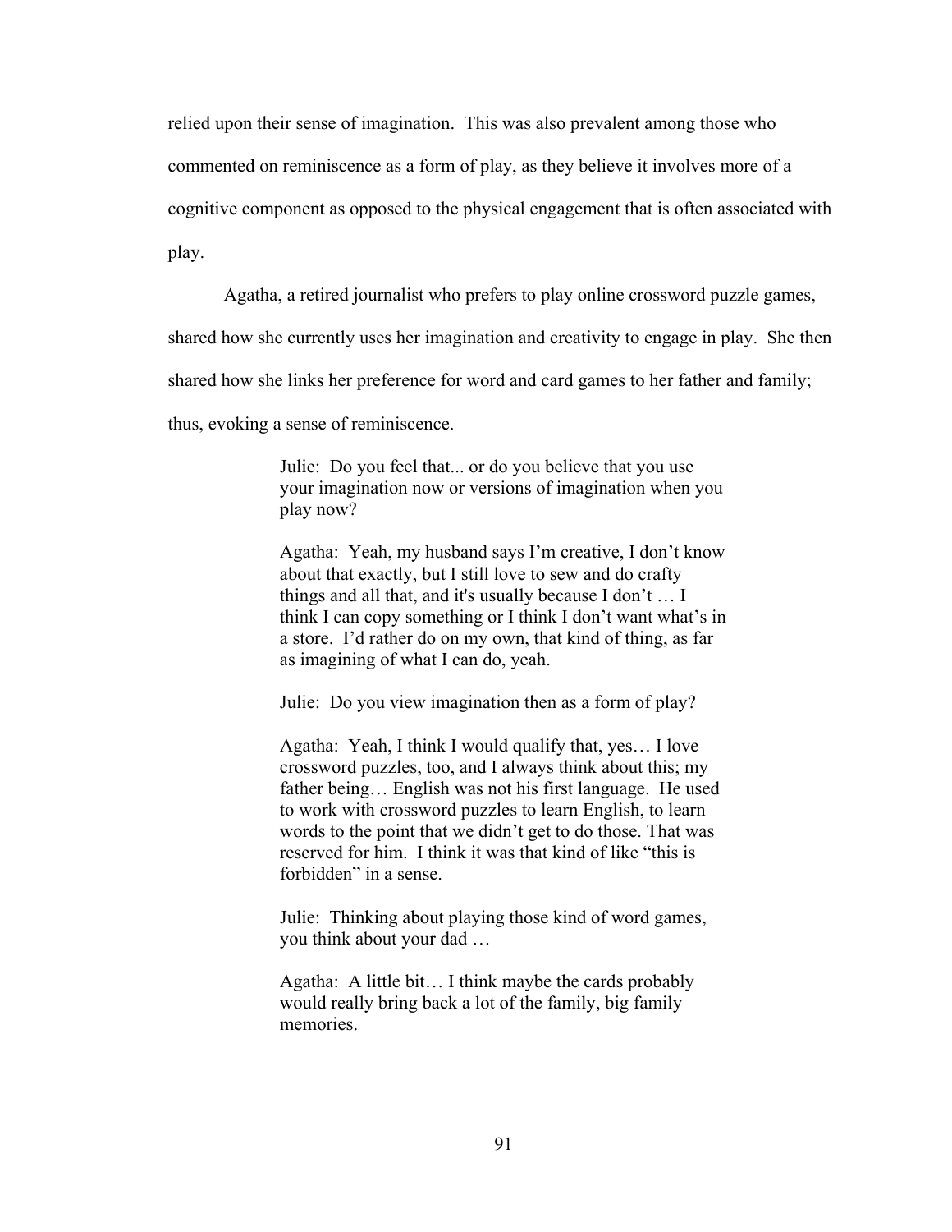relied upon their sense of imagination. This was also prevalent among those who commented on reminiscence as a form of play, as they believe it involves more of a cognitive component as opposed to the physical engagement that is often associated with play.

Agatha, a retired journalist who prefers to play online crossword puzzle games, shared how she currently uses her imagination and creativity to engage in play. She then shared how she links her preference for word and card games to her father and family; thus, evoking a sense of reminiscence.

> Julie: Do you feel that... or do you believe that you use your imagination now or versions of imagination when you play now?
>
> Agatha: Yeah, my husband says I'm creative, I don't know about that exactly, but I still love to sew and do crafty things and all that, and it's usually because I don't … I think I can copy something or I think I don't want what's in a store. I'd rather do on my own, that kind of thing, as far as imagining of what I can do, yeah.
>
> Julie: Do you view imagination then as a form of play?
>
> Agatha: Yeah, I think I would qualify that, yes… I love crossword puzzles, too, and I always think about this; my father being… English was not his first language. He used to work with crossword puzzles to learn English, to learn words to the point that we didn't get to do those. That was reserved for him. I think it was that kind of like "this is forbidden" in a sense.
>
> Julie: Thinking about playing those kind of word games, you think about your dad …
>
> Agatha: A little bit… I think maybe the cards probably would really bring back a lot of the family, big family memories.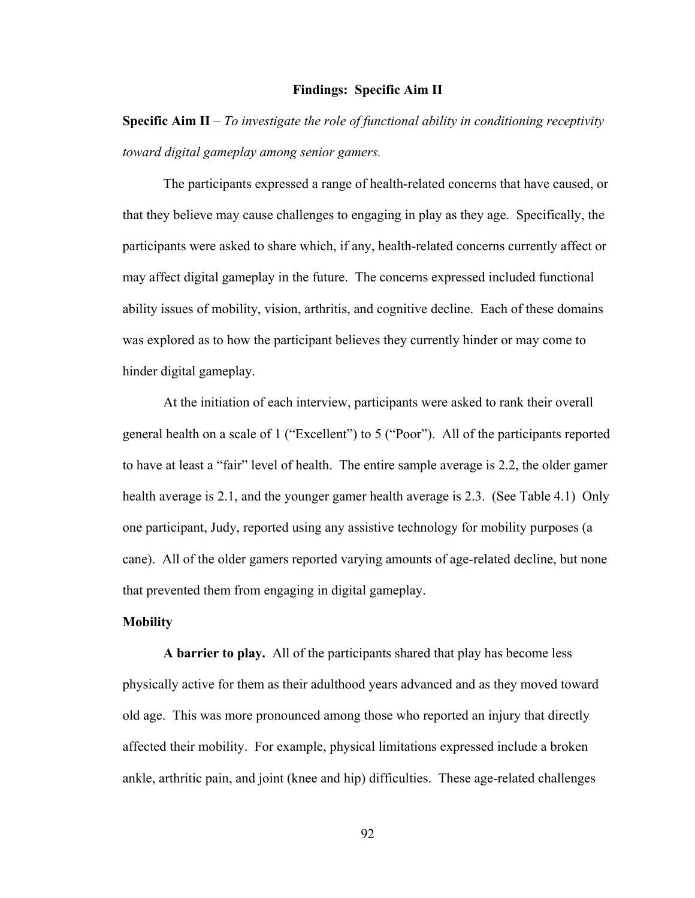## Findings: Specific Aim II

**Specific Aim II** – *To investigate the role of functional ability in conditioning receptivity toward digital gameplay among senior gamers.*

The participants expressed a range of health-related concerns that have caused, or that they believe may cause challenges to engaging in play as they age. Specifically, the participants were asked to share which, if any, health-related concerns currently affect or may affect digital gameplay in the future. The concerns expressed included functional ability issues of mobility, vision, arthritis, and cognitive decline. Each of these domains was explored as to how the participant believes they currently hinder or may come to hinder digital gameplay.

At the initiation of each interview, participants were asked to rank their overall general health on a scale of 1 ("Excellent") to 5 ("Poor"). All of the participants reported to have at least a "fair" level of health. The entire sample average is 2.2, the older gamer health average is 2.1, and the younger gamer health average is 2.3. (See Table 4.1) Only one participant, Judy, reported using any assistive technology for mobility purposes (a cane). All of the older gamers reported varying amounts of age-related decline, but none that prevented them from engaging in digital gameplay.

### Mobility

**A barrier to play.** All of the participants shared that play has become less physically active for them as their adulthood years advanced and as they moved toward old age. This was more pronounced among those who reported an injury that directly affected their mobility. For example, physical limitations expressed include a broken ankle, arthritic pain, and joint (knee and hip) difficulties. These age-related challenges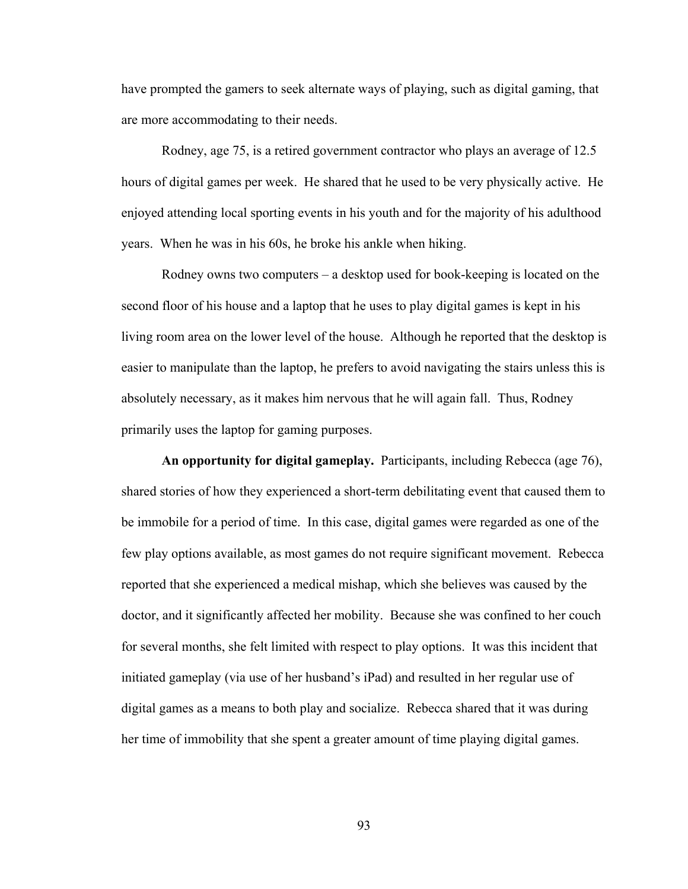have prompted the gamers to seek alternate ways of playing, such as digital gaming, that are more accommodating to their needs.

Rodney, age 75, is a retired government contractor who plays an average of 12.5 hours of digital games per week. He shared that he used to be very physically active. He enjoyed attending local sporting events in his youth and for the majority of his adulthood years. When he was in his 60s, he broke his ankle when hiking.

Rodney owns two computers – a desktop used for book-keeping is located on the second floor of his house and a laptop that he uses to play digital games is kept in his living room area on the lower level of the house. Although he reported that the desktop is easier to manipulate than the laptop, he prefers to avoid navigating the stairs unless this is absolutely necessary, as it makes him nervous that he will again fall. Thus, Rodney primarily uses the laptop for gaming purposes.

**An opportunity for digital gameplay.** Participants, including Rebecca (age 76), shared stories of how they experienced a short-term debilitating event that caused them to be immobile for a period of time. In this case, digital games were regarded as one of the few play options available, as most games do not require significant movement. Rebecca reported that she experienced a medical mishap, which she believes was caused by the doctor, and it significantly affected her mobility. Because she was confined to her couch for several months, she felt limited with respect to play options. It was this incident that initiated gameplay (via use of her husband's iPad) and resulted in her regular use of digital games as a means to both play and socialize. Rebecca shared that it was during her time of immobility that she spent a greater amount of time playing digital games.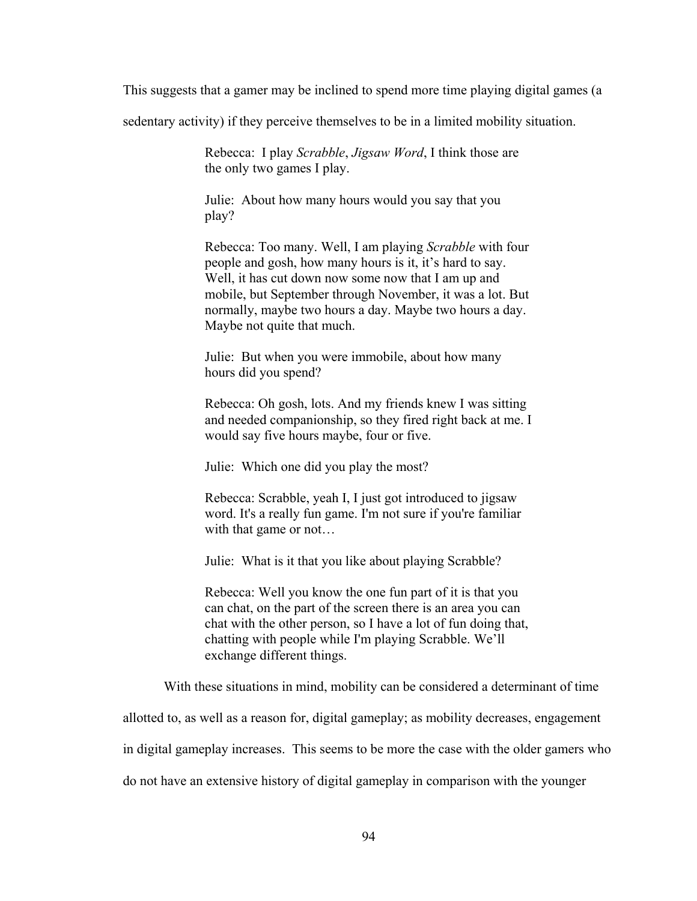This suggests that a gamer may be inclined to spend more time playing digital games (a sedentary activity) if they perceive themselves to be in a limited mobility situation.

> Rebecca: I play *Scrabble*, *Jigsaw Word*, I think those are the only two games I play.
>
> Julie: About how many hours would you say that you play?
>
> Rebecca: Too many. Well, I am playing *Scrabble* with four people and gosh, how many hours is it, it's hard to say. Well, it has cut down now some now that I am up and mobile, but September through November, it was a lot. But normally, maybe two hours a day. Maybe two hours a day. Maybe not quite that much.
>
> Julie: But when you were immobile, about how many hours did you spend?
>
> Rebecca: Oh gosh, lots. And my friends knew I was sitting and needed companionship, so they fired right back at me. I would say five hours maybe, four or five.
>
> Julie: Which one did you play the most?
>
> Rebecca: Scrabble, yeah I, I just got introduced to jigsaw word. It's a really fun game. I'm not sure if you're familiar with that game or not…
>
> Julie: What is it that you like about playing Scrabble?
>
> Rebecca: Well you know the one fun part of it is that you can chat, on the part of the screen there is an area you can chat with the other person, so I have a lot of fun doing that, chatting with people while I'm playing Scrabble. We'll exchange different things.

With these situations in mind, mobility can be considered a determinant of time allotted to, as well as a reason for, digital gameplay; as mobility decreases, engagement in digital gameplay increases. This seems to be more the case with the older gamers who do not have an extensive history of digital gameplay in comparison with the younger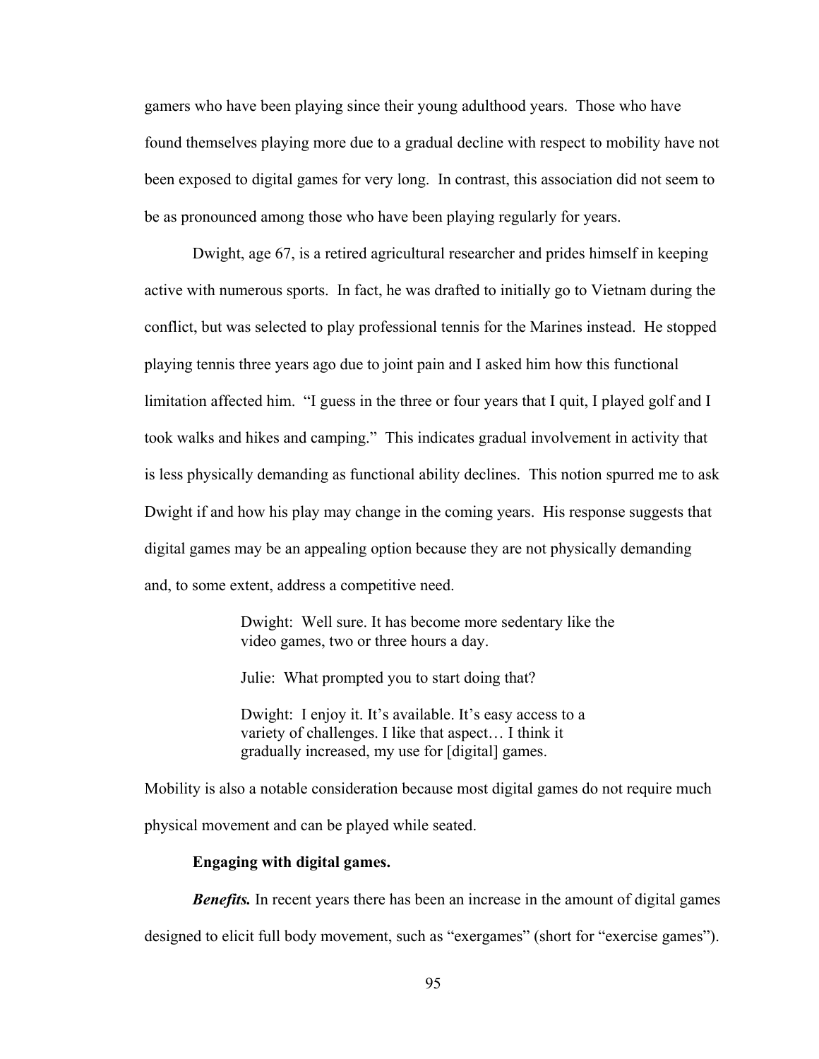gamers who have been playing since their young adulthood years. Those who have found themselves playing more due to a gradual decline with respect to mobility have not been exposed to digital games for very long. In contrast, this association did not seem to be as pronounced among those who have been playing regularly for years.

Dwight, age 67, is a retired agricultural researcher and prides himself in keeping active with numerous sports. In fact, he was drafted to initially go to Vietnam during the conflict, but was selected to play professional tennis for the Marines instead. He stopped playing tennis three years ago due to joint pain and I asked him how this functional limitation affected him. "I guess in the three or four years that I quit, I played golf and I took walks and hikes and camping." This indicates gradual involvement in activity that is less physically demanding as functional ability declines. This notion spurred me to ask Dwight if and how his play may change in the coming years. His response suggests that digital games may be an appealing option because they are not physically demanding and, to some extent, address a competitive need.

> Dwight: Well sure. It has become more sedentary like the video games, two or three hours a day.
>
> Julie: What prompted you to start doing that?
>
> Dwight: I enjoy it. It's available. It's easy access to a variety of challenges. I like that aspect… I think it gradually increased, my use for [digital] games.

Mobility is also a notable consideration because most digital games do not require much physical movement and can be played while seated.

**Engaging with digital games.**

***Benefits.*** In recent years there has been an increase in the amount of digital games designed to elicit full body movement, such as "exergames" (short for "exercise games").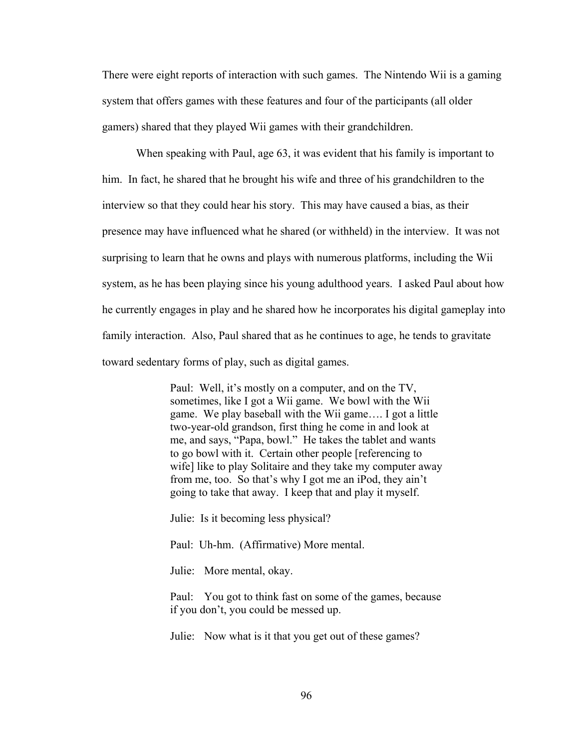There were eight reports of interaction with such games. The Nintendo Wii is a gaming system that offers games with these features and four of the participants (all older gamers) shared that they played Wii games with their grandchildren.

When speaking with Paul, age 63, it was evident that his family is important to him. In fact, he shared that he brought his wife and three of his grandchildren to the interview so that they could hear his story. This may have caused a bias, as their presence may have influenced what he shared (or withheld) in the interview. It was not surprising to learn that he owns and plays with numerous platforms, including the Wii system, as he has been playing since his young adulthood years. I asked Paul about how he currently engages in play and he shared how he incorporates his digital gameplay into family interaction. Also, Paul shared that as he continues to age, he tends to gravitate toward sedentary forms of play, such as digital games.

> Paul: Well, it's mostly on a computer, and on the TV, sometimes, like I got a Wii game. We bowl with the Wii game. We play baseball with the Wii game…. I got a little two-year-old grandson, first thing he come in and look at me, and says, "Papa, bowl." He takes the tablet and wants to go bowl with it. Certain other people [referencing to wife] like to play Solitaire and they take my computer away from me, too. So that's why I got me an iPod, they ain't going to take that away. I keep that and play it myself.
>
> Julie: Is it becoming less physical?
>
> Paul: Uh-hm. (Affirmative) More mental.
>
> Julie: More mental, okay.
>
> Paul: You got to think fast on some of the games, because if you don't, you could be messed up.
>
> Julie: Now what is it that you get out of these games?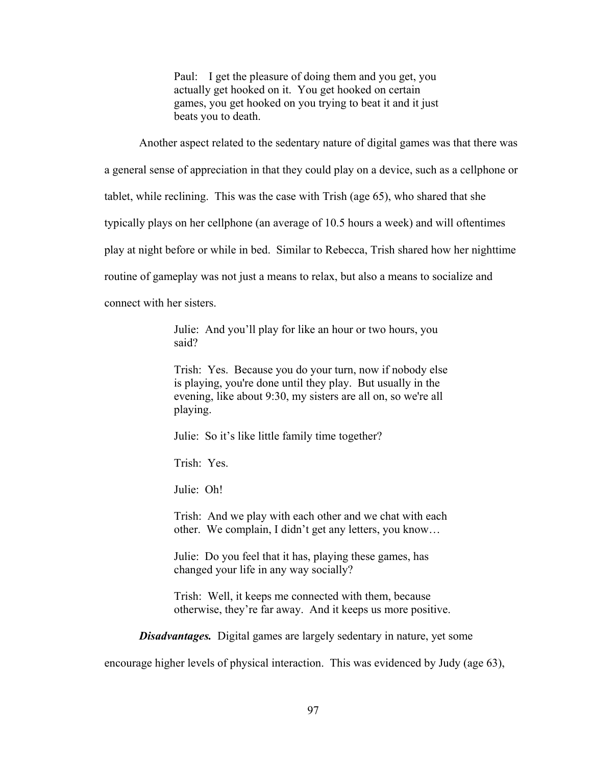> Paul: I get the pleasure of doing them and you get, you actually get hooked on it. You get hooked on certain games, you get hooked on you trying to beat it and it just beats you to death.

Another aspect related to the sedentary nature of digital games was that there was a general sense of appreciation in that they could play on a device, such as a cellphone or tablet, while reclining. This was the case with Trish (age 65), who shared that she typically plays on her cellphone (an average of 10.5 hours a week) and will oftentimes play at night before or while in bed. Similar to Rebecca, Trish shared how her nighttime routine of gameplay was not just a means to relax, but also a means to socialize and connect with her sisters.

> Julie: And you'll play for like an hour or two hours, you said?
>
> Trish: Yes. Because you do your turn, now if nobody else is playing, you're done until they play. But usually in the evening, like about 9:30, my sisters are all on, so we're all playing.
>
> Julie: So it's like little family time together?
>
> Trish: Yes.
>
> Julie: Oh!
>
> Trish: And we play with each other and we chat with each other. We complain, I didn't get any letters, you know…
>
> Julie: Do you feel that it has, playing these games, has changed your life in any way socially?
>
> Trish: Well, it keeps me connected with them, because otherwise, they're far away. And it keeps us more positive.

***Disadvantages.*** Digital games are largely sedentary in nature, yet some encourage higher levels of physical interaction. This was evidenced by Judy (age 63),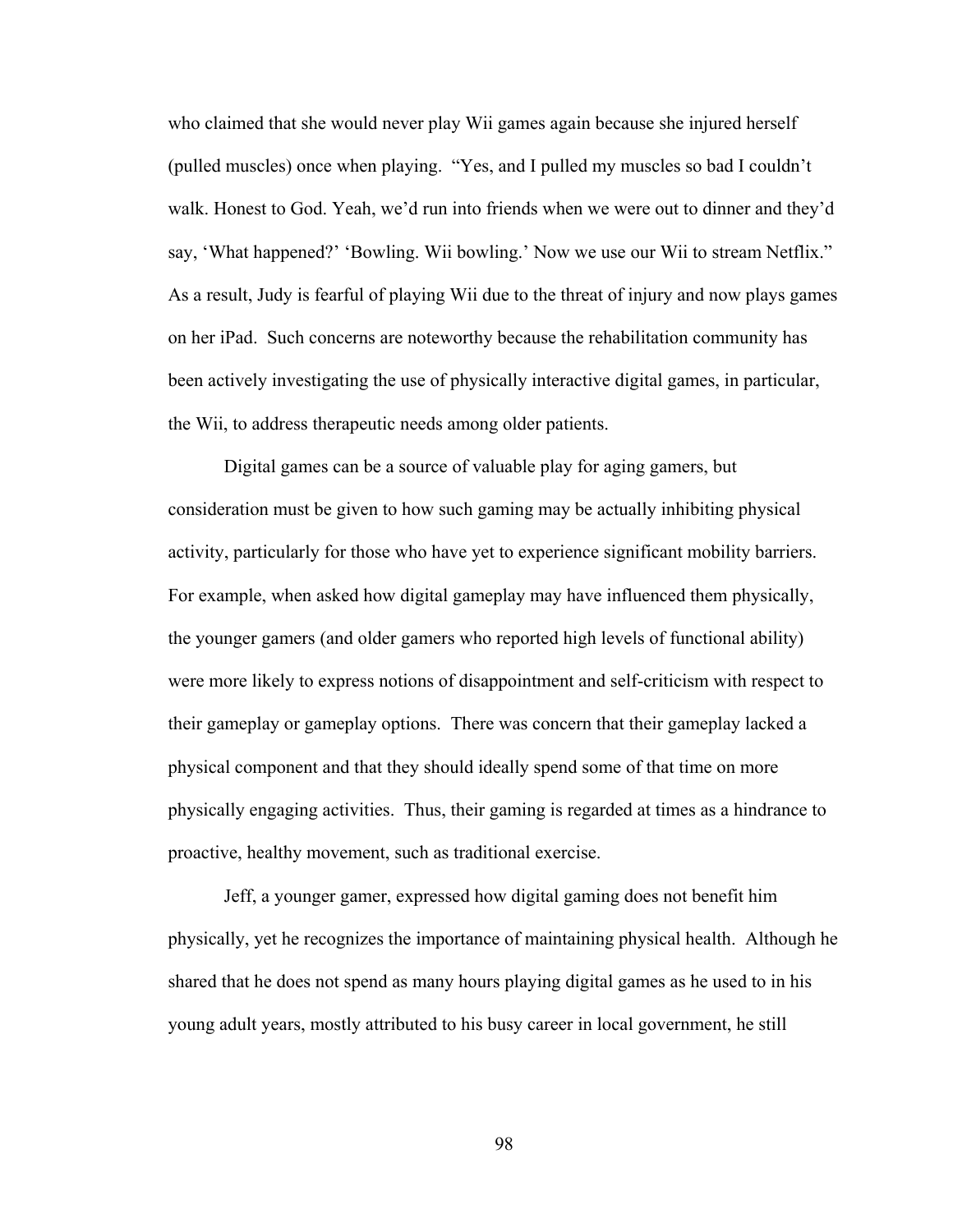who claimed that she would never play Wii games again because she injured herself (pulled muscles) once when playing. "Yes, and I pulled my muscles so bad I couldn't walk. Honest to God. Yeah, we'd run into friends when we were out to dinner and they'd say, 'What happened?' 'Bowling. Wii bowling.' Now we use our Wii to stream Netflix." As a result, Judy is fearful of playing Wii due to the threat of injury and now plays games on her iPad. Such concerns are noteworthy because the rehabilitation community has been actively investigating the use of physically interactive digital games, in particular, the Wii, to address therapeutic needs among older patients.

Digital games can be a source of valuable play for aging gamers, but consideration must be given to how such gaming may be actually inhibiting physical activity, particularly for those who have yet to experience significant mobility barriers. For example, when asked how digital gameplay may have influenced them physically, the younger gamers (and older gamers who reported high levels of functional ability) were more likely to express notions of disappointment and self-criticism with respect to their gameplay or gameplay options. There was concern that their gameplay lacked a physical component and that they should ideally spend some of that time on more physically engaging activities. Thus, their gaming is regarded at times as a hindrance to proactive, healthy movement, such as traditional exercise.

Jeff, a younger gamer, expressed how digital gaming does not benefit him physically, yet he recognizes the importance of maintaining physical health. Although he shared that he does not spend as many hours playing digital games as he used to in his young adult years, mostly attributed to his busy career in local government, he still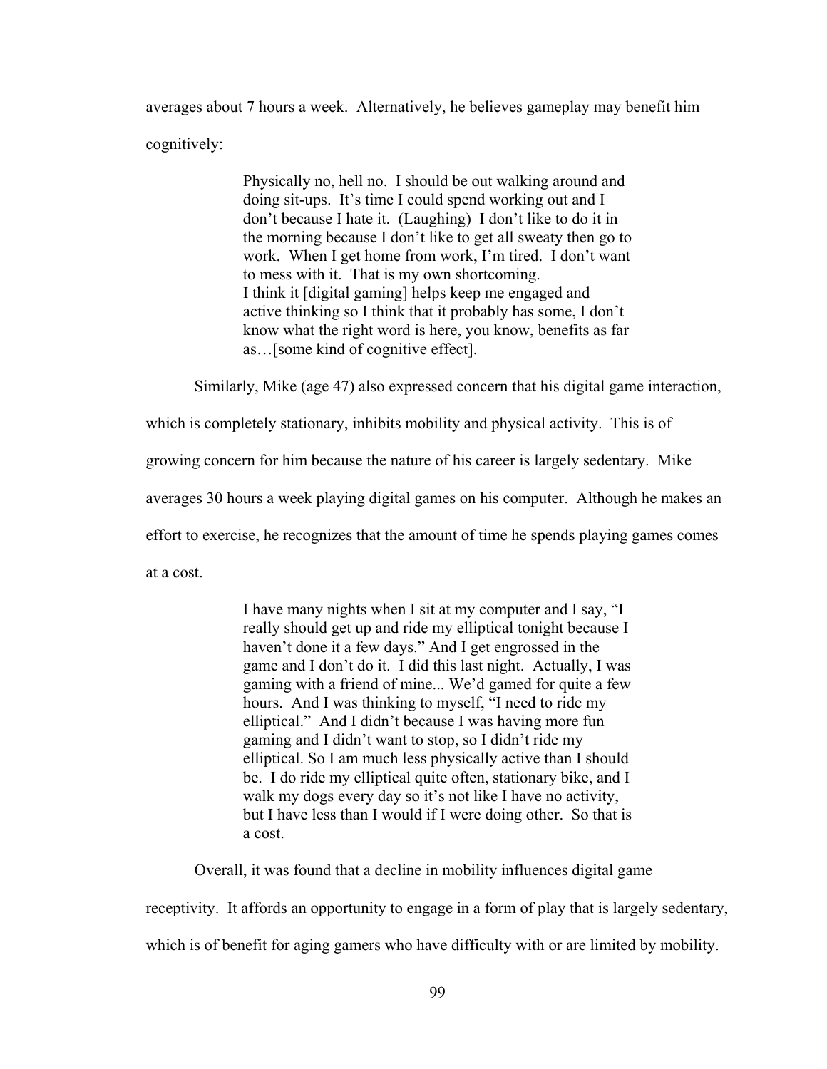averages about 7 hours a week. Alternatively, he believes gameplay may benefit him cognitively:

> Physically no, hell no. I should be out walking around and doing sit-ups. It's time I could spend working out and I don't because I hate it. (Laughing) I don't like to do it in the morning because I don't like to get all sweaty then go to work. When I get home from work, I'm tired. I don't want to mess with it. That is my own shortcoming.
> I think it [digital gaming] helps keep me engaged and active thinking so I think that it probably has some, I don't know what the right word is here, you know, benefits as far as…[some kind of cognitive effect].

Similarly, Mike (age 47) also expressed concern that his digital game interaction, which is completely stationary, inhibits mobility and physical activity. This is of growing concern for him because the nature of his career is largely sedentary. Mike averages 30 hours a week playing digital games on his computer. Although he makes an effort to exercise, he recognizes that the amount of time he spends playing games comes at a cost.

> I have many nights when I sit at my computer and I say, "I really should get up and ride my elliptical tonight because I haven't done it a few days." And I get engrossed in the game and I don't do it. I did this last night. Actually, I was gaming with a friend of mine... We'd gamed for quite a few hours. And I was thinking to myself, "I need to ride my elliptical." And I didn't because I was having more fun gaming and I didn't want to stop, so I didn't ride my elliptical. So I am much less physically active than I should be. I do ride my elliptical quite often, stationary bike, and I walk my dogs every day so it's not like I have no activity, but I have less than I would if I were doing other. So that is a cost.

Overall, it was found that a decline in mobility influences digital game receptivity. It affords an opportunity to engage in a form of play that is largely sedentary, which is of benefit for aging gamers who have difficulty with or are limited by mobility.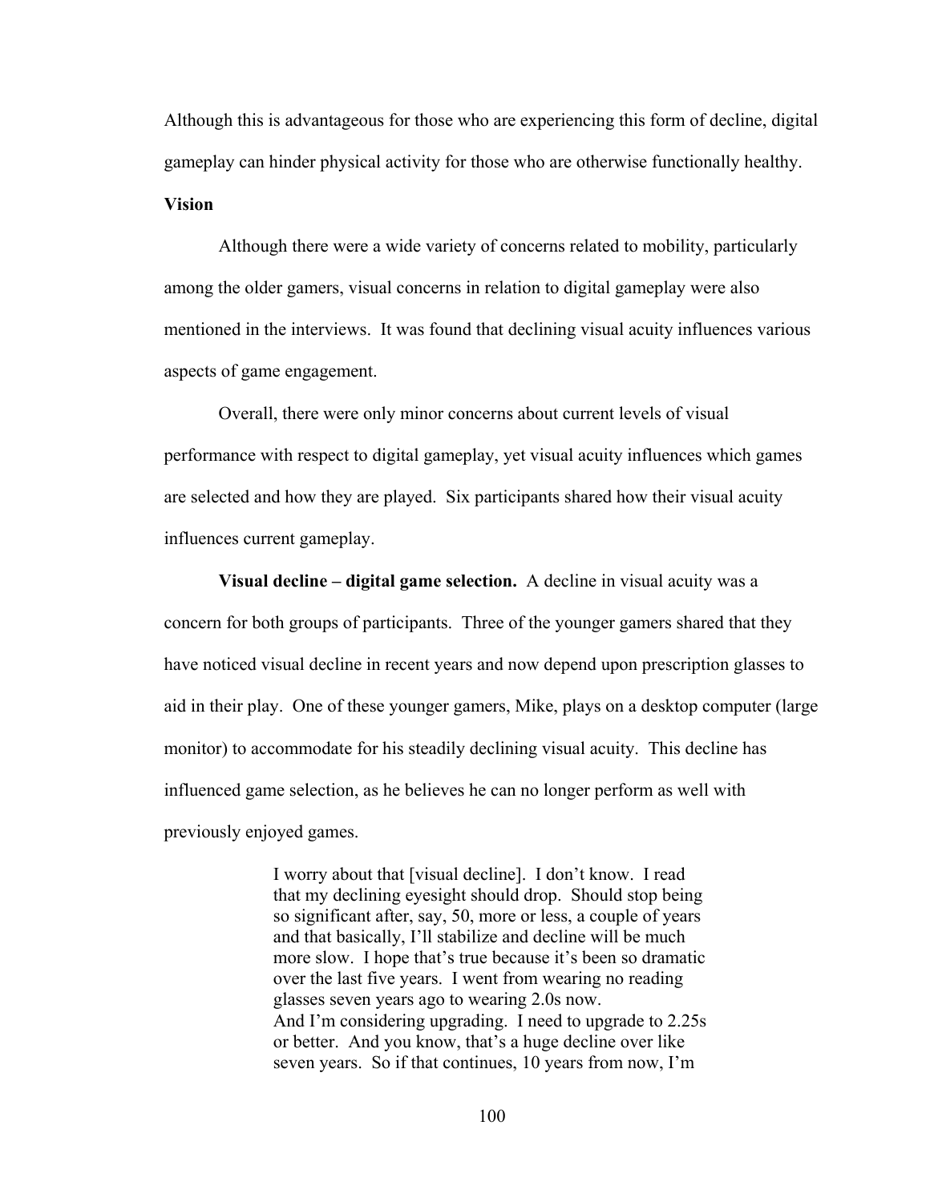Although this is advantageous for those who are experiencing this form of decline, digital gameplay can hinder physical activity for those who are otherwise functionally healthy.

**Vision**

Although there were a wide variety of concerns related to mobility, particularly among the older gamers, visual concerns in relation to digital gameplay were also mentioned in the interviews. It was found that declining visual acuity influences various aspects of game engagement.

Overall, there were only minor concerns about current levels of visual performance with respect to digital gameplay, yet visual acuity influences which games are selected and how they are played. Six participants shared how their visual acuity influences current gameplay.

**Visual decline – digital game selection.** A decline in visual acuity was a concern for both groups of participants. Three of the younger gamers shared that they have noticed visual decline in recent years and now depend upon prescription glasses to aid in their play. One of these younger gamers, Mike, plays on a desktop computer (large monitor) to accommodate for his steadily declining visual acuity. This decline has influenced game selection, as he believes he can no longer perform as well with previously enjoyed games.

> I worry about that [visual decline]. I don't know. I read that my declining eyesight should drop. Should stop being so significant after, say, 50, more or less, a couple of years and that basically, I'll stabilize and decline will be much more slow. I hope that's true because it's been so dramatic over the last five years. I went from wearing no reading glasses seven years ago to wearing 2.0s now.
> And I'm considering upgrading. I need to upgrade to 2.25s or better. And you know, that's a huge decline over like seven years. So if that continues, 10 years from now, I'm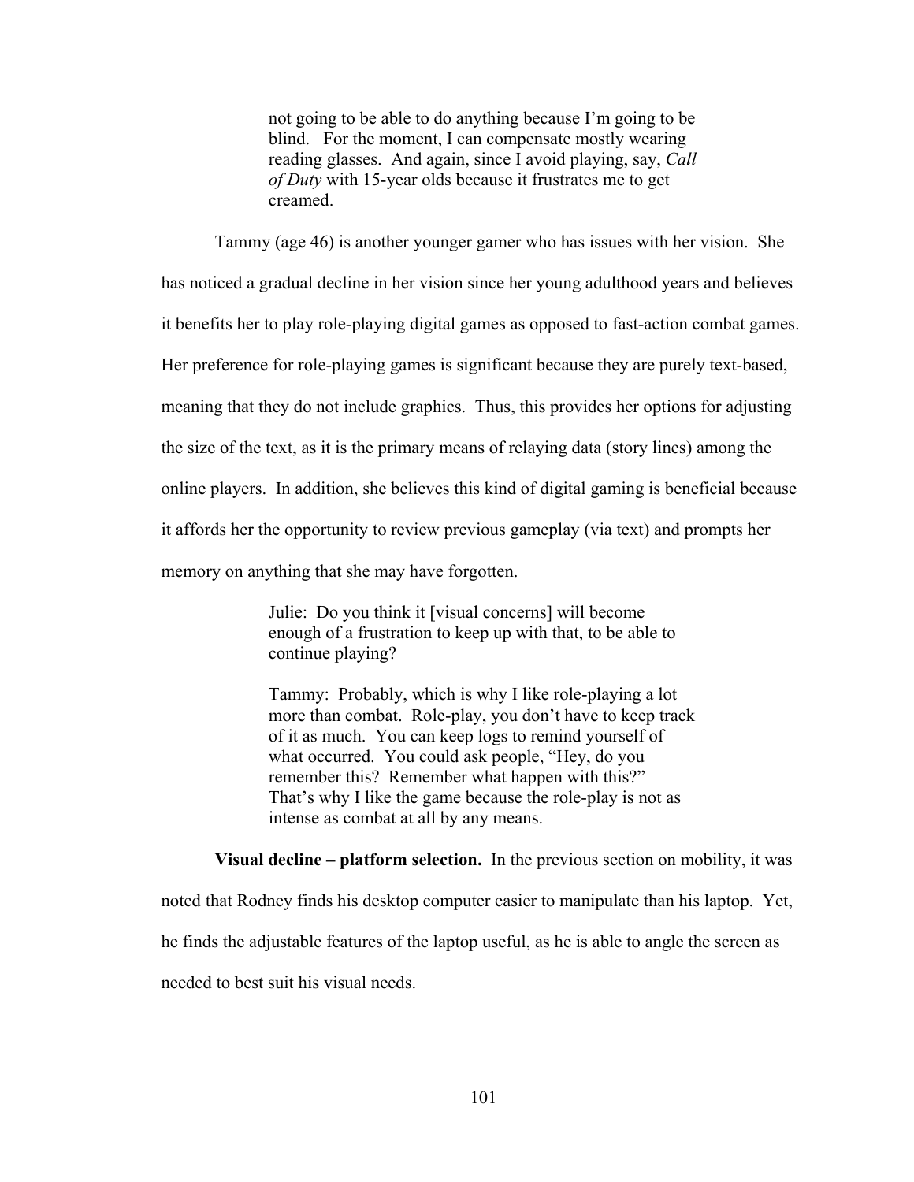> not going to be able to do anything because I'm going to be blind. For the moment, I can compensate mostly wearing reading glasses. And again, since I avoid playing, say, *Call of Duty* with 15-year olds because it frustrates me to get creamed.

Tammy (age 46) is another younger gamer who has issues with her vision. She has noticed a gradual decline in her vision since her young adulthood years and believes it benefits her to play role-playing digital games as opposed to fast-action combat games. Her preference for role-playing games is significant because they are purely text-based, meaning that they do not include graphics. Thus, this provides her options for adjusting the size of the text, as it is the primary means of relaying data (story lines) among the online players. In addition, she believes this kind of digital gaming is beneficial because it affords her the opportunity to review previous gameplay (via text) and prompts her memory on anything that she may have forgotten.

> Julie: Do you think it [visual concerns] will become enough of a frustration to keep up with that, to be able to continue playing?
>
> Tammy: Probably, which is why I like role-playing a lot more than combat. Role-play, you don't have to keep track of it as much. You can keep logs to remind yourself of what occurred. You could ask people, "Hey, do you remember this? Remember what happen with this?" That's why I like the game because the role-play is not as intense as combat at all by any means.

**Visual decline – platform selection.** In the previous section on mobility, it was noted that Rodney finds his desktop computer easier to manipulate than his laptop. Yet, he finds the adjustable features of the laptop useful, as he is able to angle the screen as needed to best suit his visual needs.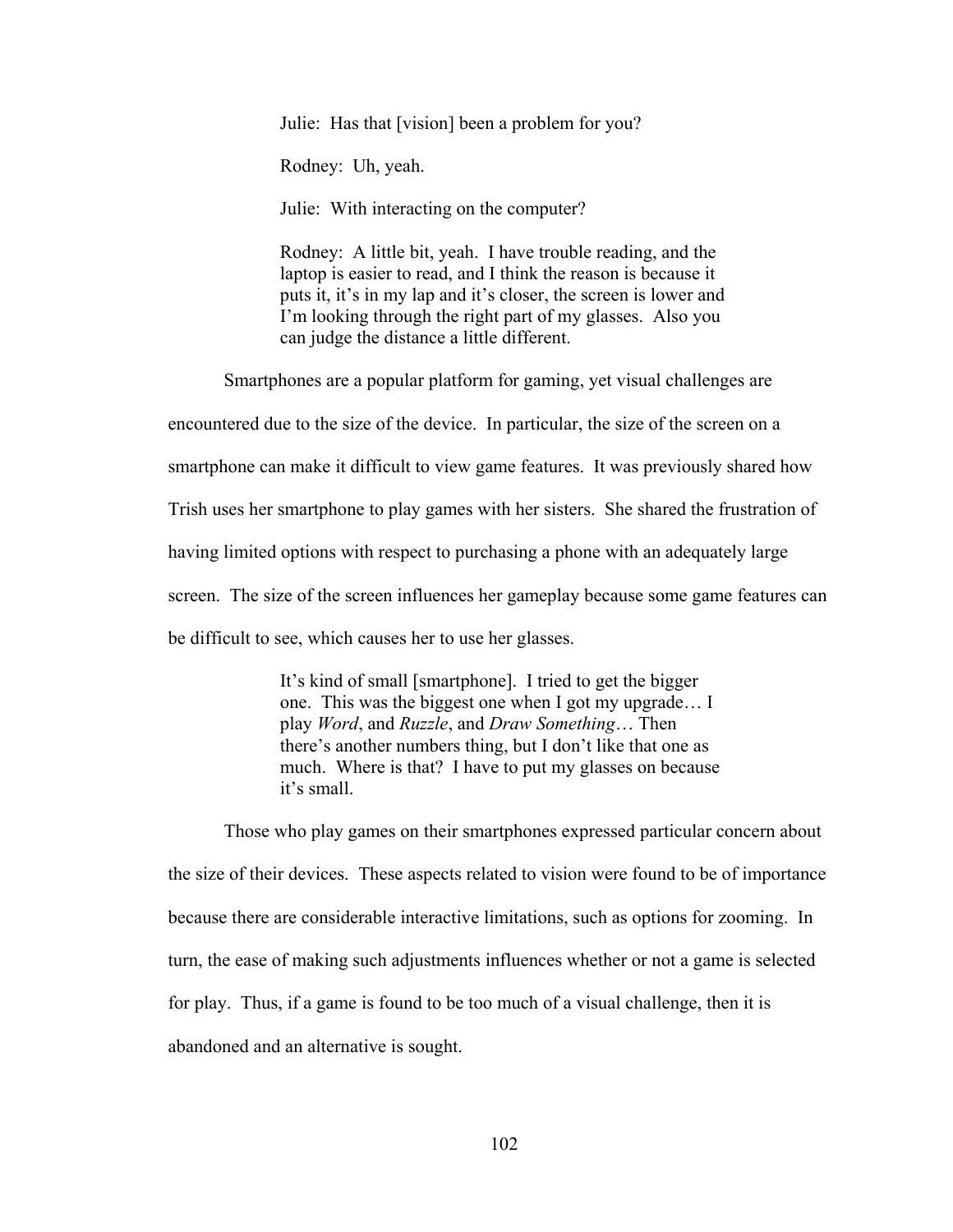> Julie: Has that [vision] been a problem for you?
>
> Rodney: Uh, yeah.
>
> Julie: With interacting on the computer?
>
> Rodney: A little bit, yeah. I have trouble reading, and the laptop is easier to read, and I think the reason is because it puts it, it's in my lap and it's closer, the screen is lower and I'm looking through the right part of my glasses. Also you can judge the distance a little different.

Smartphones are a popular platform for gaming, yet visual challenges are encountered due to the size of the device. In particular, the size of the screen on a smartphone can make it difficult to view game features. It was previously shared how Trish uses her smartphone to play games with her sisters. She shared the frustration of having limited options with respect to purchasing a phone with an adequately large screen. The size of the screen influences her gameplay because some game features can be difficult to see, which causes her to use her glasses.

> It's kind of small [smartphone]. I tried to get the bigger one. This was the biggest one when I got my upgrade… I play *Word*, and *Ruzzle*, and *Draw Something*… Then there's another numbers thing, but I don't like that one as much. Where is that? I have to put my glasses on because it's small.

Those who play games on their smartphones expressed particular concern about the size of their devices. These aspects related to vision were found to be of importance because there are considerable interactive limitations, such as options for zooming. In turn, the ease of making such adjustments influences whether or not a game is selected for play. Thus, if a game is found to be too much of a visual challenge, then it is abandoned and an alternative is sought.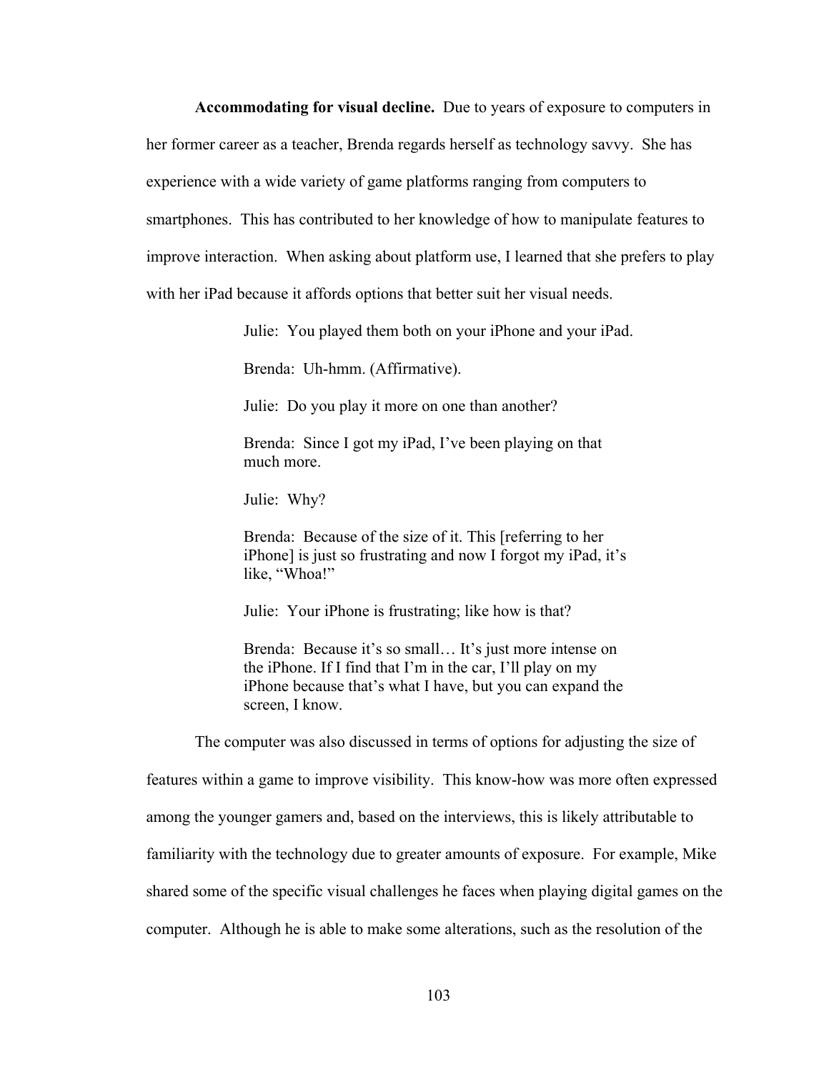**Accommodating for visual decline.** Due to years of exposure to computers in her former career as a teacher, Brenda regards herself as technology savvy. She has experience with a wide variety of game platforms ranging from computers to smartphones. This has contributed to her knowledge of how to manipulate features to improve interaction. When asking about platform use, I learned that she prefers to play with her iPad because it affords options that better suit her visual needs.

> Julie: You played them both on your iPhone and your iPad.
>
> Brenda: Uh-hmm. (Affirmative).
>
> Julie: Do you play it more on one than another?
>
> Brenda: Since I got my iPad, I've been playing on that much more.
>
> Julie: Why?
>
> Brenda: Because of the size of it. This [referring to her iPhone] is just so frustrating and now I forgot my iPad, it's like, "Whoa!"
>
> Julie: Your iPhone is frustrating; like how is that?
>
> Brenda: Because it's so small… It's just more intense on the iPhone. If I find that I'm in the car, I'll play on my iPhone because that's what I have, but you can expand the screen, I know.

The computer was also discussed in terms of options for adjusting the size of features within a game to improve visibility. This know-how was more often expressed among the younger gamers and, based on the interviews, this is likely attributable to familiarity with the technology due to greater amounts of exposure. For example, Mike shared some of the specific visual challenges he faces when playing digital games on the computer. Although he is able to make some alterations, such as the resolution of the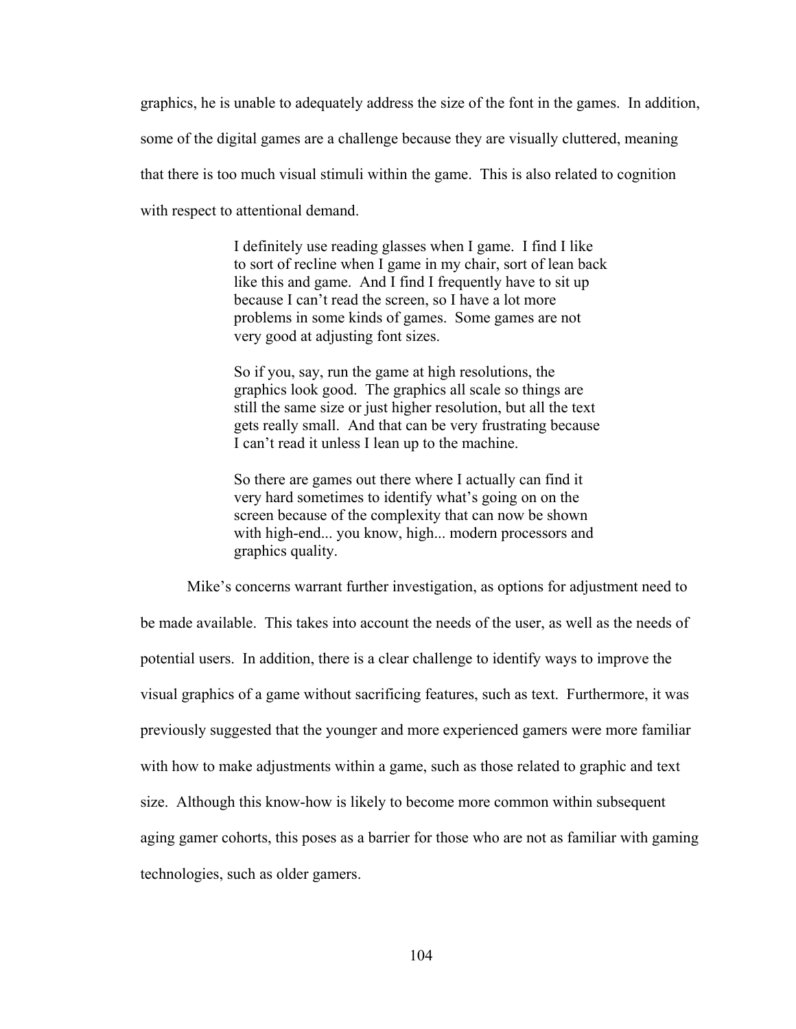graphics, he is unable to adequately address the size of the font in the games. In addition, some of the digital games are a challenge because they are visually cluttered, meaning that there is too much visual stimuli within the game. This is also related to cognition with respect to attentional demand.

> I definitely use reading glasses when I game. I find I like to sort of recline when I game in my chair, sort of lean back like this and game. And I find I frequently have to sit up because I can't read the screen, so I have a lot more problems in some kinds of games. Some games are not very good at adjusting font sizes.
>
> So if you, say, run the game at high resolutions, the graphics look good. The graphics all scale so things are still the same size or just higher resolution, but all the text gets really small. And that can be very frustrating because I can't read it unless I lean up to the machine.
>
> So there are games out there where I actually can find it very hard sometimes to identify what's going on on the screen because of the complexity that can now be shown with high-end... you know, high... modern processors and graphics quality.

Mike's concerns warrant further investigation, as options for adjustment need to be made available. This takes into account the needs of the user, as well as the needs of potential users. In addition, there is a clear challenge to identify ways to improve the visual graphics of a game without sacrificing features, such as text. Furthermore, it was previously suggested that the younger and more experienced gamers were more familiar with how to make adjustments within a game, such as those related to graphic and text size. Although this know-how is likely to become more common within subsequent aging gamer cohorts, this poses as a barrier for those who are not as familiar with gaming technologies, such as older gamers.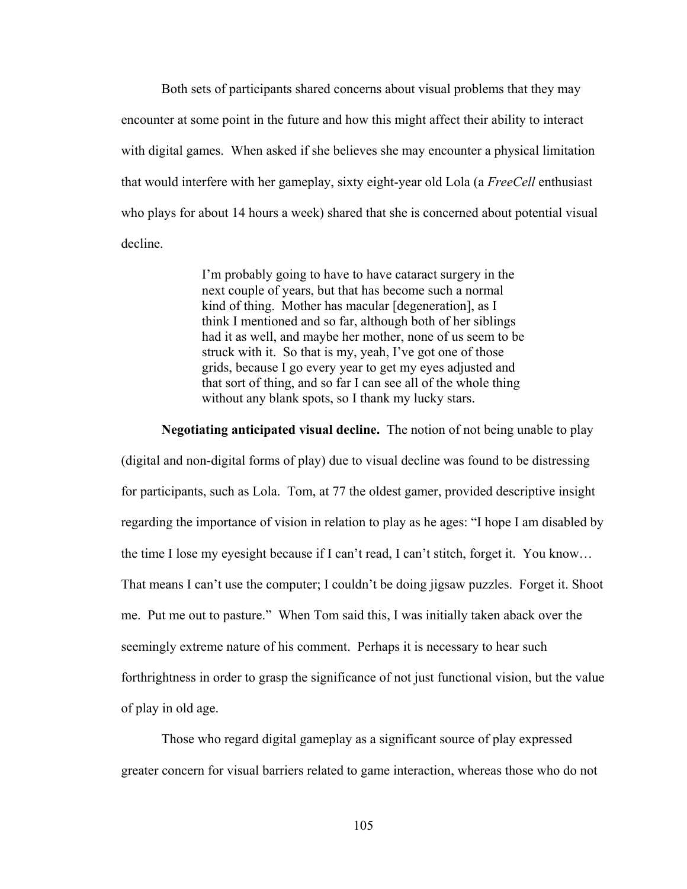Both sets of participants shared concerns about visual problems that they may encounter at some point in the future and how this might affect their ability to interact with digital games. When asked if she believes she may encounter a physical limitation that would interfere with her gameplay, sixty eight-year old Lola (a *FreeCell* enthusiast who plays for about 14 hours a week) shared that she is concerned about potential visual decline.

> I'm probably going to have to have cataract surgery in the next couple of years, but that has become such a normal kind of thing. Mother has macular [degeneration], as I think I mentioned and so far, although both of her siblings had it as well, and maybe her mother, none of us seem to be struck with it. So that is my, yeah, I've got one of those grids, because I go every year to get my eyes adjusted and that sort of thing, and so far I can see all of the whole thing without any blank spots, so I thank my lucky stars.

**Negotiating anticipated visual decline.** The notion of not being unable to play (digital and non-digital forms of play) due to visual decline was found to be distressing for participants, such as Lola. Tom, at 77 the oldest gamer, provided descriptive insight regarding the importance of vision in relation to play as he ages: "I hope I am disabled by the time I lose my eyesight because if I can't read, I can't stitch, forget it. You know… That means I can't use the computer; I couldn't be doing jigsaw puzzles. Forget it. Shoot me. Put me out to pasture." When Tom said this, I was initially taken aback over the seemingly extreme nature of his comment. Perhaps it is necessary to hear such forthrightness in order to grasp the significance of not just functional vision, but the value of play in old age.

Those who regard digital gameplay as a significant source of play expressed greater concern for visual barriers related to game interaction, whereas those who do not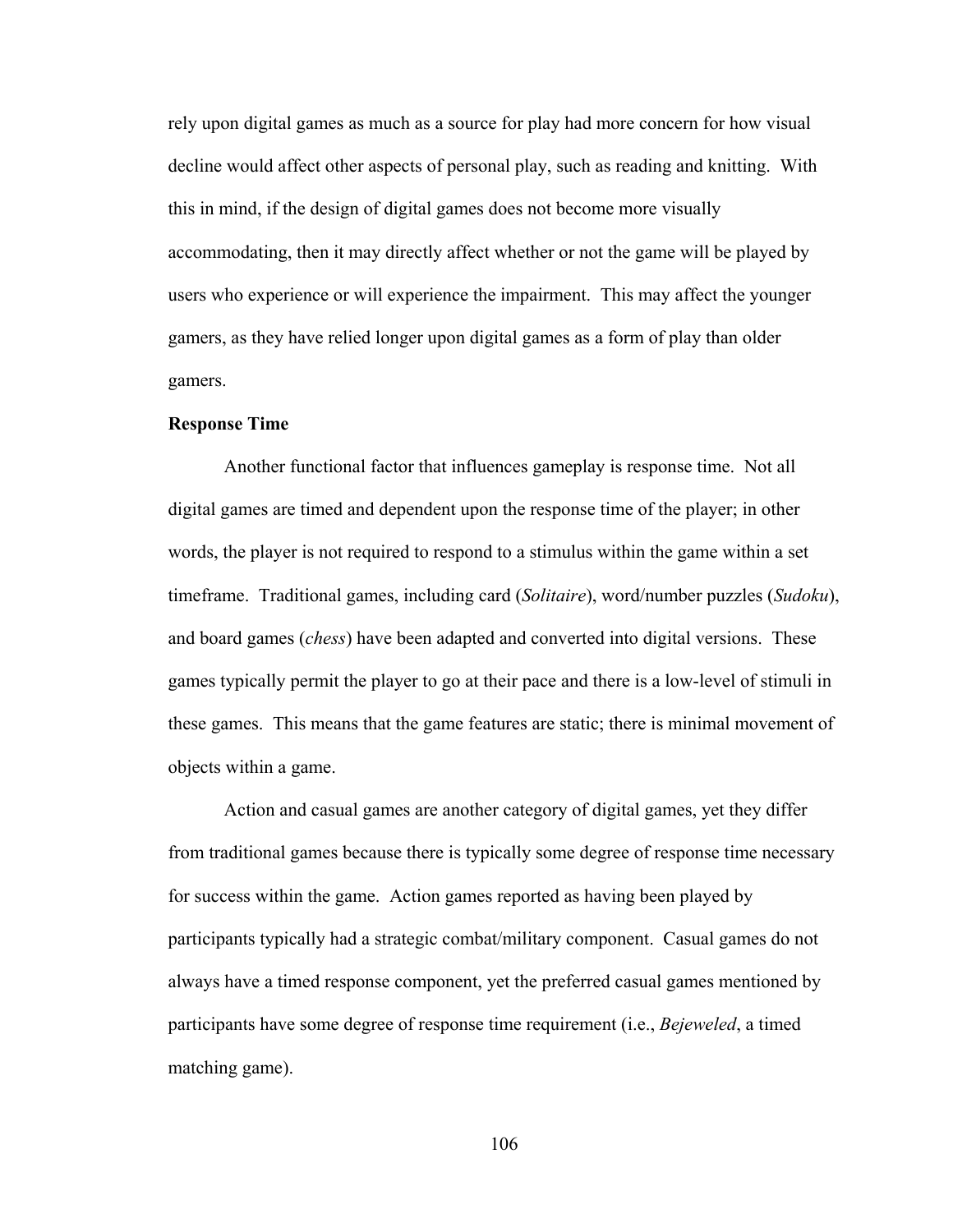rely upon digital games as much as a source for play had more concern for how visual decline would affect other aspects of personal play, such as reading and knitting. With this in mind, if the design of digital games does not become more visually accommodating, then it may directly affect whether or not the game will be played by users who experience or will experience the impairment. This may affect the younger gamers, as they have relied longer upon digital games as a form of play than older gamers.

**Response Time**

Another functional factor that influences gameplay is response time. Not all digital games are timed and dependent upon the response time of the player; in other words, the player is not required to respond to a stimulus within the game within a set timeframe. Traditional games, including card (*Solitaire*), word/number puzzles (*Sudoku*), and board games (*chess*) have been adapted and converted into digital versions. These games typically permit the player to go at their pace and there is a low-level of stimuli in these games. This means that the game features are static; there is minimal movement of objects within a game.

Action and casual games are another category of digital games, yet they differ from traditional games because there is typically some degree of response time necessary for success within the game. Action games reported as having been played by participants typically had a strategic combat/military component. Casual games do not always have a timed response component, yet the preferred casual games mentioned by participants have some degree of response time requirement (i.e., *Bejeweled*, a timed matching game).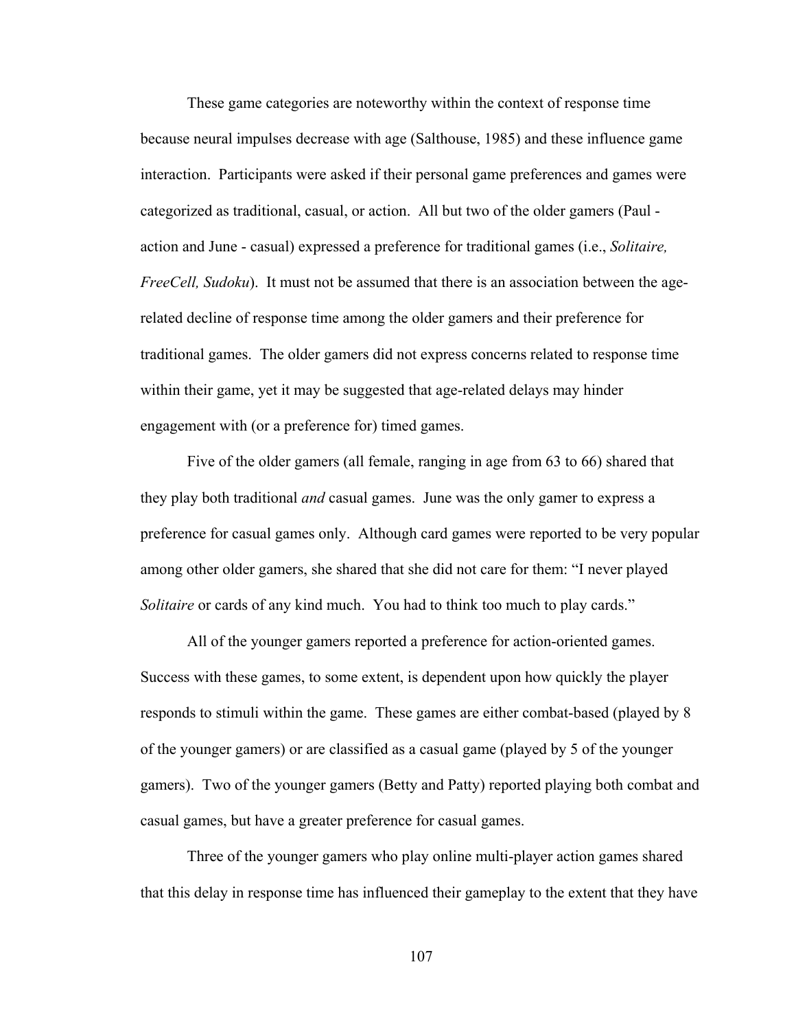These game categories are noteworthy within the context of response time because neural impulses decrease with age (Salthouse, 1985) and these influence game interaction. Participants were asked if their personal game preferences and games were categorized as traditional, casual, or action. All but two of the older gamers (Paul - action and June - casual) expressed a preference for traditional games (i.e., *Solitaire, FreeCell, Sudoku*). It must not be assumed that there is an association between the age-related decline of response time among the older gamers and their preference for traditional games. The older gamers did not express concerns related to response time within their game, yet it may be suggested that age-related delays may hinder engagement with (or a preference for) timed games.

Five of the older gamers (all female, ranging in age from 63 to 66) shared that they play both traditional *and* casual games. June was the only gamer to express a preference for casual games only. Although card games were reported to be very popular among other older gamers, she shared that she did not care for them: "I never played *Solitaire* or cards of any kind much. You had to think too much to play cards."

All of the younger gamers reported a preference for action-oriented games. Success with these games, to some extent, is dependent upon how quickly the player responds to stimuli within the game. These games are either combat-based (played by 8 of the younger gamers) or are classified as a casual game (played by 5 of the younger gamers). Two of the younger gamers (Betty and Patty) reported playing both combat and casual games, but have a greater preference for casual games.

Three of the younger gamers who play online multi-player action games shared that this delay in response time has influenced their gameplay to the extent that they have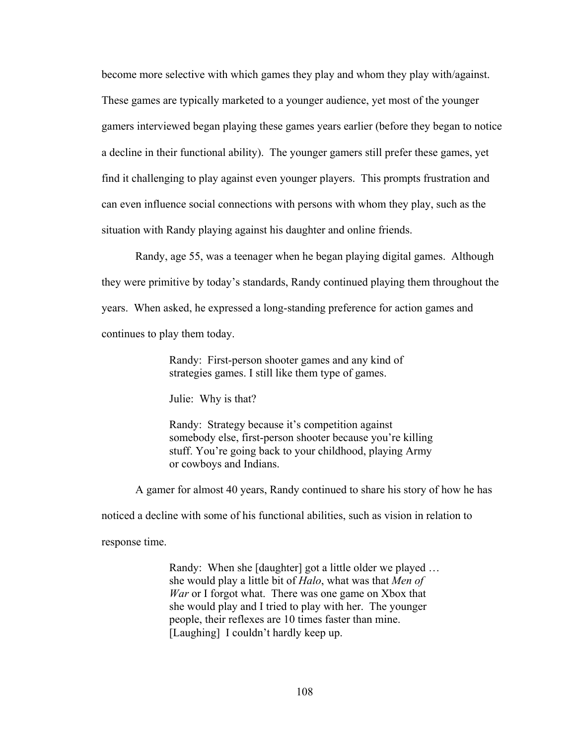become more selective with which games they play and whom they play with/against. These games are typically marketed to a younger audience, yet most of the younger gamers interviewed began playing these games years earlier (before they began to notice a decline in their functional ability). The younger gamers still prefer these games, yet find it challenging to play against even younger players. This prompts frustration and can even influence social connections with persons with whom they play, such as the situation with Randy playing against his daughter and online friends.

Randy, age 55, was a teenager when he began playing digital games. Although they were primitive by today's standards, Randy continued playing them throughout the years. When asked, he expressed a long-standing preference for action games and continues to play them today.

> Randy: First-person shooter games and any kind of strategies games. I still like them type of games.
>
> Julie: Why is that?
>
> Randy: Strategy because it's competition against somebody else, first-person shooter because you're killing stuff. You're going back to your childhood, playing Army or cowboys and Indians.

A gamer for almost 40 years, Randy continued to share his story of how he has noticed a decline with some of his functional abilities, such as vision in relation to response time.

> Randy: When she [daughter] got a little older we played … she would play a little bit of *Halo*, what was that *Men of War* or I forgot what. There was one game on Xbox that she would play and I tried to play with her. The younger people, their reflexes are 10 times faster than mine. [Laughing] I couldn't hardly keep up.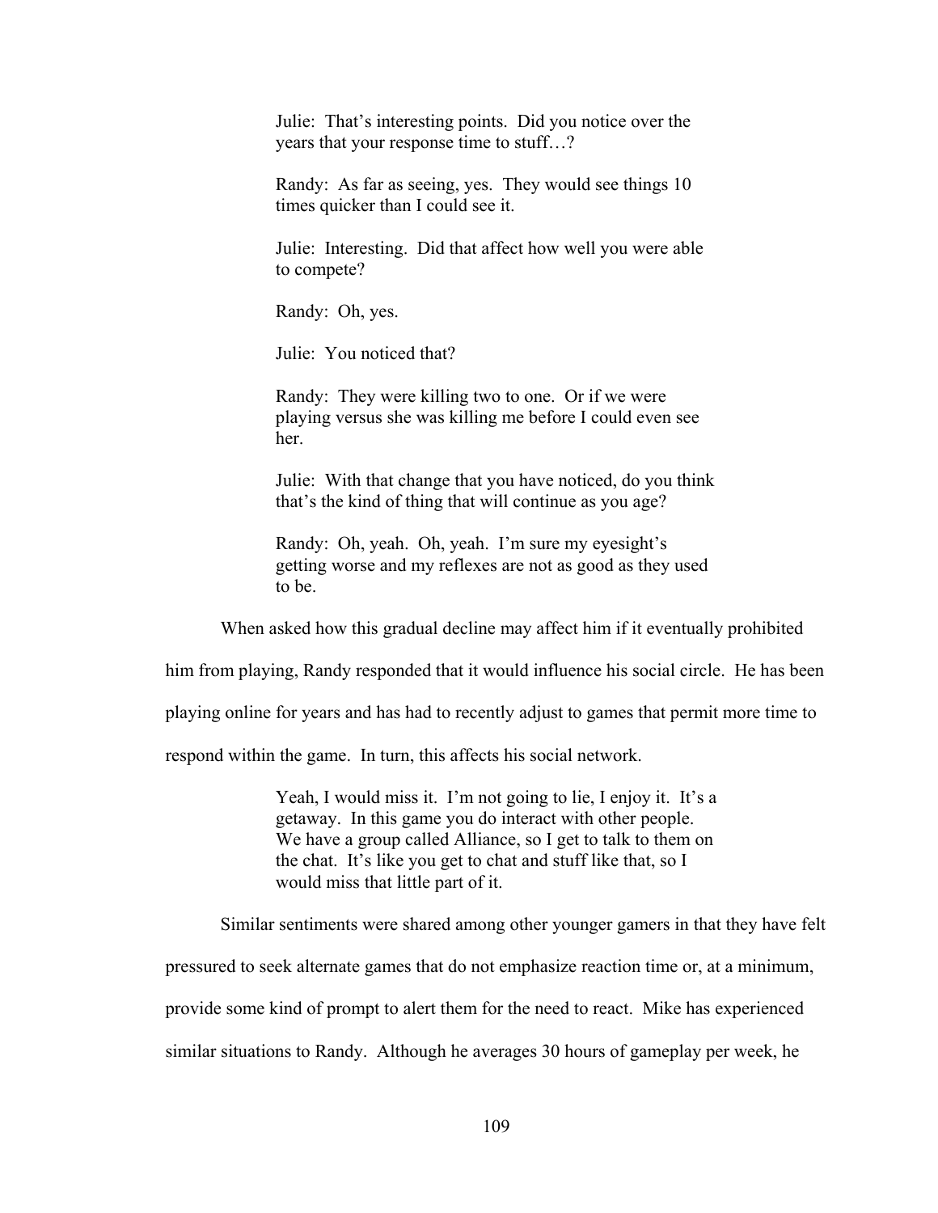> Julie: That's interesting points. Did you notice over the years that your response time to stuff…?
>
> Randy: As far as seeing, yes. They would see things 10 times quicker than I could see it.
>
> Julie: Interesting. Did that affect how well you were able to compete?
>
> Randy: Oh, yes.
>
> Julie: You noticed that?
>
> Randy: They were killing two to one. Or if we were playing versus she was killing me before I could even see her.
>
> Julie: With that change that you have noticed, do you think that's the kind of thing that will continue as you age?
>
> Randy: Oh, yeah. Oh, yeah. I'm sure my eyesight's getting worse and my reflexes are not as good as they used to be.

When asked how this gradual decline may affect him if it eventually prohibited him from playing, Randy responded that it would influence his social circle. He has been playing online for years and has had to recently adjust to games that permit more time to respond within the game. In turn, this affects his social network.

> Yeah, I would miss it. I'm not going to lie, I enjoy it. It's a getaway. In this game you do interact with other people. We have a group called Alliance, so I get to talk to them on the chat. It's like you get to chat and stuff like that, so I would miss that little part of it.

Similar sentiments were shared among other younger gamers in that they have felt pressured to seek alternate games that do not emphasize reaction time or, at a minimum, provide some kind of prompt to alert them for the need to react. Mike has experienced similar situations to Randy. Although he averages 30 hours of gameplay per week, he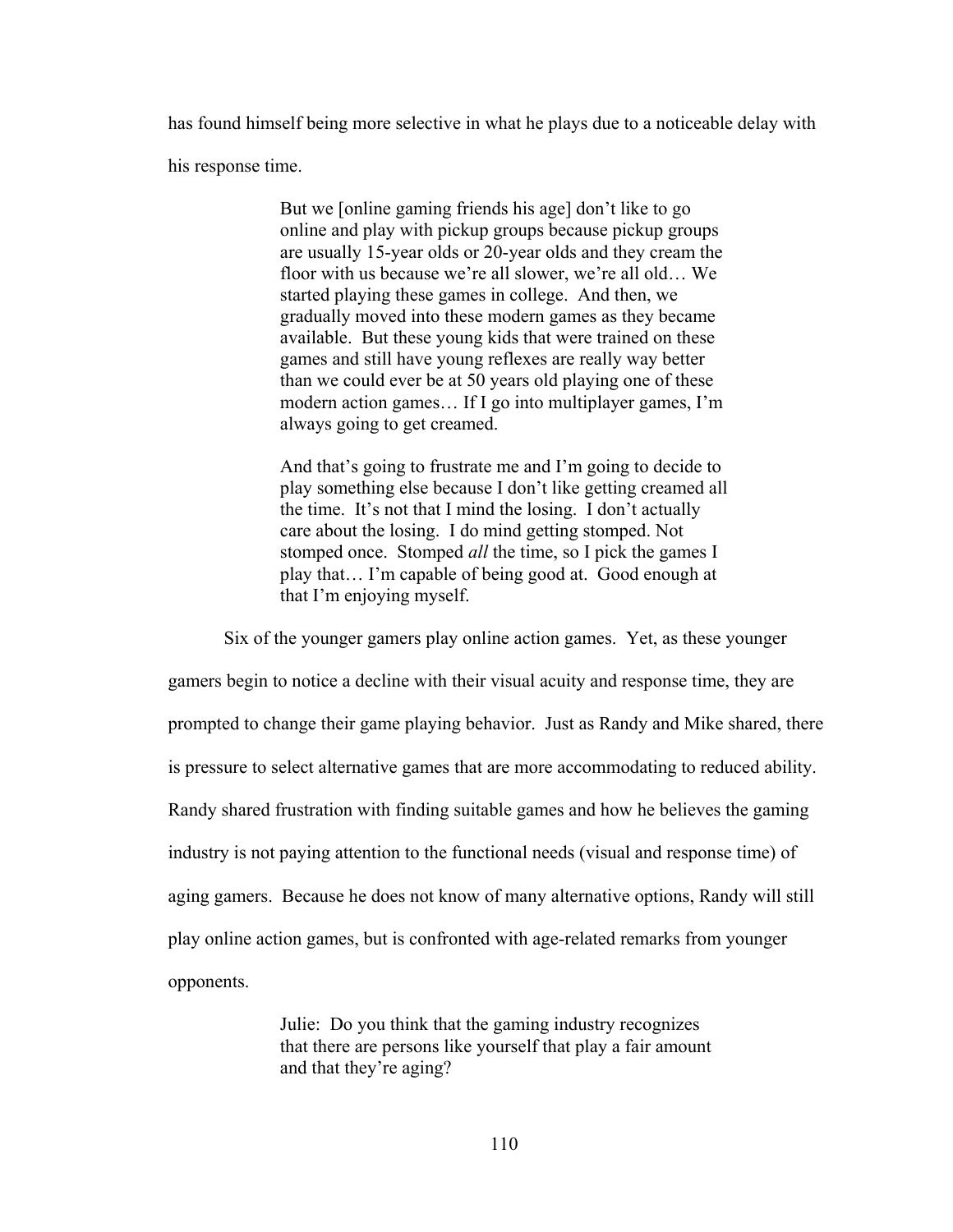has found himself being more selective in what he plays due to a noticeable delay with his response time.

> But we [online gaming friends his age] don't like to go online and play with pickup groups because pickup groups are usually 15-year olds or 20-year olds and they cream the floor with us because we're all slower, we're all old… We started playing these games in college. And then, we gradually moved into these modern games as they became available. But these young kids that were trained on these games and still have young reflexes are really way better than we could ever be at 50 years old playing one of these modern action games… If I go into multiplayer games, I'm always going to get creamed.
>
> And that's going to frustrate me and I'm going to decide to play something else because I don't like getting creamed all the time. It's not that I mind the losing. I don't actually care about the losing. I do mind getting stomped. Not stomped once. Stomped *all* the time, so I pick the games I play that… I'm capable of being good at. Good enough at that I'm enjoying myself.

Six of the younger gamers play online action games. Yet, as these younger gamers begin to notice a decline with their visual acuity and response time, they are prompted to change their game playing behavior. Just as Randy and Mike shared, there is pressure to select alternative games that are more accommodating to reduced ability. Randy shared frustration with finding suitable games and how he believes the gaming industry is not paying attention to the functional needs (visual and response time) of aging gamers. Because he does not know of many alternative options, Randy will still play online action games, but is confronted with age-related remarks from younger opponents.

> Julie: Do you think that the gaming industry recognizes that there are persons like yourself that play a fair amount and that they're aging?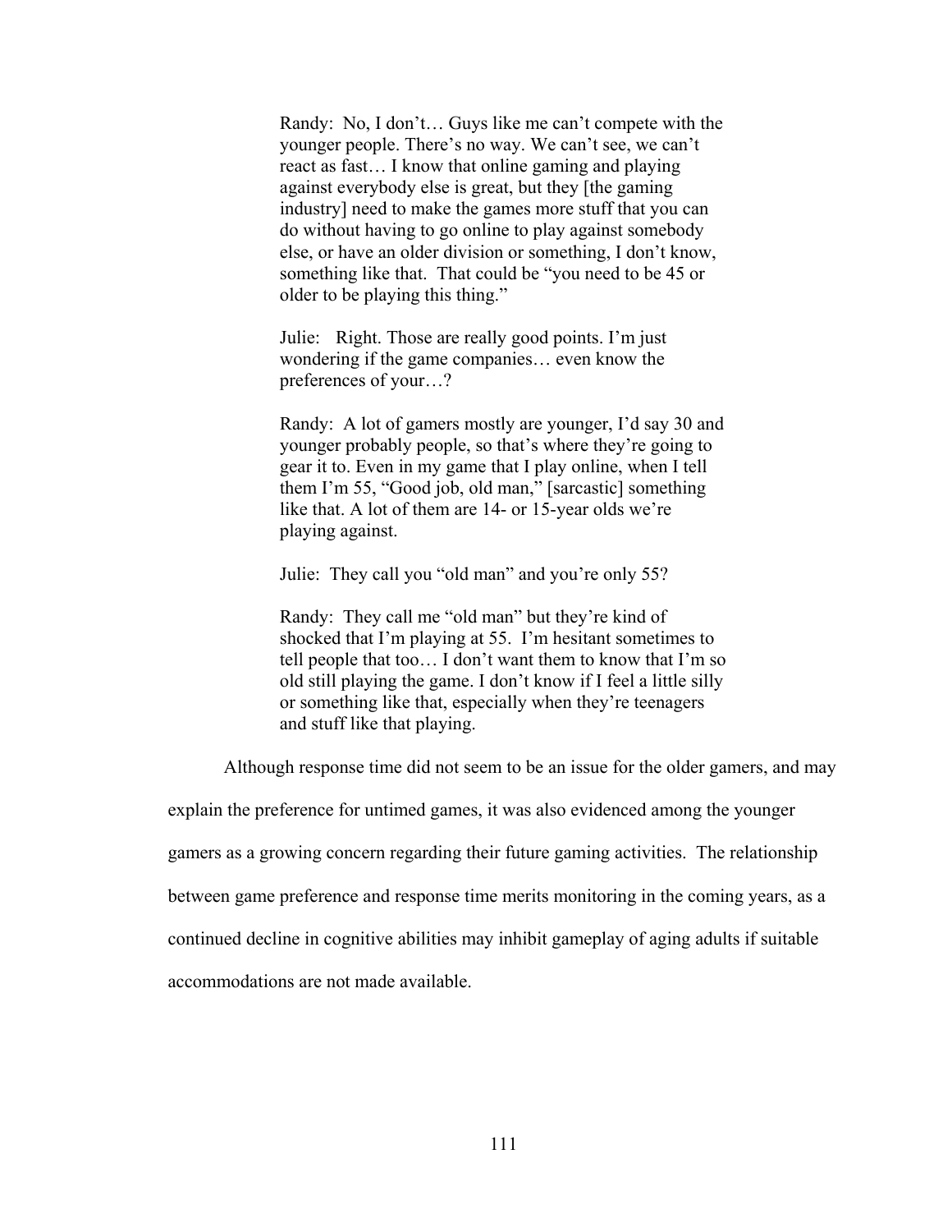> Randy: No, I don't… Guys like me can't compete with the younger people. There's no way. We can't see, we can't react as fast… I know that online gaming and playing against everybody else is great, but they [the gaming industry] need to make the games more stuff that you can do without having to go online to play against somebody else, or have an older division or something, I don't know, something like that. That could be "you need to be 45 or older to be playing this thing."
>
> Julie: Right. Those are really good points. I'm just wondering if the game companies… even know the preferences of your…?
>
> Randy: A lot of gamers mostly are younger, I'd say 30 and younger probably people, so that's where they're going to gear it to. Even in my game that I play online, when I tell them I'm 55, "Good job, old man," [sarcastic] something like that. A lot of them are 14- or 15-year olds we're playing against.
>
> Julie: They call you "old man" and you're only 55?
>
> Randy: They call me "old man" but they're kind of shocked that I'm playing at 55. I'm hesitant sometimes to tell people that too… I don't want them to know that I'm so old still playing the game. I don't know if I feel a little silly or something like that, especially when they're teenagers and stuff like that playing.

Although response time did not seem to be an issue for the older gamers, and may explain the preference for untimed games, it was also evidenced among the younger gamers as a growing concern regarding their future gaming activities. The relationship between game preference and response time merits monitoring in the coming years, as a continued decline in cognitive abilities may inhibit gameplay of aging adults if suitable accommodations are not made available.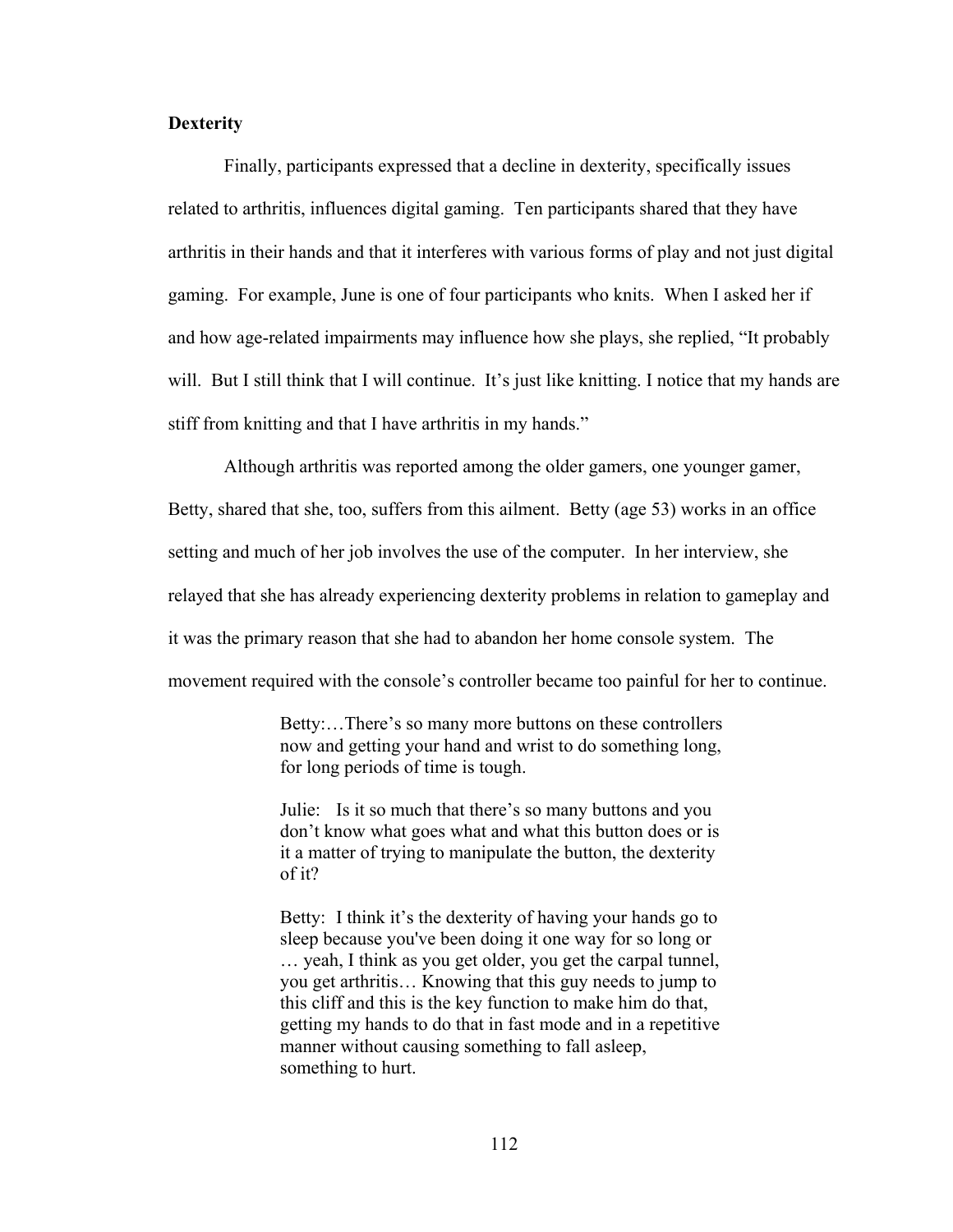**Dexterity**

Finally, participants expressed that a decline in dexterity, specifically issues related to arthritis, influences digital gaming. Ten participants shared that they have arthritis in their hands and that it interferes with various forms of play and not just digital gaming. For example, June is one of four participants who knits. When I asked her if and how age-related impairments may influence how she plays, she replied, "It probably will. But I still think that I will continue. It's just like knitting. I notice that my hands are stiff from knitting and that I have arthritis in my hands."

Although arthritis was reported among the older gamers, one younger gamer, Betty, shared that she, too, suffers from this ailment. Betty (age 53) works in an office setting and much of her job involves the use of the computer. In her interview, she relayed that she has already experiencing dexterity problems in relation to gameplay and it was the primary reason that she had to abandon her home console system. The movement required with the console's controller became too painful for her to continue.

> Betty:…There's so many more buttons on these controllers now and getting your hand and wrist to do something long, for long periods of time is tough.
>
> Julie: Is it so much that there's so many buttons and you don't know what goes what and what this button does or is it a matter of trying to manipulate the button, the dexterity of it?
>
> Betty: I think it's the dexterity of having your hands go to sleep because you've been doing it one way for so long or … yeah, I think as you get older, you get the carpal tunnel, you get arthritis… Knowing that this guy needs to jump to this cliff and this is the key function to make him do that, getting my hands to do that in fast mode and in a repetitive manner without causing something to fall asleep, something to hurt.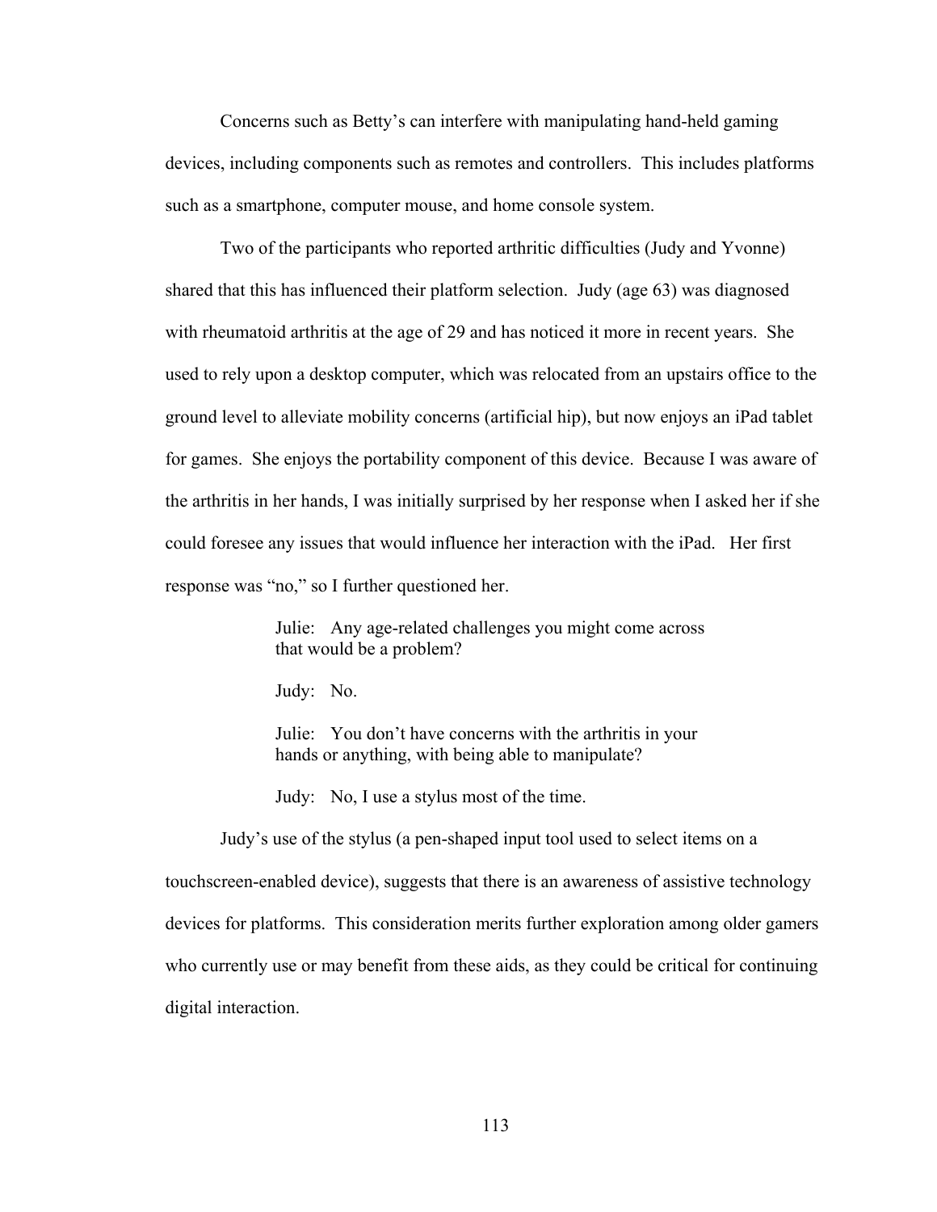Concerns such as Betty's can interfere with manipulating hand-held gaming devices, including components such as remotes and controllers. This includes platforms such as a smartphone, computer mouse, and home console system.

Two of the participants who reported arthritic difficulties (Judy and Yvonne) shared that this has influenced their platform selection. Judy (age 63) was diagnosed with rheumatoid arthritis at the age of 29 and has noticed it more in recent years. She used to rely upon a desktop computer, which was relocated from an upstairs office to the ground level to alleviate mobility concerns (artificial hip), but now enjoys an iPad tablet for games. She enjoys the portability component of this device. Because I was aware of the arthritis in her hands, I was initially surprised by her response when I asked her if she could foresee any issues that would influence her interaction with the iPad. Her first response was "no," so I further questioned her.

> Julie: Any age-related challenges you might come across that would be a problem?
>
> Judy: No.
>
> Julie: You don't have concerns with the arthritis in your hands or anything, with being able to manipulate?
>
> Judy: No, I use a stylus most of the time.

Judy's use of the stylus (a pen-shaped input tool used to select items on a touchscreen-enabled device), suggests that there is an awareness of assistive technology devices for platforms. This consideration merits further exploration among older gamers who currently use or may benefit from these aids, as they could be critical for continuing digital interaction.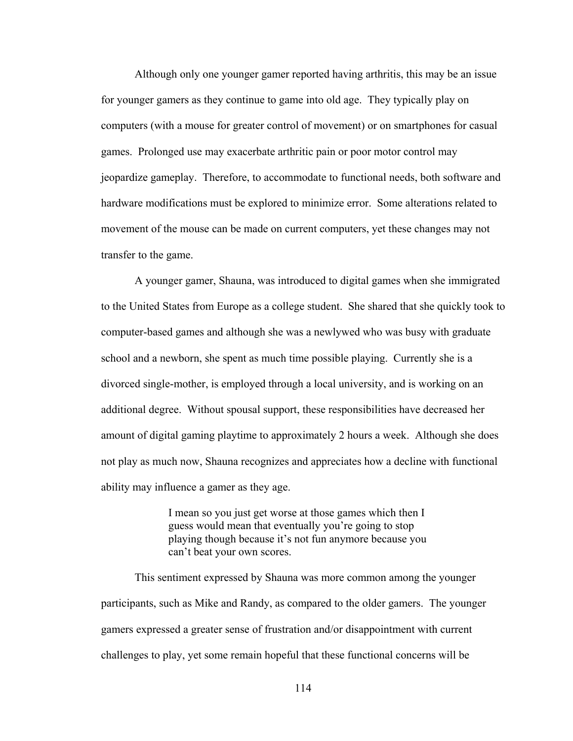Although only one younger gamer reported having arthritis, this may be an issue for younger gamers as they continue to game into old age. They typically play on computers (with a mouse for greater control of movement) or on smartphones for casual games. Prolonged use may exacerbate arthritic pain or poor motor control may jeopardize gameplay. Therefore, to accommodate to functional needs, both software and hardware modifications must be explored to minimize error. Some alterations related to movement of the mouse can be made on current computers, yet these changes may not transfer to the game.

A younger gamer, Shauna, was introduced to digital games when she immigrated to the United States from Europe as a college student. She shared that she quickly took to computer-based games and although she was a newlywed who was busy with graduate school and a newborn, she spent as much time possible playing. Currently she is a divorced single-mother, is employed through a local university, and is working on an additional degree. Without spousal support, these responsibilities have decreased her amount of digital gaming playtime to approximately 2 hours a week. Although she does not play as much now, Shauna recognizes and appreciates how a decline with functional ability may influence a gamer as they age.

> I mean so you just get worse at those games which then I guess would mean that eventually you're going to stop playing though because it's not fun anymore because you can't beat your own scores.

This sentiment expressed by Shauna was more common among the younger participants, such as Mike and Randy, as compared to the older gamers. The younger gamers expressed a greater sense of frustration and/or disappointment with current challenges to play, yet some remain hopeful that these functional concerns will be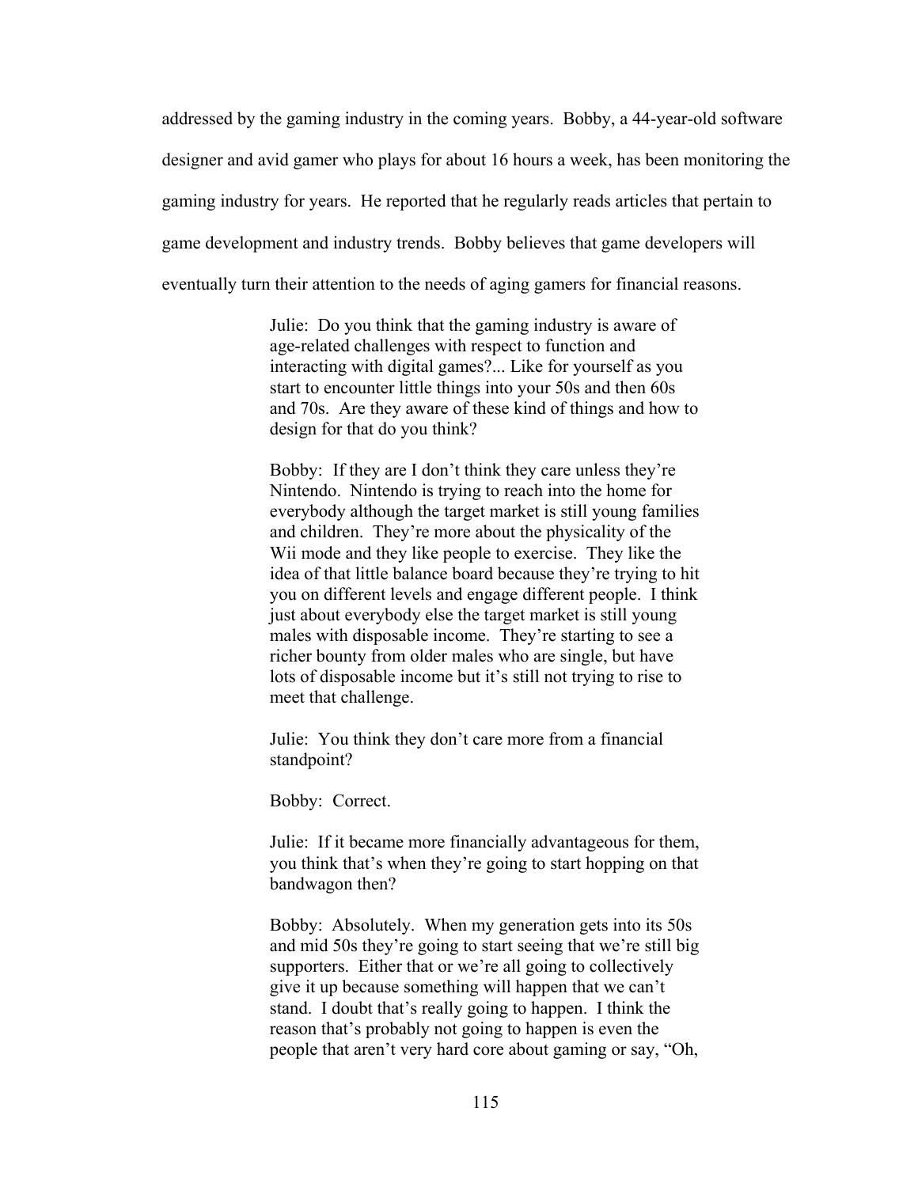addressed by the gaming industry in the coming years. Bobby, a 44-year-old software designer and avid gamer who plays for about 16 hours a week, has been monitoring the gaming industry for years. He reported that he regularly reads articles that pertain to game development and industry trends. Bobby believes that game developers will eventually turn their attention to the needs of aging gamers for financial reasons.

> Julie: Do you think that the gaming industry is aware of age-related challenges with respect to function and interacting with digital games?... Like for yourself as you start to encounter little things into your 50s and then 60s and 70s. Are they aware of these kind of things and how to design for that do you think?
>
> Bobby: If they are I don't think they care unless they're Nintendo. Nintendo is trying to reach into the home for everybody although the target market is still young families and children. They're more about the physicality of the Wii mode and they like people to exercise. They like the idea of that little balance board because they're trying to hit you on different levels and engage different people. I think just about everybody else the target market is still young males with disposable income. They're starting to see a richer bounty from older males who are single, but have lots of disposable income but it's still not trying to rise to meet that challenge.
>
> Julie: You think they don't care more from a financial standpoint?
>
> Bobby: Correct.
>
> Julie: If it became more financially advantageous for them, you think that's when they're going to start hopping on that bandwagon then?
>
> Bobby: Absolutely. When my generation gets into its 50s and mid 50s they're going to start seeing that we're still big supporters. Either that or we're all going to collectively give it up because something will happen that we can't stand. I doubt that's really going to happen. I think the reason that's probably not going to happen is even the people that aren't very hard core about gaming or say, "Oh,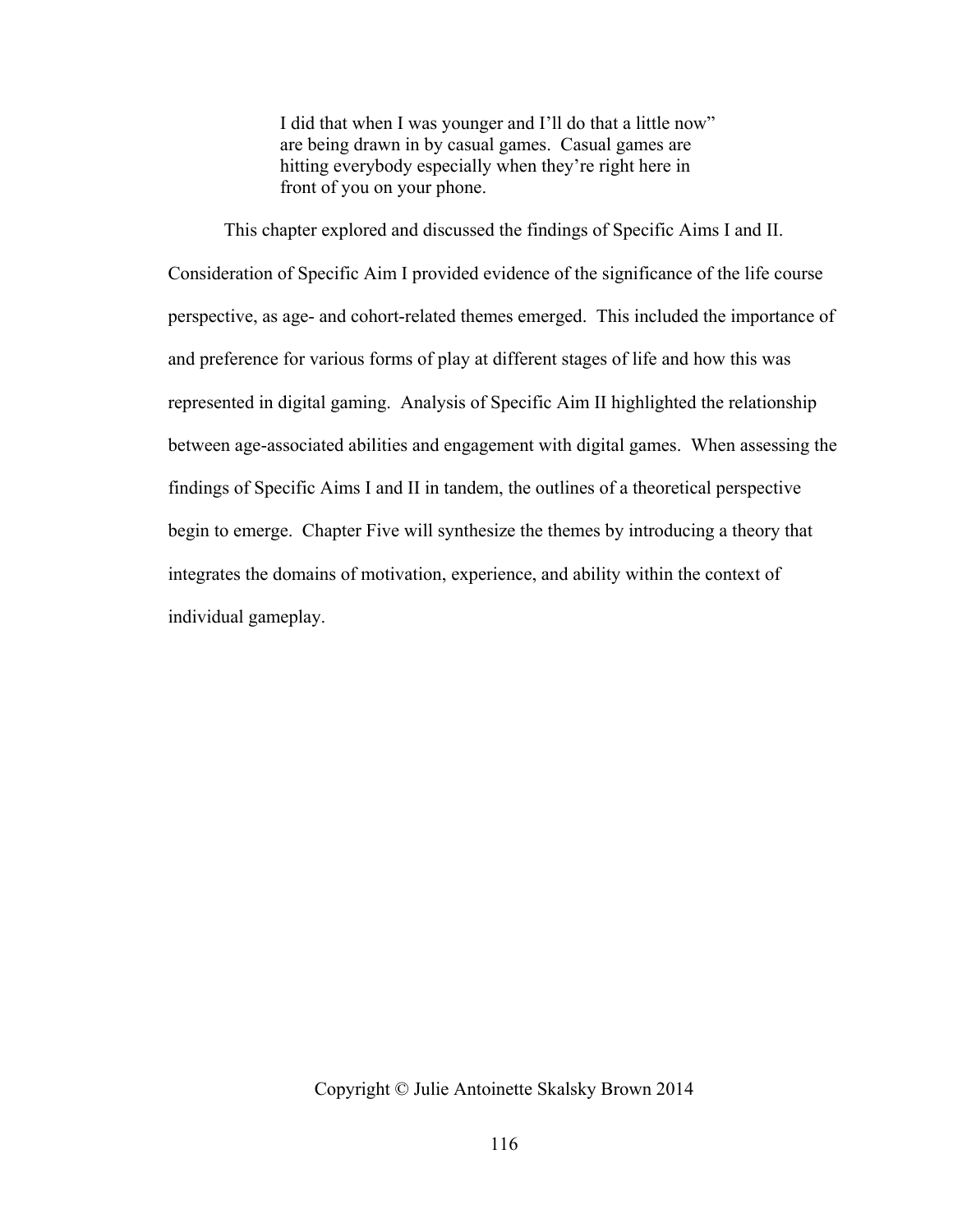> I did that when I was younger and I'll do that a little now" are being drawn in by casual games. Casual games are hitting everybody especially when they're right here in front of you on your phone.

This chapter explored and discussed the findings of Specific Aims I and II. Consideration of Specific Aim I provided evidence of the significance of the life course perspective, as age- and cohort-related themes emerged. This included the importance of and preference for various forms of play at different stages of life and how this was represented in digital gaming. Analysis of Specific Aim II highlighted the relationship between age-associated abilities and engagement with digital games. When assessing the findings of Specific Aims I and II in tandem, the outlines of a theoretical perspective begin to emerge. Chapter Five will synthesize the themes by introducing a theory that integrates the domains of motivation, experience, and ability within the context of individual gameplay.

Copyright © Julie Antoinette Skalsky Brown 2014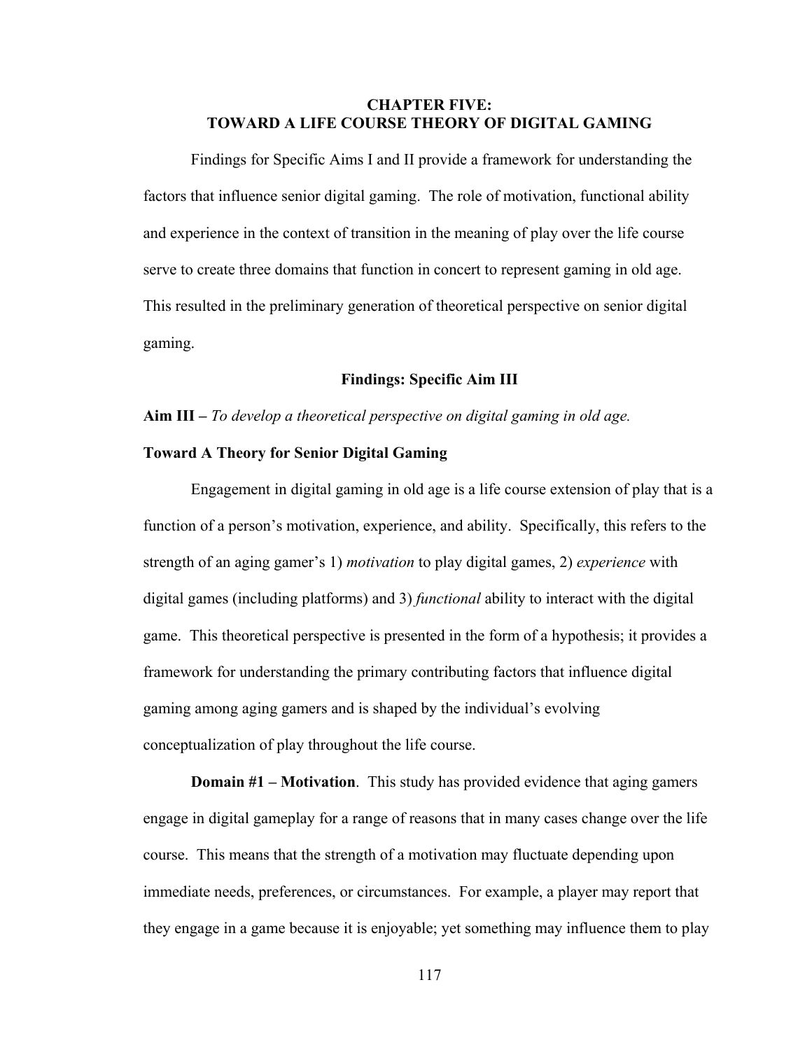# CHAPTER FIVE: TOWARD A LIFE COURSE THEORY OF DIGITAL GAMING

Findings for Specific Aims I and II provide a framework for understanding the factors that influence senior digital gaming. The role of motivation, functional ability and experience in the context of transition in the meaning of play over the life course serve to create three domains that function in concert to represent gaming in old age. This resulted in the preliminary generation of theoretical perspective on senior digital gaming.

## Findings: Specific Aim III

**Aim III –** *To develop a theoretical perspective on digital gaming in old age.*

### Toward A Theory for Senior Digital Gaming

Engagement in digital gaming in old age is a life course extension of play that is a function of a person's motivation, experience, and ability. Specifically, this refers to the strength of an aging gamer's 1) *motivation* to play digital games, 2) *experience* with digital games (including platforms) and 3) *functional* ability to interact with the digital game. This theoretical perspective is presented in the form of a hypothesis; it provides a framework for understanding the primary contributing factors that influence digital gaming among aging gamers and is shaped by the individual's evolving conceptualization of play throughout the life course.

**Domain #1 – Motivation**. This study has provided evidence that aging gamers engage in digital gameplay for a range of reasons that in many cases change over the life course. This means that the strength of a motivation may fluctuate depending upon immediate needs, preferences, or circumstances. For example, a player may report that they engage in a game because it is enjoyable; yet something may influence them to play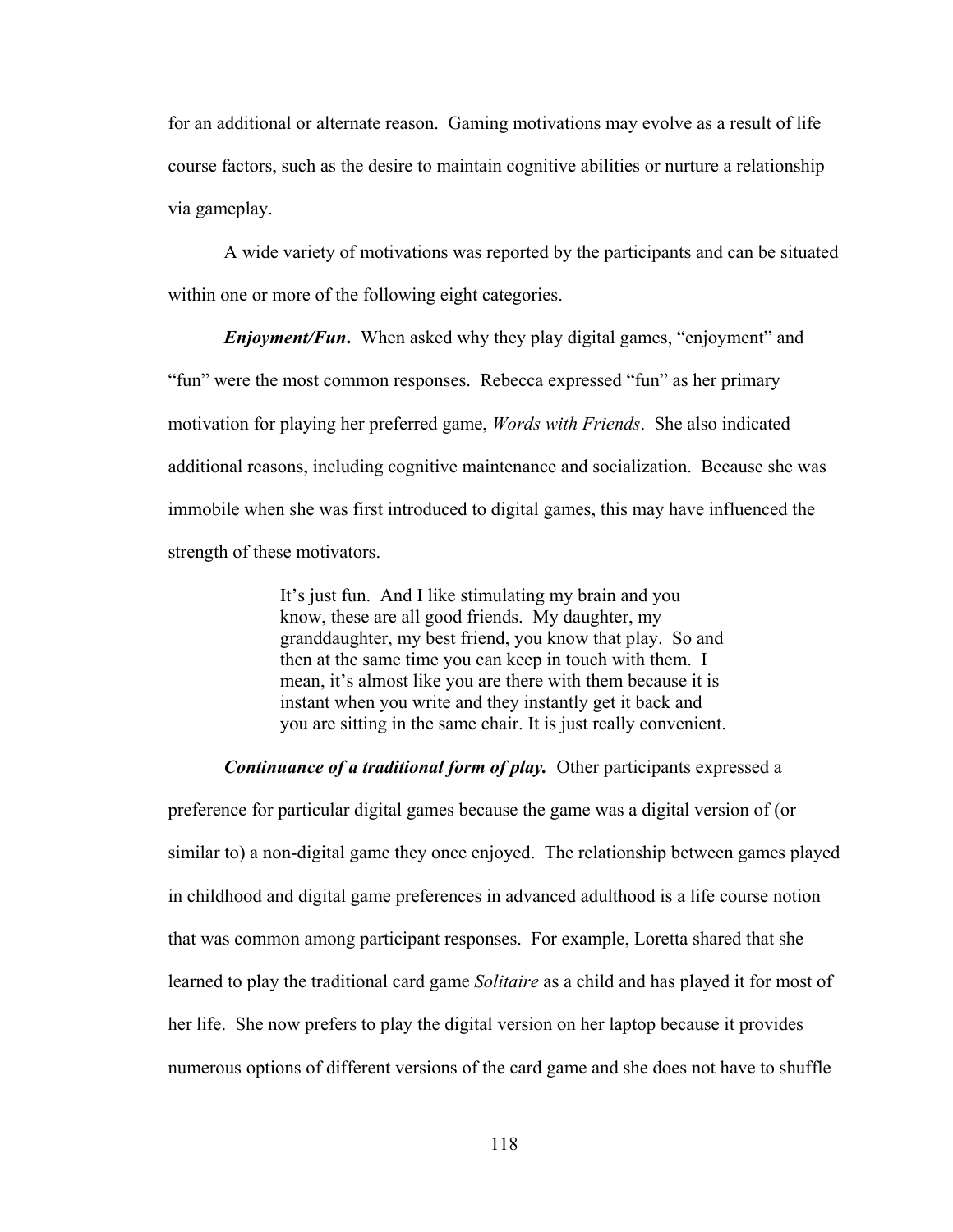for an additional or alternate reason. Gaming motivations may evolve as a result of life course factors, such as the desire to maintain cognitive abilities or nurture a relationship via gameplay.

A wide variety of motivations was reported by the participants and can be situated within one or more of the following eight categories.

***Enjoyment/Fun***. When asked why they play digital games, "enjoyment" and "fun" were the most common responses. Rebecca expressed "fun" as her primary motivation for playing her preferred game, *Words with Friends*. She also indicated additional reasons, including cognitive maintenance and socialization. Because she was immobile when she was first introduced to digital games, this may have influenced the strength of these motivators.

> It's just fun. And I like stimulating my brain and you know, these are all good friends. My daughter, my granddaughter, my best friend, you know that play. So and then at the same time you can keep in touch with them. I mean, it's almost like you are there with them because it is instant when you write and they instantly get it back and you are sitting in the same chair. It is just really convenient.

***Continuance of a traditional form of play.*** Other participants expressed a preference for particular digital games because the game was a digital version of (or similar to) a non-digital game they once enjoyed. The relationship between games played in childhood and digital game preferences in advanced adulthood is a life course notion that was common among participant responses. For example, Loretta shared that she learned to play the traditional card game *Solitaire* as a child and has played it for most of her life. She now prefers to play the digital version on her laptop because it provides numerous options of different versions of the card game and she does not have to shuffle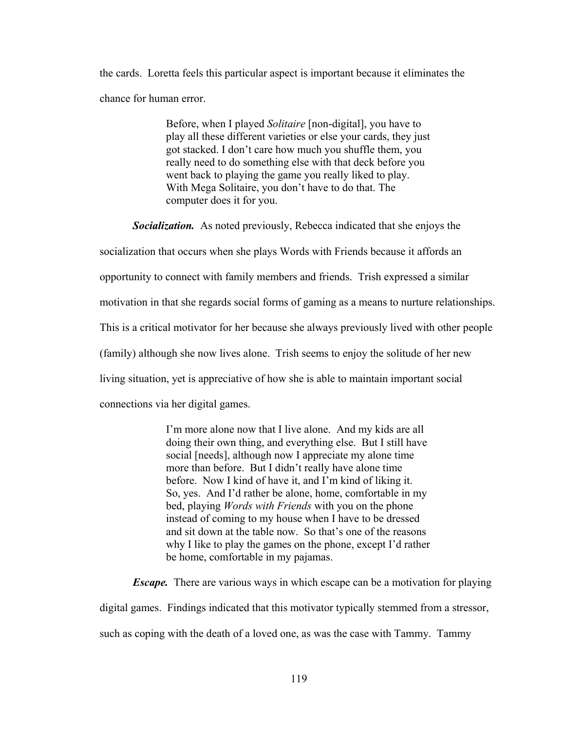the cards. Loretta feels this particular aspect is important because it eliminates the chance for human error.

> Before, when I played *Solitaire* [non-digital], you have to play all these different varieties or else your cards, they just got stacked. I don't care how much you shuffle them, you really need to do something else with that deck before you went back to playing the game you really liked to play. With Mega Solitaire, you don't have to do that. The computer does it for you.

***Socialization.*** As noted previously, Rebecca indicated that she enjoys the socialization that occurs when she plays Words with Friends because it affords an opportunity to connect with family members and friends. Trish expressed a similar motivation in that she regards social forms of gaming as a means to nurture relationships. This is a critical motivator for her because she always previously lived with other people (family) although she now lives alone. Trish seems to enjoy the solitude of her new living situation, yet is appreciative of how she is able to maintain important social connections via her digital games.

> I'm more alone now that I live alone. And my kids are all doing their own thing, and everything else. But I still have social [needs], although now I appreciate my alone time more than before. But I didn't really have alone time before. Now I kind of have it, and I'm kind of liking it. So, yes. And I'd rather be alone, home, comfortable in my bed, playing *Words with Friends* with you on the phone instead of coming to my house when I have to be dressed and sit down at the table now. So that's one of the reasons why I like to play the games on the phone, except I'd rather be home, comfortable in my pajamas.

***Escape.*** There are various ways in which escape can be a motivation for playing digital games. Findings indicated that this motivator typically stemmed from a stressor, such as coping with the death of a loved one, as was the case with Tammy. Tammy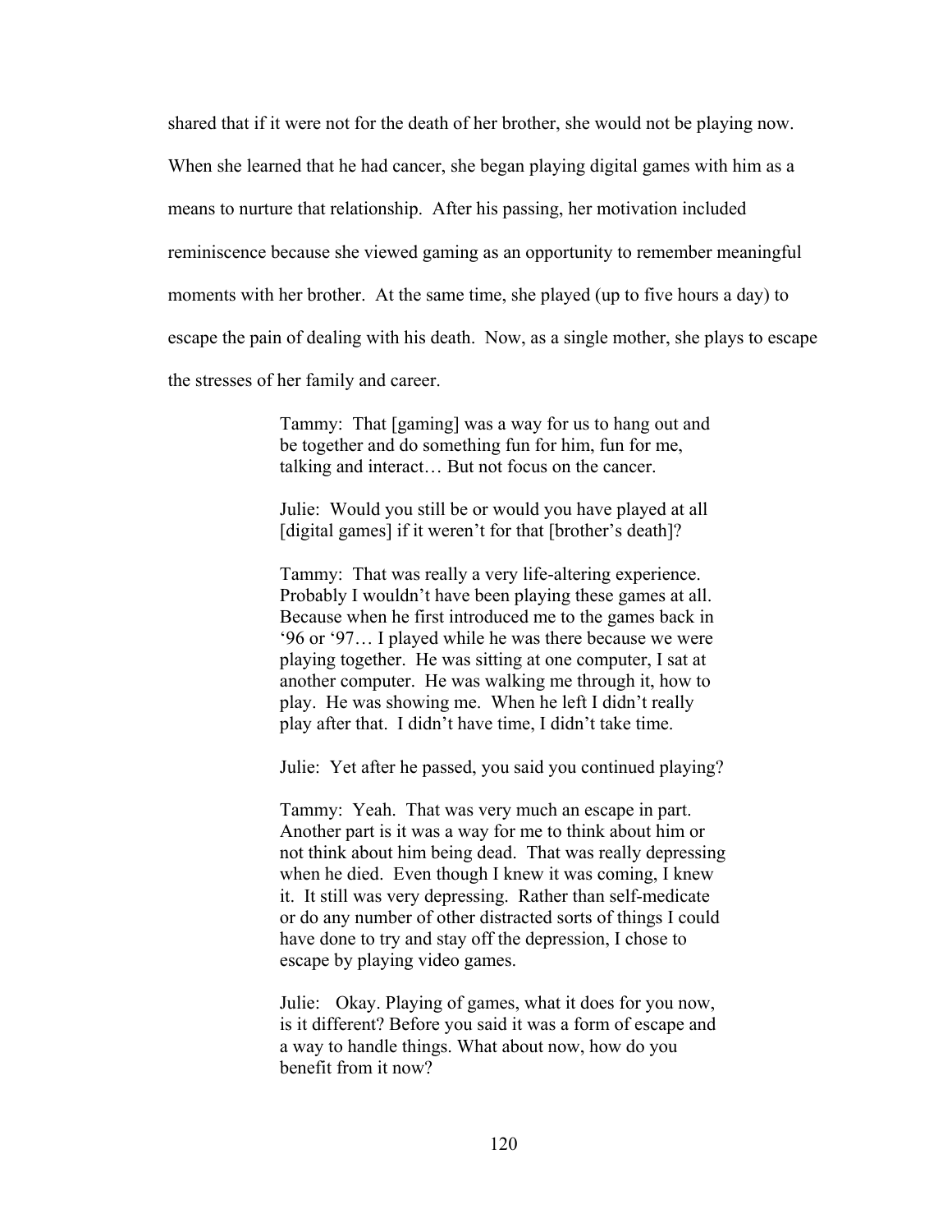shared that if it were not for the death of her brother, she would not be playing now. When she learned that he had cancer, she began playing digital games with him as a means to nurture that relationship. After his passing, her motivation included reminiscence because she viewed gaming as an opportunity to remember meaningful moments with her brother. At the same time, she played (up to five hours a day) to escape the pain of dealing with his death. Now, as a single mother, she plays to escape the stresses of her family and career.

> Tammy: That [gaming] was a way for us to hang out and be together and do something fun for him, fun for me, talking and interact… But not focus on the cancer.
>
> Julie: Would you still be or would you have played at all [digital games] if it weren't for that [brother's death]?
>
> Tammy: That was really a very life-altering experience. Probably I wouldn't have been playing these games at all. Because when he first introduced me to the games back in '96 or '97… I played while he was there because we were playing together. He was sitting at one computer, I sat at another computer. He was walking me through it, how to play. He was showing me. When he left I didn't really play after that. I didn't have time, I didn't take time.
>
> Julie: Yet after he passed, you said you continued playing?
>
> Tammy: Yeah. That was very much an escape in part. Another part is it was a way for me to think about him or not think about him being dead. That was really depressing when he died. Even though I knew it was coming, I knew it. It still was very depressing. Rather than self-medicate or do any number of other distracted sorts of things I could have done to try and stay off the depression, I chose to escape by playing video games.
>
> Julie: Okay. Playing of games, what it does for you now, is it different? Before you said it was a form of escape and a way to handle things. What about now, how do you benefit from it now?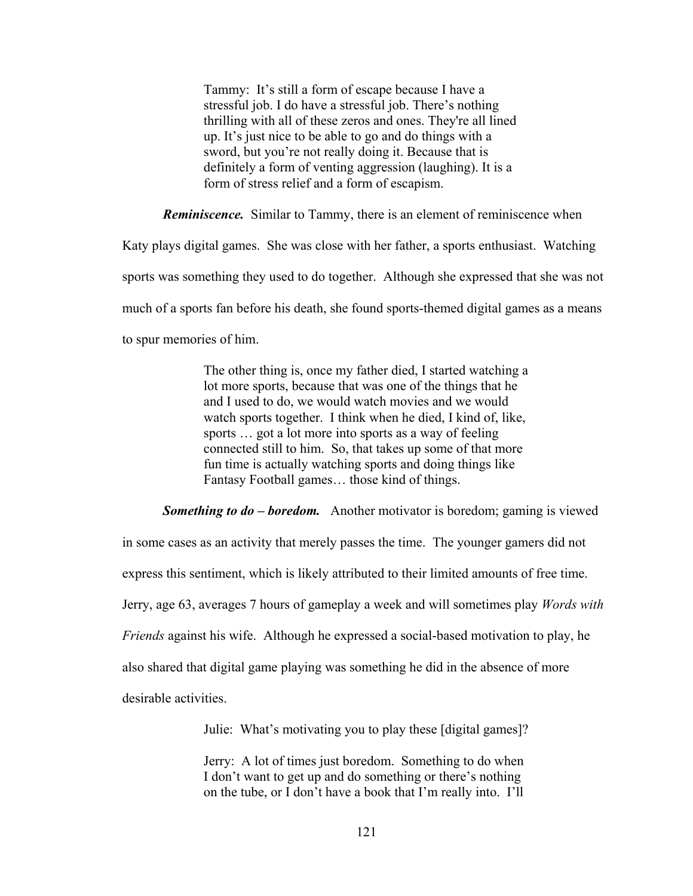> Tammy: It's still a form of escape because I have a stressful job. I do have a stressful job. There's nothing thrilling with all of these zeros and ones. They're all lined up. It's just nice to be able to go and do things with a sword, but you're not really doing it. Because that is definitely a form of venting aggression (laughing). It is a form of stress relief and a form of escapism.

***Reminiscence.*** Similar to Tammy, there is an element of reminiscence when Katy plays digital games. She was close with her father, a sports enthusiast. Watching sports was something they used to do together. Although she expressed that she was not much of a sports fan before his death, she found sports-themed digital games as a means to spur memories of him.

> The other thing is, once my father died, I started watching a lot more sports, because that was one of the things that he and I used to do, we would watch movies and we would watch sports together. I think when he died, I kind of, like, sports … got a lot more into sports as a way of feeling connected still to him. So, that takes up some of that more fun time is actually watching sports and doing things like Fantasy Football games… those kind of things.

***Something to do – boredom.*** Another motivator is boredom; gaming is viewed in some cases as an activity that merely passes the time. The younger gamers did not express this sentiment, which is likely attributed to their limited amounts of free time. Jerry, age 63, averages 7 hours of gameplay a week and will sometimes play *Words with Friends* against his wife. Although he expressed a social-based motivation to play, he also shared that digital game playing was something he did in the absence of more desirable activities.

> Julie: What's motivating you to play these [digital games]?
>
> Jerry: A lot of times just boredom. Something to do when I don't want to get up and do something or there's nothing on the tube, or I don't have a book that I'm really into. I'll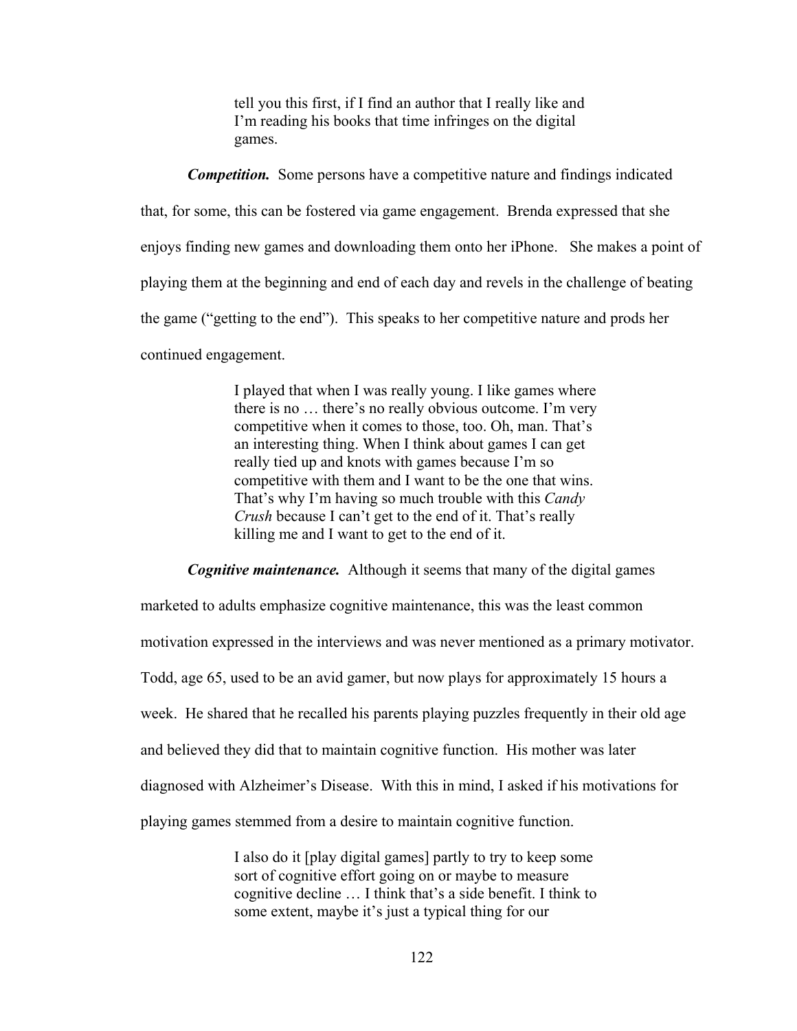> tell you this first, if I find an author that I really like and I'm reading his books that time infringes on the digital games.

***Competition.*** Some persons have a competitive nature and findings indicated that, for some, this can be fostered via game engagement. Brenda expressed that she enjoys finding new games and downloading them onto her iPhone. She makes a point of playing them at the beginning and end of each day and revels in the challenge of beating the game ("getting to the end"). This speaks to her competitive nature and prods her continued engagement.

> I played that when I was really young. I like games where there is no … there's no really obvious outcome. I'm very competitive when it comes to those, too. Oh, man. That's an interesting thing. When I think about games I can get really tied up and knots with games because I'm so competitive with them and I want to be the one that wins. That's why I'm having so much trouble with this *Candy Crush* because I can't get to the end of it. That's really killing me and I want to get to the end of it.

***Cognitive maintenance.*** Although it seems that many of the digital games marketed to adults emphasize cognitive maintenance, this was the least common motivation expressed in the interviews and was never mentioned as a primary motivator. Todd, age 65, used to be an avid gamer, but now plays for approximately 15 hours a week. He shared that he recalled his parents playing puzzles frequently in their old age and believed they did that to maintain cognitive function. His mother was later diagnosed with Alzheimer's Disease. With this in mind, I asked if his motivations for playing games stemmed from a desire to maintain cognitive function.

> I also do it [play digital games] partly to try to keep some sort of cognitive effort going on or maybe to measure cognitive decline … I think that's a side benefit. I think to some extent, maybe it's just a typical thing for our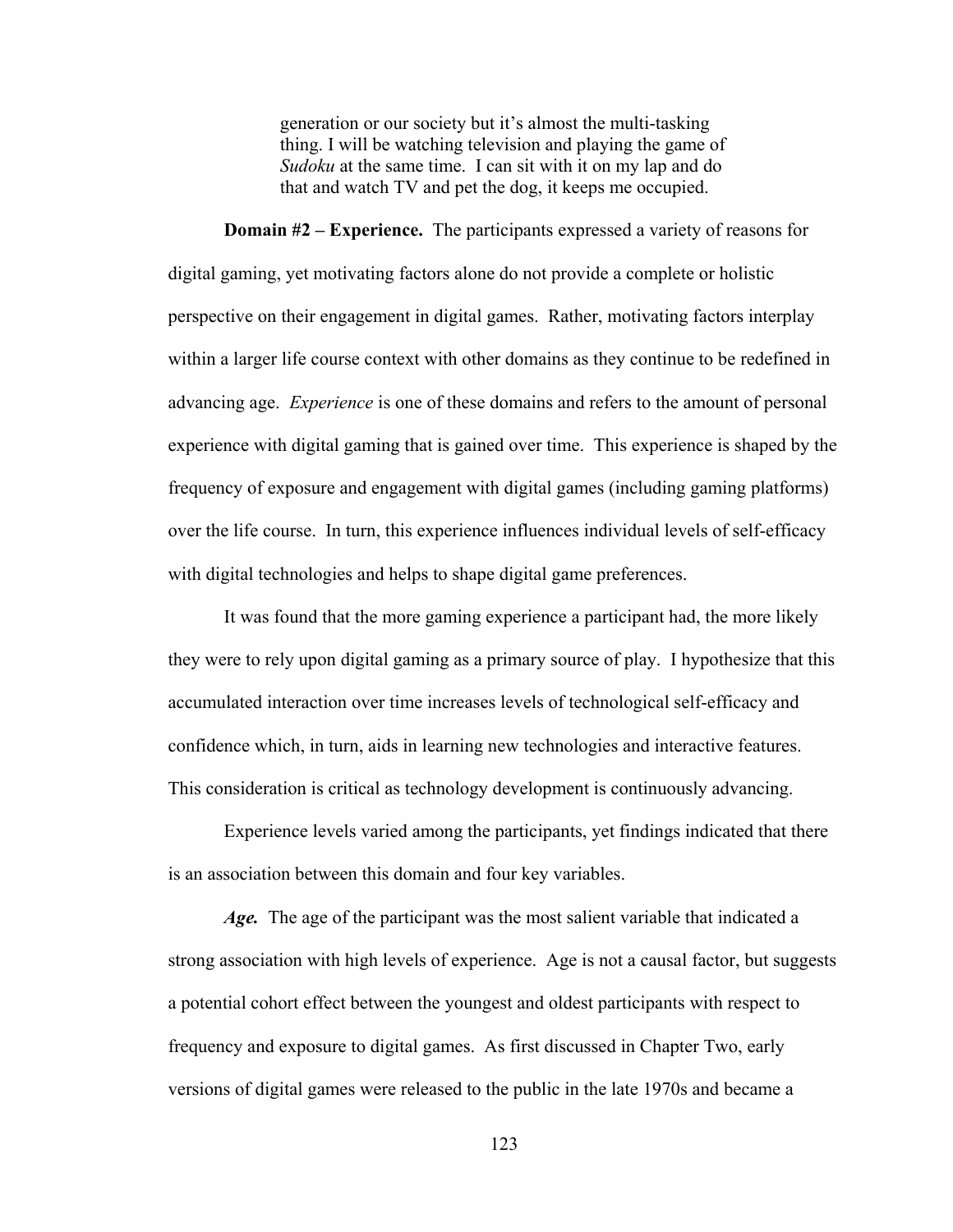> generation or our society but it's almost the multi-tasking thing. I will be watching television and playing the game of *Sudoku* at the same time. I can sit with it on my lap and do that and watch TV and pet the dog, it keeps me occupied.

**Domain #2 – Experience.** The participants expressed a variety of reasons for digital gaming, yet motivating factors alone do not provide a complete or holistic perspective on their engagement in digital games. Rather, motivating factors interplay within a larger life course context with other domains as they continue to be redefined in advancing age. *Experience* is one of these domains and refers to the amount of personal experience with digital gaming that is gained over time. This experience is shaped by the frequency of exposure and engagement with digital games (including gaming platforms) over the life course. In turn, this experience influences individual levels of self-efficacy with digital technologies and helps to shape digital game preferences.

It was found that the more gaming experience a participant had, the more likely they were to rely upon digital gaming as a primary source of play. I hypothesize that this accumulated interaction over time increases levels of technological self-efficacy and confidence which, in turn, aids in learning new technologies and interactive features. This consideration is critical as technology development is continuously advancing.

Experience levels varied among the participants, yet findings indicated that there is an association between this domain and four key variables.

***Age.*** The age of the participant was the most salient variable that indicated a strong association with high levels of experience. Age is not a causal factor, but suggests a potential cohort effect between the youngest and oldest participants with respect to frequency and exposure to digital games. As first discussed in Chapter Two, early versions of digital games were released to the public in the late 1970s and became a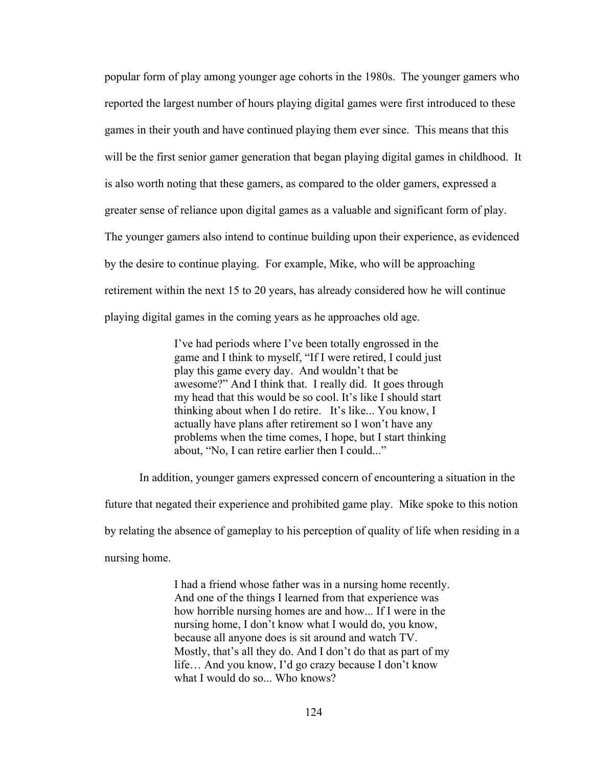popular form of play among younger age cohorts in the 1980s. The younger gamers who reported the largest number of hours playing digital games were first introduced to these games in their youth and have continued playing them ever since. This means that this will be the first senior gamer generation that began playing digital games in childhood. It is also worth noting that these gamers, as compared to the older gamers, expressed a greater sense of reliance upon digital games as a valuable and significant form of play. The younger gamers also intend to continue building upon their experience, as evidenced by the desire to continue playing. For example, Mike, who will be approaching retirement within the next 15 to 20 years, has already considered how he will continue playing digital games in the coming years as he approaches old age.

> I've had periods where I've been totally engrossed in the game and I think to myself, "If I were retired, I could just play this game every day. And wouldn't that be awesome?" And I think that. I really did. It goes through my head that this would be so cool. It's like I should start thinking about when I do retire. It's like... You know, I actually have plans after retirement so I won't have any problems when the time comes, I hope, but I start thinking about, "No, I can retire earlier then I could..."

In addition, younger gamers expressed concern of encountering a situation in the future that negated their experience and prohibited game play. Mike spoke to this notion by relating the absence of gameplay to his perception of quality of life when residing in a nursing home.

> I had a friend whose father was in a nursing home recently. And one of the things I learned from that experience was how horrible nursing homes are and how... If I were in the nursing home, I don't know what I would do, you know, because all anyone does is sit around and watch TV. Mostly, that's all they do. And I don't do that as part of my life… And you know, I'd go crazy because I don't know what I would do so... Who knows?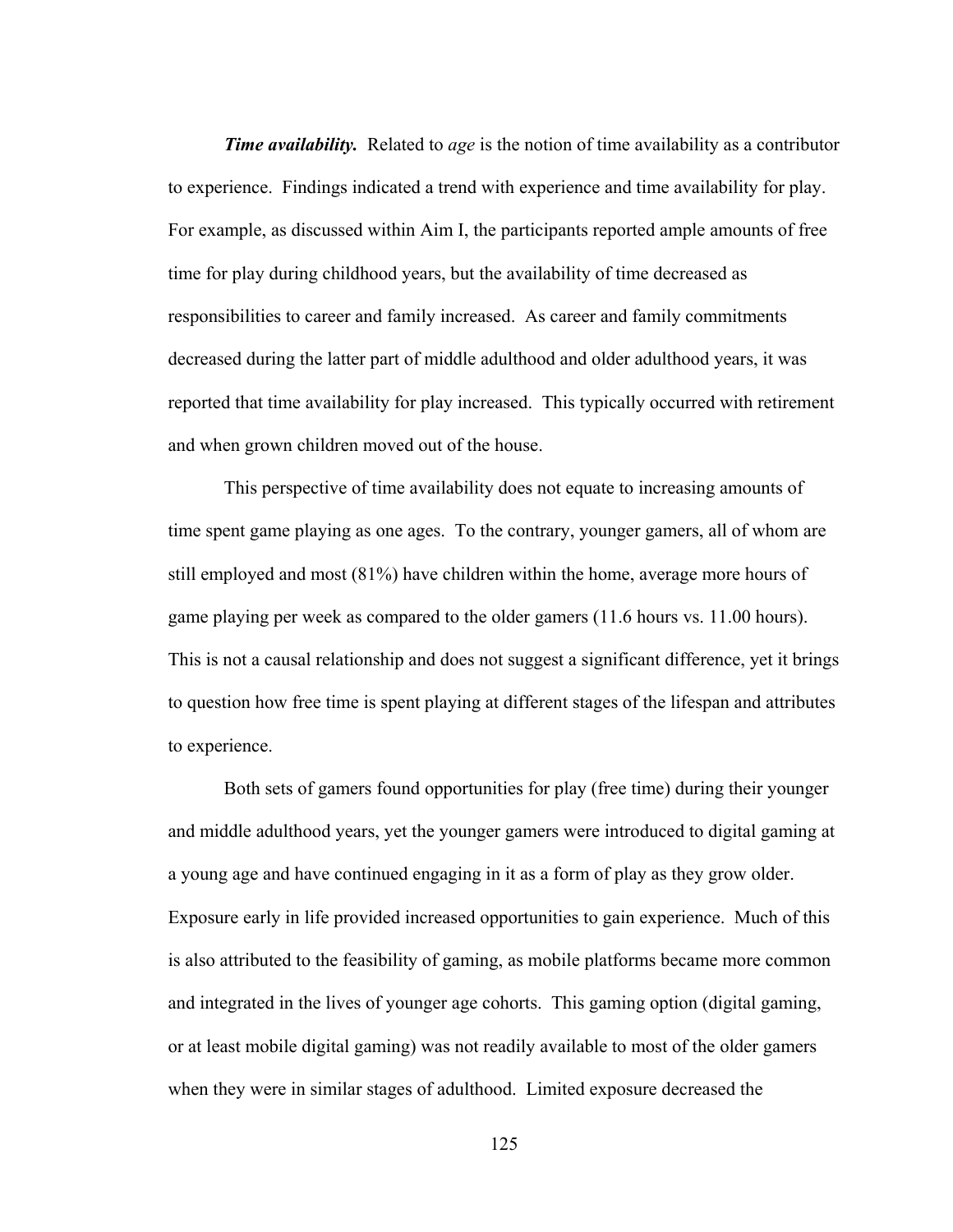***Time availability.*** Related to *age* is the notion of time availability as a contributor to experience. Findings indicated a trend with experience and time availability for play. For example, as discussed within Aim I, the participants reported ample amounts of free time for play during childhood years, but the availability of time decreased as responsibilities to career and family increased. As career and family commitments decreased during the latter part of middle adulthood and older adulthood years, it was reported that time availability for play increased. This typically occurred with retirement and when grown children moved out of the house.

This perspective of time availability does not equate to increasing amounts of time spent game playing as one ages. To the contrary, younger gamers, all of whom are still employed and most (81%) have children within the home, average more hours of game playing per week as compared to the older gamers (11.6 hours vs. 11.00 hours). This is not a causal relationship and does not suggest a significant difference, yet it brings to question how free time is spent playing at different stages of the lifespan and attributes to experience.

Both sets of gamers found opportunities for play (free time) during their younger and middle adulthood years, yet the younger gamers were introduced to digital gaming at a young age and have continued engaging in it as a form of play as they grow older. Exposure early in life provided increased opportunities to gain experience. Much of this is also attributed to the feasibility of gaming, as mobile platforms became more common and integrated in the lives of younger age cohorts. This gaming option (digital gaming, or at least mobile digital gaming) was not readily available to most of the older gamers when they were in similar stages of adulthood. Limited exposure decreased the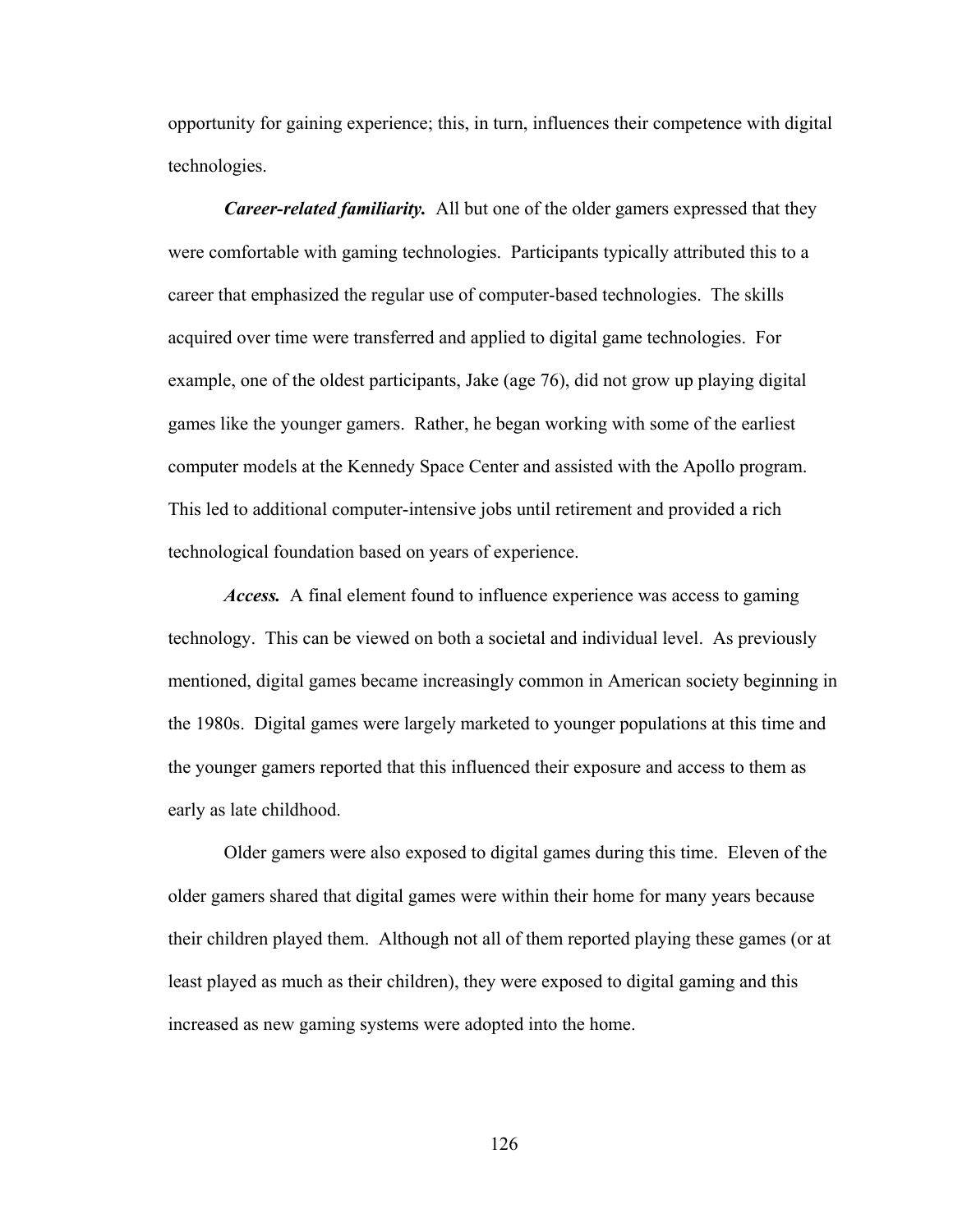opportunity for gaining experience; this, in turn, influences their competence with digital technologies.

***Career-related familiarity.*** All but one of the older gamers expressed that they were comfortable with gaming technologies. Participants typically attributed this to a career that emphasized the regular use of computer-based technologies. The skills acquired over time were transferred and applied to digital game technologies. For example, one of the oldest participants, Jake (age 76), did not grow up playing digital games like the younger gamers. Rather, he began working with some of the earliest computer models at the Kennedy Space Center and assisted with the Apollo program. This led to additional computer-intensive jobs until retirement and provided a rich technological foundation based on years of experience.

***Access.*** A final element found to influence experience was access to gaming technology. This can be viewed on both a societal and individual level. As previously mentioned, digital games became increasingly common in American society beginning in the 1980s. Digital games were largely marketed to younger populations at this time and the younger gamers reported that this influenced their exposure and access to them as early as late childhood.

Older gamers were also exposed to digital games during this time. Eleven of the older gamers shared that digital games were within their home for many years because their children played them. Although not all of them reported playing these games (or at least played as much as their children), they were exposed to digital gaming and this increased as new gaming systems were adopted into the home.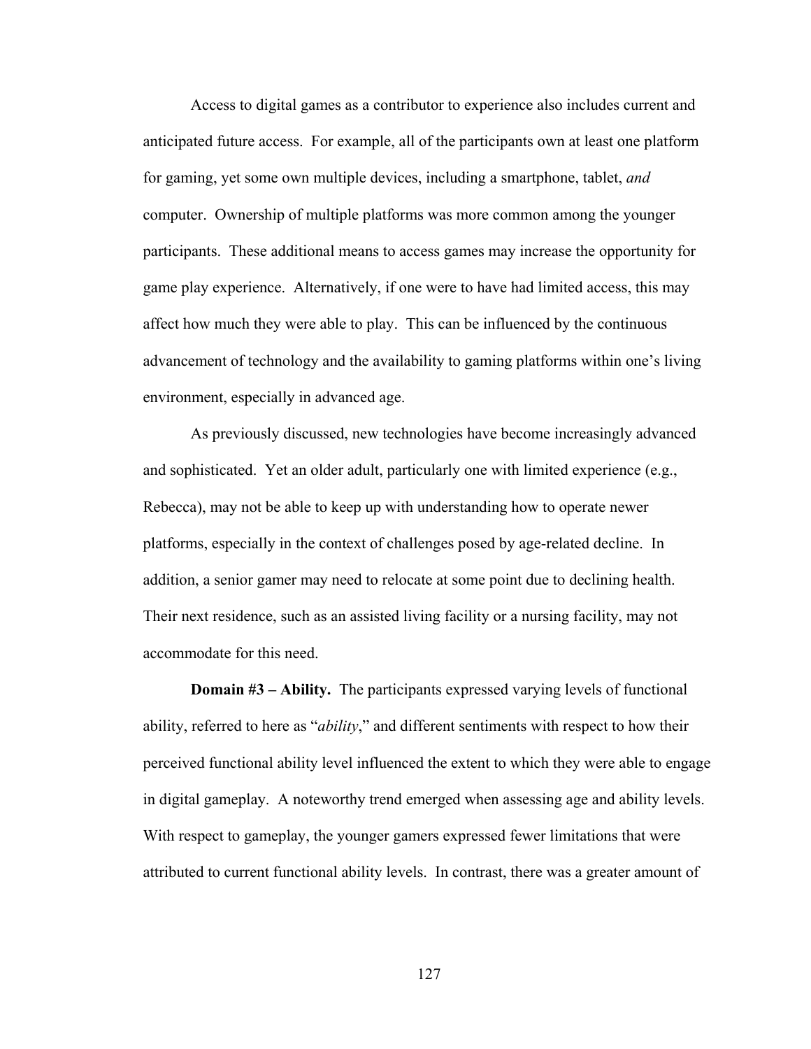Access to digital games as a contributor to experience also includes current and anticipated future access. For example, all of the participants own at least one platform for gaming, yet some own multiple devices, including a smartphone, tablet, *and* computer. Ownership of multiple platforms was more common among the younger participants. These additional means to access games may increase the opportunity for game play experience. Alternatively, if one were to have had limited access, this may affect how much they were able to play. This can be influenced by the continuous advancement of technology and the availability to gaming platforms within one's living environment, especially in advanced age.

As previously discussed, new technologies have become increasingly advanced and sophisticated. Yet an older adult, particularly one with limited experience (e.g., Rebecca), may not be able to keep up with understanding how to operate newer platforms, especially in the context of challenges posed by age-related decline. In addition, a senior gamer may need to relocate at some point due to declining health. Their next residence, such as an assisted living facility or a nursing facility, may not accommodate for this need.

**Domain #3 – Ability.** The participants expressed varying levels of functional ability, referred to here as "*ability*," and different sentiments with respect to how their perceived functional ability level influenced the extent to which they were able to engage in digital gameplay. A noteworthy trend emerged when assessing age and ability levels. With respect to gameplay, the younger gamers expressed fewer limitations that were attributed to current functional ability levels. In contrast, there was a greater amount of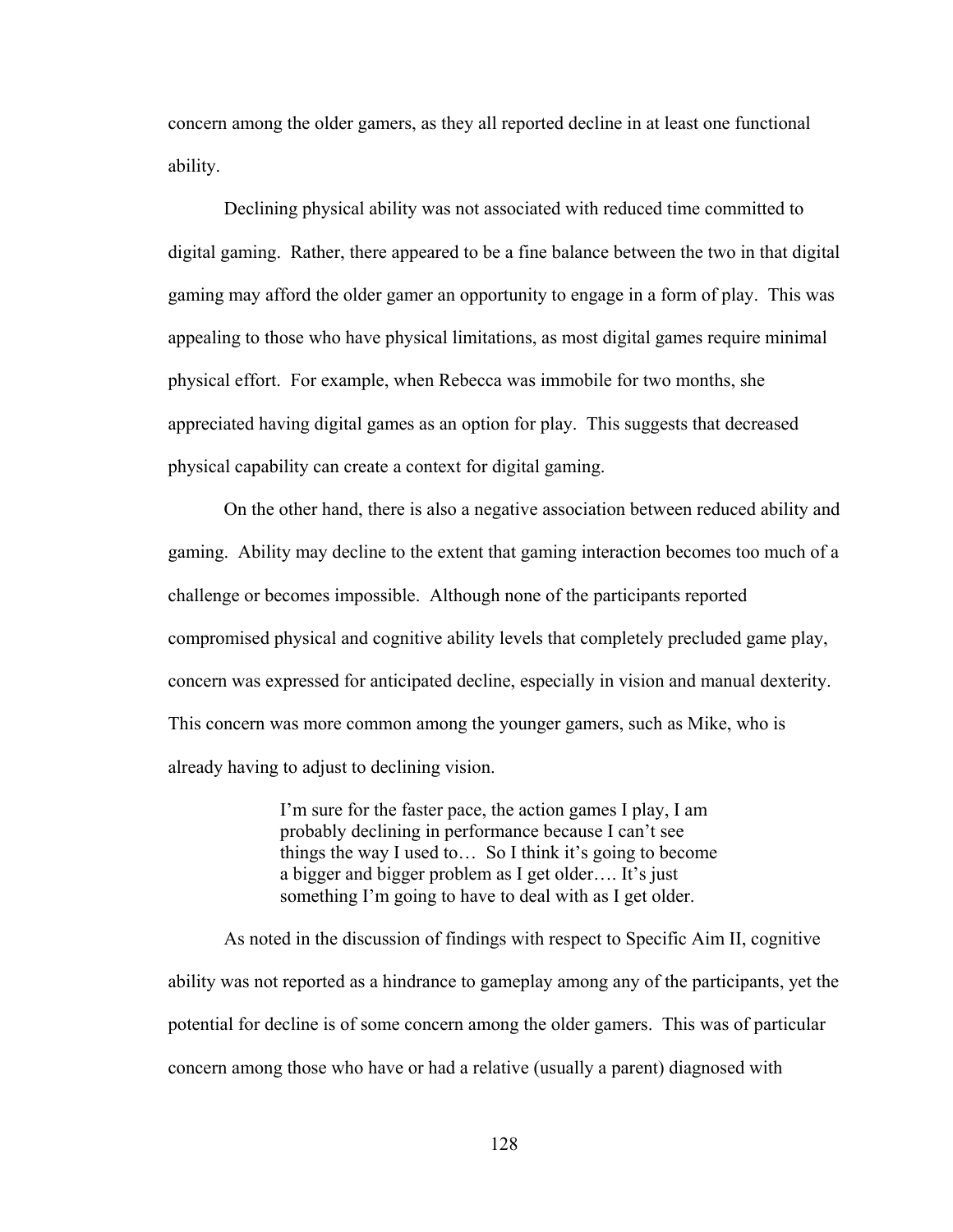concern among the older gamers, as they all reported decline in at least one functional ability.

Declining physical ability was not associated with reduced time committed to digital gaming. Rather, there appeared to be a fine balance between the two in that digital gaming may afford the older gamer an opportunity to engage in a form of play. This was appealing to those who have physical limitations, as most digital games require minimal physical effort. For example, when Rebecca was immobile for two months, she appreciated having digital games as an option for play. This suggests that decreased physical capability can create a context for digital gaming.

On the other hand, there is also a negative association between reduced ability and gaming. Ability may decline to the extent that gaming interaction becomes too much of a challenge or becomes impossible. Although none of the participants reported compromised physical and cognitive ability levels that completely precluded game play, concern was expressed for anticipated decline, especially in vision and manual dexterity. This concern was more common among the younger gamers, such as Mike, who is already having to adjust to declining vision.

> I'm sure for the faster pace, the action games I play, I am probably declining in performance because I can't see things the way I used to… So I think it's going to become a bigger and bigger problem as I get older…. It's just something I'm going to have to deal with as I get older.

As noted in the discussion of findings with respect to Specific Aim II, cognitive ability was not reported as a hindrance to gameplay among any of the participants, yet the potential for decline is of some concern among the older gamers. This was of particular concern among those who have or had a relative (usually a parent) diagnosed with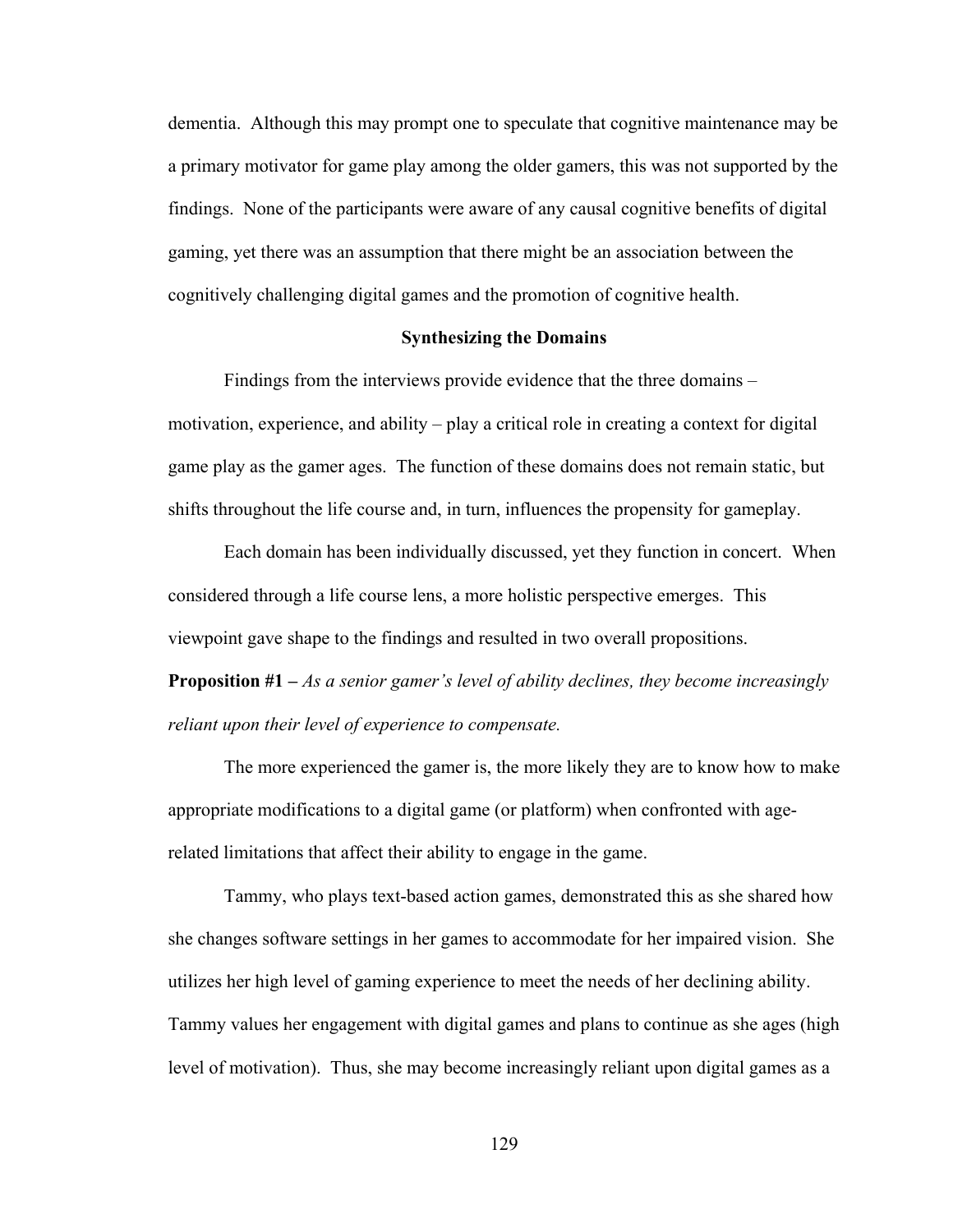dementia. Although this may prompt one to speculate that cognitive maintenance may be a primary motivator for game play among the older gamers, this was not supported by the findings. None of the participants were aware of any causal cognitive benefits of digital gaming, yet there was an assumption that there might be an association between the cognitively challenging digital games and the promotion of cognitive health.

## Synthesizing the Domains

Findings from the interviews provide evidence that the three domains – motivation, experience, and ability – play a critical role in creating a context for digital game play as the gamer ages. The function of these domains does not remain static, but shifts throughout the life course and, in turn, influences the propensity for gameplay.

Each domain has been individually discussed, yet they function in concert. When considered through a life course lens, a more holistic perspective emerges. This viewpoint gave shape to the findings and resulted in two overall propositions.

**Proposition #1 –** *As a senior gamer's level of ability declines, they become increasingly reliant upon their level of experience to compensate.*

The more experienced the gamer is, the more likely they are to know how to make appropriate modifications to a digital game (or platform) when confronted with age-related limitations that affect their ability to engage in the game.

Tammy, who plays text-based action games, demonstrated this as she shared how she changes software settings in her games to accommodate for her impaired vision. She utilizes her high level of gaming experience to meet the needs of her declining ability. Tammy values her engagement with digital games and plans to continue as she ages (high level of motivation). Thus, she may become increasingly reliant upon digital games as a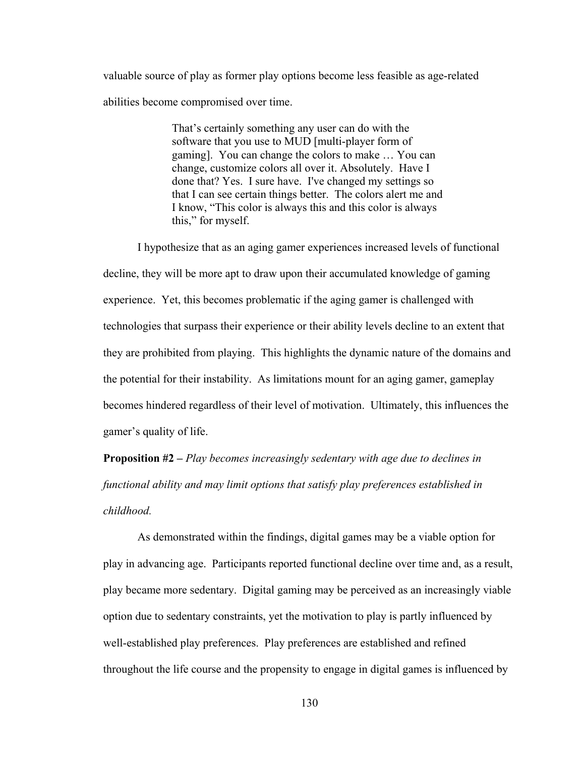valuable source of play as former play options become less feasible as age-related abilities become compromised over time.

> That's certainly something any user can do with the software that you use to MUD [multi-player form of gaming]. You can change the colors to make … You can change, customize colors all over it. Absolutely. Have I done that? Yes. I sure have. I've changed my settings so that I can see certain things better. The colors alert me and I know, "This color is always this and this color is always this," for myself.

I hypothesize that as an aging gamer experiences increased levels of functional decline, they will be more apt to draw upon their accumulated knowledge of gaming experience. Yet, this becomes problematic if the aging gamer is challenged with technologies that surpass their experience or their ability levels decline to an extent that they are prohibited from playing. This highlights the dynamic nature of the domains and the potential for their instability. As limitations mount for an aging gamer, gameplay becomes hindered regardless of their level of motivation. Ultimately, this influences the gamer's quality of life.

**Proposition #2 –** *Play becomes increasingly sedentary with age due to declines in functional ability and may limit options that satisfy play preferences established in childhood.*

As demonstrated within the findings, digital games may be a viable option for play in advancing age. Participants reported functional decline over time and, as a result, play became more sedentary. Digital gaming may be perceived as an increasingly viable option due to sedentary constraints, yet the motivation to play is partly influenced by well-established play preferences. Play preferences are established and refined throughout the life course and the propensity to engage in digital games is influenced by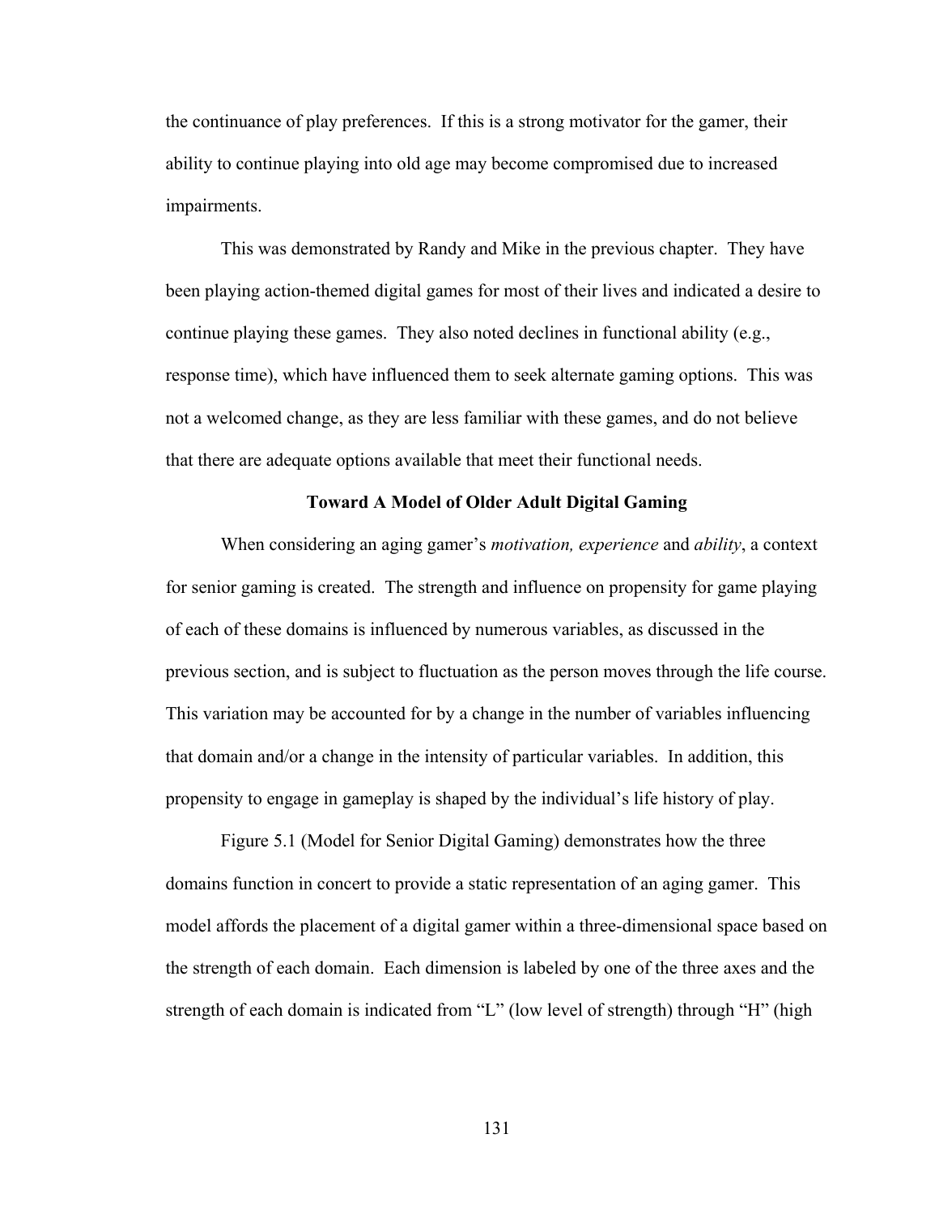the continuance of play preferences. If this is a strong motivator for the gamer, their ability to continue playing into old age may become compromised due to increased impairments.

This was demonstrated by Randy and Mike in the previous chapter. They have been playing action-themed digital games for most of their lives and indicated a desire to continue playing these games. They also noted declines in functional ability (e.g., response time), which have influenced them to seek alternate gaming options. This was not a welcomed change, as they are less familiar with these games, and do not believe that there are adequate options available that meet their functional needs.

## Toward A Model of Older Adult Digital Gaming

When considering an aging gamer's *motivation, experience* and *ability*, a context for senior gaming is created. The strength and influence on propensity for game playing of each of these domains is influenced by numerous variables, as discussed in the previous section, and is subject to fluctuation as the person moves through the life course. This variation may be accounted for by a change in the number of variables influencing that domain and/or a change in the intensity of particular variables. In addition, this propensity to engage in gameplay is shaped by the individual's life history of play.

Figure 5.1 (Model for Senior Digital Gaming) demonstrates how the three domains function in concert to provide a static representation of an aging gamer. This model affords the placement of a digital gamer within a three-dimensional space based on the strength of each domain. Each dimension is labeled by one of the three axes and the strength of each domain is indicated from "L" (low level of strength) through "H" (high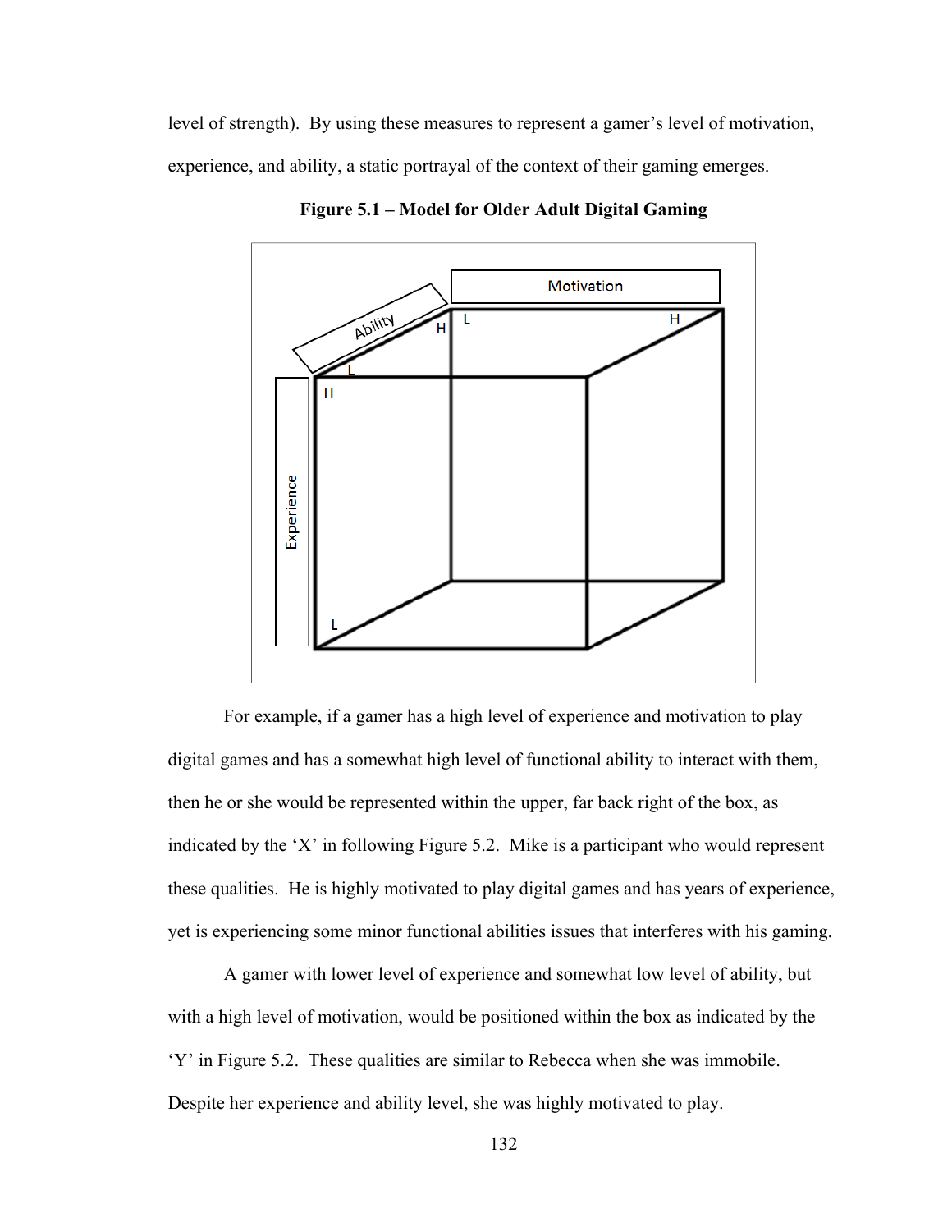level of strength). By using these measures to represent a gamer's level of motivation, experience, and ability, a static portrayal of the context of their gaming emerges.

**Figure 5.1 – Model for Older Adult Digital Gaming**

For example, if a gamer has a high level of experience and motivation to play digital games and has a somewhat high level of functional ability to interact with them, then he or she would be represented within the upper, far back right of the box, as indicated by the 'X' in following Figure 5.2. Mike is a participant who would represent these qualities. He is highly motivated to play digital games and has years of experience, yet is experiencing some minor functional abilities issues that interferes with his gaming.

A gamer with lower level of experience and somewhat low level of ability, but with a high level of motivation, would be positioned within the box as indicated by the 'Y' in Figure 5.2. These qualities are similar to Rebecca when she was immobile. Despite her experience and ability level, she was highly motivated to play.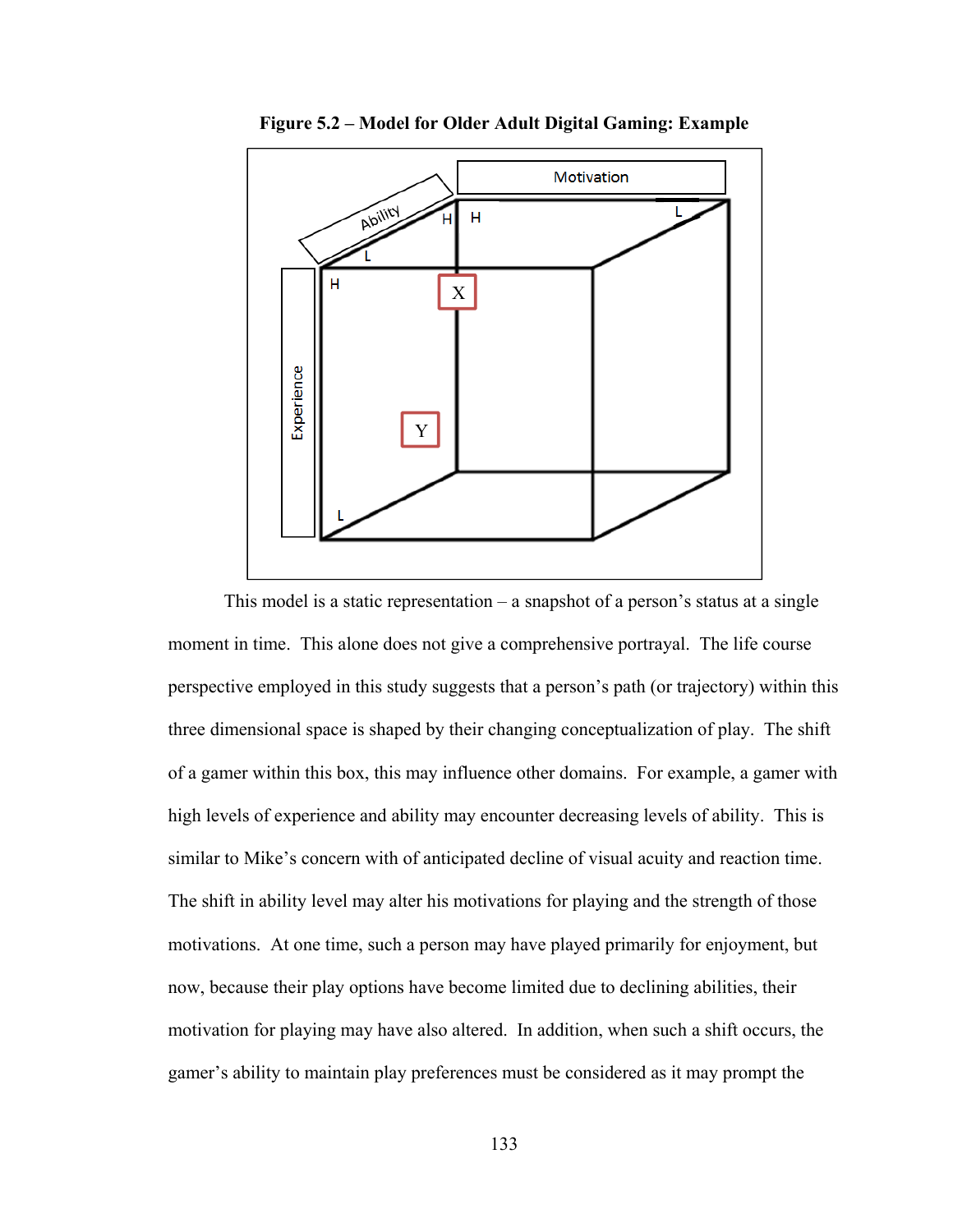**Figure 5.2 – Model for Older Adult Digital Gaming: Example**

This model is a static representation – a snapshot of a person's status at a single moment in time. This alone does not give a comprehensive portrayal. The life course perspective employed in this study suggests that a person's path (or trajectory) within this three dimensional space is shaped by their changing conceptualization of play. The shift of a gamer within this box, this may influence other domains. For example, a gamer with high levels of experience and ability may encounter decreasing levels of ability. This is similar to Mike's concern with of anticipated decline of visual acuity and reaction time. The shift in ability level may alter his motivations for playing and the strength of those motivations. At one time, such a person may have played primarily for enjoyment, but now, because their play options have become limited due to declining abilities, their motivation for playing may have also altered. In addition, when such a shift occurs, the gamer's ability to maintain play preferences must be considered as it may prompt the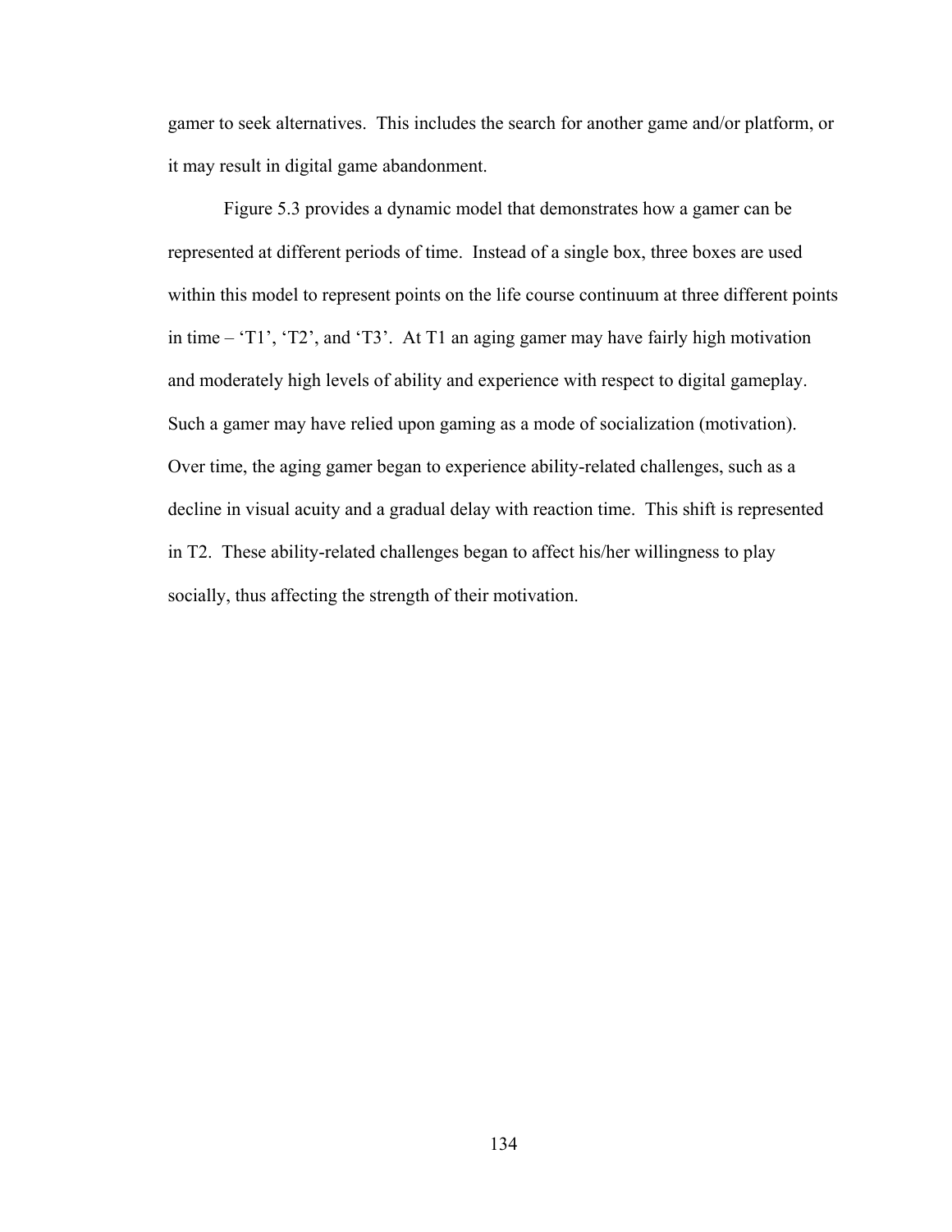gamer to seek alternatives. This includes the search for another game and/or platform, or it may result in digital game abandonment.

Figure 5.3 provides a dynamic model that demonstrates how a gamer can be represented at different periods of time. Instead of a single box, three boxes are used within this model to represent points on the life course continuum at three different points in time – 'T1', 'T2', and 'T3'. At T1 an aging gamer may have fairly high motivation and moderately high levels of ability and experience with respect to digital gameplay. Such a gamer may have relied upon gaming as a mode of socialization (motivation). Over time, the aging gamer began to experience ability-related challenges, such as a decline in visual acuity and a gradual delay with reaction time. This shift is represented in T2. These ability-related challenges began to affect his/her willingness to play socially, thus affecting the strength of their motivation.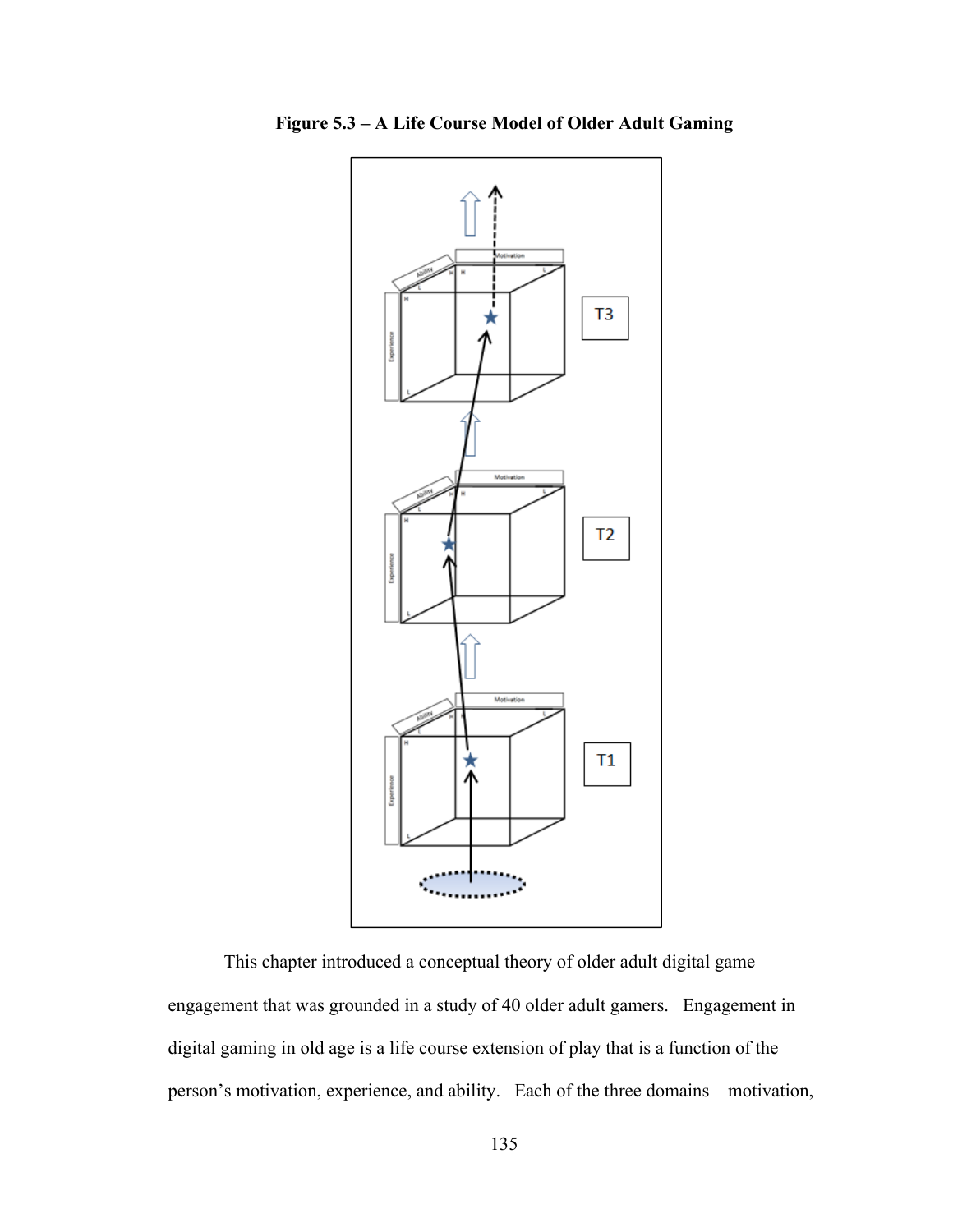**Figure 5.3 – A Life Course Model of Older Adult Gaming**

This chapter introduced a conceptual theory of older adult digital game engagement that was grounded in a study of 40 older adult gamers. Engagement in digital gaming in old age is a life course extension of play that is a function of the person's motivation, experience, and ability. Each of the three domains – motivation,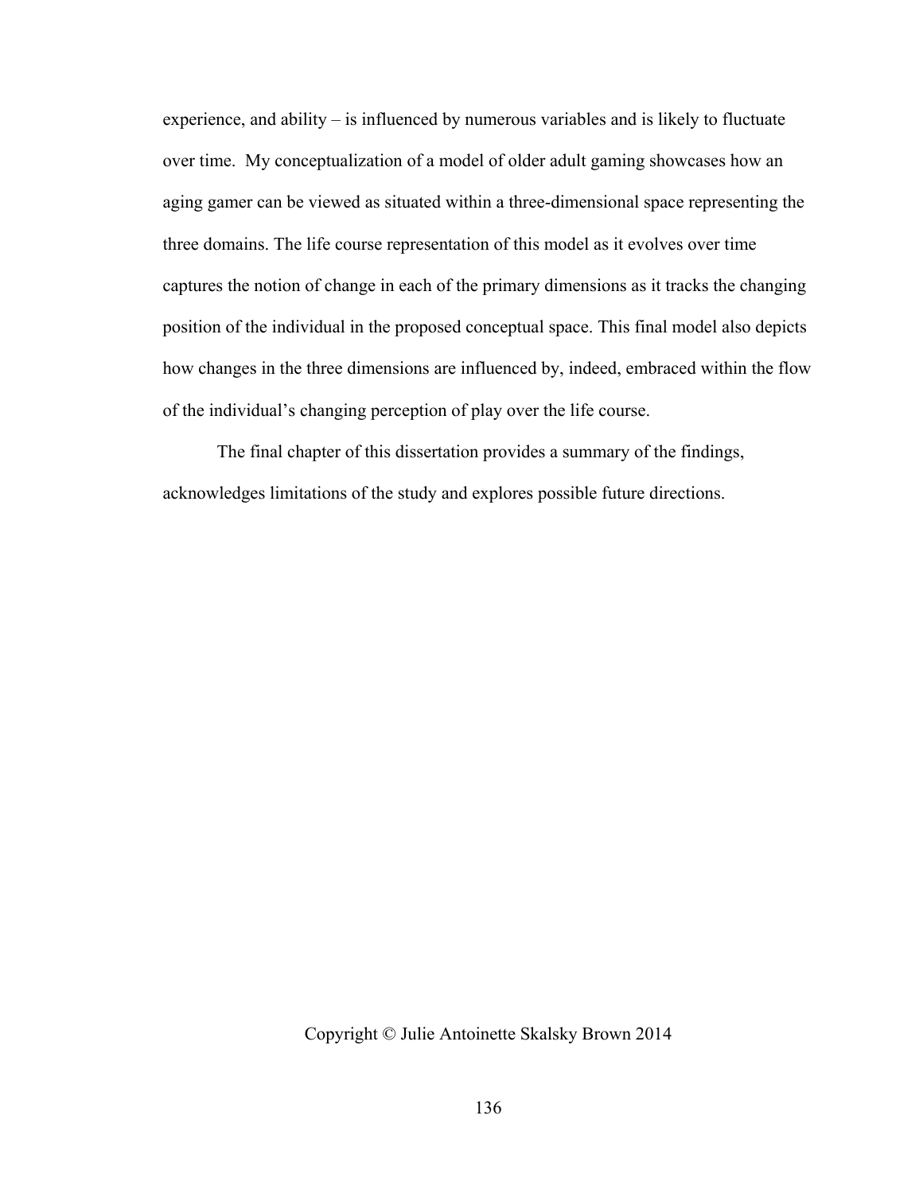experience, and ability – is influenced by numerous variables and is likely to fluctuate over time. My conceptualization of a model of older adult gaming showcases how an aging gamer can be viewed as situated within a three-dimensional space representing the three domains. The life course representation of this model as it evolves over time captures the notion of change in each of the primary dimensions as it tracks the changing position of the individual in the proposed conceptual space. This final model also depicts how changes in the three dimensions are influenced by, indeed, embraced within the flow of the individual's changing perception of play over the life course.

The final chapter of this dissertation provides a summary of the findings, acknowledges limitations of the study and explores possible future directions.

Copyright © Julie Antoinette Skalsky Brown 2014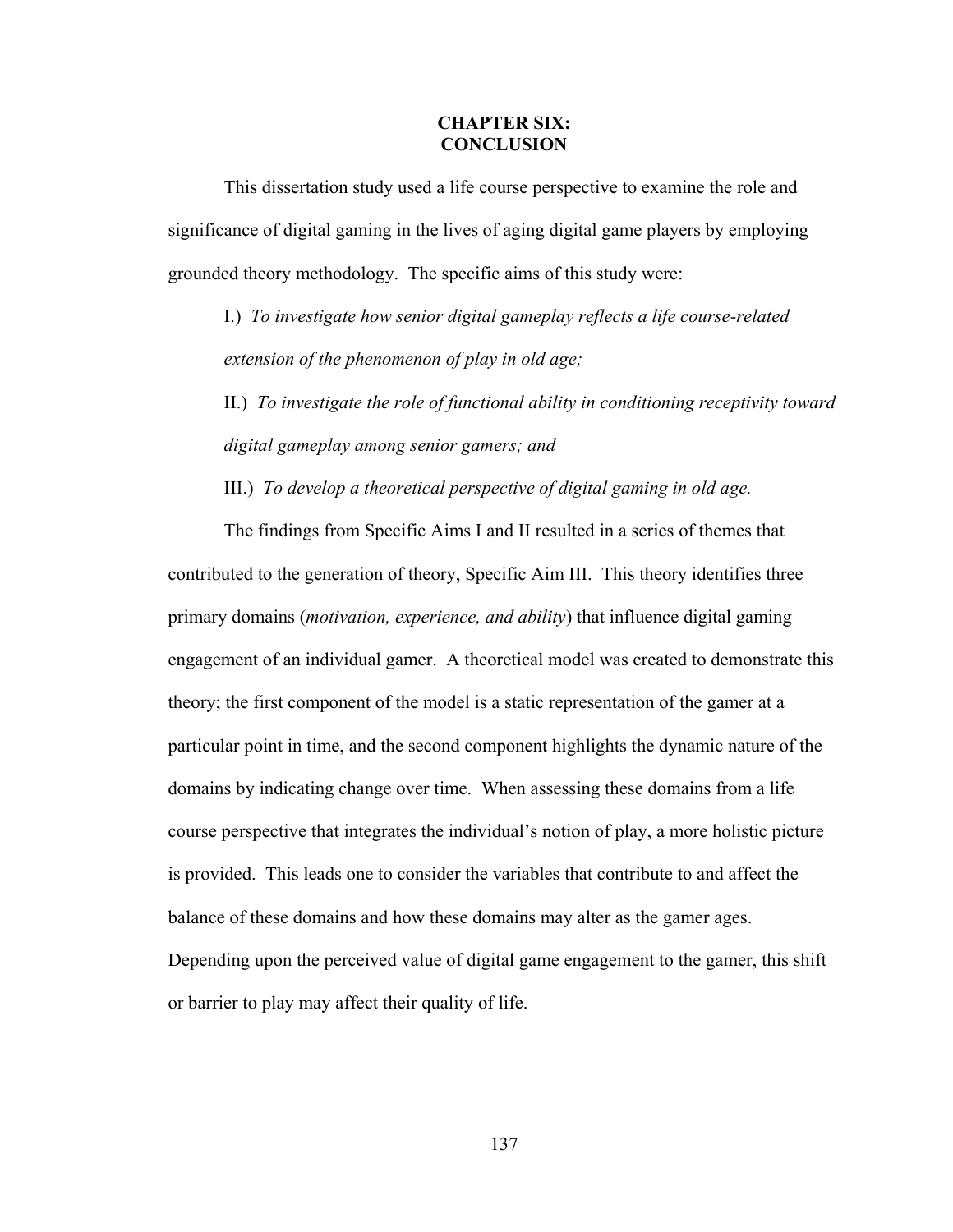# CHAPTER SIX: CONCLUSION

This dissertation study used a life course perspective to examine the role and significance of digital gaming in the lives of aging digital game players by employing grounded theory methodology. The specific aims of this study were:

I.) *To investigate how senior digital gameplay reflects a life course-related extension of the phenomenon of play in old age;*

II.) *To investigate the role of functional ability in conditioning receptivity toward digital gameplay among senior gamers; and*

III.) *To develop a theoretical perspective of digital gaming in old age.*

The findings from Specific Aims I and II resulted in a series of themes that contributed to the generation of theory, Specific Aim III. This theory identifies three primary domains (*motivation, experience, and ability*) that influence digital gaming engagement of an individual gamer. A theoretical model was created to demonstrate this theory; the first component of the model is a static representation of the gamer at a particular point in time, and the second component highlights the dynamic nature of the domains by indicating change over time. When assessing these domains from a life course perspective that integrates the individual's notion of play, a more holistic picture is provided. This leads one to consider the variables that contribute to and affect the balance of these domains and how these domains may alter as the gamer ages. Depending upon the perceived value of digital game engagement to the gamer, this shift or barrier to play may affect their quality of life.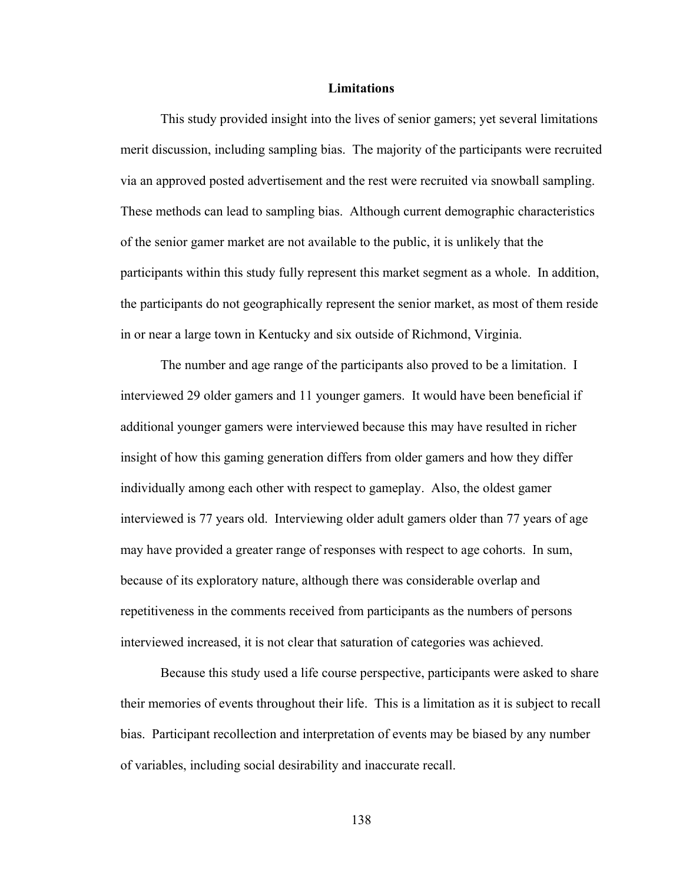## Limitations

This study provided insight into the lives of senior gamers; yet several limitations merit discussion, including sampling bias. The majority of the participants were recruited via an approved posted advertisement and the rest were recruited via snowball sampling. These methods can lead to sampling bias. Although current demographic characteristics of the senior gamer market are not available to the public, it is unlikely that the participants within this study fully represent this market segment as a whole. In addition, the participants do not geographically represent the senior market, as most of them reside in or near a large town in Kentucky and six outside of Richmond, Virginia.

The number and age range of the participants also proved to be a limitation. I interviewed 29 older gamers and 11 younger gamers. It would have been beneficial if additional younger gamers were interviewed because this may have resulted in richer insight of how this gaming generation differs from older gamers and how they differ individually among each other with respect to gameplay. Also, the oldest gamer interviewed is 77 years old. Interviewing older adult gamers older than 77 years of age may have provided a greater range of responses with respect to age cohorts. In sum, because of its exploratory nature, although there was considerable overlap and repetitiveness in the comments received from participants as the numbers of persons interviewed increased, it is not clear that saturation of categories was achieved.

Because this study used a life course perspective, participants were asked to share their memories of events throughout their life. This is a limitation as it is subject to recall bias. Participant recollection and interpretation of events may be biased by any number of variables, including social desirability and inaccurate recall.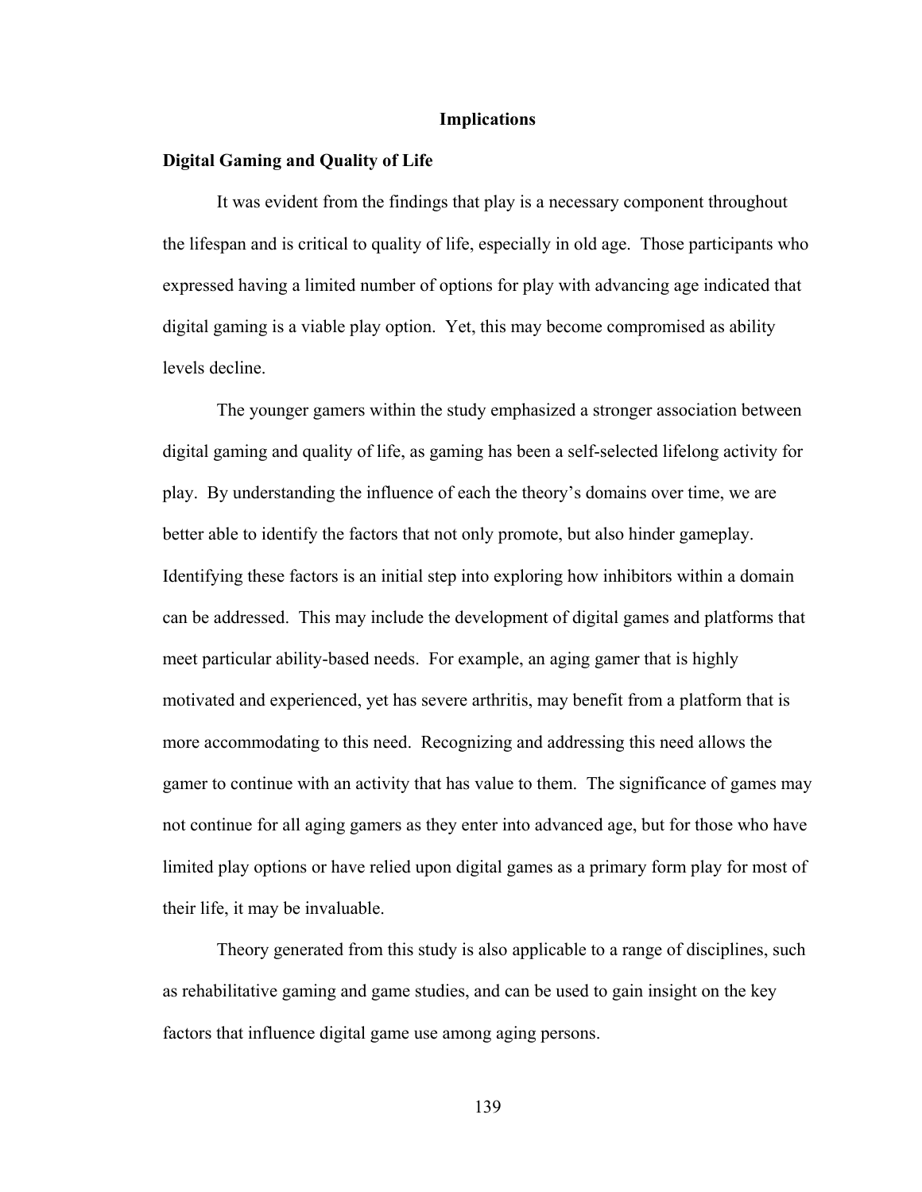## Implications

### Digital Gaming and Quality of Life

It was evident from the findings that play is a necessary component throughout the lifespan and is critical to quality of life, especially in old age. Those participants who expressed having a limited number of options for play with advancing age indicated that digital gaming is a viable play option. Yet, this may become compromised as ability levels decline.

The younger gamers within the study emphasized a stronger association between digital gaming and quality of life, as gaming has been a self-selected lifelong activity for play. By understanding the influence of each the theory's domains over time, we are better able to identify the factors that not only promote, but also hinder gameplay. Identifying these factors is an initial step into exploring how inhibitors within a domain can be addressed. This may include the development of digital games and platforms that meet particular ability-based needs. For example, an aging gamer that is highly motivated and experienced, yet has severe arthritis, may benefit from a platform that is more accommodating to this need. Recognizing and addressing this need allows the gamer to continue with an activity that has value to them. The significance of games may not continue for all aging gamers as they enter into advanced age, but for those who have limited play options or have relied upon digital games as a primary form play for most of their life, it may be invaluable.

Theory generated from this study is also applicable to a range of disciplines, such as rehabilitative gaming and game studies, and can be used to gain insight on the key factors that influence digital game use among aging persons.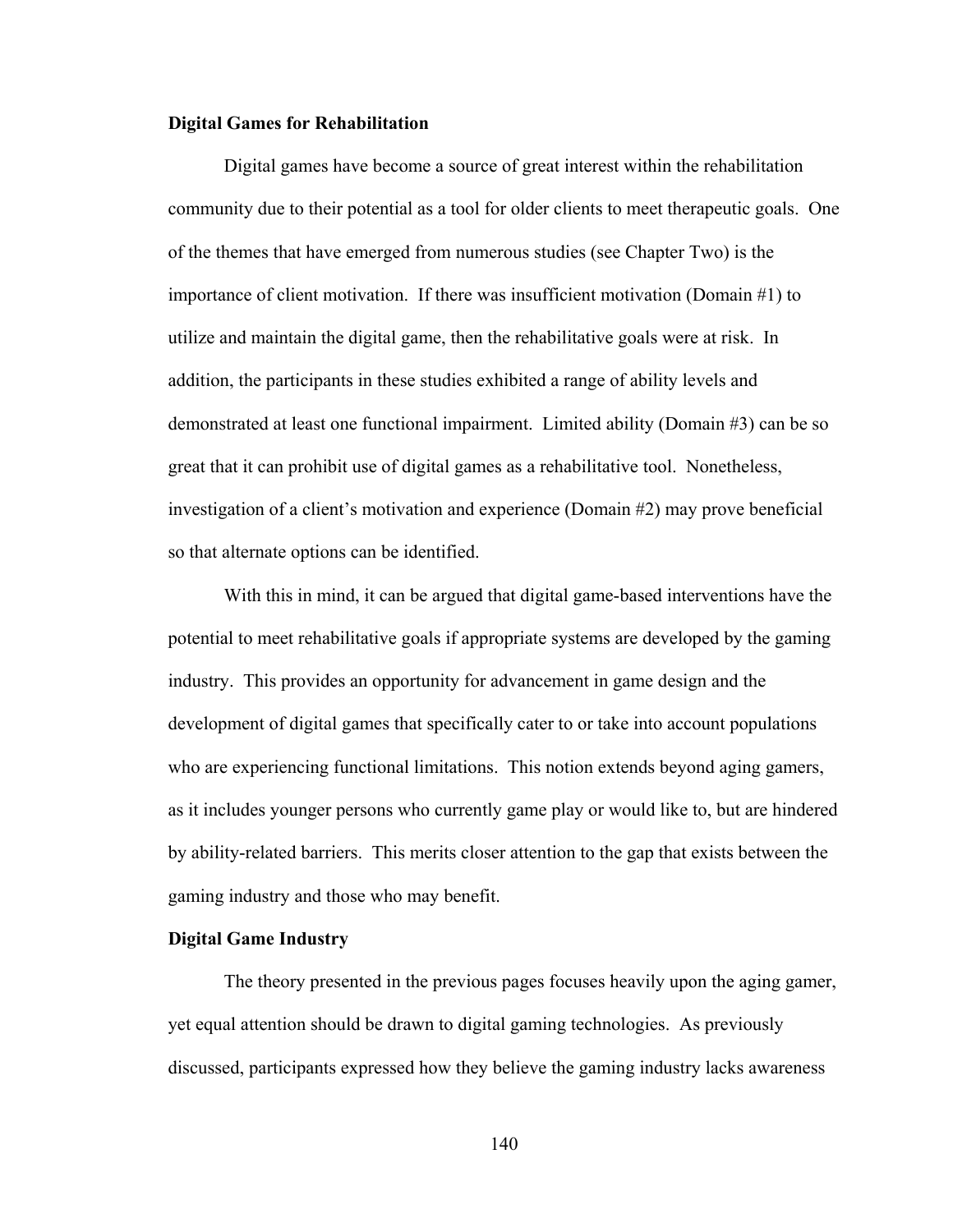**Digital Games for Rehabilitation**

Digital games have become a source of great interest within the rehabilitation community due to their potential as a tool for older clients to meet therapeutic goals. One of the themes that have emerged from numerous studies (see Chapter Two) is the importance of client motivation. If there was insufficient motivation (Domain #1) to utilize and maintain the digital game, then the rehabilitative goals were at risk. In addition, the participants in these studies exhibited a range of ability levels and demonstrated at least one functional impairment. Limited ability (Domain #3) can be so great that it can prohibit use of digital games as a rehabilitative tool. Nonetheless, investigation of a client's motivation and experience (Domain #2) may prove beneficial so that alternate options can be identified.

With this in mind, it can be argued that digital game-based interventions have the potential to meet rehabilitative goals if appropriate systems are developed by the gaming industry. This provides an opportunity for advancement in game design and the development of digital games that specifically cater to or take into account populations who are experiencing functional limitations. This notion extends beyond aging gamers, as it includes younger persons who currently game play or would like to, but are hindered by ability-related barriers. This merits closer attention to the gap that exists between the gaming industry and those who may benefit.

**Digital Game Industry**

The theory presented in the previous pages focuses heavily upon the aging gamer, yet equal attention should be drawn to digital gaming technologies. As previously discussed, participants expressed how they believe the gaming industry lacks awareness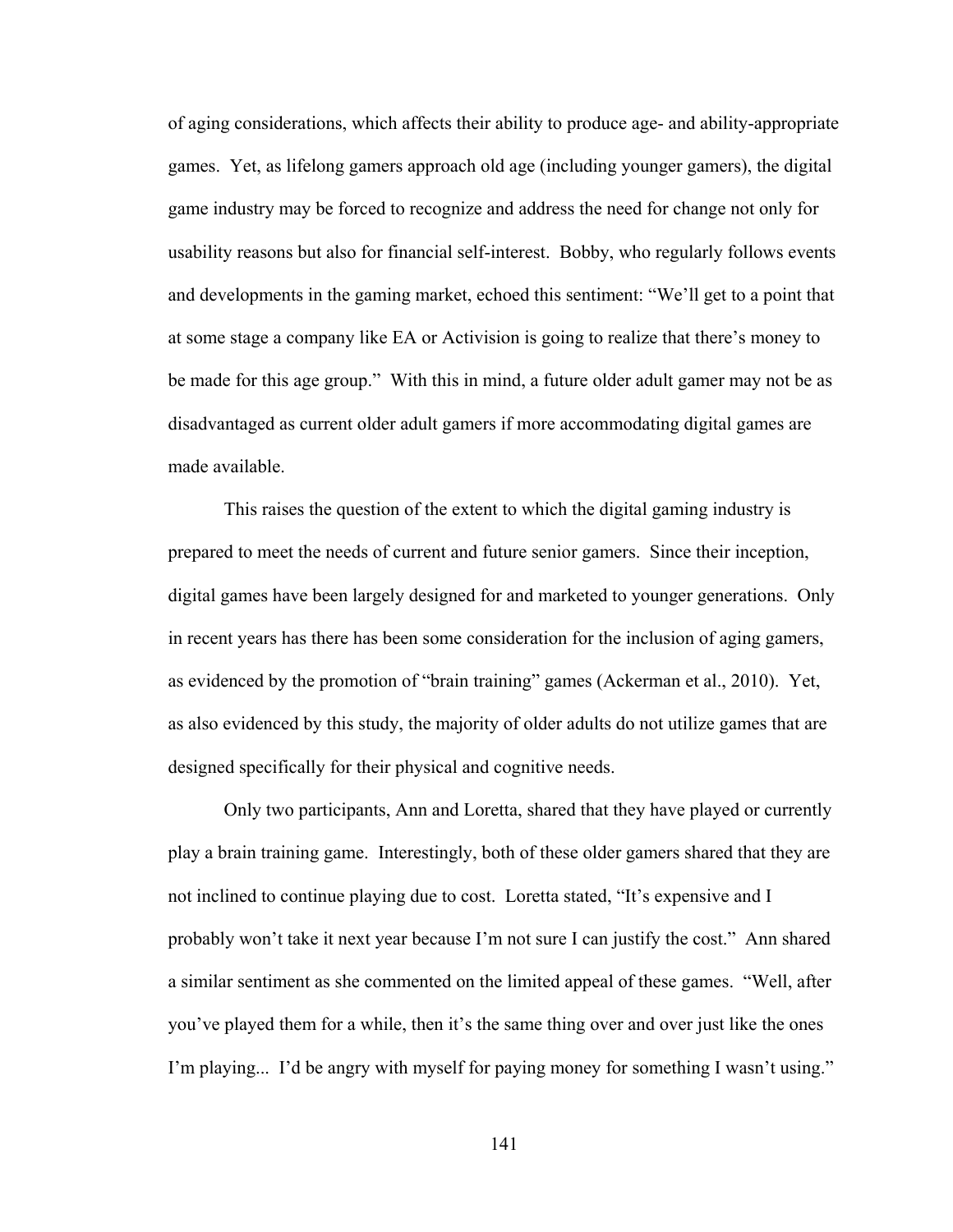of aging considerations, which affects their ability to produce age- and ability-appropriate games. Yet, as lifelong gamers approach old age (including younger gamers), the digital game industry may be forced to recognize and address the need for change not only for usability reasons but also for financial self-interest. Bobby, who regularly follows events and developments in the gaming market, echoed this sentiment: "We'll get to a point that at some stage a company like EA or Activision is going to realize that there's money to be made for this age group." With this in mind, a future older adult gamer may not be as disadvantaged as current older adult gamers if more accommodating digital games are made available.

This raises the question of the extent to which the digital gaming industry is prepared to meet the needs of current and future senior gamers. Since their inception, digital games have been largely designed for and marketed to younger generations. Only in recent years has there has been some consideration for the inclusion of aging gamers, as evidenced by the promotion of "brain training" games (Ackerman et al., 2010). Yet, as also evidenced by this study, the majority of older adults do not utilize games that are designed specifically for their physical and cognitive needs.

Only two participants, Ann and Loretta, shared that they have played or currently play a brain training game. Interestingly, both of these older gamers shared that they are not inclined to continue playing due to cost. Loretta stated, "It's expensive and I probably won't take it next year because I'm not sure I can justify the cost." Ann shared a similar sentiment as she commented on the limited appeal of these games. "Well, after you've played them for a while, then it's the same thing over and over just like the ones I'm playing... I'd be angry with myself for paying money for something I wasn't using."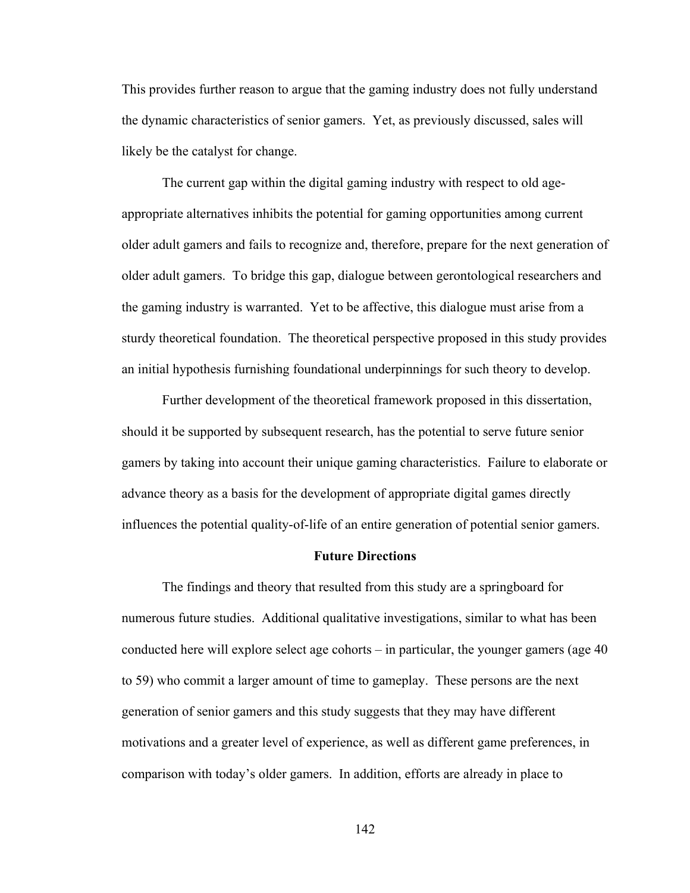This provides further reason to argue that the gaming industry does not fully understand the dynamic characteristics of senior gamers. Yet, as previously discussed, sales will likely be the catalyst for change.

The current gap within the digital gaming industry with respect to old age-appropriate alternatives inhibits the potential for gaming opportunities among current older adult gamers and fails to recognize and, therefore, prepare for the next generation of older adult gamers. To bridge this gap, dialogue between gerontological researchers and the gaming industry is warranted. Yet to be affective, this dialogue must arise from a sturdy theoretical foundation. The theoretical perspective proposed in this study provides an initial hypothesis furnishing foundational underpinnings for such theory to develop.

Further development of the theoretical framework proposed in this dissertation, should it be supported by subsequent research, has the potential to serve future senior gamers by taking into account their unique gaming characteristics. Failure to elaborate or advance theory as a basis for the development of appropriate digital games directly influences the potential quality-of-life of an entire generation of potential senior gamers.

## Future Directions

The findings and theory that resulted from this study are a springboard for numerous future studies. Additional qualitative investigations, similar to what has been conducted here will explore select age cohorts – in particular, the younger gamers (age 40 to 59) who commit a larger amount of time to gameplay. These persons are the next generation of senior gamers and this study suggests that they may have different motivations and a greater level of experience, as well as different game preferences, in comparison with today's older gamers. In addition, efforts are already in place to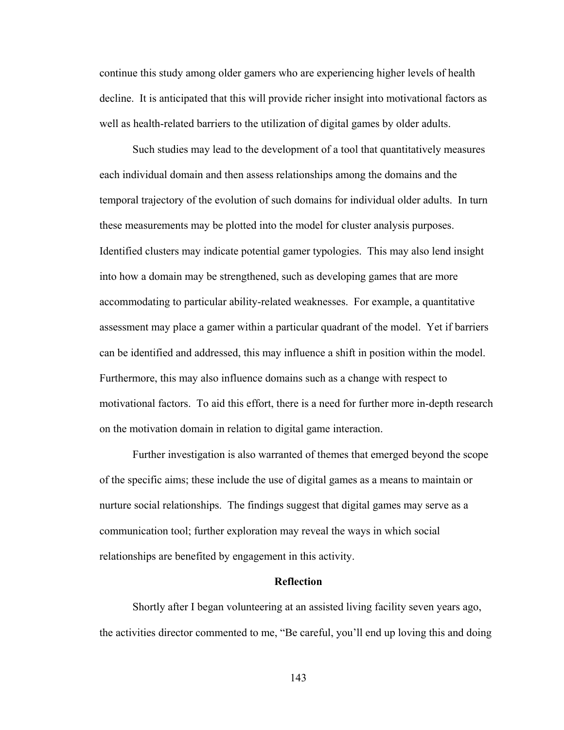continue this study among older gamers who are experiencing higher levels of health decline. It is anticipated that this will provide richer insight into motivational factors as well as health-related barriers to the utilization of digital games by older adults.

Such studies may lead to the development of a tool that quantitatively measures each individual domain and then assess relationships among the domains and the temporal trajectory of the evolution of such domains for individual older adults. In turn these measurements may be plotted into the model for cluster analysis purposes. Identified clusters may indicate potential gamer typologies. This may also lend insight into how a domain may be strengthened, such as developing games that are more accommodating to particular ability-related weaknesses. For example, a quantitative assessment may place a gamer within a particular quadrant of the model. Yet if barriers can be identified and addressed, this may influence a shift in position within the model. Furthermore, this may also influence domains such as a change with respect to motivational factors. To aid this effort, there is a need for further more in-depth research on the motivation domain in relation to digital game interaction.

Further investigation is also warranted of themes that emerged beyond the scope of the specific aims; these include the use of digital games as a means to maintain or nurture social relationships. The findings suggest that digital games may serve as a communication tool; further exploration may reveal the ways in which social relationships are benefited by engagement in this activity.

## Reflection

Shortly after I began volunteering at an assisted living facility seven years ago, the activities director commented to me, "Be careful, you'll end up loving this and doing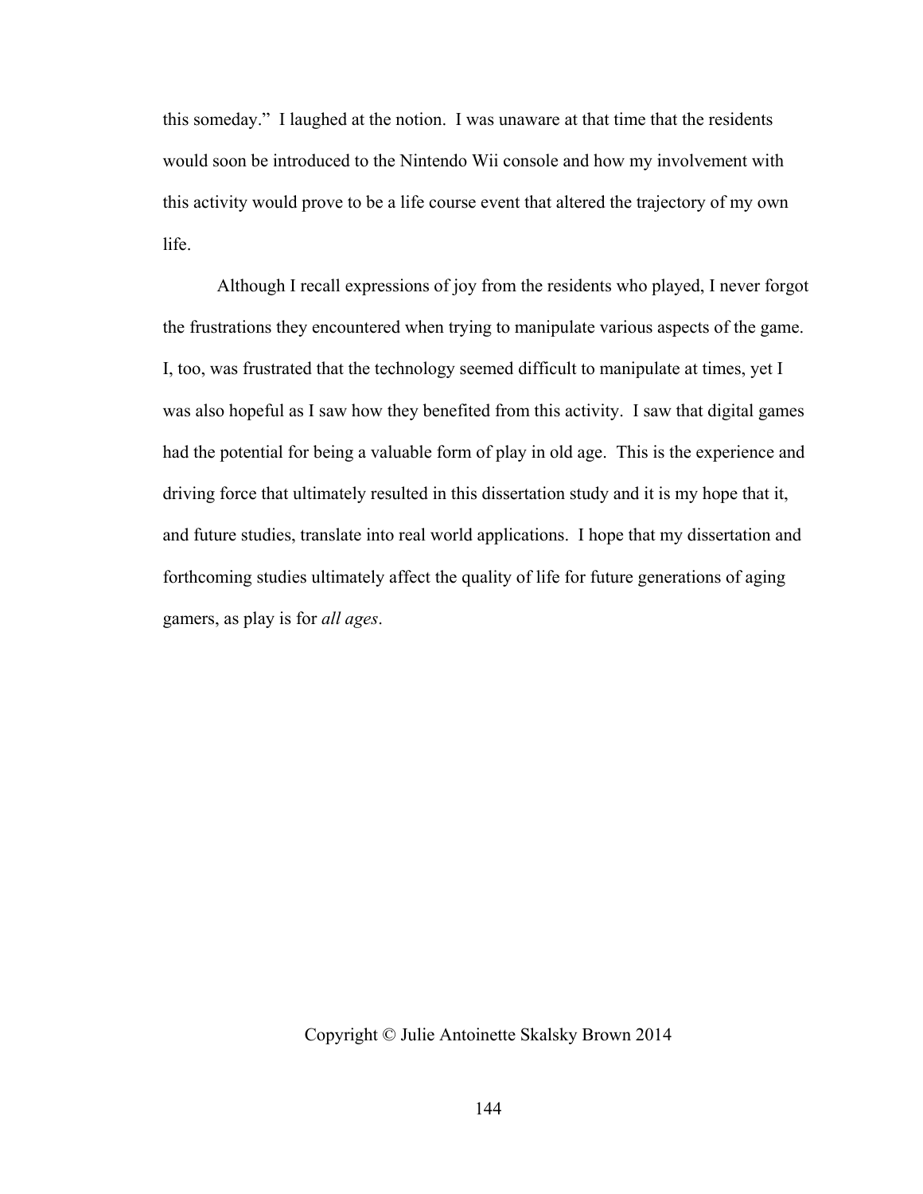this someday." I laughed at the notion. I was unaware at that time that the residents would soon be introduced to the Nintendo Wii console and how my involvement with this activity would prove to be a life course event that altered the trajectory of my own life.

Although I recall expressions of joy from the residents who played, I never forgot the frustrations they encountered when trying to manipulate various aspects of the game. I, too, was frustrated that the technology seemed difficult to manipulate at times, yet I was also hopeful as I saw how they benefited from this activity. I saw that digital games had the potential for being a valuable form of play in old age. This is the experience and driving force that ultimately resulted in this dissertation study and it is my hope that it, and future studies, translate into real world applications. I hope that my dissertation and forthcoming studies ultimately affect the quality of life for future generations of aging gamers, as play is for *all ages*.

Copyright © Julie Antoinette Skalsky Brown 2014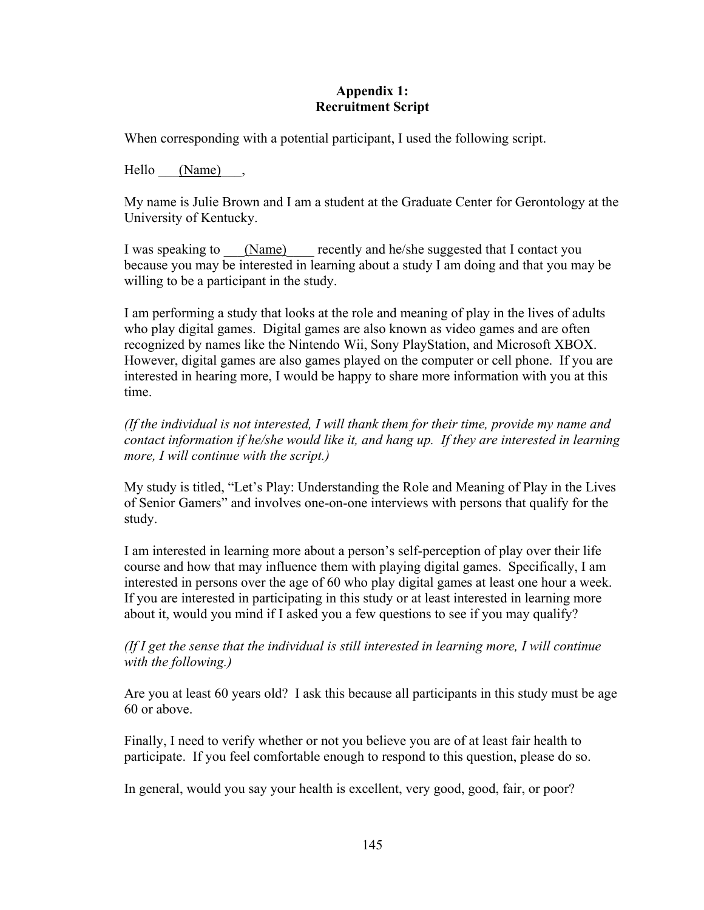**Appendix 1:**
**Recruitment Script**

When corresponding with a potential participant, I used the following script.

Hello ___(Name)___,

My name is Julie Brown and I am a student at the Graduate Center for Gerontology at the University of Kentucky.

I was speaking to ___(Name)____ recently and he/she suggested that I contact you because you may be interested in learning about a study I am doing and that you may be willing to be a participant in the study.

I am performing a study that looks at the role and meaning of play in the lives of adults who play digital games. Digital games are also known as video games and are often recognized by names like the Nintendo Wii, Sony PlayStation, and Microsoft XBOX. However, digital games are also games played on the computer or cell phone. If you are interested in hearing more, I would be happy to share more information with you at this time.

*(If the individual is not interested, I will thank them for their time, provide my name and contact information if he/she would like it, and hang up. If they are interested in learning more, I will continue with the script.)*

My study is titled, "Let's Play: Understanding the Role and Meaning of Play in the Lives of Senior Gamers" and involves one-on-one interviews with persons that qualify for the study.

I am interested in learning more about a person's self-perception of play over their life course and how that may influence them with playing digital games. Specifically, I am interested in persons over the age of 60 who play digital games at least one hour a week. If you are interested in participating in this study or at least interested in learning more about it, would you mind if I asked you a few questions to see if you may qualify?

*(If I get the sense that the individual is still interested in learning more, I will continue with the following.)*

Are you at least 60 years old? I ask this because all participants in this study must be age 60 or above.

Finally, I need to verify whether or not you believe you are of at least fair health to participate. If you feel comfortable enough to respond to this question, please do so.

In general, would you say your health is excellent, very good, good, fair, or poor?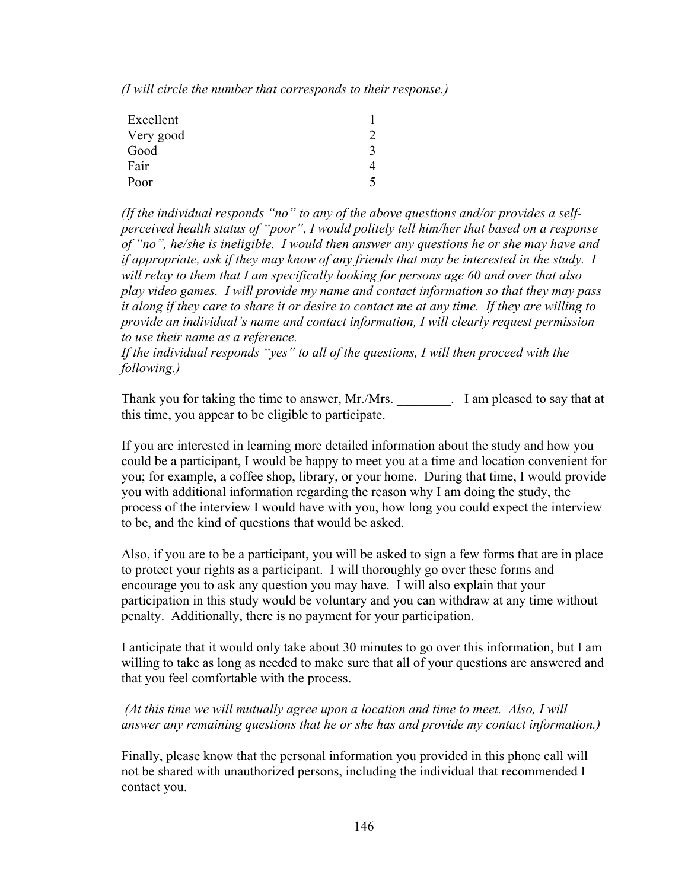*(I will circle the number that corresponds to their response.)*

| | |
|---|---|
| Excellent | 1 |
| Very good | 2 |
| Good | 3 |
| Fair | 4 |
| Poor | 5 |

*(If the individual responds "no" to any of the above questions and/or provides a self-perceived health status of "poor", I would politely tell him/her that based on a response of "no", he/she is ineligible. I would then answer any questions he or she may have and if appropriate, ask if they may know of any friends that may be interested in the study. I will relay to them that I am specifically looking for persons age 60 and over that also play video games. I will provide my name and contact information so that they may pass it along if they care to share it or desire to contact me at any time. If they are willing to provide an individual's name and contact information, I will clearly request permission to use their name as a reference.*
*If the individual responds "yes" to all of the questions, I will then proceed with the following.)*

Thank you for taking the time to answer, Mr./Mrs. ________. I am pleased to say that at this time, you appear to be eligible to participate.

If you are interested in learning more detailed information about the study and how you could be a participant, I would be happy to meet you at a time and location convenient for you; for example, a coffee shop, library, or your home. During that time, I would provide you with additional information regarding the reason why I am doing the study, the process of the interview I would have with you, how long you could expect the interview to be, and the kind of questions that would be asked.

Also, if you are to be a participant, you will be asked to sign a few forms that are in place to protect your rights as a participant. I will thoroughly go over these forms and encourage you to ask any question you may have. I will also explain that your participation in this study would be voluntary and you can withdraw at any time without penalty. Additionally, there is no payment for your participation.

I anticipate that it would only take about 30 minutes to go over this information, but I am willing to take as long as needed to make sure that all of your questions are answered and that you feel comfortable with the process.

*(At this time we will mutually agree upon a location and time to meet. Also, I will answer any remaining questions that he or she has and provide my contact information.)*

Finally, please know that the personal information you provided in this phone call will not be shared with unauthorized persons, including the individual that recommended I contact you.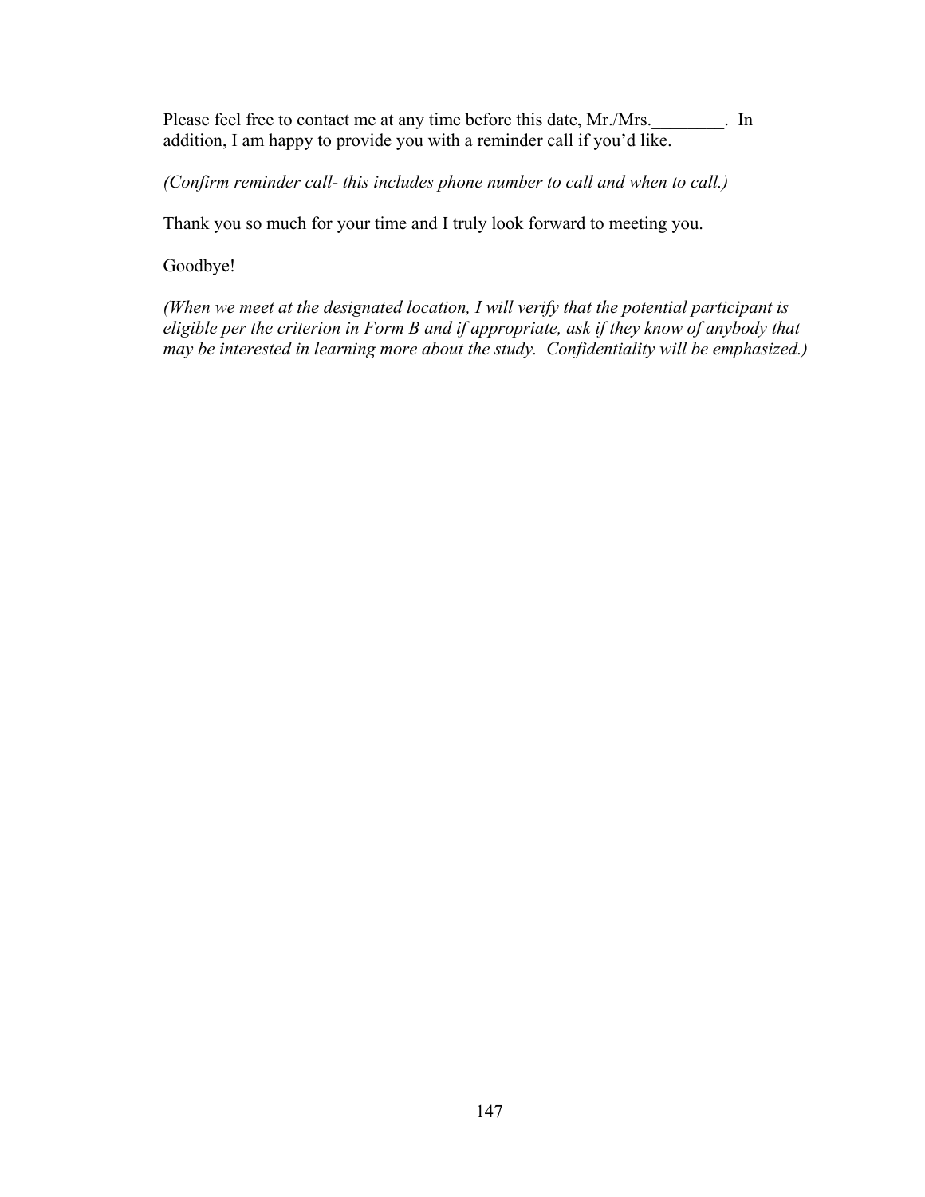Please feel free to contact me at any time before this date, Mr./Mrs.________. In addition, I am happy to provide you with a reminder call if you'd like.

*(Confirm reminder call- this includes phone number to call and when to call.)*

Thank you so much for your time and I truly look forward to meeting you.

Goodbye!

*(When we meet at the designated location, I will verify that the potential participant is eligible per the criterion in Form B and if appropriate, ask if they know of anybody that may be interested in learning more about the study. Confidentiality will be emphasized.)*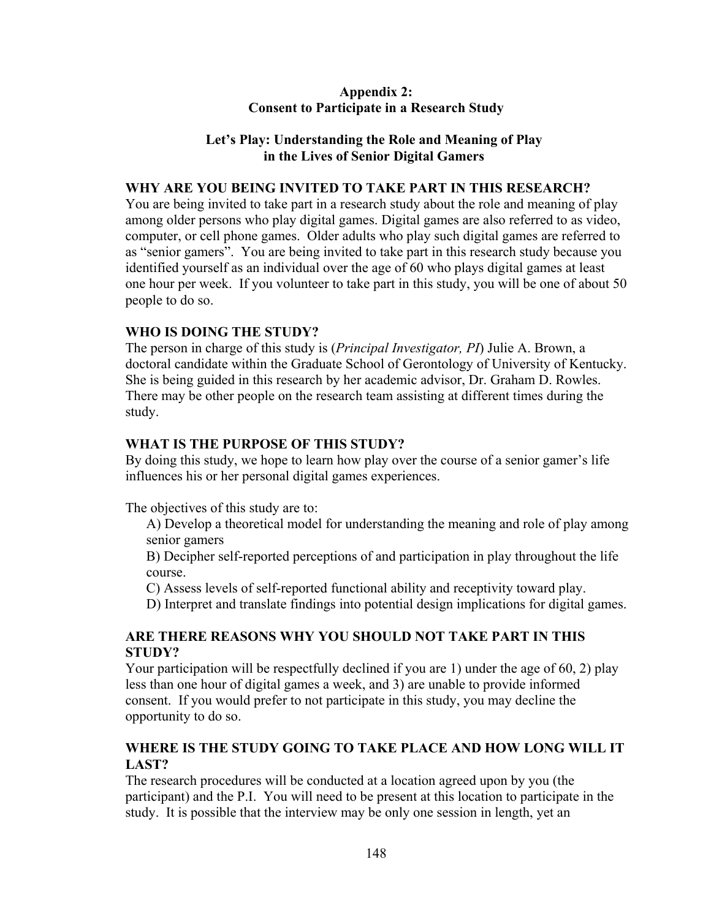**Appendix 2:**
**Consent to Participate in a Research Study**

**Let's Play: Understanding the Role and Meaning of Play in the Lives of Senior Digital Gamers**

**WHY ARE YOU BEING INVITED TO TAKE PART IN THIS RESEARCH?**

You are being invited to take part in a research study about the role and meaning of play among older persons who play digital games. Digital games are also referred to as video, computer, or cell phone games. Older adults who play such digital games are referred to as "senior gamers". You are being invited to take part in this research study because you identified yourself as an individual over the age of 60 who plays digital games at least one hour per week. If you volunteer to take part in this study, you will be one of about 50 people to do so.

**WHO IS DOING THE STUDY?**

The person in charge of this study is (*Principal Investigator, PI*) Julie A. Brown, a doctoral candidate within the Graduate School of Gerontology of University of Kentucky. She is being guided in this research by her academic advisor, Dr. Graham D. Rowles. There may be other people on the research team assisting at different times during the study.

**WHAT IS THE PURPOSE OF THIS STUDY?**

By doing this study, we hope to learn how play over the course of a senior gamer's life influences his or her personal digital games experiences.

The objectives of this study are to:

A) Develop a theoretical model for understanding the meaning and role of play among senior gamers

B) Decipher self-reported perceptions of and participation in play throughout the life course.

C) Assess levels of self-reported functional ability and receptivity toward play.

D) Interpret and translate findings into potential design implications for digital games.

**ARE THERE REASONS WHY YOU SHOULD NOT TAKE PART IN THIS STUDY?**

Your participation will be respectfully declined if you are 1) under the age of 60, 2) play less than one hour of digital games a week, and 3) are unable to provide informed consent. If you would prefer to not participate in this study, you may decline the opportunity to do so.

**WHERE IS THE STUDY GOING TO TAKE PLACE AND HOW LONG WILL IT LAST?**

The research procedures will be conducted at a location agreed upon by you (the participant) and the P.I. You will need to be present at this location to participate in the study. It is possible that the interview may be only one session in length, yet an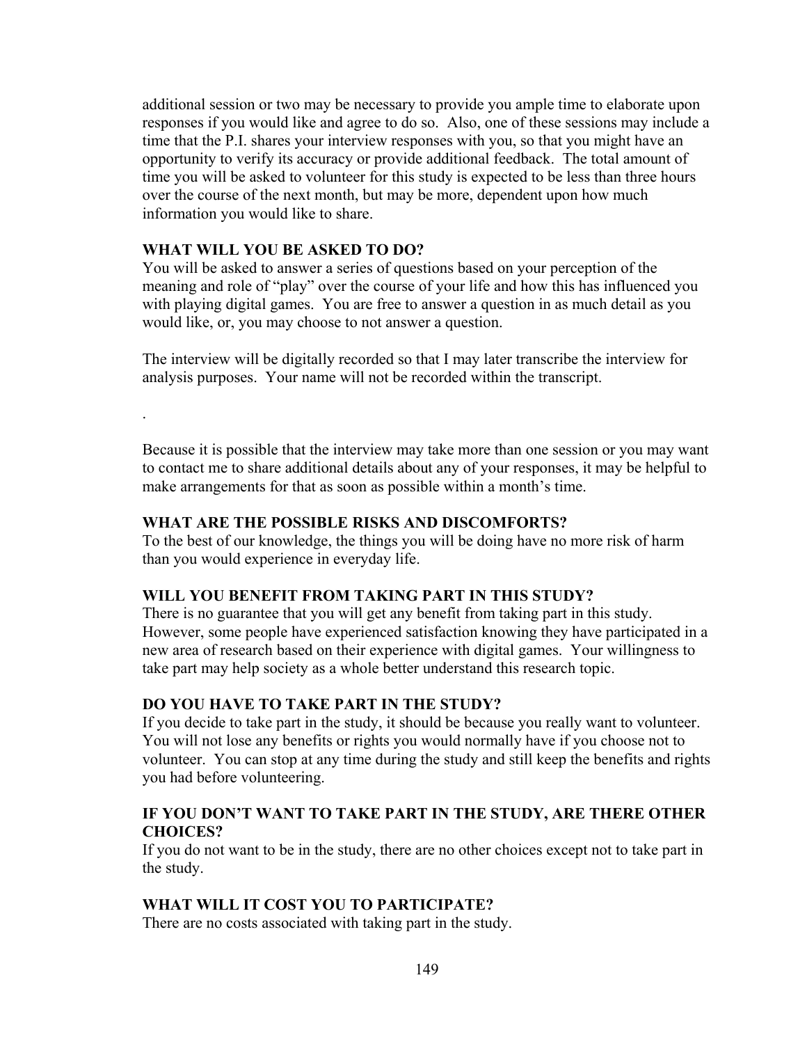additional session or two may be necessary to provide you ample time to elaborate upon responses if you would like and agree to do so. Also, one of these sessions may include a time that the P.I. shares your interview responses with you, so that you might have an opportunity to verify its accuracy or provide additional feedback. The total amount of time you will be asked to volunteer for this study is expected to be less than three hours over the course of the next month, but may be more, dependent upon how much information you would like to share.

**WHAT WILL YOU BE ASKED TO DO?**

You will be asked to answer a series of questions based on your perception of the meaning and role of "play" over the course of your life and how this has influenced you with playing digital games. You are free to answer a question in as much detail as you would like, or, you may choose to not answer a question.

The interview will be digitally recorded so that I may later transcribe the interview for analysis purposes. Your name will not be recorded within the transcript.

.

Because it is possible that the interview may take more than one session or you may want to contact me to share additional details about any of your responses, it may be helpful to make arrangements for that as soon as possible within a month's time.

**WHAT ARE THE POSSIBLE RISKS AND DISCOMFORTS?**

To the best of our knowledge, the things you will be doing have no more risk of harm than you would experience in everyday life.

**WILL YOU BENEFIT FROM TAKING PART IN THIS STUDY?**

There is no guarantee that you will get any benefit from taking part in this study. However, some people have experienced satisfaction knowing they have participated in a new area of research based on their experience with digital games. Your willingness to take part may help society as a whole better understand this research topic.

**DO YOU HAVE TO TAKE PART IN THE STUDY?**

If you decide to take part in the study, it should be because you really want to volunteer. You will not lose any benefits or rights you would normally have if you choose not to volunteer. You can stop at any time during the study and still keep the benefits and rights you had before volunteering.

**IF YOU DON'T WANT TO TAKE PART IN THE STUDY, ARE THERE OTHER CHOICES?**

If you do not want to be in the study, there are no other choices except not to take part in the study.

**WHAT WILL IT COST YOU TO PARTICIPATE?**

There are no costs associated with taking part in the study.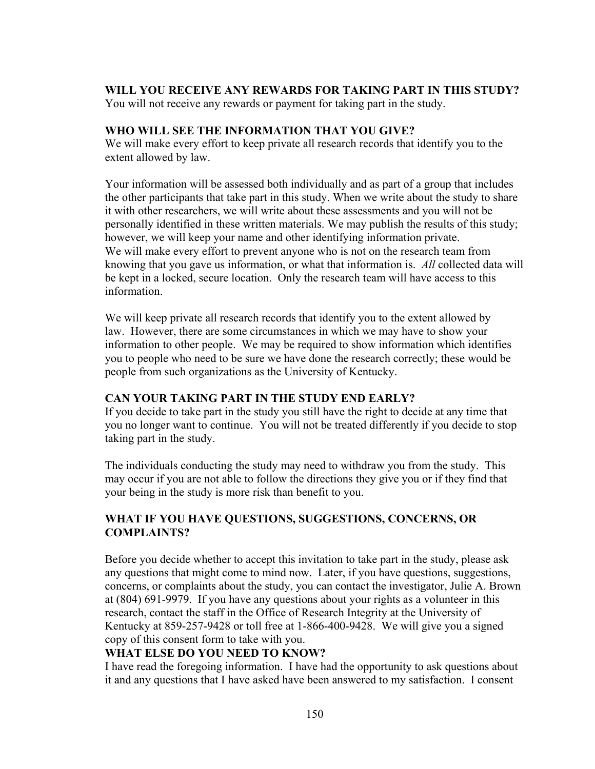**WILL YOU RECEIVE ANY REWARDS FOR TAKING PART IN THIS STUDY?**
You will not receive any rewards or payment for taking part in the study.

**WHO WILL SEE THE INFORMATION THAT YOU GIVE?**
We will make every effort to keep private all research records that identify you to the extent allowed by law.

Your information will be assessed both individually and as part of a group that includes the other participants that take part in this study. When we write about the study to share it with other researchers, we will write about these assessments and you will not be personally identified in these written materials. We may publish the results of this study; however, we will keep your name and other identifying information private.
We will make every effort to prevent anyone who is not on the research team from knowing that you gave us information, or what that information is. *All* collected data will be kept in a locked, secure location. Only the research team will have access to this information.

We will keep private all research records that identify you to the extent allowed by law. However, there are some circumstances in which we may have to show your information to other people. We may be required to show information which identifies you to people who need to be sure we have done the research correctly; these would be people from such organizations as the University of Kentucky.

**CAN YOUR TAKING PART IN THE STUDY END EARLY?**
If you decide to take part in the study you still have the right to decide at any time that you no longer want to continue. You will not be treated differently if you decide to stop taking part in the study.

The individuals conducting the study may need to withdraw you from the study. This may occur if you are not able to follow the directions they give you or if they find that your being in the study is more risk than benefit to you.

**WHAT IF YOU HAVE QUESTIONS, SUGGESTIONS, CONCERNS, OR COMPLAINTS?**

Before you decide whether to accept this invitation to take part in the study, please ask any questions that might come to mind now. Later, if you have questions, suggestions, concerns, or complaints about the study, you can contact the investigator, Julie A. Brown at (804) 691-9979. If you have any questions about your rights as a volunteer in this research, contact the staff in the Office of Research Integrity at the University of Kentucky at 859-257-9428 or toll free at 1-866-400-9428. We will give you a signed copy of this consent form to take with you.

**WHAT ELSE DO YOU NEED TO KNOW?**
I have read the foregoing information. I have had the opportunity to ask questions about it and any questions that I have asked have been answered to my satisfaction. I consent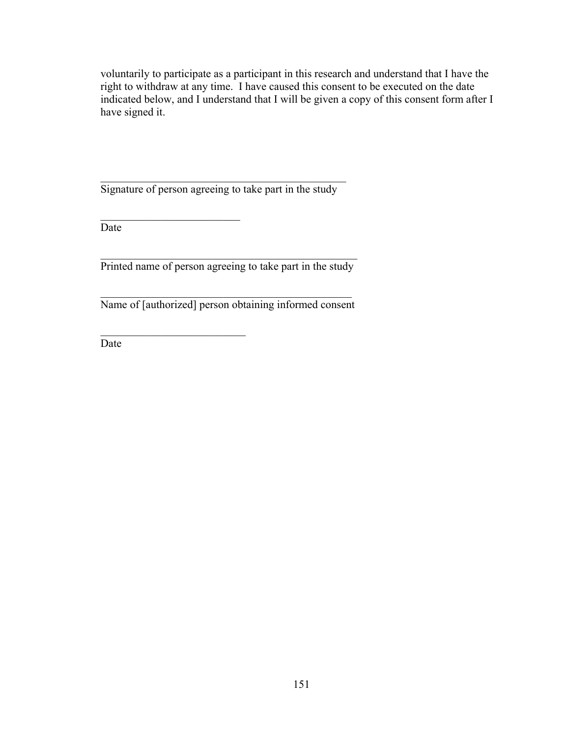voluntarily to participate as a participant in this research and understand that I have the right to withdraw at any time. I have caused this consent to be executed on the date indicated below, and I understand that I will be given a copy of this consent form after I have signed it.

_____________________________________________
Signature of person agreeing to take part in the study

__________________________
Date

_______________________________________________
Printed name of person agreeing to take part in the study

______________________________________________
Name of [authorized] person obtaining informed consent

___________________________
Date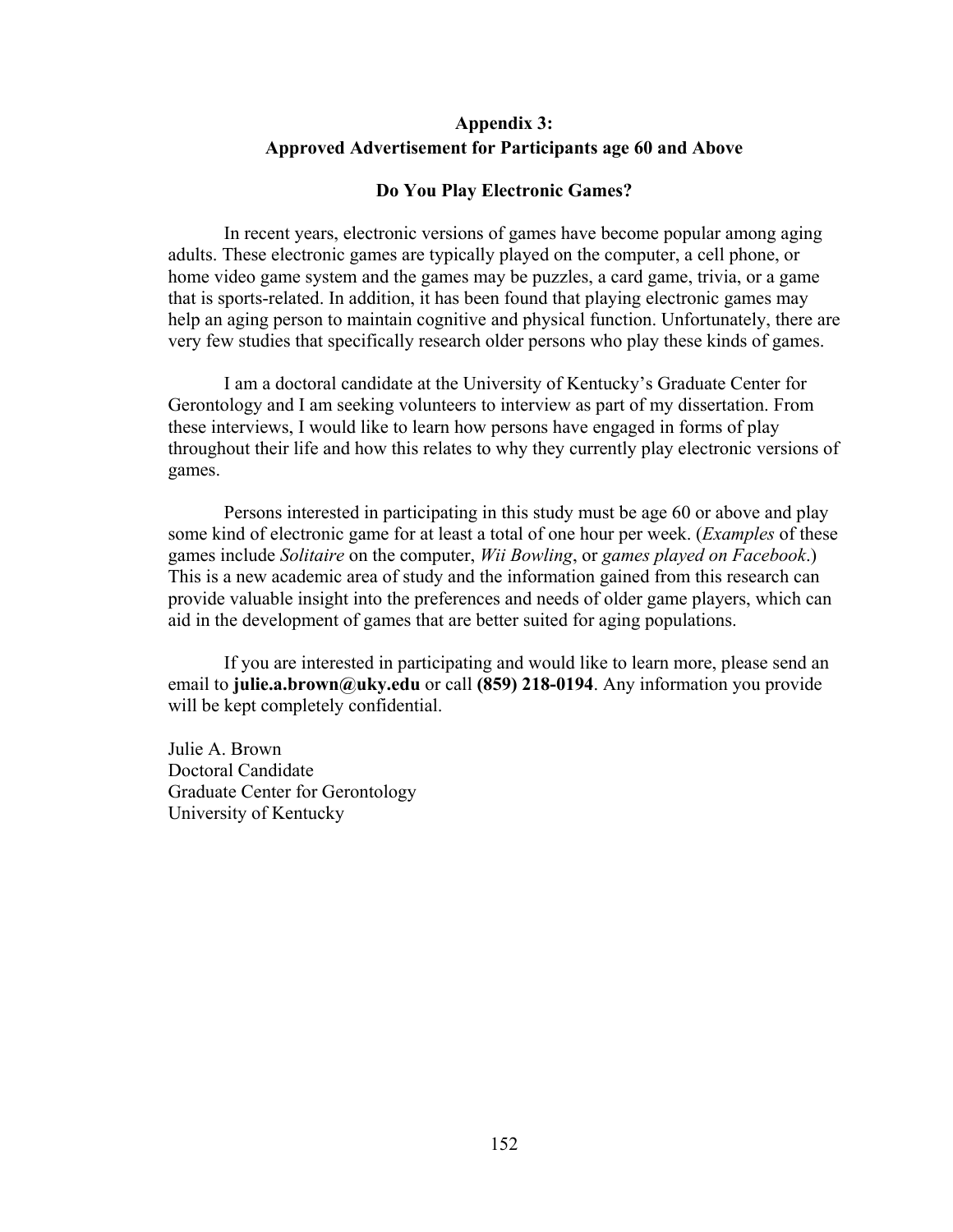## Appendix 3:
## Approved Advertisement for Participants age 60 and Above

### Do You Play Electronic Games?

In recent years, electronic versions of games have become popular among aging adults. These electronic games are typically played on the computer, a cell phone, or home video game system and the games may be puzzles, a card game, trivia, or a game that is sports-related. In addition, it has been found that playing electronic games may help an aging person to maintain cognitive and physical function. Unfortunately, there are very few studies that specifically research older persons who play these kinds of games.

I am a doctoral candidate at the University of Kentucky's Graduate Center for Gerontology and I am seeking volunteers to interview as part of my dissertation. From these interviews, I would like to learn how persons have engaged in forms of play throughout their life and how this relates to why they currently play electronic versions of games.

Persons interested in participating in this study must be age 60 or above and play some kind of electronic game for at least a total of one hour per week. (*Examples* of these games include *Solitaire* on the computer, *Wii Bowling*, or *games played on Facebook*.) This is a new academic area of study and the information gained from this research can provide valuable insight into the preferences and needs of older game players, which can aid in the development of games that are better suited for aging populations.

If you are interested in participating and would like to learn more, please send an email to **julie.a.brown@uky.edu** or call **(859) 218-0194**. Any information you provide will be kept completely confidential.

Julie A. Brown
Doctoral Candidate
Graduate Center for Gerontology
University of Kentucky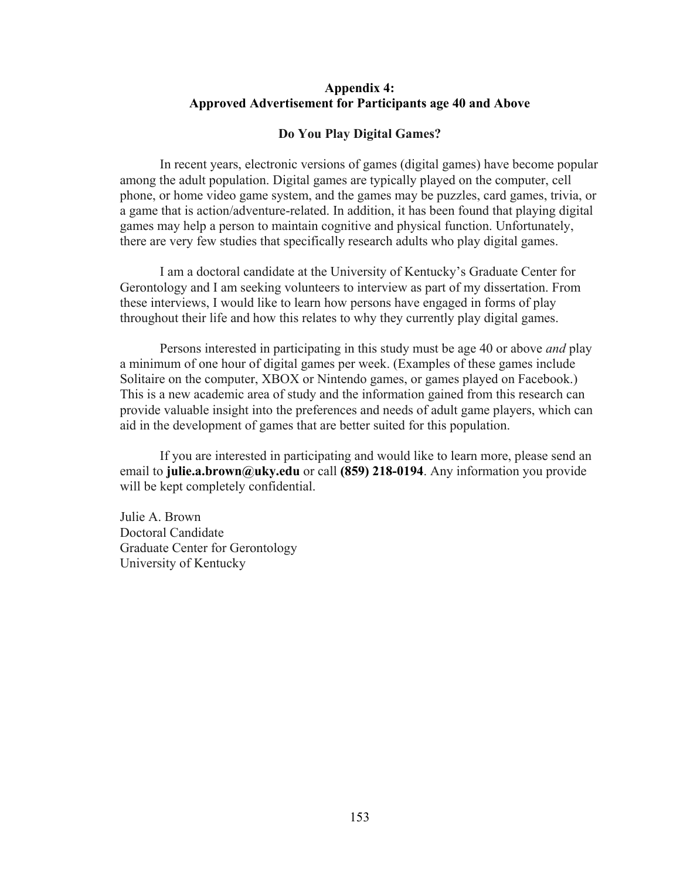## Appendix 4:
## Approved Advertisement for Participants age 40 and Above

### Do You Play Digital Games?

In recent years, electronic versions of games (digital games) have become popular among the adult population. Digital games are typically played on the computer, cell phone, or home video game system, and the games may be puzzles, card games, trivia, or a game that is action/adventure-related. In addition, it has been found that playing digital games may help a person to maintain cognitive and physical function. Unfortunately, there are very few studies that specifically research adults who play digital games.

I am a doctoral candidate at the University of Kentucky's Graduate Center for Gerontology and I am seeking volunteers to interview as part of my dissertation. From these interviews, I would like to learn how persons have engaged in forms of play throughout their life and how this relates to why they currently play digital games.

Persons interested in participating in this study must be age 40 or above *and* play a minimum of one hour of digital games per week. (Examples of these games include Solitaire on the computer, XBOX or Nintendo games, or games played on Facebook.) This is a new academic area of study and the information gained from this research can provide valuable insight into the preferences and needs of adult game players, which can aid in the development of games that are better suited for this population.

If you are interested in participating and would like to learn more, please send an email to **julie.a.brown@uky.edu** or call **(859) 218-0194**. Any information you provide will be kept completely confidential.

Julie A. Brown
Doctoral Candidate
Graduate Center for Gerontology
University of Kentucky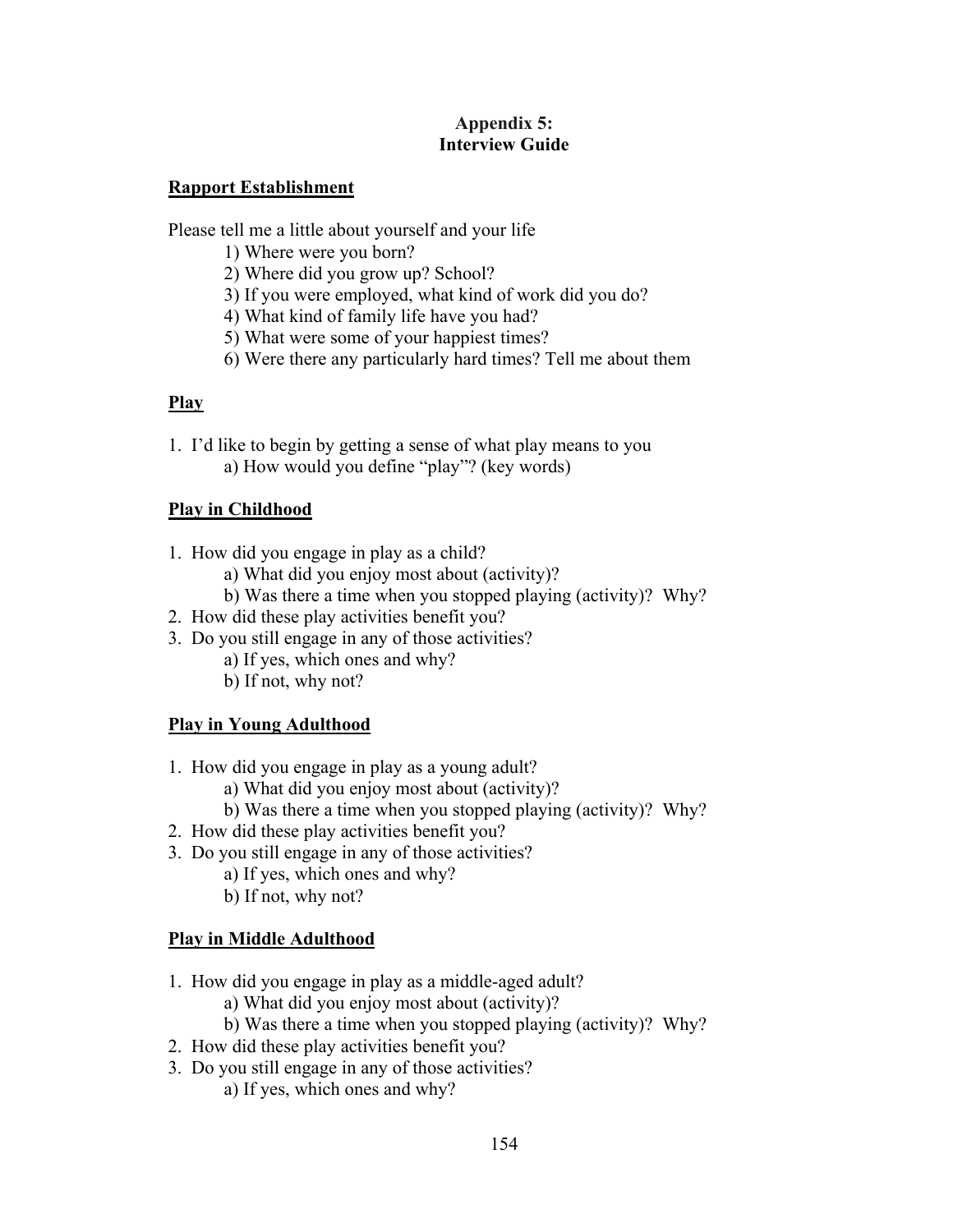# Appendix 5:
# Interview Guide

## Rapport Establishment

Please tell me a little about yourself and your life

1) Where were you born?
2) Where did you grow up? School?
3) If you were employed, what kind of work did you do?
4) What kind of family life have you had?
5) What were some of your happiest times?
6) Were there any particularly hard times? Tell me about them

## Play

1. I'd like to begin by getting a sense of what play means to you
   a) How would you define "play"? (key words)

## Play in Childhood

1. How did you engage in play as a child?
   a) What did you enjoy most about (activity)?
   b) Was there a time when you stopped playing (activity)? Why?
2. How did these play activities benefit you?
3. Do you still engage in any of those activities?
   a) If yes, which ones and why?
   b) If not, why not?

## Play in Young Adulthood

1. How did you engage in play as a young adult?
   a) What did you enjoy most about (activity)?
   b) Was there a time when you stopped playing (activity)? Why?
2. How did these play activities benefit you?
3. Do you still engage in any of those activities?
   a) If yes, which ones and why?
   b) If not, why not?

## Play in Middle Adulthood

1. How did you engage in play as a middle-aged adult?
   a) What did you enjoy most about (activity)?
   b) Was there a time when you stopped playing (activity)? Why?
2. How did these play activities benefit you?
3. Do you still engage in any of those activities?
   a) If yes, which ones and why?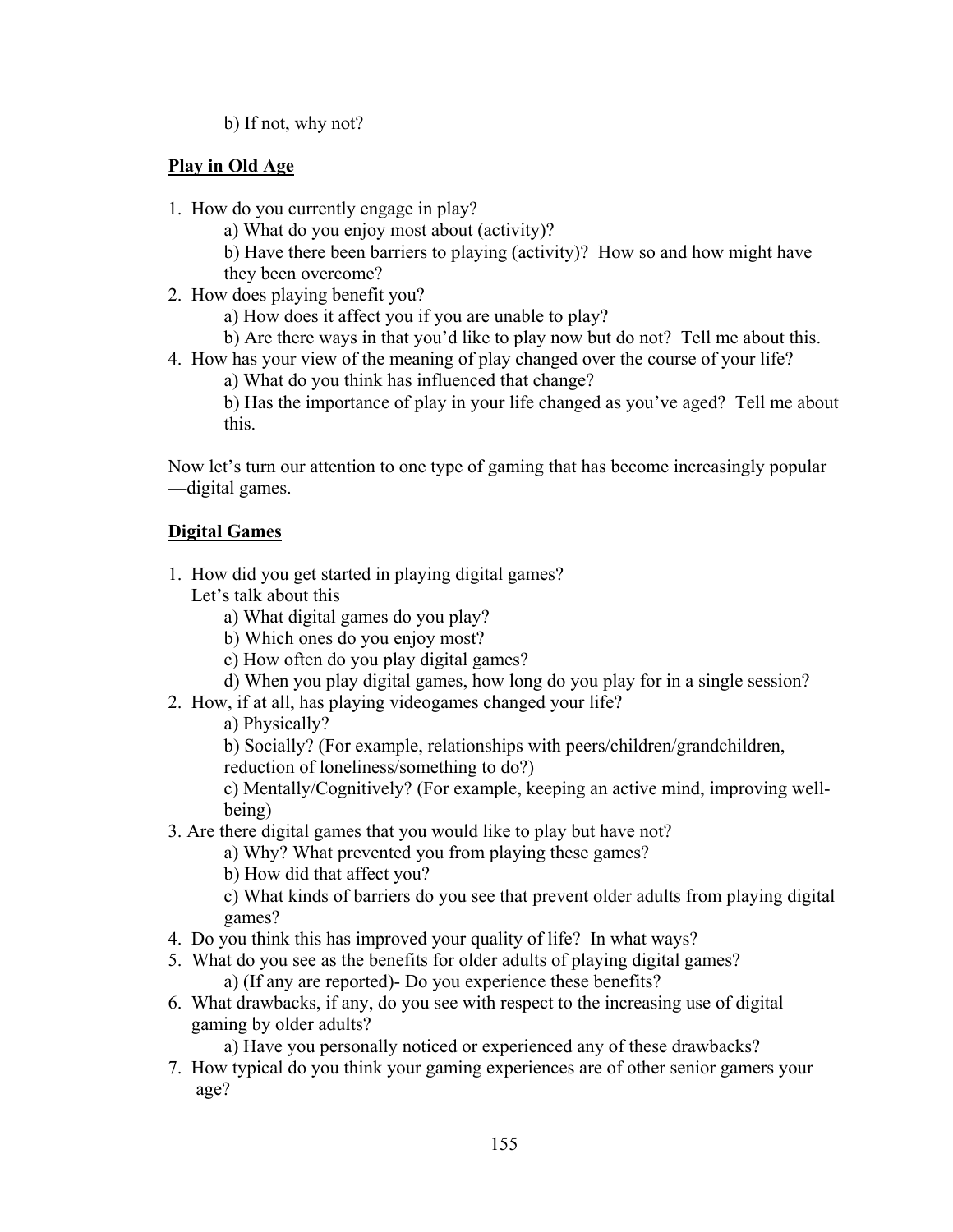b) If not, why not?

**Play in Old Age**

1. How do you currently engage in play?
    a) What do you enjoy most about (activity)?
    b) Have there been barriers to playing (activity)? How so and how might have they been overcome?
2. How does playing benefit you?
    a) How does it affect you if you are unable to play?
    b) Are there ways in that you'd like to play now but do not? Tell me about this.
4. How has your view of the meaning of play changed over the course of your life?
    a) What do you think has influenced that change?
    b) Has the importance of play in your life changed as you've aged? Tell me about this.

Now let's turn our attention to one type of gaming that has become increasingly popular —digital games.

**Digital Games**

1. How did you get started in playing digital games?
   Let's talk about this
    a) What digital games do you play?
    b) Which ones do you enjoy most?
    c) How often do you play digital games?
    d) When you play digital games, how long do you play for in a single session?
2. How, if at all, has playing videogames changed your life?
    a) Physically?
    b) Socially? (For example, relationships with peers/children/grandchildren, reduction of loneliness/something to do?)
    c) Mentally/Cognitively? (For example, keeping an active mind, improving well-being)
3. Are there digital games that you would like to play but have not?
    a) Why? What prevented you from playing these games?
    b) How did that affect you?
    c) What kinds of barriers do you see that prevent older adults from playing digital games?
4. Do you think this has improved your quality of life? In what ways?
5. What do you see as the benefits for older adults of playing digital games?
    a) (If any are reported)- Do you experience these benefits?
6. What drawbacks, if any, do you see with respect to the increasing use of digital gaming by older adults?
    a) Have you personally noticed or experienced any of these drawbacks?
7. How typical do you think your gaming experiences are of other senior gamers your age?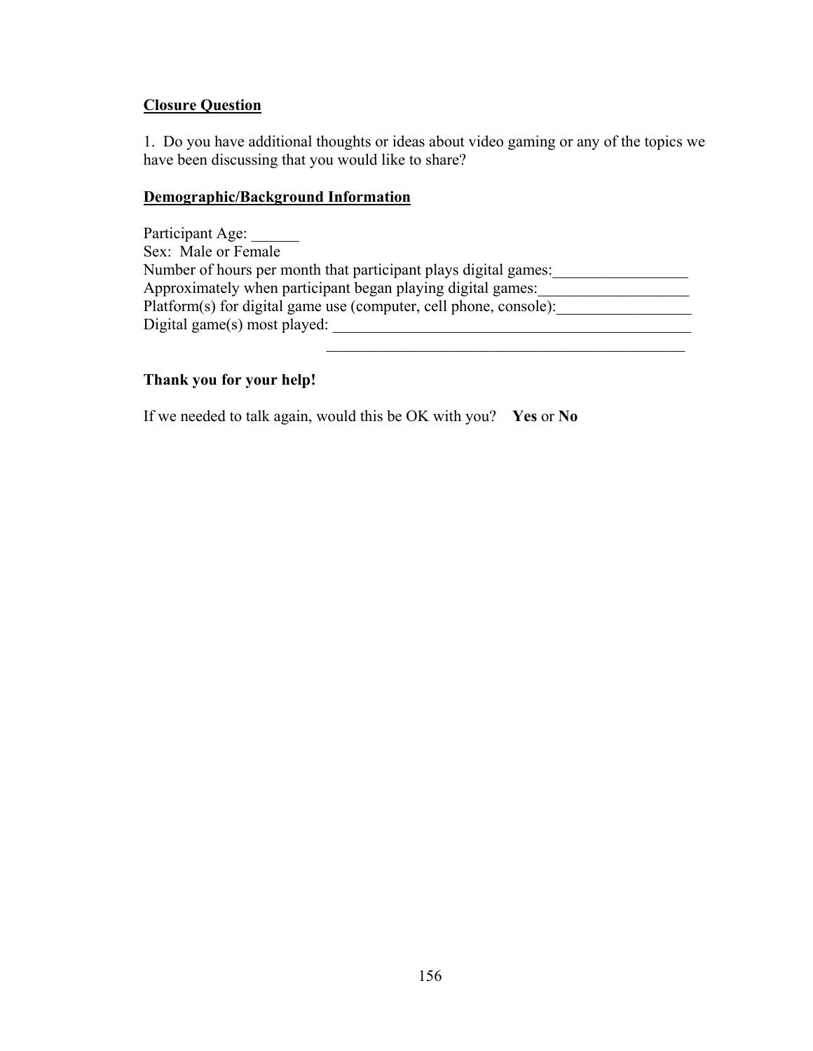**<u>Closure Question</u>**

1. Do you have additional thoughts or ideas about video gaming or any of the topics we have been discussing that you would like to share?

**<u>Demographic/Background Information</u>**

Participant Age: ______
Sex: Male or Female
Number of hours per month that participant plays digital games:_________________
Approximately when participant began playing digital games:___________________
Platform(s) for digital game use (computer, cell phone, console):_________________
Digital game(s) most played: _______________________________________________
_______________________________________________

**Thank you for your help!**

If we needed to talk again, would this be OK with you? **Yes** or **No**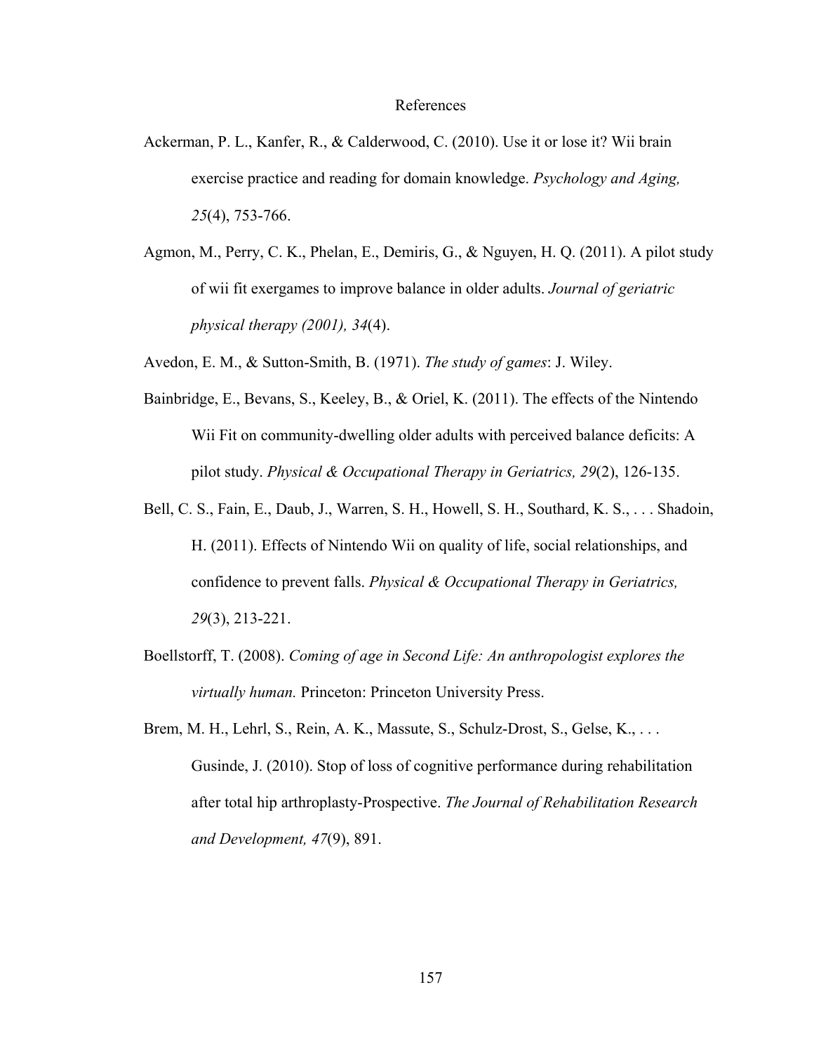# References

Ackerman, P. L., Kanfer, R., & Calderwood, C. (2010). Use it or lose it? Wii brain exercise practice and reading for domain knowledge. *Psychology and Aging, 25*(4), 753-766.

Agmon, M., Perry, C. K., Phelan, E., Demiris, G., & Nguyen, H. Q. (2011). A pilot study of wii fit exergames to improve balance in older adults. *Journal of geriatric physical therapy (2001), 34*(4).

Avedon, E. M., & Sutton-Smith, B. (1971). *The study of games*: J. Wiley.

Bainbridge, E., Bevans, S., Keeley, B., & Oriel, K. (2011). The effects of the Nintendo Wii Fit on community-dwelling older adults with perceived balance deficits: A pilot study. *Physical & Occupational Therapy in Geriatrics, 29*(2), 126-135.

Bell, C. S., Fain, E., Daub, J., Warren, S. H., Howell, S. H., Southard, K. S., . . . Shadoin, H. (2011). Effects of Nintendo Wii on quality of life, social relationships, and confidence to prevent falls. *Physical & Occupational Therapy in Geriatrics, 29*(3), 213-221.

Boellstorff, T. (2008). *Coming of age in Second Life: An anthropologist explores the virtually human.* Princeton: Princeton University Press.

Brem, M. H., Lehrl, S., Rein, A. K., Massute, S., Schulz-Drost, S., Gelse, K., . . . Gusinde, J. (2010). Stop of loss of cognitive performance during rehabilitation after total hip arthroplasty-Prospective. *The Journal of Rehabilitation Research and Development, 47*(9), 891.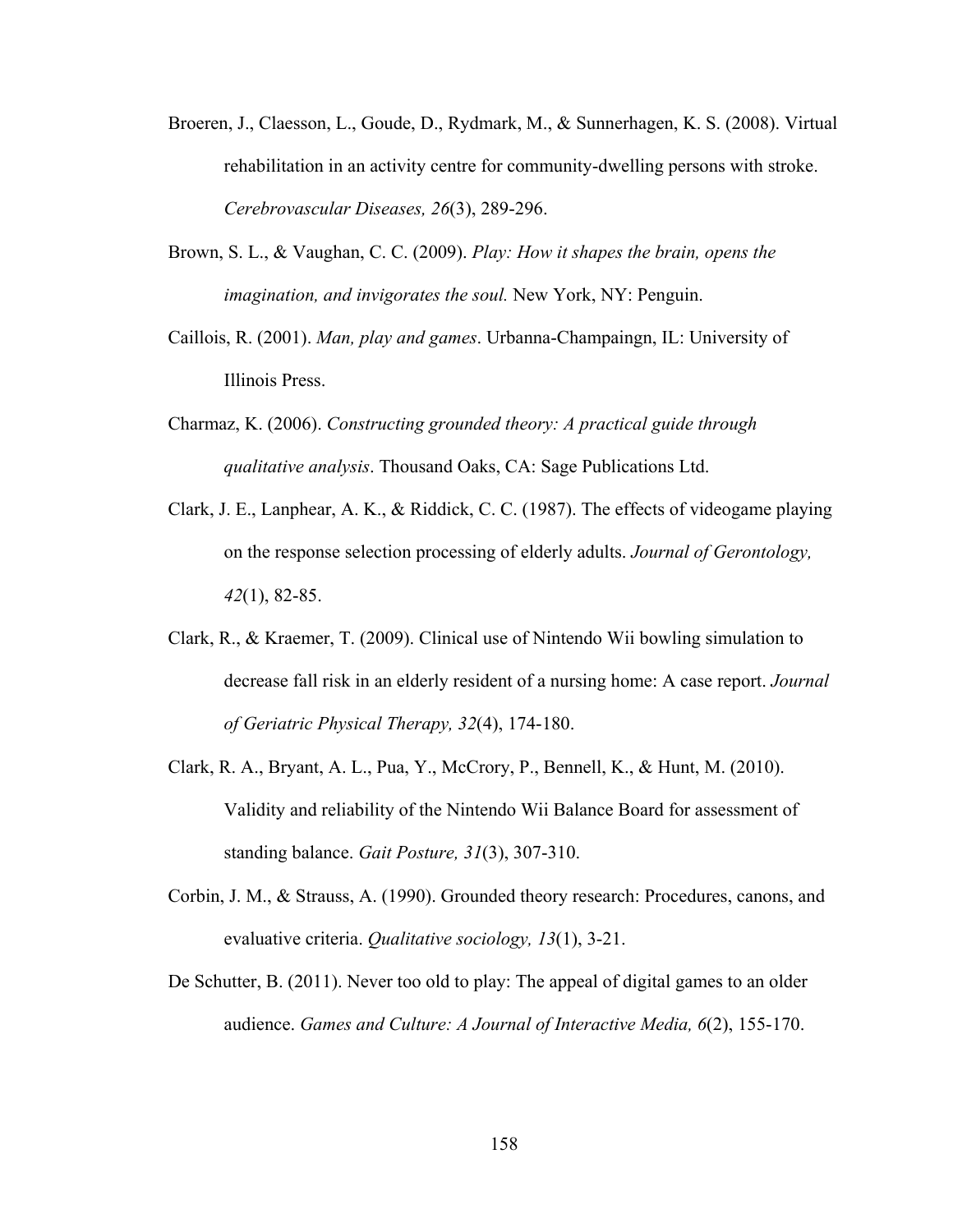Broeren, J., Claesson, L., Goude, D., Rydmark, M., & Sunnerhagen, K. S. (2008). Virtual rehabilitation in an activity centre for community-dwelling persons with stroke. *Cerebrovascular Diseases, 26*(3), 289-296.

Brown, S. L., & Vaughan, C. C. (2009). *Play: How it shapes the brain, opens the imagination, and invigorates the soul.* New York, NY: Penguin.

Caillois, R. (2001). *Man, play and games*. Urbanna-Champaingn, IL: University of Illinois Press.

Charmaz, K. (2006). *Constructing grounded theory: A practical guide through qualitative analysis*. Thousand Oaks, CA: Sage Publications Ltd.

Clark, J. E., Lanphear, A. K., & Riddick, C. C. (1987). The effects of videogame playing on the response selection processing of elderly adults. *Journal of Gerontology, 42*(1), 82-85.

Clark, R., & Kraemer, T. (2009). Clinical use of Nintendo Wii bowling simulation to decrease fall risk in an elderly resident of a nursing home: A case report. *Journal of Geriatric Physical Therapy, 32*(4), 174-180.

Clark, R. A., Bryant, A. L., Pua, Y., McCrory, P., Bennell, K., & Hunt, M. (2010). Validity and reliability of the Nintendo Wii Balance Board for assessment of standing balance. *Gait Posture, 31*(3), 307-310.

Corbin, J. M., & Strauss, A. (1990). Grounded theory research: Procedures, canons, and evaluative criteria. *Qualitative sociology, 13*(1), 3-21.

De Schutter, B. (2011). Never too old to play: The appeal of digital games to an older audience. *Games and Culture: A Journal of Interactive Media, 6*(2), 155-170.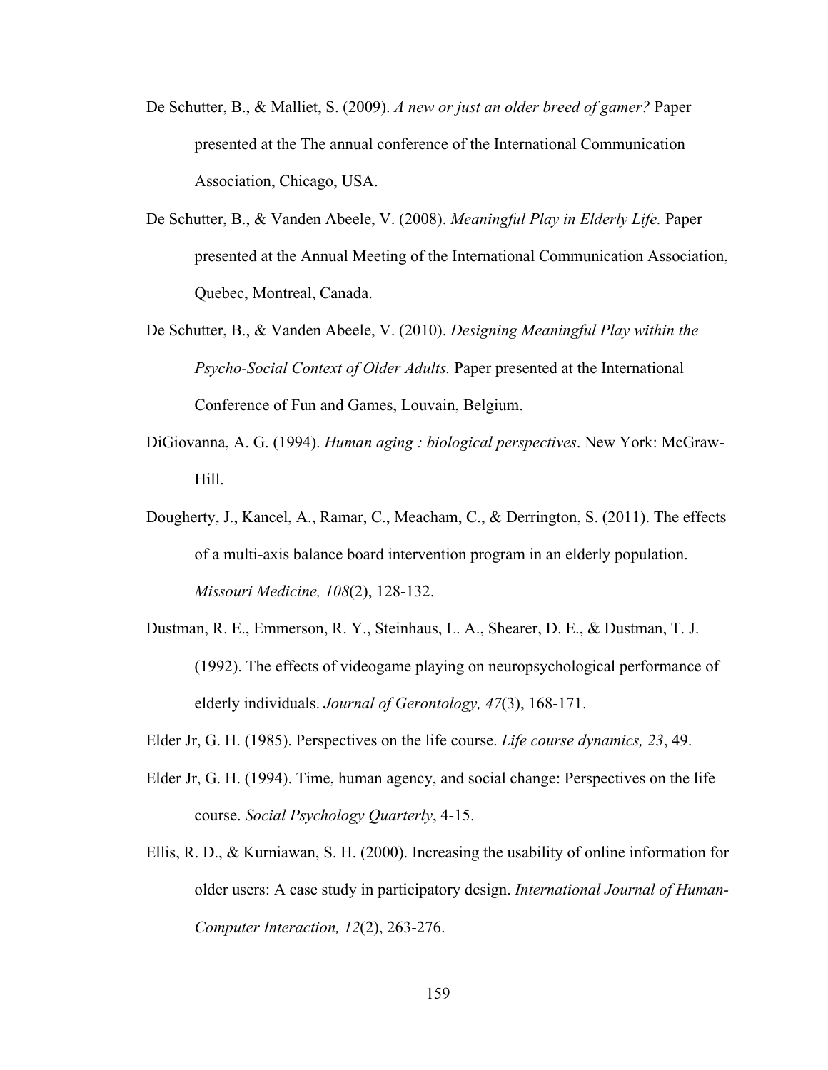De Schutter, B., & Malliet, S. (2009). *A new or just an older breed of gamer?* Paper presented at the The annual conference of the International Communication Association, Chicago, USA.

De Schutter, B., & Vanden Abeele, V. (2008). *Meaningful Play in Elderly Life.* Paper presented at the Annual Meeting of the International Communication Association, Quebec, Montreal, Canada.

De Schutter, B., & Vanden Abeele, V. (2010). *Designing Meaningful Play within the Psycho-Social Context of Older Adults.* Paper presented at the International Conference of Fun and Games, Louvain, Belgium.

DiGiovanna, A. G. (1994). *Human aging : biological perspectives*. New York: McGraw-Hill.

Dougherty, J., Kancel, A., Ramar, C., Meacham, C., & Derrington, S. (2011). The effects of a multi-axis balance board intervention program in an elderly population. *Missouri Medicine, 108*(2), 128-132.

Dustman, R. E., Emmerson, R. Y., Steinhaus, L. A., Shearer, D. E., & Dustman, T. J. (1992). The effects of videogame playing on neuropsychological performance of elderly individuals. *Journal of Gerontology, 47*(3), 168-171.

Elder Jr, G. H. (1985). Perspectives on the life course. *Life course dynamics, 23*, 49.

Elder Jr, G. H. (1994). Time, human agency, and social change: Perspectives on the life course. *Social Psychology Quarterly*, 4-15.

Ellis, R. D., & Kurniawan, S. H. (2000). Increasing the usability of online information for older users: A case study in participatory design. *International Journal of Human-Computer Interaction, 12*(2), 263-276.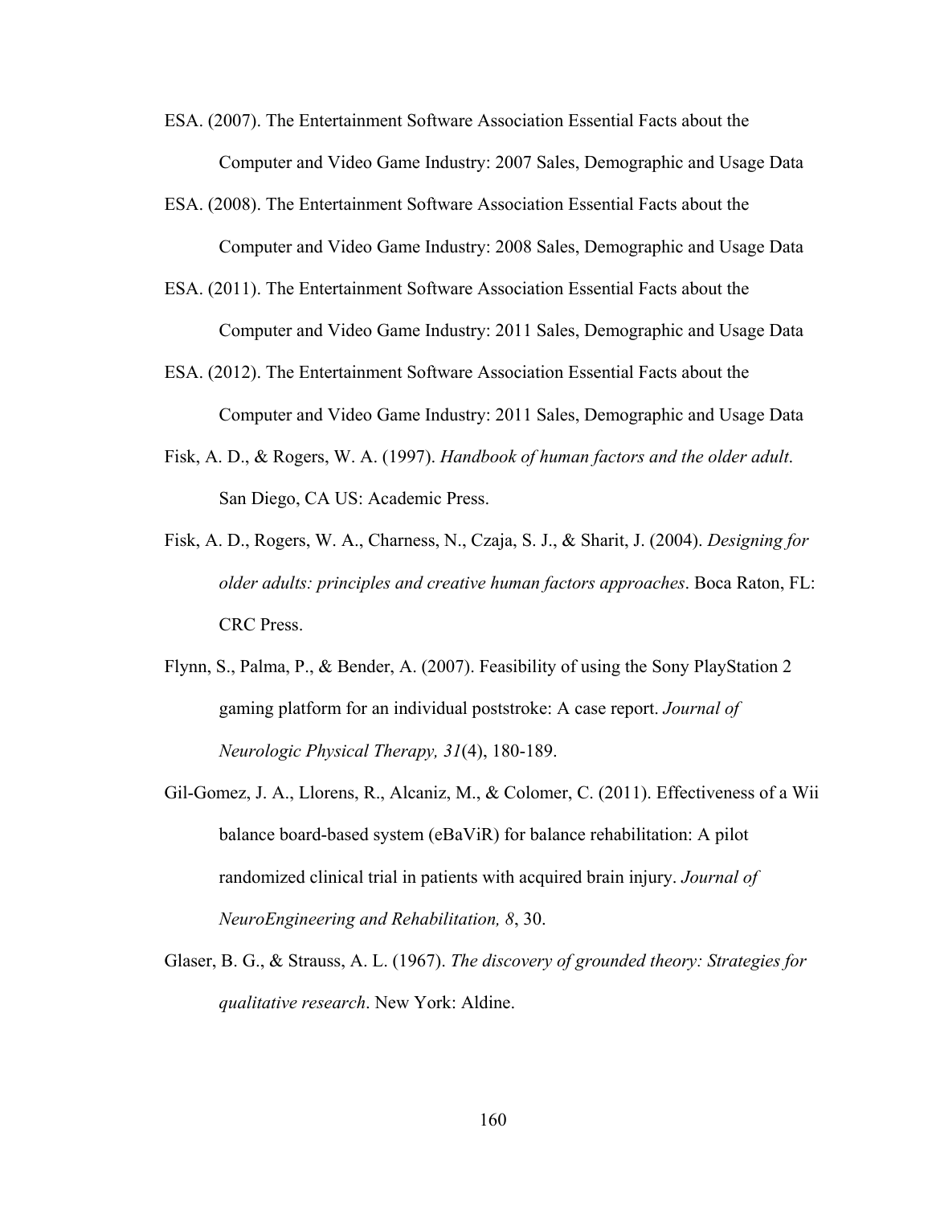ESA. (2007). The Entertainment Software Association Essential Facts about the Computer and Video Game Industry: 2007 Sales, Demographic and Usage Data

ESA. (2008). The Entertainment Software Association Essential Facts about the Computer and Video Game Industry: 2008 Sales, Demographic and Usage Data

ESA. (2011). The Entertainment Software Association Essential Facts about the Computer and Video Game Industry: 2011 Sales, Demographic and Usage Data

ESA. (2012). The Entertainment Software Association Essential Facts about the Computer and Video Game Industry: 2011 Sales, Demographic and Usage Data

Fisk, A. D., & Rogers, W. A. (1997). *Handbook of human factors and the older adult*. San Diego, CA US: Academic Press.

Fisk, A. D., Rogers, W. A., Charness, N., Czaja, S. J., & Sharit, J. (2004). *Designing for older adults: principles and creative human factors approaches*. Boca Raton, FL: CRC Press.

Flynn, S., Palma, P., & Bender, A. (2007). Feasibility of using the Sony PlayStation 2 gaming platform for an individual poststroke: A case report. *Journal of Neurologic Physical Therapy, 31*(4), 180-189.

Gil-Gomez, J. A., Llorens, R., Alcaniz, M., & Colomer, C. (2011). Effectiveness of a Wii balance board-based system (eBaViR) for balance rehabilitation: A pilot randomized clinical trial in patients with acquired brain injury. *Journal of NeuroEngineering and Rehabilitation, 8*, 30.

Glaser, B. G., & Strauss, A. L. (1967). *The discovery of grounded theory: Strategies for qualitative research*. New York: Aldine.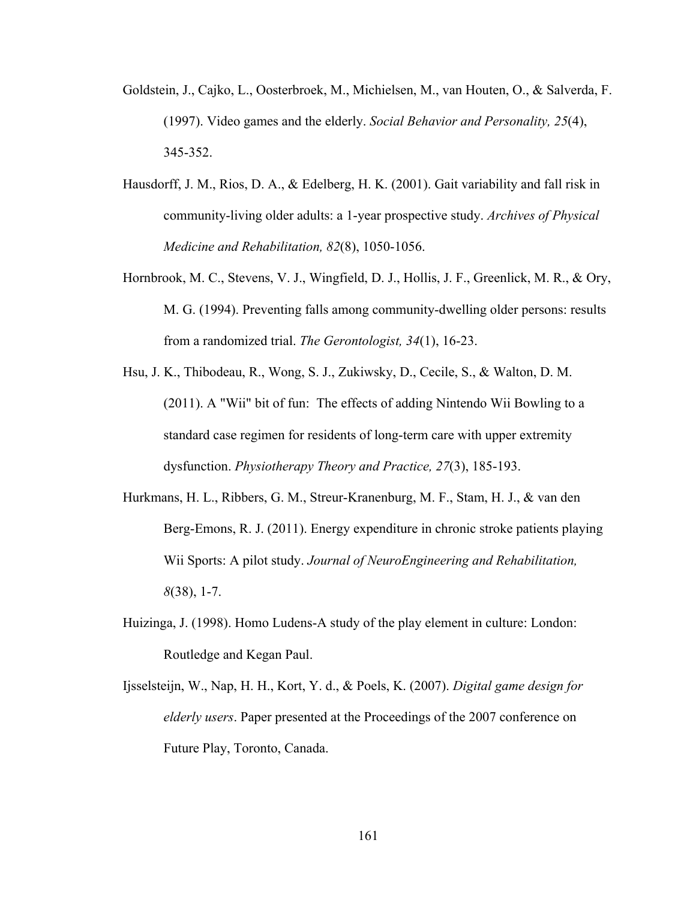Goldstein, J., Cajko, L., Oosterbroek, M., Michielsen, M., van Houten, O., & Salverda, F. (1997). Video games and the elderly. *Social Behavior and Personality, 25*(4), 345-352.

Hausdorff, J. M., Rios, D. A., & Edelberg, H. K. (2001). Gait variability and fall risk in community-living older adults: a 1-year prospective study. *Archives of Physical Medicine and Rehabilitation, 82*(8), 1050-1056.

Hornbrook, M. C., Stevens, V. J., Wingfield, D. J., Hollis, J. F., Greenlick, M. R., & Ory, M. G. (1994). Preventing falls among community-dwelling older persons: results from a randomized trial. *The Gerontologist, 34*(1), 16-23.

Hsu, J. K., Thibodeau, R., Wong, S. J., Zukiwsky, D., Cecile, S., & Walton, D. M. (2011). A "Wii" bit of fun: The effects of adding Nintendo Wii Bowling to a standard case regimen for residents of long-term care with upper extremity dysfunction. *Physiotherapy Theory and Practice, 27*(3), 185-193.

Hurkmans, H. L., Ribbers, G. M., Streur-Kranenburg, M. F., Stam, H. J., & van den Berg-Emons, R. J. (2011). Energy expenditure in chronic stroke patients playing Wii Sports: A pilot study. *Journal of NeuroEngineering and Rehabilitation, 8*(38), 1-7.

Huizinga, J. (1998). Homo Ludens-A study of the play element in culture: London: Routledge and Kegan Paul.

Ijsselsteijn, W., Nap, H. H., Kort, Y. d., & Poels, K. (2007). *Digital game design for elderly users*. Paper presented at the Proceedings of the 2007 conference on Future Play, Toronto, Canada.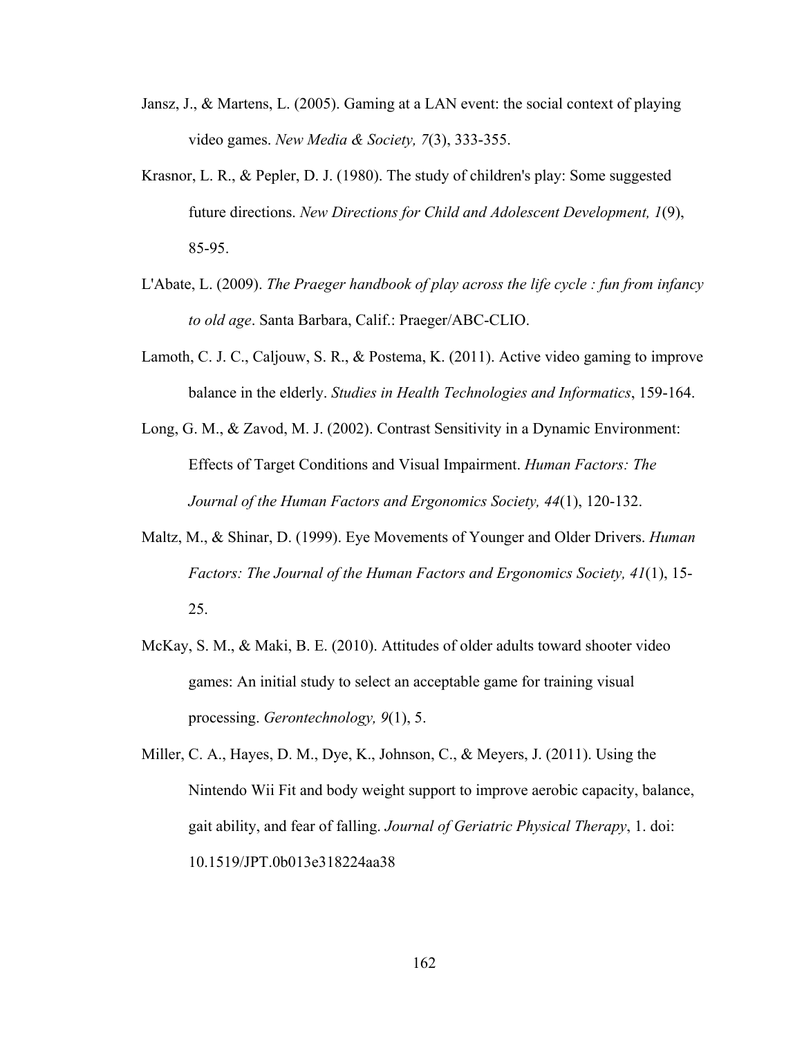Jansz, J., & Martens, L. (2005). Gaming at a LAN event: the social context of playing video games. *New Media & Society, 7*(3), 333-355.

Krasnor, L. R., & Pepler, D. J. (1980). The study of children's play: Some suggested future directions. *New Directions for Child and Adolescent Development, 1*(9), 85-95.

L'Abate, L. (2009). *The Praeger handbook of play across the life cycle : fun from infancy to old age*. Santa Barbara, Calif.: Praeger/ABC-CLIO.

Lamoth, C. J. C., Caljouw, S. R., & Postema, K. (2011). Active video gaming to improve balance in the elderly. *Studies in Health Technologies and Informatics*, 159-164.

Long, G. M., & Zavod, M. J. (2002). Contrast Sensitivity in a Dynamic Environment: Effects of Target Conditions and Visual Impairment. *Human Factors: The Journal of the Human Factors and Ergonomics Society, 44*(1), 120-132.

Maltz, M., & Shinar, D. (1999). Eye Movements of Younger and Older Drivers. *Human Factors: The Journal of the Human Factors and Ergonomics Society, 41*(1), 15-25.

McKay, S. M., & Maki, B. E. (2010). Attitudes of older adults toward shooter video games: An initial study to select an acceptable game for training visual processing. *Gerontechnology, 9*(1), 5.

Miller, C. A., Hayes, D. M., Dye, K., Johnson, C., & Meyers, J. (2011). Using the Nintendo Wii Fit and body weight support to improve aerobic capacity, balance, gait ability, and fear of falling. *Journal of Geriatric Physical Therapy*, 1. doi: 10.1519/JPT.0b013e318224aa38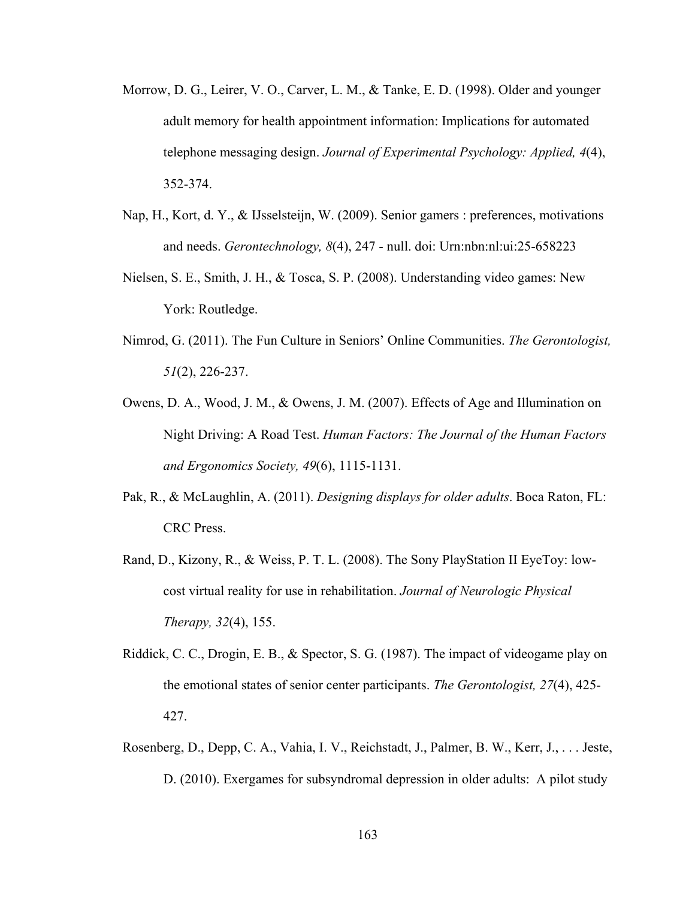Morrow, D. G., Leirer, V. O., Carver, L. M., & Tanke, E. D. (1998). Older and younger adult memory for health appointment information: Implications for automated telephone messaging design. *Journal of Experimental Psychology: Applied, 4*(4), 352-374.

Nap, H., Kort, d. Y., & IJsselsteijn, W. (2009). Senior gamers : preferences, motivations and needs. *Gerontechnology, 8*(4), 247 - null. doi: Urn:nbn:nl:ui:25-658223

Nielsen, S. E., Smith, J. H., & Tosca, S. P. (2008). Understanding video games: New York: Routledge.

Nimrod, G. (2011). The Fun Culture in Seniors' Online Communities. *The Gerontologist, 51*(2), 226-237.

Owens, D. A., Wood, J. M., & Owens, J. M. (2007). Effects of Age and Illumination on Night Driving: A Road Test. *Human Factors: The Journal of the Human Factors and Ergonomics Society, 49*(6), 1115-1131.

Pak, R., & McLaughlin, A. (2011). *Designing displays for older adults*. Boca Raton, FL: CRC Press.

Rand, D., Kizony, R., & Weiss, P. T. L. (2008). The Sony PlayStation II EyeToy: low-cost virtual reality for use in rehabilitation. *Journal of Neurologic Physical Therapy, 32*(4), 155.

Riddick, C. C., Drogin, E. B., & Spector, S. G. (1987). The impact of videogame play on the emotional states of senior center participants. *The Gerontologist, 27*(4), 425-427.

Rosenberg, D., Depp, C. A., Vahia, I. V., Reichstadt, J., Palmer, B. W., Kerr, J., . . . Jeste, D. (2010). Exergames for subsyndromal depression in older adults: A pilot study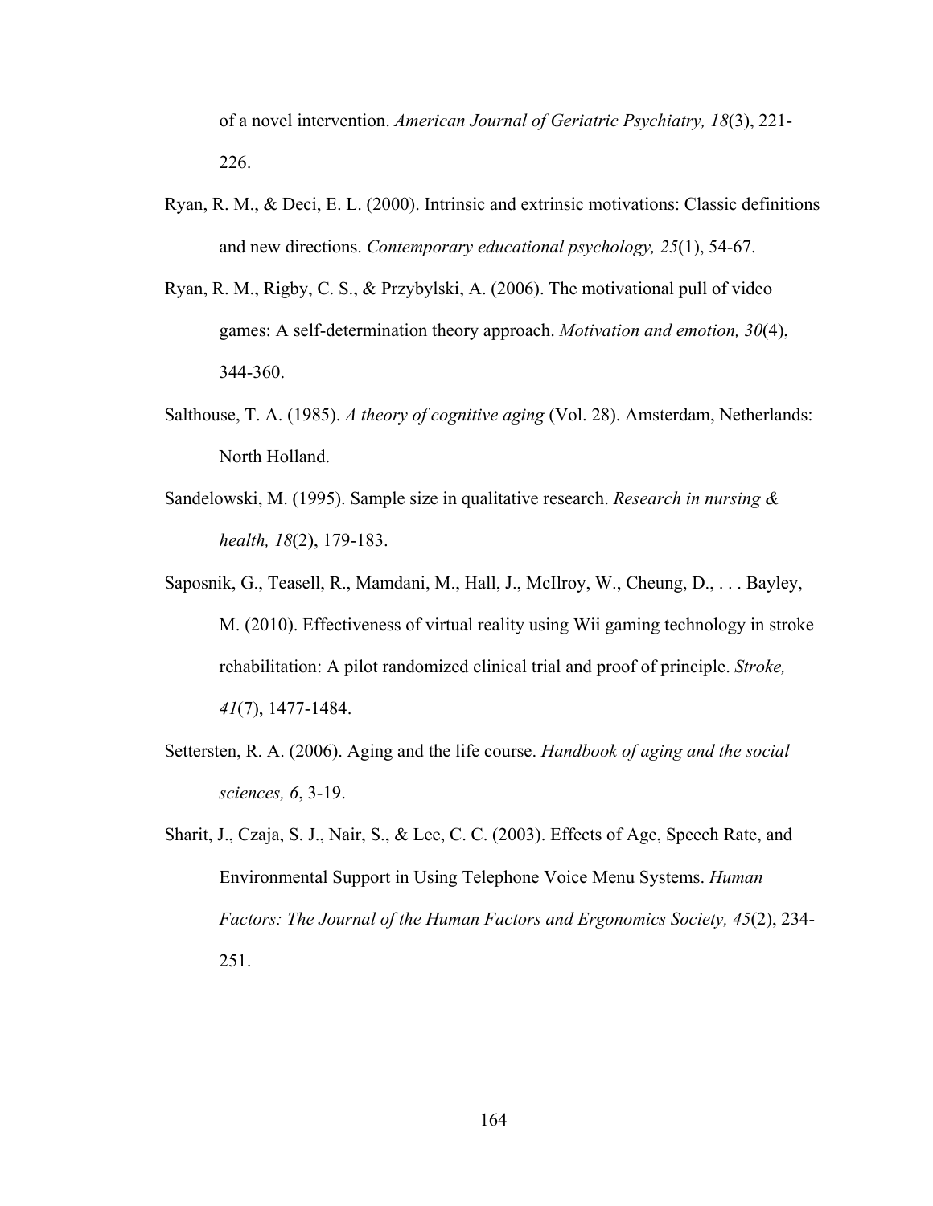of a novel intervention. *American Journal of Geriatric Psychiatry, 18*(3), 221-226.

Ryan, R. M., & Deci, E. L. (2000). Intrinsic and extrinsic motivations: Classic definitions and new directions. *Contemporary educational psychology, 25*(1), 54-67.

Ryan, R. M., Rigby, C. S., & Przybylski, A. (2006). The motivational pull of video games: A self-determination theory approach. *Motivation and emotion, 30*(4), 344-360.

Salthouse, T. A. (1985). *A theory of cognitive aging* (Vol. 28). Amsterdam, Netherlands: North Holland.

Sandelowski, M. (1995). Sample size in qualitative research. *Research in nursing & health, 18*(2), 179-183.

Saposnik, G., Teasell, R., Mamdani, M., Hall, J., McIlroy, W., Cheung, D., . . . Bayley, M. (2010). Effectiveness of virtual reality using Wii gaming technology in stroke rehabilitation: A pilot randomized clinical trial and proof of principle. *Stroke, 41*(7), 1477-1484.

Settersten, R. A. (2006). Aging and the life course. *Handbook of aging and the social sciences, 6*, 3-19.

Sharit, J., Czaja, S. J., Nair, S., & Lee, C. C. (2003). Effects of Age, Speech Rate, and Environmental Support in Using Telephone Voice Menu Systems. *Human Factors: The Journal of the Human Factors and Ergonomics Society, 45*(2), 234-251.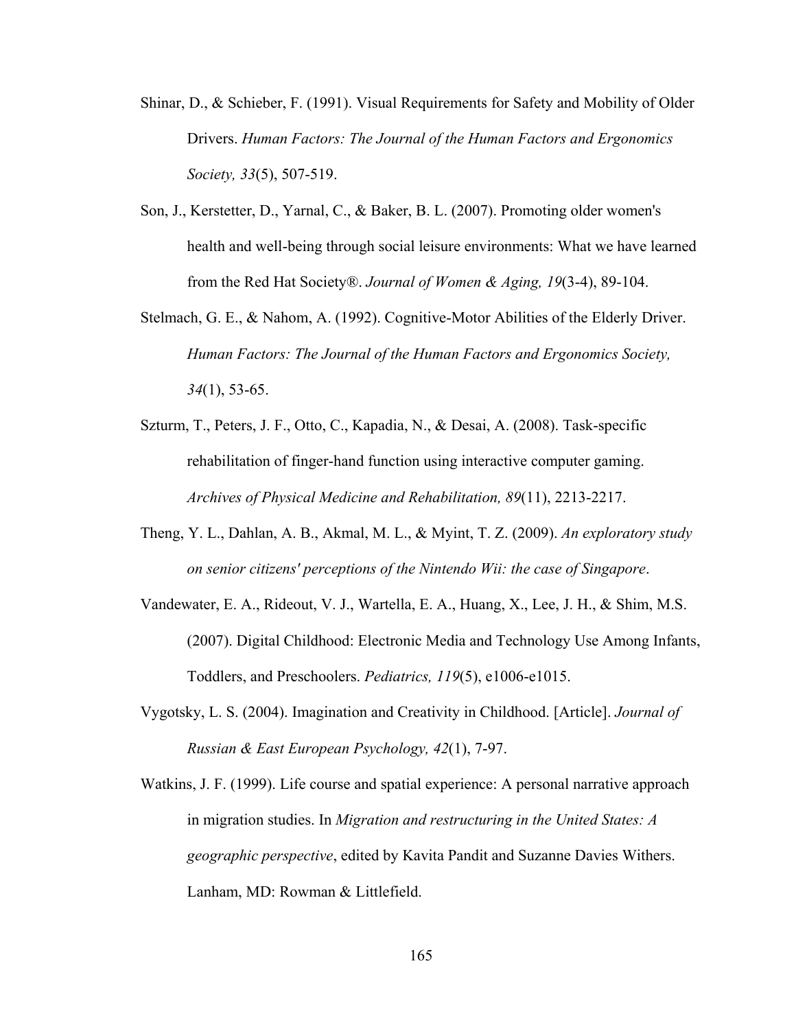Shinar, D., & Schieber, F. (1991). Visual Requirements for Safety and Mobility of Older Drivers. *Human Factors: The Journal of the Human Factors and Ergonomics Society, 33*(5), 507-519.

Son, J., Kerstetter, D., Yarnal, C., & Baker, B. L. (2007). Promoting older women's health and well-being through social leisure environments: What we have learned from the Red Hat Society®. *Journal of Women & Aging, 19*(3-4), 89-104.

Stelmach, G. E., & Nahom, A. (1992). Cognitive-Motor Abilities of the Elderly Driver. *Human Factors: The Journal of the Human Factors and Ergonomics Society, 34*(1), 53-65.

Szturm, T., Peters, J. F., Otto, C., Kapadia, N., & Desai, A. (2008). Task-specific rehabilitation of finger-hand function using interactive computer gaming. *Archives of Physical Medicine and Rehabilitation, 89*(11), 2213-2217.

Theng, Y. L., Dahlan, A. B., Akmal, M. L., & Myint, T. Z. (2009). *An exploratory study on senior citizens' perceptions of the Nintendo Wii: the case of Singapore*.

Vandewater, E. A., Rideout, V. J., Wartella, E. A., Huang, X., Lee, J. H., & Shim, M.S. (2007). Digital Childhood: Electronic Media and Technology Use Among Infants, Toddlers, and Preschoolers. *Pediatrics, 119*(5), e1006-e1015.

Vygotsky, L. S. (2004). Imagination and Creativity in Childhood. [Article]. *Journal of Russian & East European Psychology, 42*(1), 7-97.

Watkins, J. F. (1999). Life course and spatial experience: A personal narrative approach in migration studies. In *Migration and restructuring in the United States: A geographic perspective*, edited by Kavita Pandit and Suzanne Davies Withers. Lanham, MD: Rowman & Littlefield.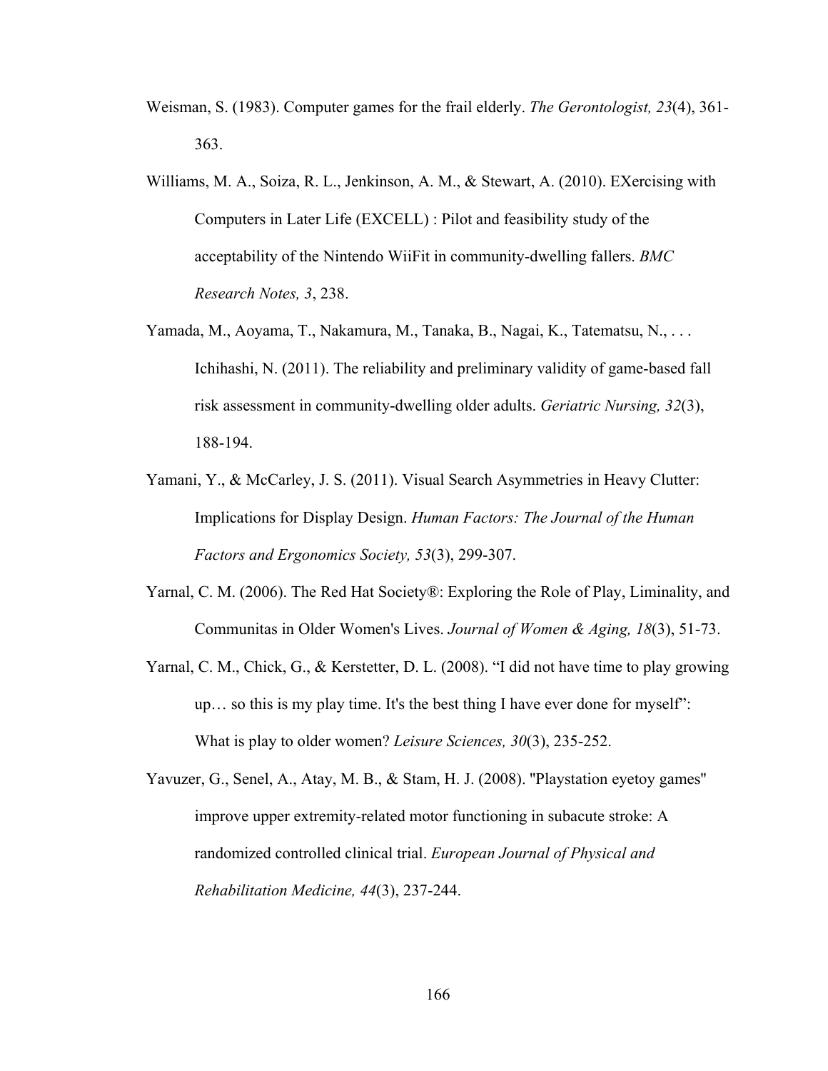Weisman, S. (1983). Computer games for the frail elderly. *The Gerontologist, 23*(4), 361-363.

Williams, M. A., Soiza, R. L., Jenkinson, A. M., & Stewart, A. (2010). EXercising with Computers in Later Life (EXCELL) : Pilot and feasibility study of the acceptability of the Nintendo WiiFit in community-dwelling fallers. *BMC Research Notes, 3*, 238.

Yamada, M., Aoyama, T., Nakamura, M., Tanaka, B., Nagai, K., Tatematsu, N., . . . Ichihashi, N. (2011). The reliability and preliminary validity of game-based fall risk assessment in community-dwelling older adults. *Geriatric Nursing, 32*(3), 188-194.

Yamani, Y., & McCarley, J. S. (2011). Visual Search Asymmetries in Heavy Clutter: Implications for Display Design. *Human Factors: The Journal of the Human Factors and Ergonomics Society, 53*(3), 299-307.

Yarnal, C. M. (2006). The Red Hat Society®: Exploring the Role of Play, Liminality, and Communitas in Older Women's Lives. *Journal of Women & Aging, 18*(3), 51-73.

Yarnal, C. M., Chick, G., & Kerstetter, D. L. (2008). "I did not have time to play growing up… so this is my play time. It's the best thing I have ever done for myself": What is play to older women? *Leisure Sciences, 30*(3), 235-252.

Yavuzer, G., Senel, A., Atay, M. B., & Stam, H. J. (2008). "Playstation eyetoy games" improve upper extremity-related motor functioning in subacute stroke: A randomized controlled clinical trial. *European Journal of Physical and Rehabilitation Medicine, 44*(3), 237-244.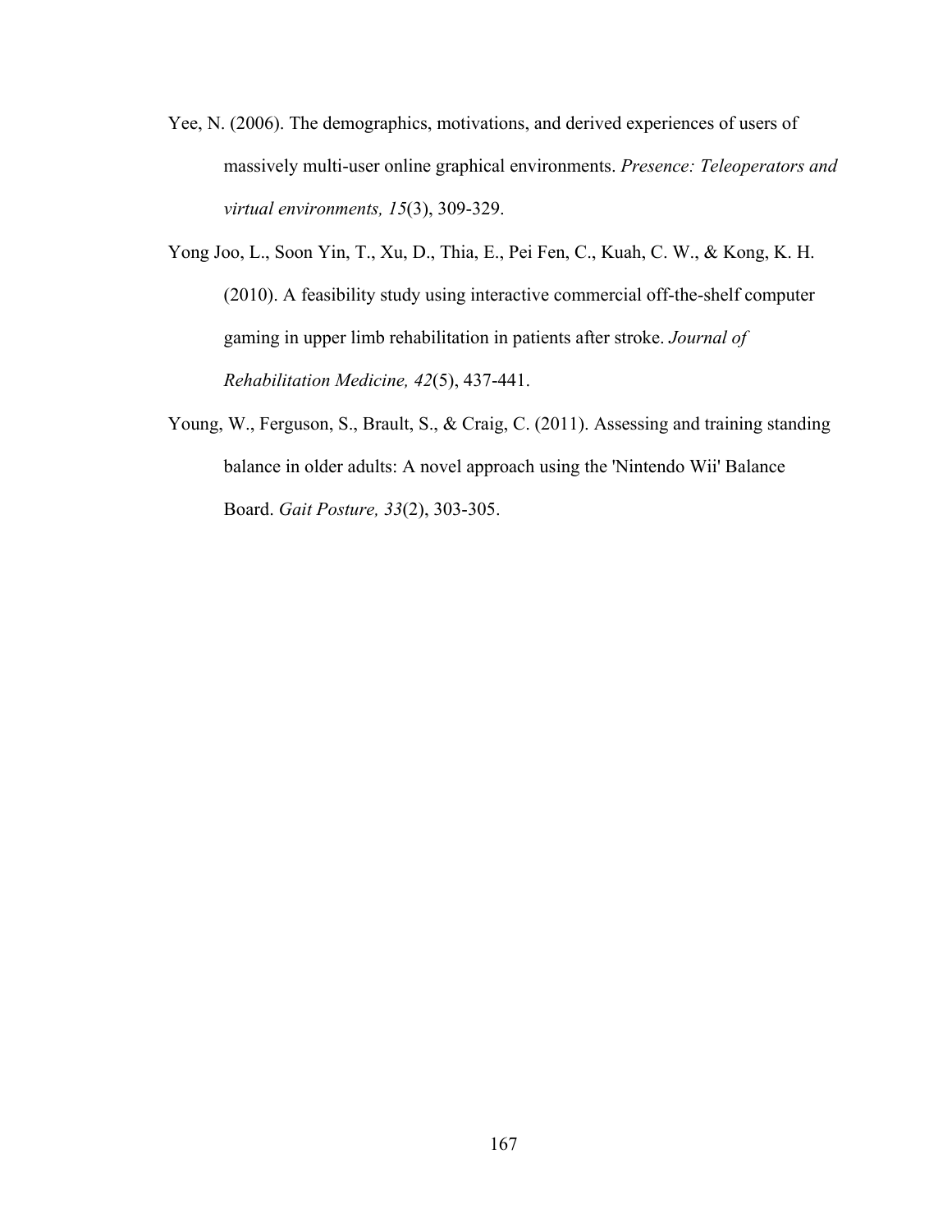Yee, N. (2006). The demographics, motivations, and derived experiences of users of massively multi-user online graphical environments. *Presence: Teleoperators and virtual environments, 15*(3), 309-329.

Yong Joo, L., Soon Yin, T., Xu, D., Thia, E., Pei Fen, C., Kuah, C. W., & Kong, K. H. (2010). A feasibility study using interactive commercial off-the-shelf computer gaming in upper limb rehabilitation in patients after stroke. *Journal of Rehabilitation Medicine, 42*(5), 437-441.

Young, W., Ferguson, S., Brault, S., & Craig, C. (2011). Assessing and training standing balance in older adults: A novel approach using the 'Nintendo Wii' Balance Board. *Gait Posture, 33*(2), 303-305.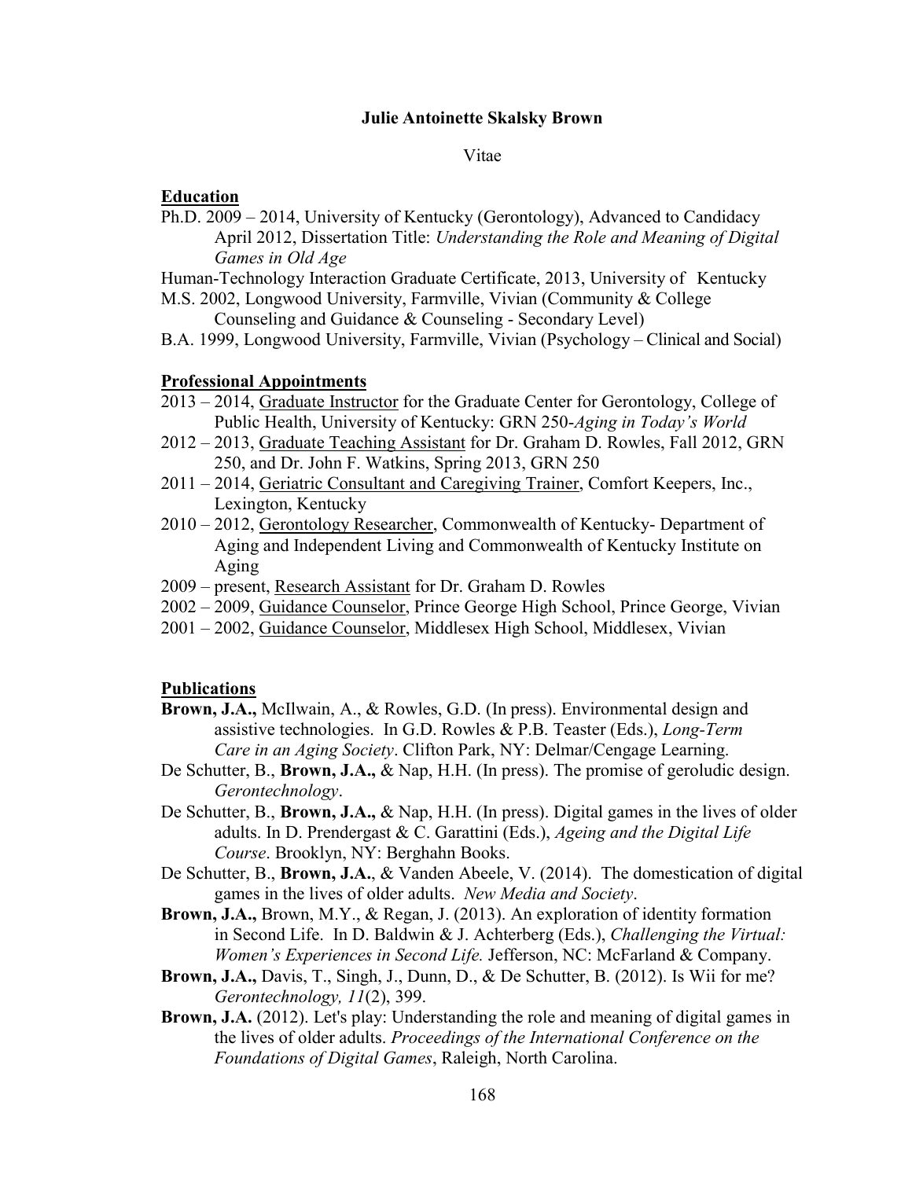**Julie Antoinette Skalsky Brown**

Vitae

**Education**

Ph.D. 2009 – 2014, University of Kentucky (Gerontology), Advanced to Candidacy April 2012, Dissertation Title: *Understanding the Role and Meaning of Digital Games in Old Age*

Human-Technology Interaction Graduate Certificate, 2013, University of Kentucky

M.S. 2002, Longwood University, Farmville, Vivian (Community & College Counseling and Guidance & Counseling - Secondary Level)

B.A. 1999, Longwood University, Farmville, Vivian (Psychology – Clinical and Social)

**Professional Appointments**

2013 – 2014, Graduate Instructor for the Graduate Center for Gerontology, College of Public Health, University of Kentucky: GRN 250-*Aging in Today's World*

2012 – 2013, Graduate Teaching Assistant for Dr. Graham D. Rowles, Fall 2012, GRN 250, and Dr. John F. Watkins, Spring 2013, GRN 250

2011 – 2014, Geriatric Consultant and Caregiving Trainer, Comfort Keepers, Inc., Lexington, Kentucky

2010 – 2012, Gerontology Researcher, Commonwealth of Kentucky- Department of Aging and Independent Living and Commonwealth of Kentucky Institute on Aging

2009 – present, Research Assistant for Dr. Graham D. Rowles

2002 – 2009, Guidance Counselor, Prince George High School, Prince George, Vivian

2001 – 2002, Guidance Counselor, Middlesex High School, Middlesex, Vivian

**Publications**

**Brown, J.A.,** McIlwain, A., & Rowles, G.D. (In press). Environmental design and assistive technologies. In G.D. Rowles & P.B. Teaster (Eds.), *Long-Term Care in an Aging Society*. Clifton Park, NY: Delmar/Cengage Learning.

De Schutter, B., **Brown, J.A.,** & Nap, H.H. (In press). The promise of geroludic design. *Gerontechnology*.

De Schutter, B., **Brown, J.A.,** & Nap, H.H. (In press). Digital games in the lives of older adults. In D. Prendergast & C. Garattini (Eds.), *Ageing and the Digital Life Course*. Brooklyn, NY: Berghahn Books.

De Schutter, B., **Brown, J.A.**, & Vanden Abeele, V. (2014). The domestication of digital games in the lives of older adults. *New Media and Society*.

**Brown, J.A.,** Brown, M.Y., & Regan, J. (2013). An exploration of identity formation in Second Life. In D. Baldwin & J. Achterberg (Eds.), *Challenging the Virtual: Women's Experiences in Second Life.* Jefferson, NC: McFarland & Company.

**Brown, J.A.,** Davis, T., Singh, J., Dunn, D., & De Schutter, B. (2012). Is Wii for me? *Gerontechnology, 11*(2), 399.

**Brown, J.A.** (2012). Let's play: Understanding the role and meaning of digital games in the lives of older adults. *Proceedings of the International Conference on the Foundations of Digital Games*, Raleigh, North Carolina.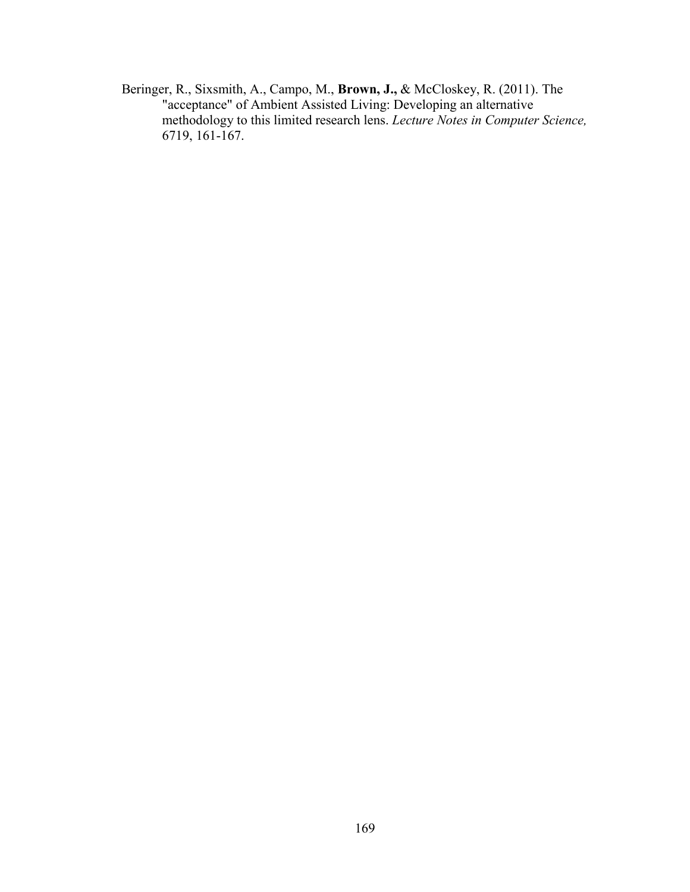Beringer, R., Sixsmith, A., Campo, M., **Brown, J.,** & McCloskey, R. (2011). The "acceptance" of Ambient Assisted Living: Developing an alternative methodology to this limited research lens. *Lecture Notes in Computer Science,* 6719, 161-167.